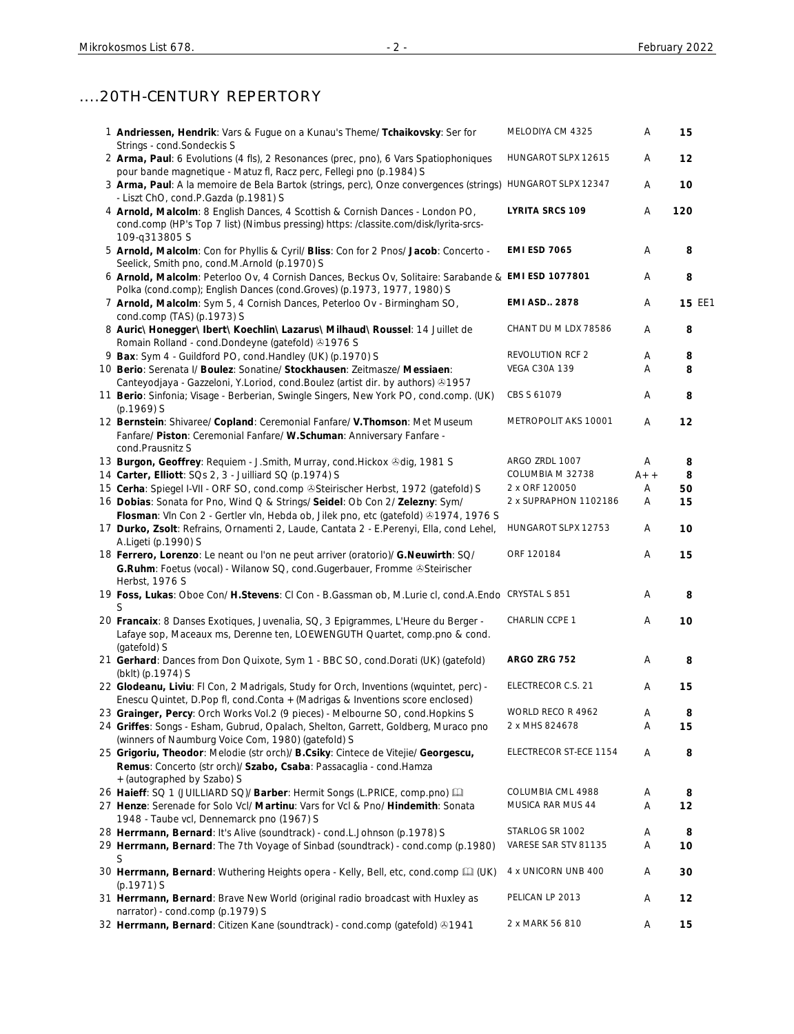## ....20TH-CENTURY REPERTORY

| # | Description | Label | Grade | Price | |
|---|---|---|---|---|---|
| 1 | **Andriessen, Hendrik**: Vars & Fugue on a Kunau's Theme/ **Tchaikovsky**: Ser for Strings - cond.Sondeckis S | MELODIYA CM 4325 | A | 15 | |
| 2 | **Arma, Paul**: 6 Evolutions (4 fls), 2 Resonances (prec, pno), 6 Vars Spatiophoniques pour bande magnetique - Matuz fl, Racz perc, Fellegi pno (p.1984) S | HUNGAROT SLPX 12615 | A | 12 | |
| 3 | **Arma, Paul**: A la memoire de Bela Bartok (strings, perc), Onze convergences (strings) - Liszt ChO, cond.P.Gazda (p.1981) S | HUNGAROT SLPX 12347 | A | 10 | |
| 4 | **Arnold, Malcolm**: 8 English Dances, 4 Scottish & Cornish Dances - London PO, cond.comp (HP's Top 7 list) (Nimbus pressing) https: /classite.com/disk/lyrita-srcs-109-q313805 S | **LYRITA SRCS 109** | A | 120 | |
| 5 | **Arnold, Malcolm**: Con for Phyllis & Cyril/ **Bliss**: Con for 2 Pnos/ **Jacob**: Concerto - Seelick, Smith pno, cond.M.Arnold (p.1970) S | **EMI ESD 7065** | A | 8 | |
| 6 | **Arnold, Malcolm**: Peterloo Ov, 4 Cornish Dances, Beckus Ov, Solitaire: Sarabande & Polka (cond.comp); English Dances (cond.Groves) (p.1973, 1977, 1980) S | **EMI ESD 1077801** | A | 8 | |
| 7 | **Arnold, Malcolm**: Sym 5, 4 Cornish Dances, Peterloo Ov - Birmingham SO, cond.comp (TAS) (p.1973) S | **EMI ASD.. 2878** | A | 15 | EE1 |
| 8 | **Auric\ Honegger\ Ibert\ Koechlin\ Lazarus\ Milhaud\ Roussel**: 14 Juillet de Romain Rolland - cond.Dondeyne (gatefold) ℗1976 S | CHANT DU M LDX 78586 | A | 8 | |
| 9 | **Bax**: Sym 4 - Guildford PO, cond.Handley (UK) (p.1970) S | REVOLUTION RCF 2 | A | 8 | |
| 10 | **Berio**: Serenata I/ **Boulez**: Sonatine/ **Stockhausen**: Zeitmasze/ **Messiaen**: Canteyodjaya - Gazzeloni, Y.Loriod, cond.Boulez (artist dir. by authors) ℗1957 | VEGA C30A 139 | A | 8 | |
| 11 | **Berio**: Sinfonia; Visage - Berberian, Swingle Singers, New York PO, cond.comp. (UK) (p.1969) S | CBS S 61079 | A | 8 | |
| 12 | **Bernstein**: Shivaree/ **Copland**: Ceremonial Fanfare/ **V.Thomson**: Met Museum Fanfare/ **Piston**: Ceremonial Fanfare/ **W.Schuman**: Anniversary Fanfare - cond.Prausnitz S | METROPOLIT AKS 10001 | A | 12 | |
| 13 | **Burgon, Geoffrey**: Requiem - J.Smith, Murray, cond.Hickox ℗dig, 1981 S | ARGO ZRDL 1007 | A | 8 | |
| 14 | **Carter, Elliott**: SQs 2, 3 - Juilliard SQ (p.1974) S | COLUMBIA M 32738 | A++ | 8 | |
| 15 | **Cerha**: Spiegel I-VII - ORF SO, cond.comp ℗Steirischer Herbst, 1972 (gatefold) S | 2 x ORF 120050 | A | 50 | |
| 16 | **Dobias**: Sonata for Pno, Wind Q & Strings/ **Seidel**: Ob Con 2/ **Zelezny**: Sym/ **Flosman**: Vln Con 2 - Gertler vln, Hebda ob, Jilek pno, etc (gatefold) ℗1974, 1976 S | 2 x SUPRAPHON 1102186 | A | 15 | |
| 17 | **Durko, Zsolt**: Refrains, Ornamenti 2, Laude, Cantata 2 - E.Perenyi, Ella, cond Lehel, A.Ligeti (p.1990) S | HUNGAROT SLPX 12753 | A | 10 | |
| 18 | **Ferrero, Lorenzo**: Le neant ou l'on ne peut arriver (oratorio)/ **G.Neuwirth**: SQ/ **G.Ruhm**: Foetus (vocal) - Wilanow SQ, cond.Gugerbauer, Fromme ℗Steirischer Herbst, 1976 S | ORF 120184 | A | 15 | |
| 19 | **Foss, Lukas**: Oboe Con/ **H.Stevens**: Cl Con - B.Gassman ob, M.Lurie cl, cond.A.Endo S | CRYSTAL S 851 | A | 8 | |
| 20 | **Francaix**: 8 Danses Exotiques, Juvenalia, SQ, 3 Epigrammes, L'Heure du Berger - Lafaye sop, Maceaux ms, Derenne ten, LOEWENGUTH Quartet, comp.pno & cond. (gatefold) S | CHARLIN CCPE 1 | A | 10 | |
| 21 | **Gerhard**: Dances from Don Quixote, Sym 1 - BBC SO, cond.Dorati (UK) (gatefold) (bklt) (p.1974) S | **ARGO ZRG 752** | A | 8 | |
| 22 | **Glodeanu, Liviu**: Fl Con, 2 Madrigals, Study for Orch, Inventions (wquintet, perc) - Enescu Quintet, D.Pop fl, cond.Conta + (Madrigas & Inventions score enclosed) | ELECTRECOR C.S. 21 | A | 15 | |
| 23 | **Grainger, Percy**: Orch Works Vol.2 (9 pieces) - Melbourne SO, cond.Hopkins S | WORLD RECO R 4962 | A | 8 | |
| 24 | **Griffes**: Songs - Esham, Gubrud, Opalach, Shelton, Garrett, Goldberg, Muraco pno (winners of Naumburg Voice Com, 1980) (gatefold) S | 2 x MHS 824678 | A | 15 | |
| 25 | **Grigoriu, Theodor**: Melodie (str orch)/ **B.Csiky**: Cintece de Vitejie/ **Georgescu, Remus**: Concerto (str orch)/ **Szabo, Csaba**: Passacaglia - cond.Hamza + (autographed by Szabo) S | ELECTRECOR ST-ECE 1154 | A | 8 | |
| 26 | **Haieff**: SQ 1 (JUILLIARD SQ)/ **Barber**: Hermit Songs (L.PRICE, comp.pno) 🕮 | COLUMBIA CML 4988 | A | 8 | |
| 27 | **Henze**: Serenade for Solo Vcl/ **Martinu**: Vars for Vcl & Pno/ **Hindemith**: Sonata 1948 - Taube vcl, Dennemarck pno (1967) S | MUSICA RAR MUS 44 | A | 12 | |
| 28 | **Herrmann, Bernard**: It's Alive (soundtrack) - cond.L.Johnson (p.1978) S | STARLOG SR 1002 | A | 8 | |
| 29 | **Herrmann, Bernard**: The 7th Voyage of Sinbad (soundtrack) - cond.comp (p.1980) S | VARESE SAR STV 81135 | A | 10 | |
| 30 | **Herrmann, Bernard**: Wuthering Heights opera - Kelly, Bell, etc, cond.comp 🕮 (UK) (p.1971) S | 4 x UNICORN UNB 400 | A | 30 | |
| 31 | **Herrmann, Bernard**: Brave New World (original radio broadcast with Huxley as narrator) - cond.comp (p.1979) S | PELICAN LP 2013 | A | 12 | |
| 32 | **Herrmann, Bernard**: Citizen Kane (soundtrack) - cond.comp (gatefold) ℗1941 | 2 x MARK 56 810 | A | 15 | |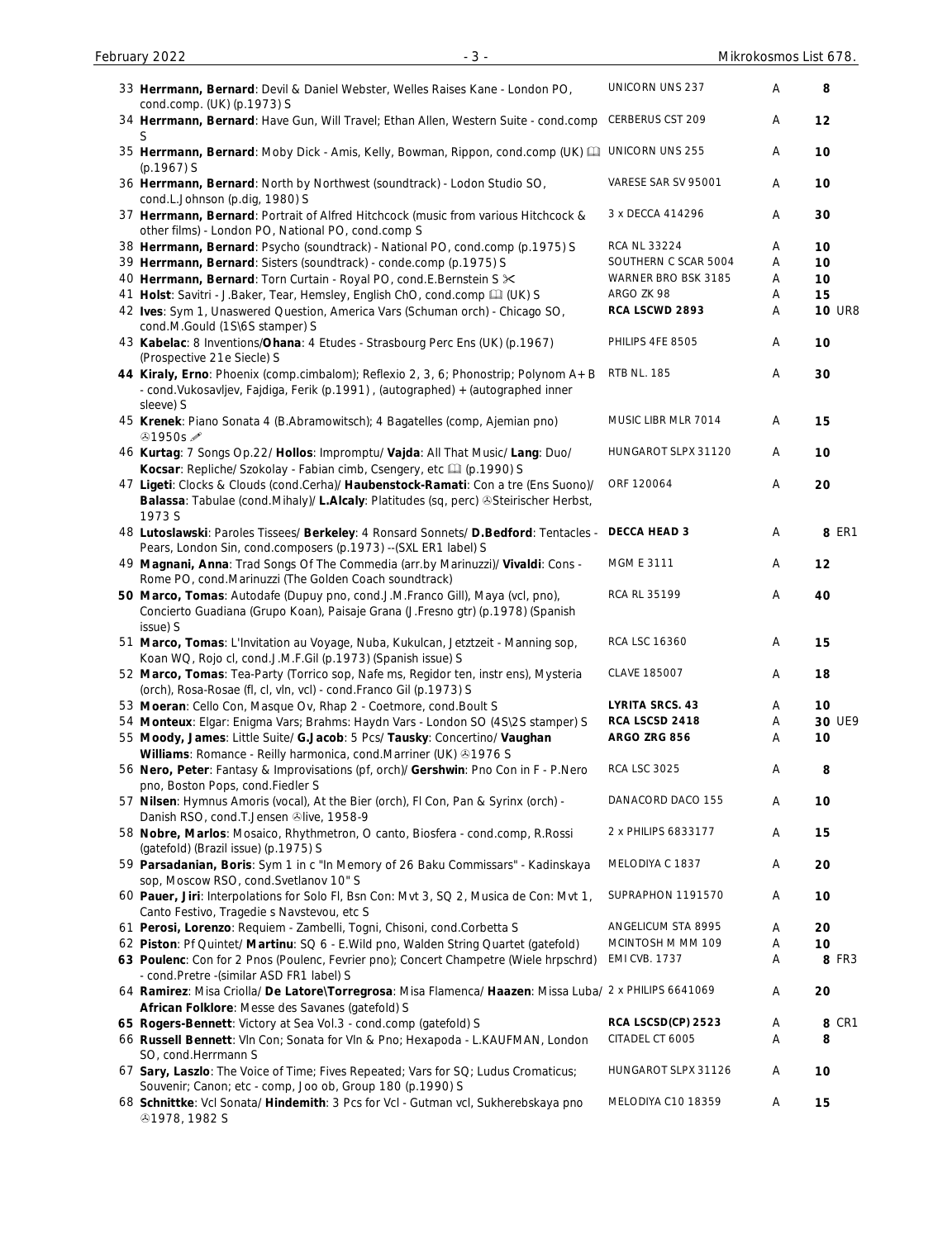| | | | | |
|---|---|---|---|---|
| 33 | **Herrmann, Bernard**: Devil & Daniel Webster, Welles Raises Kane - London PO, cond.comp. (UK) (p.1973) S | UNICORN UNS 237 | A | **8** |
| 34 | **Herrmann, Bernard**: Have Gun, Will Travel; Ethan Allen, Western Suite - cond.comp S | CERBERUS CST 209 | A | **12** |
| 35 | **Herrmann, Bernard**: Moby Dick - Amis, Kelly, Bowman, Rippon, cond.comp (UK) 🕮 (p.1967) S | UNICORN UNS 255 | A | **10** |
| 36 | **Herrmann, Bernard**: North by Northwest (soundtrack) - Lodon Studio SO, cond.L.Johnson (p.dig, 1980) S | VARESE SAR SV 95001 | A | **10** |
| 37 | **Herrmann, Bernard**: Portrait of Alfred Hitchcock (music from various Hitchcock & other films) - London PO, National PO, cond.comp S | 3 x DECCA 414296 | A | **30** |
| 38 | **Herrmann, Bernard**: Psycho (soundtrack) - National PO, cond.comp (p.1975) S | RCA NL 33224 | A | **10** |
| 39 | **Herrmann, Bernard**: Sisters (soundtrack) - conde.comp (p.1975) S | SOUTHERN C SCAR 5004 | A | **10** |
| 40 | **Herrmann, Bernard**: Torn Curtain - Royal PO, cond.E.Bernstein S ✂ | WARNER BRO BSK 3185 | A | **10** |
| 41 | **Holst**: Savitri - J.Baker, Tear, Hemsley, English ChO, cond.comp 🕮 (UK) S | ARGO ZK 98 | A | **15** |
| 42 | **Ives**: Sym 1, Unaswered Question, America Vars (Schuman orch) - Chicago SO, cond.M.Gould (1S\6S stamper) S | **RCA LSCWD 2893** | A | **10** UR8 |
| 43 | **Kabelac**: 8 Inventions/ **Ohana**: 4 Etudes - Strasbourg Perc Ens (UK) (p.1967) (Prospective 21e Siecle) S | PHILIPS 4FE 8505 | A | **10** |
| 44 | **Kiraly, Erno**: Phoenix (comp.cimbalom); Reflexio 2, 3, 6; Phonostrip; Polynom A+ B - cond.Vukosavljev, Fajdiga, Ferik (p.1991) , (autographed) + (autographed inner sleeve) S | RTB NL. 185 | A | **30** |
| 45 | **Krenek**: Piano Sonata 4 (B.Abramowitsch); 4 Bagatelles (comp, Ajemian pno) ℗1950s ✎ | MUSIC LIBR MLR 7014 | A | **15** |
| 46 | **Kurtag**: 7 Songs Op.22/ **Hollos**: Impromptu/ **Vajda**: All That Music/ **Lang**: Duo/ **Kocsar**: Repliche/ Szokolay - Fabian cimb, Csengery, etc 🕮 (p.1990) S | HUNGAROT SLPX 31120 | A | **10** |
| 47 | **Ligeti**: Clocks & Clouds (cond.Cerha)/ **Haubenstock-Ramati**: Con a tre (Ens Suono)/ **Balassa**: Tabulae (cond.Mihaly)/ **L.Alcaly**: Platitudes (sq, perc) ℗Steirischer Herbst, 1973 S | ORF 120064 | A | **20** |
| 48 | **Lutoslawski**: Paroles Tissees/ **Berkeley**: 4 Ronsard Sonnets/ **D.Bedford**: Tentacles - Pears, London Sin, cond.composers (p.1973) --(SXL ER1 label) S | **DECCA HEAD 3** | A | **8** ER1 |
| 49 | **Magnani, Anna**: Trad Songs Of The Commedia (arr.by Marinuzzi)/ **Vivaldi**: Cons - Rome PO, cond.Marinuzzi (The Golden Coach soundtrack) | MGM E 3111 | A | **12** |
| **50** | **Marco, Tomas**: Autodafe (Dupuy pno, cond.J.M.Franco Gill), Maya (vcl, pno), Concierto Guadiana (Grupo Koan), Paisaje Grana (J.Fresno gtr) (p.1978) (Spanish issue) S | RCA RL 35199 | A | **40** |
| 51 | **Marco, Tomas**: L'Invitation au Voyage, Nuba, Kukulcan, Jetztzeit - Manning sop, Koan WQ, Rojo cl, cond.J.M.F.Gil (p.1973) (Spanish issue) S | RCA LSC 16360 | A | **15** |
| 52 | **Marco, Tomas**: Tea-Party (Torrico sop, Nafe ms, Regidor ten, instr ens), Mysteria (orch), Rosa-Rosae (fl, cl, vln, vcl) - cond.Franco Gil (p.1973) S | CLAVE 185007 | A | **18** |
| 53 | **Moeran**: Cello Con, Masque Ov, Rhap 2 - Coetmore, cond.Boult S | **LYRITA SRCS. 43** | A | **10** |
| 54 | **Monteux**: Elgar: Enigma Vars; Brahms: Haydn Vars - London SO (4S\2S stamper) S | **RCA LSCSD 2418** | A | **30** UE9 |
| 55 | **Moody, James**: Little Suite/ **G.Jacob**: 5 Pcs/ **Tausky**: Concertino/ **Vaughan Williams**: Romance - Reilly harmonica, cond.Marriner (UK) ℗1976 S | **ARGO ZRG 856** | A | **10** |
| 56 | **Nero, Peter**: Fantasy & Improvisations (pf, orch)/ **Gershwin**: Pno Con in F - P.Nero pno, Boston Pops, cond.Fiedler S | RCA LSC 3025 | A | **8** |
| 57 | **Nilsen**: Hymnus Amoris (vocal), At the Bier (orch), Fl Con, Pan & Syrinx (orch) - Danish RSO, cond.T.Jensen ℗live, 1958-9 | DANACORD DACO 155 | A | **10** |
| 58 | **Nobre, Marlos**: Mosaico, Rhythmetron, O canto, Biosfera - cond.comp, R.Rossi (gatefold) (Brazil issue) (p.1975) S | 2 x PHILIPS 6833177 | A | **15** |
| 59 | **Parsadanian, Boris**: Sym 1 in c "In Memory of 26 Baku Commissars" - Kadinskaya sop, Moscow RSO, cond.Svetlanov 10" S | MELODIYA C 1837 | A | **20** |
| 60 | **Pauer, Jiri**: Interpolations for Solo Fl, Bsn Con: Mvt 3, SQ 2, Musica de Con: Mvt 1, Canto Festivo, Tragedie s Navstevou, etc S | SUPRAPHON 1191570 | A | **10** |
| 61 | **Perosi, Lorenzo**: Requiem - Zambelli, Togni, Chisoni, cond.Corbetta S | ANGELICUM STA 8995 | A | **20** |
| 62 | **Piston**: Pf Quintet/ **Martinu**: SQ 6 - E.Wild pno, Walden String Quartet (gatefold) | MCINTOSH M MM 109 | A | **10** |
| **63** | **Poulenc**: Con for 2 Pnos (Poulenc, Fevrier pno); Concert Champetre (Wiele hrpschrd) - cond.Pretre -(similar ASD FR1 label) S | EMI CVB. 1737 | A | **8** FR3 |
| 64 | **Ramirez**: Misa Criolla/ **De Latore\Torregrosa**: Misa Flamenca/ **Haazen**: Missa Luba/ **African Folklore**: Messe des Savanes (gatefold) S | 2 x PHILIPS 6641069 | A | **20** |
| **65** | **Rogers-Bennett**: Victory at Sea Vol.3 - cond.comp (gatefold) S | **RCA LSCSD(CP) 2523** | A | **8** CR1 |
| 66 | **Russell Bennett**: Vln Con; Sonata for Vln & Pno; Hexapoda - L.KAUFMAN, London SO, cond.Herrmann S | CITADEL CT 6005 | A | **8** |
| 67 | **Sary, Laszlo**: The Voice of Time; Fives Repeated; Vars for SQ; Ludus Cromaticus; Souvenir; Canon; etc - comp, Joo ob, Group 180 (p.1990) S | HUNGAROT SLPX 31126 | A | **10** |
| 68 | **Schnittke**: Vcl Sonata/ **Hindemith**: 3 Pcs for Vcl - Gutman vcl, Sukherebskaya pno ℗1978, 1982 S | MELODIYA C10 18359 | A | **15** |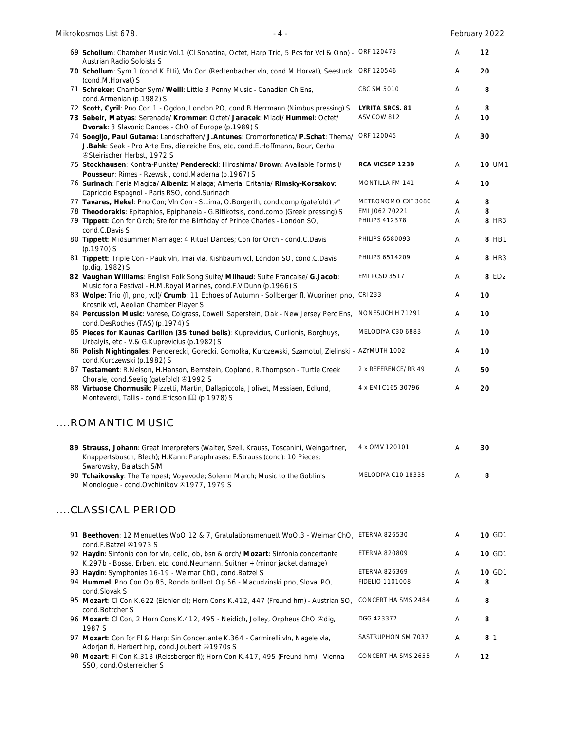| # | Description | Label | Grade | Price |
|---|---|---|---|---|
| 69 | **Schollum**: Chamber Music Vol.1 (Cl Sonatina, Octet, Harp Trio, 5 Pcs for Vcl & Ono) - Austrian Radio Soloists S | ORF 120473 | A | **12** |
| **70** | **Schollum**: Sym 1 (cond.K.Etti), Vln Con (Redtenbacher vln, cond.M.Horvat), Seestuck (cond.M.Horvat) S | ORF 120546 | A | **20** |
| 71 | **Schreker**: Chamber Sym/ **Weill**: Little 3 Penny Music - Canadian Ch Ens, cond.Armenian (p.1982) S | CBC SM 5010 | A | **8** |
| 72 | **Scott, Cyril**: Pno Con 1 - Ogdon, London PO, cond.B.Herrmann (Nimbus pressing) S | **LYRITA SRCS. 81** | A | **8** |
| **73** | **Sebeir, Matyas**: Serenade/ **Krommer**: Octet/ **Janacek**: Mladi/ **Hummel**: Octet/ **Dvorak**: 3 Slavonic Dances - ChO of Europe (p.1989) S | ASV COW 812 | A | **10** |
| 74 | **Soegijo, Paul Gutama**: Landschaften/ **J.Antunes**: Cromorfonetica/ **P.Schat**: Thema/ **J.Bahk**: Seak - Pro Arte Ens, die reiche Ens, etc, cond.E.Hoffmann, Bour, Cerha ℗Steirischer Herbst, 1972 S | ORF 120045 | A | **30** |
| 75 | **Stockhausen**: Kontra-Punkte/ **Penderecki**: Hiroshima/ **Brown**: Available Forms I/ **Pousseur**: Rimes - Rzewski, cond.Maderna (p.1967) S | **RCA VICSEP 1239** | A | **10** UM1 |
| 76 | **Surinach**: Feria Magica/ **Albeniz**: Malaga; Almeria; Eritania/ **Rimsky-Korsakov**: Capriccio Espagnol - Paris RSO, cond.Surinach | MONTILLA FM 141 | A | **10** |
| 77 | **Tavares, Hekel**: Pno Con; Vln Con - S.Lima, O.Borgerth, cond.comp (gatefold) ✎ | METRONOMO CXF 3080 | A | **8** |
| 78 | **Theodorakis**: Epitaphios, Epiphaneia - G.Bitikotsis, cond.comp (Greek pressing) S | EMI J062 70221 | A | **8** |
| 79 | **Tippett**: Con for Orch; Ste for the Birthday of Prince Charles - London SO, cond.C.Davis S | PHILIPS 412378 | A | **8** HR3 |
| 80 | **Tippett**: Midsummer Marriage: 4 Ritual Dances; Con for Orch - cond.C.Davis (p.1970) S | PHILIPS 6580093 | A | **8** HB1 |
| 81 | **Tippett**: Triple Con - Pauk vln, Imai vla, Kishbaum vcl, London SO, cond.C.Davis (p.dig, 1982) S | PHILIPS 6514209 | A | **8** HR3 |
| **82** | **Vaughan Williams**: English Folk Song Suite/ **Milhaud**: Suite Francaise/ **G.Jacob**: Music for a Festival - H.M.Royal Marines, cond.F.V.Dunn (p.1966) S | EMI PCSD 3517 | A | **8** ED2 |
| 83 | **Wolpe**: Trio (fl, pno, vcl)/ **Crumb**: 11 Echoes of Autumn - Sollberger fl, Wuorinen pno, Krosnik vcl, Aeolian Chamber Player S | CRI 233 | A | **10** |
| 84 | **Percussion Music**: Varese, Colgrass, Cowell, Saperstein, Oak - New Jersey Perc Ens, cond.DesRoches (TAS) (p.1974) S | NONESUCH H 71291 | A | **10** |
| 85 | **Pieces for Kaunas Carillon (35 tuned bells)**: Kuprevicius, Ciurlionis, Borghuys, Urbalyis, etc - V.& G.Kuprevicius (p.1982) S | MELODIYA C30 6883 | A | **10** |
| 86 | **Polish Nightingales**: Penderecki, Gorecki, Gomolka, Kurczewski, Szamotul, Zielinski - cond.Kurczewski (p.1982) S | AZYMUTH 1002 | A | **10** |
| 87 | **Testament**: R.Nelson, H.Hanson, Bernstein, Copland, R.Thompson - Turtle Creek Chorale, cond.Seelig (gatefold) ℗1992 S | 2 x REFERENCE/ RR 49 | A | **50** |
| 88 | **Virtuose Chormusik**: Pizzetti, Martin, Dallapiccola, Jolivet, Messiaen, Edlund, Monteverdi, Tallis - cond.Ericson 🕮 (p.1978) S | 4 x EMI C165 30796 | A | **20** |

## ....ROMANTIC MUSIC

| # | Description | Label | Grade | Price |
|---|---|---|---|---|
| **89** | **Strauss, Johann**: Great Interpreters (Walter, Szell, Krauss, Toscanini, Weingartner, Knappertsbusch, Blech); H.Kann: Paraphrases; E.Strauss (cond): 10 Pieces; Swarowsky, Balatsch S/M | 4 x OMV 120101 | A | **30** |
| 90 | **Tchaikovsky**: The Tempest; Voyevode; Solemn March; Music to the Goblin's Monologue - cond.Ovchinikov ℗1977, 1979 S | MELODIYA C10 18335 | A | **8** |

## ....CLASSICAL PERIOD

| # | Description | Label | Grade | Price |
|---|---|---|---|---|
| 91 | **Beethoven**: 12 Menuettes WoO.12 & 7, Gratulationsmenuett WoO.3 - Weimar ChO, cond.F.Batzel ℗1973 S | ETERNA 826530 | A | **10** GD1 |
| 92 | **Haydn**: Sinfonia con for vln, cello, ob, bsn & orch/ **Mozart**: Sinfonia concertante K.297b - Bosse, Erben, etc, cond.Neumann, Suitner + (minor jacket damage) | ETERNA 820809 | A | **10** GD1 |
| 93 | **Haydn**: Symphonies 16-19 - Weimar ChO, cond.Batzel S | ETERNA 826369 | A | **10** GD1 |
| 94 | **Hummel**: Pno Con Op.85, Rondo brillant Op.56 - Macudzinski pno, Sloval PO, cond.Slovak S | FIDELIO 1101008 | A | **8** |
| 95 | **Mozart**: Cl Con K.622 (Eichler cl); Horn Cons K.412, 447 (Freund hrn) - Austrian SO, cond.Bottcher S | CONCERT HA SMS 2484 | A | **8** |
| 96 | **Mozart**: Cl Con, 2 Horn Cons K.412, 495 - Neidich, Jolley, Orpheus ChO ℗dig, 1987 S | DGG 423377 | A | **8** |
| 97 | **Mozart**: Con for Fl & Harp; Sin Concertante K.364 - Carmirelli vln, Nagele vla, Adorjan fl, Herbert hrp, cond.Joubert ℗1970s S | SASTRUPHON SM 7037 | A | **8** 1 |
| 98 | **Mozart**: Fl Con K.313 (Reissberger fl); Horn Con K.417, 495 (Freund hrn) - Vienna SSO, cond.Osterreicher S | CONCERT HA SMS 2655 | A | **12** |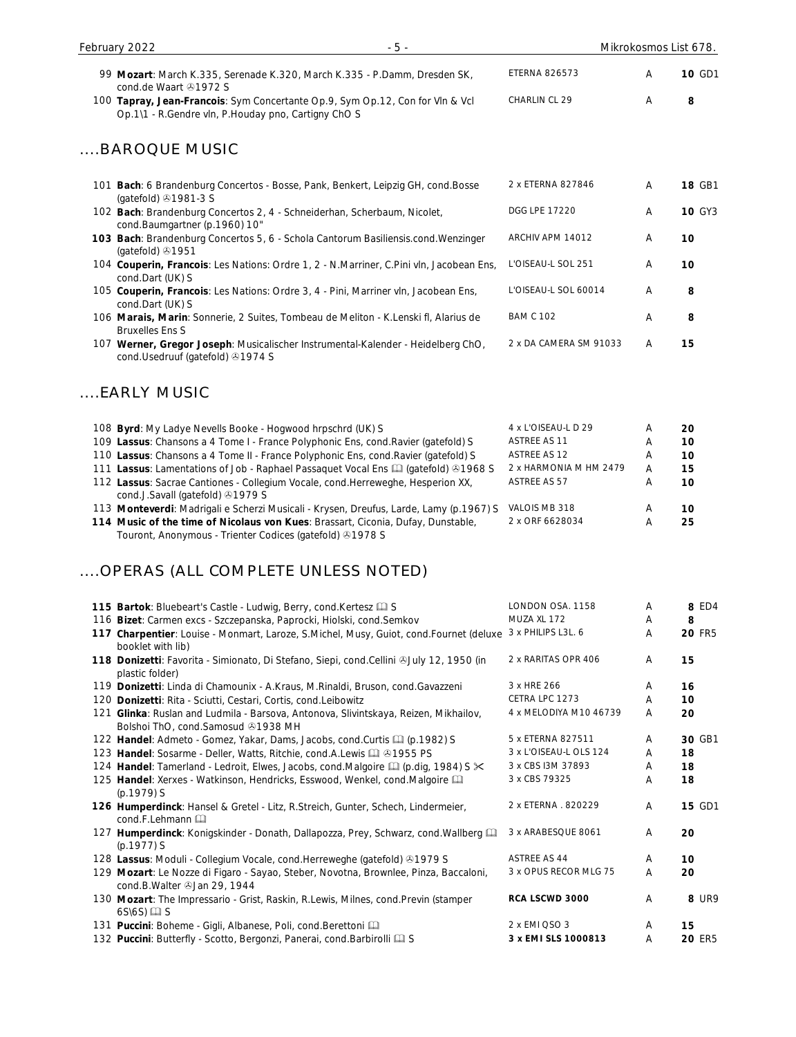| | | | | |
|---|---|---|---|---|
| 99 | **Mozart**: March K.335, Serenade K.320, March K.335 - P.Damm, Dresden SK, cond.de Waart ℗1972 S | ETERNA 826573 | A | **10** GD1 |
| 100 | **Tapray, Jean-Francois**: Sym Concertante Op.9, Sym Op.12, Con for Vln & Vcl Op.1\1 - R.Gendre vln, P.Houday pno, Cartigny ChO S | CHARLIN CL 29 | A | **8** |

## ....BAROQUE MUSIC

| | | | | |
|---|---|---|---|---|
| 101 | **Bach**: 6 Brandenburg Concertos - Bosse, Pank, Benkert, Leipzig GH, cond.Bosse (gatefold) ℗1981-3 S | 2 x ETERNA 827846 | A | **18** GB1 |
| 102 | **Bach**: Brandenburg Concertos 2, 4 - Schneiderhan, Scherbaum, Nicolet, cond.Baumgartner (p.1960) 10" | DGG LPE 17220 | A | **10** GY3 |
| **103** | **Bach**: Brandenburg Concertos 5, 6 - Schola Cantorum Basiliensis.cond.Wenzinger (gatefold) ℗1951 | ARCHIV APM 14012 | A | **10** |
| 104 | **Couperin, Francois**: Les Nations: Ordre 1, 2 - N.Marriner, C.Pini vln, Jacobean Ens, cond.Dart (UK) S | L'OISEAU-L SOL 251 | A | **10** |
| 105 | **Couperin, Francois**: Les Nations: Ordre 3, 4 - Pini, Marriner vln, Jacobean Ens, cond.Dart (UK) S | L'OISEAU-L SOL 60014 | A | **8** |
| 106 | **Marais, Marin**: Sonnerie, 2 Suites, Tombeau de Meliton - K.Lenski fl, Alarius de Bruxelles Ens S | BAM C 102 | A | **8** |
| 107 | **Werner, Gregor Joseph**: Musicalischer Instrumental-Kalender - Heidelberg ChO, cond.Usedruuf (gatefold) ℗1974 S | 2 x DA CAMERA SM 91033 | A | **15** |

## ....EARLY MUSIC

| | | | | |
|---|---|---|---|---|
| 108 | **Byrd**: My Ladye Nevells Booke - Hogwood hrpschrd (UK) S | 4 x L'OISEAU-L D 29 | A | **20** |
| 109 | **Lassus**: Chansons a 4 Tome I - France Polyphonic Ens, cond.Ravier (gatefold) S | ASTREE AS 11 | A | **10** |
| 110 | **Lassus**: Chansons a 4 Tome II - France Polyphonic Ens, cond.Ravier (gatefold) S | ASTREE AS 12 | A | **10** |
| 111 | **Lassus**: Lamentations of Job - Raphael Passaquet Vocal Ens 🕮 (gatefold) ℗1968 S | 2 x HARMONIA M HM 2479 | A | **15** |
| 112 | **Lassus**: Sacrae Cantiones - Collegium Vocale, cond.Herreweghe, Hesperion XX, cond.J.Savall (gatefold) ℗1979 S | ASTREE AS 57 | A | **10** |
| 113 | **Monteverdi**: Madrigali e Scherzi Musicali - Krysen, Dreufus, Larde, Lamy (p.1967) S | VALOIS MB 318 | A | **10** |
| **114** | **Music of the time of Nicolaus von Kues**: Brassart, Ciconia, Dufay, Dunstable, Touront, Anonymous - Trienter Codices (gatefold) ℗1978 S | 2 x ORF 6628034 | A | **25** |

## ....OPERAS (ALL COMPLETE UNLESS NOTED)

| | | | | |
|---|---|---|---|---|
| **115** | **Bartok**: Bluebeart's Castle - Ludwig, Berry, cond.Kertesz 🕮 S | LONDON OSA. 1158 | A | **8** ED4 |
| 116 | **Bizet**: Carmen excs - Szczepanska, Paprocki, Hiolski, cond.Semkov | MUZA XL 172 | A | **8** |
| **117** | **Charpentier**: Louise - Monmart, Laroze, S.Michel, Musy, Guiot, cond.Fournet (deluxe booklet with lib) | 3 x PHILIPS L3L. 6 | A | **20** FR5 |
| **118** | **Donizetti**: Favorita - Simionato, Di Stefano, Siepi, cond.Cellini ℗July 12, 1950 (in plastic folder) | 2 x RARITAS OPR 406 | A | **15** |
| 119 | **Donizetti**: Linda di Chamounix - A.Kraus, M.Rinaldi, Bruson, cond.Gavazzeni | 3 x HRE 266 | A | **16** |
| 120 | **Donizetti**: Rita - Sciutti, Cestari, Cortis, cond.Leibowitz | CETRA LPC 1273 | A | **10** |
| 121 | **Glinka**: Ruslan and Ludmila - Barsova, Antonova, Slivintskaya, Reizen, Mikhailov, Bolshoi ThO, cond.Samosud ℗1938 MH | 4 x MELODIYA M10 46739 | A | **20** |
| 122 | **Handel**: Admeto - Gomez, Yakar, Dams, Jacobs, cond.Curtis 🕮 (p.1982) S | 5 x ETERNA 827511 | A | **30** GB1 |
| 123 | **Handel**: Sosarme - Deller, Watts, Ritchie, cond.A.Lewis 🕮 ℗1955 PS | 3 x L'OISEAU-L OLS 124 | A | **18** |
| 124 | **Handel**: Tamerland - Ledroit, Elwes, Jacobs, cond.Malgoire 🕮 (p.dig, 1984) S ✂ | 3 x CBS I3M 37893 | A | **18** |
| 125 | **Handel**: Xerxes - Watkinson, Hendricks, Esswood, Wenkel, cond.Malgoire 🕮 (p.1979) S | 3 x CBS 79325 | A | **18** |
| **126** | **Humperdinck**: Hansel & Gretel - Litz, R.Streich, Gunter, Schech, Lindermeier, cond.F.Lehmann 🕮 | 2 x ETERNA . 820229 | A | **15** GD1 |
| 127 | **Humperdinck**: Konigskinder - Donath, Dallapozza, Prey, Schwarz, cond.Wallberg 🕮 (p.1977) S | 3 x ARABESQUE 8061 | A | **20** |
| 128 | **Lassus**: Moduli - Collegium Vocale, cond.Herreweghe (gatefold) ℗1979 S | ASTREE AS 44 | A | **10** |
| 129 | **Mozart**: Le Nozze di Figaro - Sayao, Steber, Novotna, Brownlee, Pinza, Baccaloni, cond.B.Walter ℗Jan 29, 1944 | 3 x OPUS RECOR MLG 75 | A | **20** |
| 130 | **Mozart**: The Impressario - Grist, Raskin, R.Lewis, Milnes, cond.Previn (stamper 6S\6S) 🕮 S | **RCA LSCWD 3000** | A | **8** UR9 |
| 131 | **Puccini**: Boheme - Gigli, Albanese, Poli, cond.Berettoni 🕮 | 2 x EMI QSO 3 | A | **15** |
| 132 | **Puccini**: Butterfly - Scotto, Bergonzi, Panerai, cond.Barbirolli 🕮 S | **3 x EMI SLS 1000813** | A | **20** ER5 |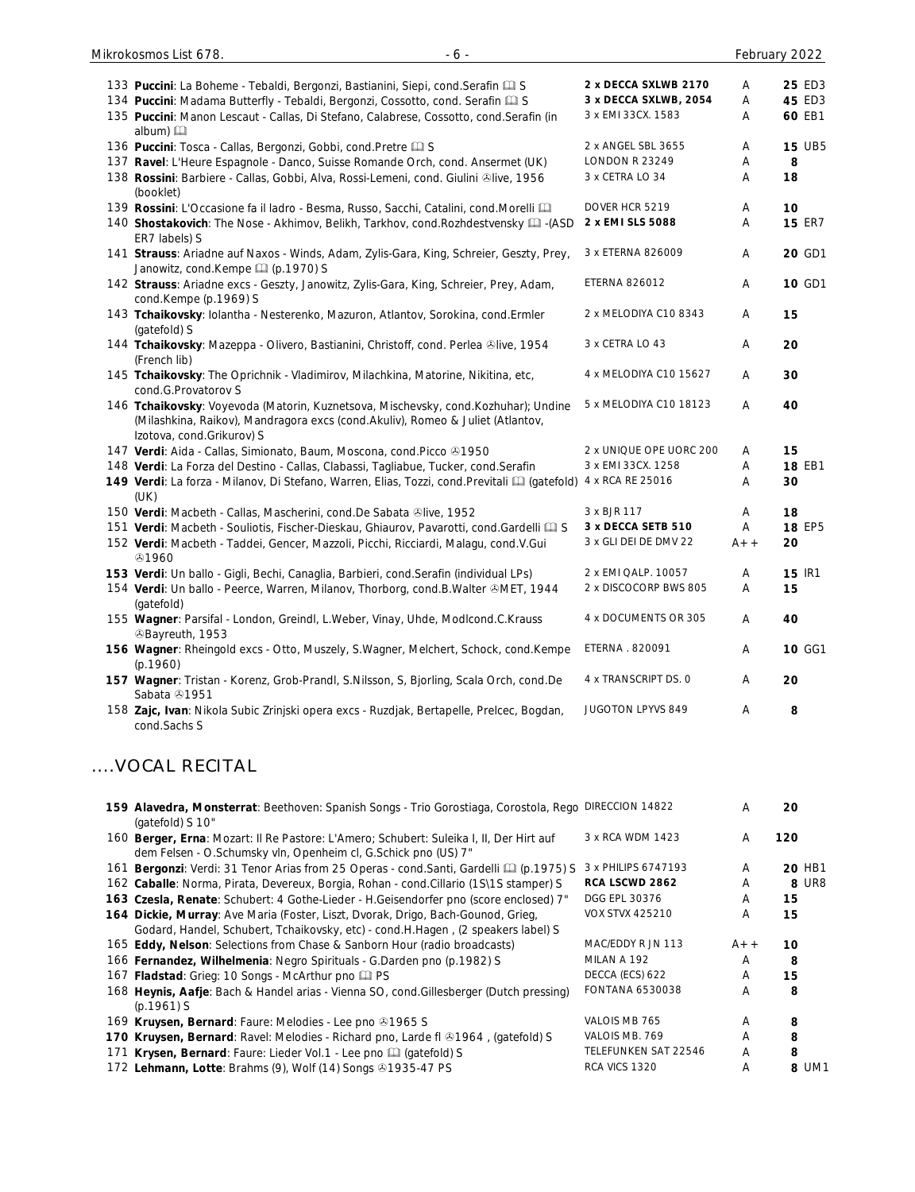| | | | | |
|---|---|---|---|---|
| 133 **Puccini**: La Boheme - Tebaldi, Bergonzi, Bastianini, Siepi, cond.Serafin 🕮 S | **2 x DECCA SXLWB 2170** | A | **25** | ED3 |
| 134 **Puccini**: Madama Butterfly - Tebaldi, Bergonzi, Cossotto, cond. Serafin 🕮 S | **3 x DECCA SXLWB, 2054** | A | **45** | ED3 |
| 135 **Puccini**: Manon Lescaut - Callas, Di Stefano, Calabrese, Cossotto, cond.Serafin (in album) 🕮 | 3 x EMI 33CX. 1583 | A | **60** | EB1 |
| 136 **Puccini**: Tosca - Callas, Bergonzi, Gobbi, cond.Pretre 🕮 S | 2 x ANGEL SBL 3655 | A | **15** | UB5 |
| 137 **Ravel**: L'Heure Espagnole - Danco, Suisse Romande Orch, cond. Ansermet (UK) | LONDON R 23249 | A | **8** | |
| 138 **Rossini**: Barbiere - Callas, Gobbi, Alva, Rossi-Lemeni, cond. Giulini ℗live, 1956 (booklet) | 3 x CETRA LO 34 | A | **18** | |
| 139 **Rossini**: L'Occasione fa il ladro - Besma, Russo, Sacchi, Catalini, cond.Morelli 🕮 | DOVER HCR 5219 | A | **10** | |
| 140 **Shostakovich**: The Nose - Akhimov, Belikh, Tarkhov, cond.Rozhdestvensky 🕮 -(ASD ER7 labels) S | **2 x EMI SLS 5088** | A | **15** | ER7 |
| 141 **Strauss**: Ariadne auf Naxos - Winds, Adam, Zylis-Gara, King, Schreier, Geszty, Prey, Janowitz, cond.Kempe 🕮 (p.1970) S | 3 x ETERNA 826009 | A | **20** | GD1 |
| 142 **Strauss**: Ariadne excs - Geszty, Janowitz, Zylis-Gara, King, Schreier, Prey, Adam, cond.Kempe (p.1969) S | ETERNA 826012 | A | **10** | GD1 |
| 143 **Tchaikovsky**: Iolantha - Nesterenko, Mazuron, Atlantov, Sorokina, cond.Ermler (gatefold) S | 2 x MELODIYA C10 8343 | A | **15** | |
| 144 **Tchaikovsky**: Mazeppa - Olivero, Bastianini, Christoff, cond. Perlea ℗live, 1954 (French lib) | 3 x CETRA LO 43 | A | **20** | |
| 145 **Tchaikovsky**: The Oprichnik - Vladimirov, Milachkina, Matorine, Nikitina, etc, cond.G.Provatorov S | 4 x MELODIYA C10 15627 | A | **30** | |
| 146 **Tchaikovsky**: Voyevoda (Matorin, Kuznetsova, Mischevsky, cond.Kozhuhar); Undine (Milashkina, Raikov), Mandragora excs (cond.Akuliv), Romeo & Juliet (Atlantov, Izotova, cond.Grikurov) S | 5 x MELODIYA C10 18123 | A | **40** | |
| 147 **Verdi**: Aida - Callas, Simionato, Baum, Moscona, cond.Picco ℗1950 | 2 x UNIQUE OPE UORC 200 | A | **15** | |
| 148 **Verdi**: La Forza del Destino - Callas, Clabassi, Tagliabue, Tucker, cond.Serafin | 3 x EMI 33CX. 1258 | A | **18** | EB1 |
| 149 **Verdi**: La forza - Milanov, Di Stefano, Warren, Elias, Tozzi, cond.Previtali 🕮 (gatefold) (UK) | 4 x RCA RE 25016 | A | **30** | |
| 150 **Verdi**: Macbeth - Callas, Mascherini, cond.De Sabata ℗live, 1952 | 3 x BJR 117 | A | **18** | |
| 151 **Verdi**: Macbeth - Souliotis, Fischer-Dieskau, Ghiaurov, Pavarotti, cond.Gardelli 🕮 S | **3 x DECCA SETB 510** | A | **18** | EP5 |
| 152 **Verdi**: Macbeth - Taddei, Gencer, Mazzoli, Picchi, Ricciardi, Malagu, cond.V.Gui ℗1960 | 3 x GLI DEI DE DMV 22 | A++ | **20** | |
| 153 **Verdi**: Un ballo - Gigli, Bechi, Canaglia, Barbieri, cond.Serafin (individual LPs) | 2 x EMI QALP. 10057 | A | **15** | IR1 |
| 154 **Verdi**: Un ballo - Peerce, Warren, Milanov, Thorborg, cond.B.Walter ℗MET, 1944 (gatefold) | 2 x DISCOCORP BWS 805 | A | **15** | |
| 155 **Wagner**: Parsifal - London, Greindl, L.Weber, Vinay, Uhde, Modlcond.C.Krauss ℗Bayreuth, 1953 | 4 x DOCUMENTS OR 305 | A | **40** | |
| 156 **Wagner**: Rheingold excs - Otto, Muszely, S.Wagner, Melchert, Schock, cond.Kempe (p.1960) | ETERNA . 820091 | A | **10** | GG1 |
| 157 **Wagner**: Tristan - Korenz, Grob-Prandl, S.Nilsson, S, Bjorling, Scala Orch, cond.De Sabata ℗1951 | 4 x TRANSCRIPT DS. 0 | A | **20** | |
| 158 **Zajc, Ivan**: Nikola Subic Zrinjski opera excs - Ruzdjak, Bertapelle, Prelcec, Bogdan, cond.Sachs S | JUGOTON LPYVS 849 | A | **8** | |

## ....VOCAL RECITAL

| | | | | |
|---|---|---|---|---|
| 159 **Alavedra, Monsterrat**: Beethoven: Spanish Songs - Trio Gorostiaga, Corostola, Rego (gatefold) S 10" | DIRECCION 14822 | A | **20** | |
| 160 **Berger, Erna**: Mozart: Il Re Pastore: L'Amero; Schubert: Suleika I, II, Der Hirt auf dem Felsen - O.Schumsky vln, Openheim cl, G.Schick pno (US) 7" | 3 x RCA WDM 1423 | A | **120** | |
| 161 **Bergonzi**: Verdi: 31 Tenor Arias from 25 Operas - cond.Santi, Gardelli 🕮 (p.1975) S | 3 x PHILIPS 6747193 | A | **20** | HB1 |
| 162 **Caballe**: Norma, Pirata, Devereux, Borgia, Rohan - cond.Cillario (1S\1S stamper) S | **RCA LSCWD 2862** | A | **8** | UR8 |
| 163 **Czesla, Renate**: Schubert: 4 Gothe-Lieder - H.Geisendorfer pno (score enclosed) 7" | DGG EPL 30376 | A | **15** | |
| 164 **Dickie, Murray**: Ave Maria (Foster, Liszt, Dvorak, Drigo, Bach-Gounod, Grieg, Godard, Handel, Schubert, Tchaikovsky, etc) - cond.H.Hagen , (2 speakers label) S | VOX STVX 425210 | A | **15** | |
| 165 **Eddy, Nelson**: Selections from Chase & Sanborn Hour (radio broadcasts) | MAC/EDDY R JN 113 | A++ | **10** | |
| 166 **Fernandez, Wilhelmenia**: Negro Spirituals - G.Darden pno (p.1982) S | MILAN A 192 | A | **8** | |
| 167 **Fladstad**: Grieg: 10 Songs - McArthur pno 🕮 PS | DECCA (ECS) 622 | A | **15** | |
| 168 **Heynis, Aafje**: Bach & Handel arias - Vienna SO, cond.Gillesberger (Dutch pressing) (p.1961) S | FONTANA 6530038 | A | **8** | |
| 169 **Kruysen, Bernard**: Faure: Melodies - Lee pno ℗1965 S | VALOIS MB 765 | A | **8** | |
| 170 **Kruysen, Bernard**: Ravel: Melodies - Richard pno, Larde fl ℗1964 , (gatefold) S | VALOIS MB. 769 | A | **8** | |
| 171 **Krysen, Bernard**: Faure: Lieder Vol.1 - Lee pno 🕮 (gatefold) S | TELEFUNKEN SAT 22546 | A | **8** | |
| 172 **Lehmann, Lotte**: Brahms (9), Wolf (14) Songs ℗1935-47 PS | RCA VICS 1320 | A | **8** | UM1 |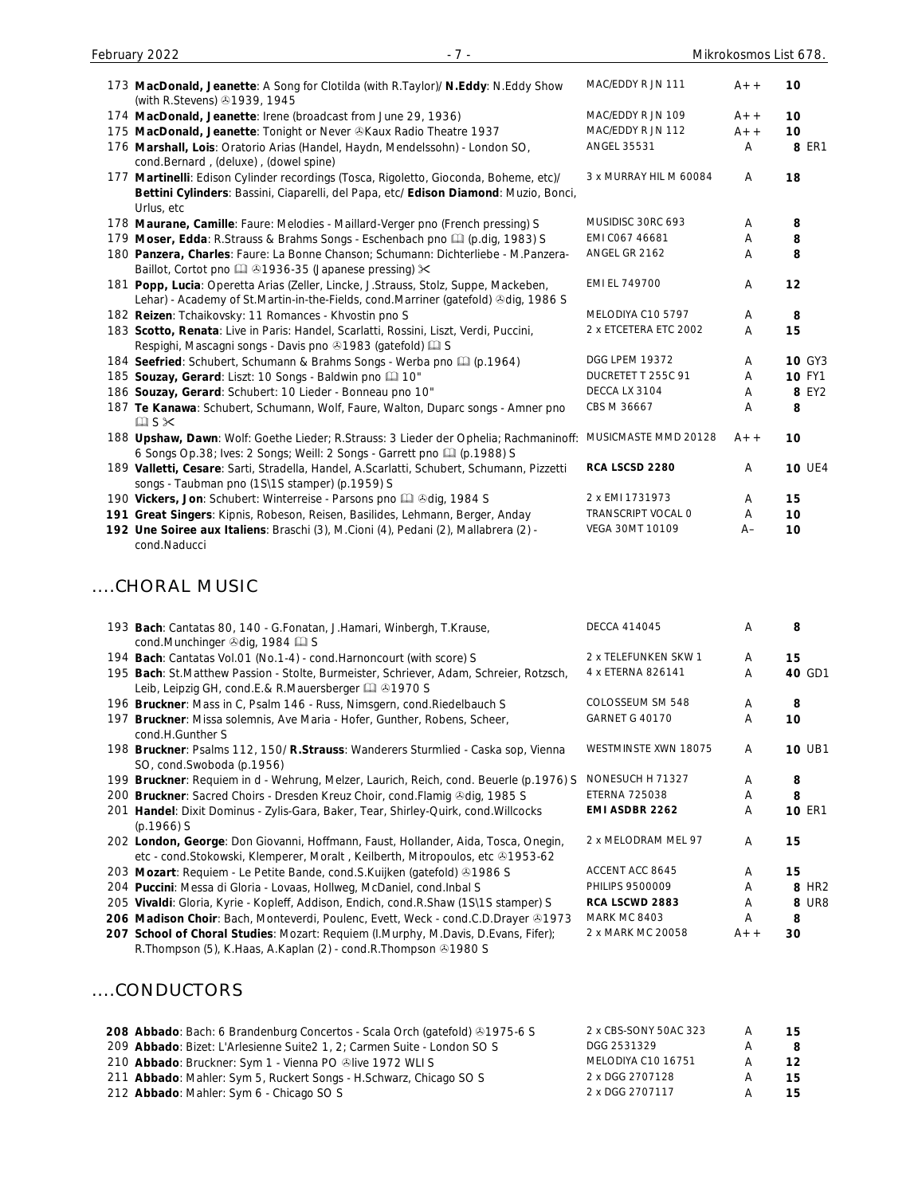| # | Description | Label | Grade | Price | |
|---|---|---|---|---|---|
| 173 | **MacDonald, Jeanette**: A Song for Clotilda (with R.Taylor)/ **N.Eddy**: N.Eddy Show (with R.Stevens) ℗1939, 1945 | MAC/EDDY R JN 111 | A++ | 10 | |
| 174 | **MacDonald, Jeanette**: Irene (broadcast from June 29, 1936) | MAC/EDDY R JN 109 | A++ | 10 | |
| 175 | **MacDonald, Jeanette**: Tonight or Never ℗Kaux Radio Theatre 1937 | MAC/EDDY R JN 112 | A++ | 10 | |
| 176 | **Marshall, Lois**: Oratorio Arias (Handel, Haydn, Mendelssohn) - London SO, cond.Bernard , (deluxe) , (dowel spine) | ANGEL 35531 | A | 8 | ER1 |
| 177 | **Martinelli**: Edison Cylinder recordings (Tosca, Rigoletto, Gioconda, Boheme, etc)/ **Bettini Cylinders**: Bassini, Ciaparelli, del Papa, etc/ **Edison Diamond**: Muzio, Bonci, Urlus, etc | 3 x MURRAY HIL M 60084 | A | 18 | |
| 178 | **Maurane, Camille**: Faure: Melodies - Maillard-Verger pno (French pressing) S | MUSIDISC 30RC 693 | A | 8 | |
| 179 | **Moser, Edda**: R.Strauss & Brahms Songs - Eschenbach pno 🕮 (p.dig, 1983) S | EMI C067 46681 | A | 8 | |
| 180 | **Panzera, Charles**: Faure: La Bonne Chanson; Schumann: Dichterliebe - M.Panzera-Baillot, Cortot pno 🕮 ℗1936-35 (Japanese pressing) ✂ | ANGEL GR 2162 | A | 8 | |
| 181 | **Popp, Lucia**: Operetta Arias (Zeller, Lincke, J.Strauss, Stolz, Suppe, Mackeben, Lehar) - Academy of St.Martin-in-the-Fields, cond.Marriner (gatefold) ℗dig, 1986 S | EMI EL 749700 | A | 12 | |
| 182 | **Reizen**: Tchaikovsky: 11 Romances - Khvostin pno S | MELODIYA C10 5797 | A | 8 | |
| 183 | **Scotto, Renata**: Live in Paris: Handel, Scarlatti, Rossini, Liszt, Verdi, Puccini, Respighi, Mascagni songs - Davis pno ℗1983 (gatefold) 🕮 S | 2 x ETCETERA ETC 2002 | A | 15 | |
| 184 | **Seefried**: Schubert, Schumann & Brahms Songs - Werba pno 🕮 (p.1964) | DGG LPEM 19372 | A | 10 | GY3 |
| 185 | **Souzay, Gerard**: Liszt: 10 Songs - Baldwin pno 🕮 10" | DUCRETET T 255C 91 | A | 10 | FY1 |
| 186 | **Souzay, Gerard**: Schubert: 10 Lieder - Bonneau pno 10" | DECCA LX 3104 | A | 8 | EY2 |
| 187 | **Te Kanawa**: Schubert, Schumann, Wolf, Faure, Walton, Duparc songs - Amner pno 🕮 S ✂ | CBS M 36667 | A | 8 | |
| 188 | **Upshaw, Dawn**: Wolf: Goethe Lieder; R.Strauss: 3 Lieder der Ophelia; Rachmaninoff: 6 Songs Op.38; Ives: 2 Songs; Weill: 2 Songs - Garrett pno 🕮 (p.1988) S | MUSICMASTE MMD 20128 | A++ | 10 | |
| 189 | **Valletti, Cesare**: Sarti, Stradella, Handel, A.Scarlatti, Schubert, Schumann, Pizzetti songs - Taubman pno (1S\1S stamper) (p.1959) S | **RCA LSCSD 2280** | A | 10 | UE4 |
| 190 | **Vickers, Jon**: Schubert: Winterreise - Parsons pno 🕮 ℗dig, 1984 S | 2 x EMI 1731973 | A | 15 | |
| **191** | **Great Singers**: Kipnis, Robeson, Reisen, Basilides, Lehmann, Berger, Anday | TRANSCRIPT VOCAL 0 | A | 10 | |
| **192** | **Une Soiree aux Italiens**: Braschi (3), M.Cioni (4), Pedani (2), Mallabrera (2) - cond.Naducci | VEGA 30MT 10109 | A– | 10 | |

## ....CHORAL MUSIC

| # | Description | Label | Grade | Price | |
|---|---|---|---|---|---|
| 193 | **Bach**: Cantatas 80, 140 - G.Fonatan, J.Hamari, Winbergh, T.Krause, cond.Munchinger ℗dig, 1984 🕮 S | DECCA 414045 | A | 8 | |
| 194 | **Bach**: Cantatas Vol.01 (No.1-4) - cond.Harnoncourt (with score) S | 2 x TELEFUNKEN SKW 1 | A | 15 | |
| 195 | **Bach**: St.Matthew Passion - Stolte, Burmeister, Schriever, Adam, Schreier, Rotzsch, Leib, Leipzig GH, cond.E.& R.Mauersberger 🕮 ℗1970 S | 4 x ETERNA 826141 | A | 40 | GD1 |
| 196 | **Bruckner**: Mass in C, Psalm 146 - Russ, Nimsgern, cond.Riedelbauch S | COLOSSEUM SM 548 | A | 8 | |
| 197 | **Bruckner**: Missa solemnis, Ave Maria - Hofer, Gunther, Robens, Scheer, cond.H.Gunther S | GARNET G 40170 | A | 10 | |
| 198 | **Bruckner**: Psalms 112, 150/ **R.Strauss**: Wanderers Sturmlied - Caska sop, Vienna SO, cond.Swoboda (p.1956) | WESTMINSTE XWN 18075 | A | 10 | UB1 |
| 199 | **Bruckner**: Requiem in d - Wehrung, Melzer, Laurich, Reich, cond. Beuerle (p.1976) S | NONESUCH H 71327 | A | 8 | |
| 200 | **Bruckner**: Sacred Choirs - Dresden Kreuz Choir, cond.Flamig ℗dig, 1985 S | ETERNA 725038 | A | 8 | |
| 201 | **Handel**: Dixit Dominus - Zylis-Gara, Baker, Tear, Shirley-Quirk, cond.Willcocks (p.1966) S | **EMI ASDBR 2262** | A | 10 | ER1 |
| 202 | **London, George**: Don Giovanni, Hoffmann, Faust, Hollander, Aida, Tosca, Onegin, etc - cond.Stokowski, Klemperer, Moralt , Keilberth, Mitropoulos, etc ℗1953-62 | 2 x MELODRAM MEL 97 | A | 15 | |
| 203 | **Mozart**: Requiem - Le Petite Bande, cond.S.Kuijken (gatefold) ℗1986 S | ACCENT ACC 8645 | A | 15 | |
| 204 | **Puccini**: Messa di Gloria - Lovaas, Hollweg, McDaniel, cond.Inbal S | PHILIPS 9500009 | A | 8 | HR2 |
| 205 | **Vivaldi**: Gloria, Kyrie - Kopleff, Addison, Endich, cond.R.Shaw (1S\1S stamper) S | **RCA LSCWD 2883** | A | 8 | UR8 |
| **206** | **Madison Choir**: Bach, Monteverdi, Poulenc, Evett, Weck - cond.C.D.Drayer ℗1973 | MARK MC 8403 | A | 8 | |
| **207** | **School of Choral Studies**: Mozart: Requiem (I.Murphy, M.Davis, D.Evans, Fifer); R.Thompson (5), K.Haas, A.Kaplan (2) - cond.R.Thompson ℗1980 S | 2 x MARK MC 20058 | A++ | 30 | |

## ....CONDUCTORS

| # | Description | Label | Grade | Price |
|---|---|---|---|---|
| **208** | **Abbado**: Bach: 6 Brandenburg Concertos - Scala Orch (gatefold) ℗1975-6 S | 2 x CBS-SONY 50AC 323 | A | 15 |
| 209 | **Abbado**: Bizet: L'Arlesienne Suite2 1, 2; Carmen Suite - London SO S | DGG 2531329 | A | 8 |
| 210 | **Abbado**: Bruckner: Sym 1 - Vienna PO ℗live 1972 WLI S | MELODIYA C10 16751 | A | 12 |
| 211 | **Abbado**: Mahler: Sym 5, Ruckert Songs - H.Schwarz, Chicago SO S | 2 x DGG 2707128 | A | 15 |
| 212 | **Abbado**: Mahler: Sym 6 - Chicago SO S | 2 x DGG 2707117 | A | 15 |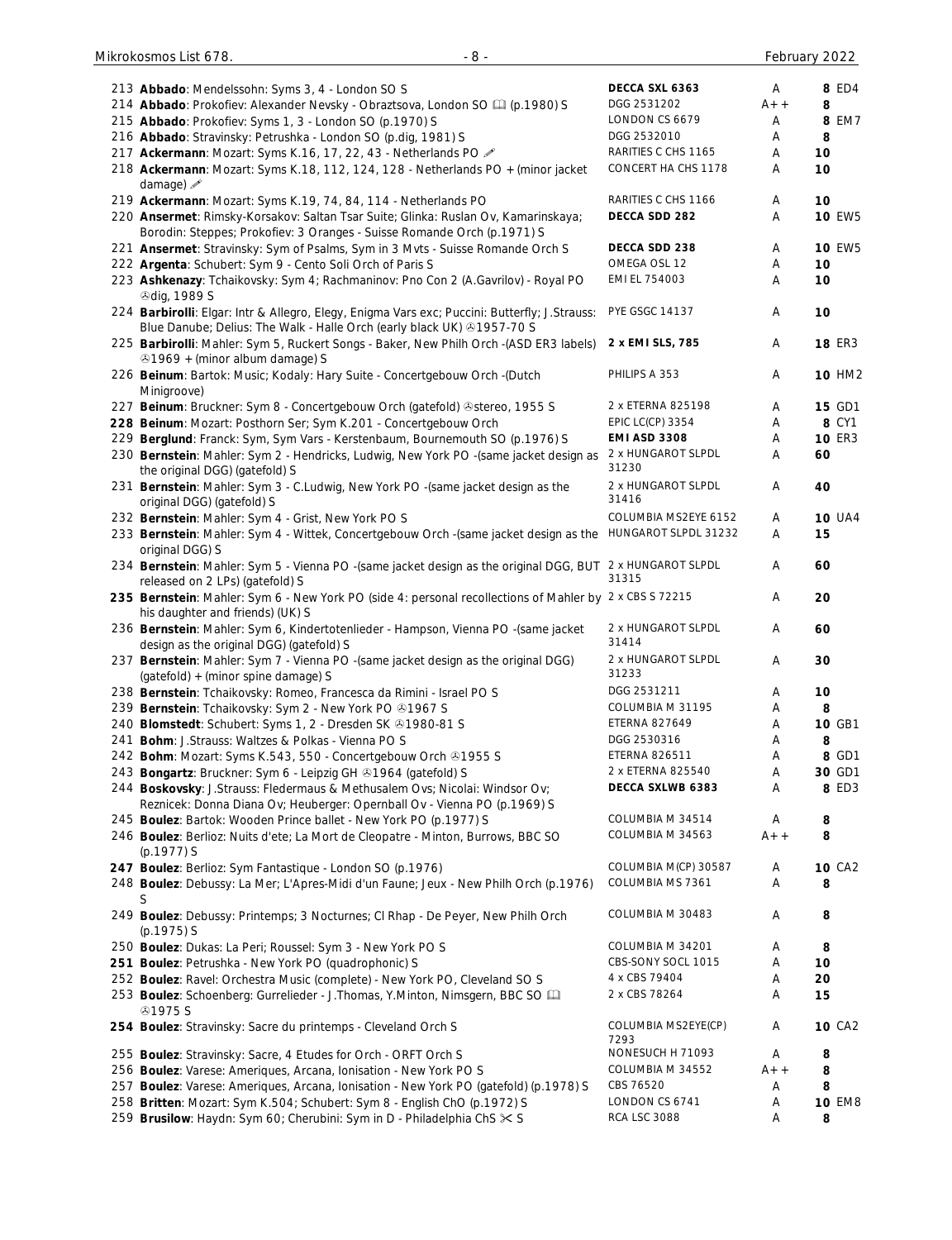| No. | Description | Label | Grade | Price |
|---|---|---|---|---|
| 213 | **Abbado**: Mendelssohn: Syms 3, 4 - London SO S | **DECCA SXL 6363** | A | **8** ED4 |
| 214 | **Abbado**: Prokofiev: Alexander Nevsky - Obraztsova, London SO 📖 (p.1980) S | DGG 2531202 | A++ | **8** |
| 215 | **Abbado**: Prokofiev: Syms 1, 3 - London SO (p.1970) S | LONDON CS 6679 | A | **8** EM7 |
| 216 | **Abbado**: Stravinsky: Petrushka - London SO (p.dig, 1981) S | DGG 2532010 | A | **8** |
| 217 | **Ackermann**: Mozart: Syms K.16, 17, 22, 43 - Netherlands PO ✎ | RARITIES C CHS 1165 | A | **10** |
| 218 | **Ackermann**: Mozart: Syms K.18, 112, 124, 128 - Netherlands PO + (minor jacket damage) ✎ | CONCERT HA CHS 1178 | A | **10** |
| 219 | **Ackermann**: Mozart: Syms K.19, 74, 84, 114 - Netherlands PO | RARITIES C CHS 1166 | A | **10** |
| 220 | **Ansermet**: Rimsky-Korsakov: Saltan Tsar Suite; Glinka: Ruslan Ov, Kamarinskaya; Borodin: Steppes; Prokofiev: 3 Oranges - Suisse Romande Orch (p.1971) S | **DECCA SDD 282** | A | **10** EW5 |
| 221 | **Ansermet**: Stravinsky: Sym of Psalms, Sym in 3 Mvts - Suisse Romande Orch S | **DECCA SDD 238** | A | **10** EW5 |
| 222 | **Argenta**: Schubert: Sym 9 - Cento Soli Orch of Paris S | OMEGA OSL 12 | A | **10** |
| 223 | **Ashkenazy**: Tchaikovsky: Sym 4; Rachmaninov: Pno Con 2 (A.Gavrilov) - Royal PO ℗dig, 1989 S | EMI EL 754003 | A | **10** |
| 224 | **Barbirolli**: Elgar: Intr & Allegro, Elegy, Enigma Vars exc; Puccini: Butterfly; J.Strauss: Blue Danube; Delius: The Walk - Halle Orch (early black UK) ℗1957-70 S | PYE GSGC 14137 | A | **10** |
| 225 | **Barbirolli**: Mahler: Sym 5, Ruckert Songs - Baker, New Philh Orch -(ASD ER3 labels) ℗1969 + (minor album damage) S | **2 x EMI SLS, 785** | A | **18** ER3 |
| 226 | **Beinum**: Bartok: Music; Kodaly: Hary Suite - Concertgebouw Orch -(Dutch Minigroove) | PHILIPS A 353 | A | **10** HM2 |
| 227 | **Beinum**: Bruckner: Sym 8 - Concertgebouw Orch (gatefold) ℗stereo, 1955 S | 2 x ETERNA 825198 | A | **15** GD1 |
| 228 | **Beinum**: Mozart: Posthorn Ser; Sym K.201 - Concertgebouw Orch | EPIC LC(CP) 3354 | A | **8** CY1 |
| 229 | **Berglund**: Franck: Sym, Sym Vars - Kerstenbaum, Bournemouth SO (p.1976) S | **EMI ASD 3308** | A | **10** ER3 |
| 230 | **Bernstein**: Mahler: Sym 2 - Hendricks, Ludwig, New York PO -(same jacket design as the original DGG) (gatefold) S | 2 x HUNGAROT SLPDL 31230 | A | **60** |
| 231 | **Bernstein**: Mahler: Sym 3 - C.Ludwig, New York PO -(same jacket design as the original DGG) (gatefold) S | 2 x HUNGAROT SLPDL 31416 | A | **40** |
| 232 | **Bernstein**: Mahler: Sym 4 - Grist, New York PO S | COLUMBIA MS2EYE 6152 | A | **10** UA4 |
| 233 | **Bernstein**: Mahler: Sym 4 - Wittek, Concertgebouw Orch -(same jacket design as the original DGG) S | HUNGAROT SLPDL 31232 | A | **15** |
| 234 | **Bernstein**: Mahler: Sym 5 - Vienna PO -(same jacket design as the original DGG, BUT released on 2 LPs) (gatefold) S | 2 x HUNGAROT SLPDL 31315 | A | **60** |
| 235 | **Bernstein**: Mahler: Sym 6 - New York PO (side 4: personal recollections of Mahler by his daughter and friends) (UK) S | 2 x CBS S 72215 | A | **20** |
| 236 | **Bernstein**: Mahler: Sym 6, Kindertotenlieder - Hampson, Vienna PO -(same jacket design as the original DGG) (gatefold) S | 2 x HUNGAROT SLPDL 31414 | A | **60** |
| 237 | **Bernstein**: Mahler: Sym 7 - Vienna PO -(same jacket design as the original DGG) (gatefold) + (minor spine damage) S | 2 x HUNGAROT SLPDL 31233 | A | **30** |
| 238 | **Bernstein**: Tchaikovsky: Romeo, Francesca da Rimini - Israel PO S | DGG 2531211 | A | **10** |
| 239 | **Bernstein**: Tchaikovsky: Sym 2 - New York PO ℗1967 S | COLUMBIA M 31195 | A | **8** |
| 240 | **Blomstedt**: Schubert: Syms 1, 2 - Dresden SK ℗1980-81 S | ETERNA 827649 | A | **10** GB1 |
| 241 | **Bohm**: J.Strauss: Waltzes & Polkas - Vienna PO S | DGG 2530316 | A | **8** |
| 242 | **Bohm**: Mozart: Syms K.543, 550 - Concertgebouw Orch ℗1955 S | ETERNA 826511 | A | **8** GD1 |
| 243 | **Bongartz**: Bruckner: Sym 6 - Leipzig GH ℗1964 (gatefold) S | 2 x ETERNA 825540 | A | **30** GD1 |
| 244 | **Boskovsky**: J.Strauss: Fledermaus & Methusalem Ovs; Nicolai: Windsor Ov; Reznicek: Donna Diana Ov; Heuberger: Opernball Ov - Vienna PO (p.1969) S | **DECCA SXLWB 6383** | A | **8** ED3 |
| 245 | **Boulez**: Bartok: Wooden Prince ballet - New York PO (p.1977) S | COLUMBIA M 34514 | A | **8** |
| 246 | **Boulez**: Berlioz: Nuits d'ete; La Mort de Cleopatre - Minton, Burrows, BBC SO (p.1977) S | COLUMBIA M 34563 | A++ | **8** |
| 247 | **Boulez**: Berlioz: Sym Fantastique - London SO (p.1976) | COLUMBIA M(CP) 30587 | A | **10** CA2 |
| 248 | **Boulez**: Debussy: La Mer; L'Apres-Midi d'un Faune; Jeux - New Philh Orch (p.1976) S | COLUMBIA MS 7361 | A | **8** |
| 249 | **Boulez**: Debussy: Printemps; 3 Nocturnes; Cl Rhap - De Peyer, New Philh Orch (p.1975) S | COLUMBIA M 30483 | A | **8** |
| 250 | **Boulez**: Dukas: La Peri; Roussel: Sym 3 - New York PO S | COLUMBIA M 34201 | A | **8** |
| 251 | **Boulez**: Petrushka - New York PO (quadrophonic) S | CBS-SONY SOCL 1015 | A | **10** |
| 252 | **Boulez**: Ravel: Orchestra Music (complete) - New York PO, Cleveland SO S | 4 x CBS 79404 | A | **20** |
| 253 | **Boulez**: Schoenberg: Gurrelieder - J.Thomas, Y.Minton, Nimsgern, BBC SO 📖 ℗1975 S | 2 x CBS 78264 | A | **15** |
| 254 | **Boulez**: Stravinsky: Sacre du printemps - Cleveland Orch S | COLUMBIA MS2EYE(CP) 7293 | A | **10** CA2 |
| 255 | **Boulez**: Stravinsky: Sacre, 4 Etudes for Orch - ORFT Orch S | NONESUCH H 71093 | A | **8** |
| 256 | **Boulez**: Varese: Ameriques, Arcana, Ionisation - New York PO S | COLUMBIA M 34552 | A++ | **8** |
| 257 | **Boulez**: Varese: Ameriques, Arcana, Ionisation - New York PO (gatefold) (p.1978) S | CBS 76520 | A | **8** |
| 258 | **Britten**: Mozart: Sym K.504; Schubert: Sym 8 - English ChO (p.1972) S | LONDON CS 6741 | A | **10** EM8 |
| 259 | **Brusilow**: Haydn: Sym 60; Cherubini: Sym in D - Philadelphia ChS ✂ S | RCA LSC 3088 | A | **8** |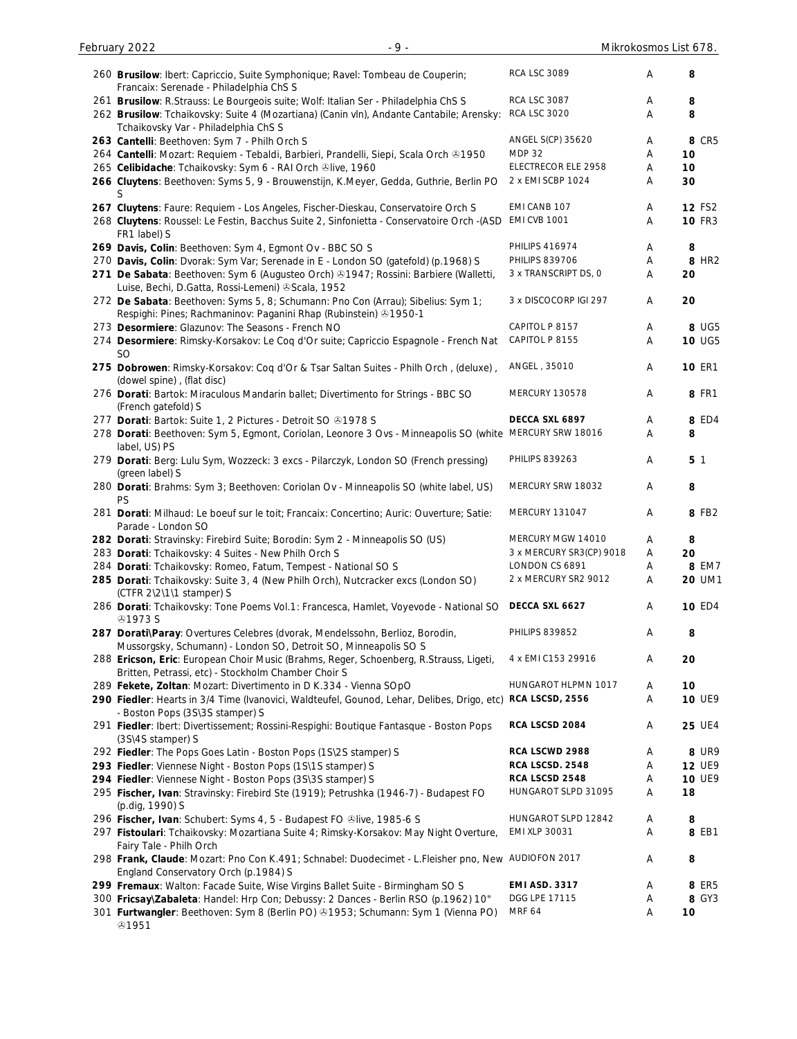| No. | Description | Label | Grade | Price |
|---|---|---|---|---|
| 260 | **Brusilow**: Ibert: Capriccio, Suite Symphonique; Ravel: Tombeau de Couperin; Francaix: Serenade - Philadelphia ChS S | RCA LSC 3089 | A | 8 |
| 261 | **Brusilow**: R.Strauss: Le Bourgeois suite; Wolf: Italian Ser - Philadelphia ChS S | RCA LSC 3087 | A | 8 |
| 262 | **Brusilow**: Tchaikovsky: Suite 4 (Mozartiana) (Canin vln), Andante Cantabile; Arensky: Tchaikovsky Var - Philadelphia ChS S | RCA LSC 3020 | A | 8 |
| 263 | **Cantelli**: Beethoven: Sym 7 - Philh Orch S | ANGEL S(CP) 35620 | A | 8 CR5 |
| 264 | **Cantelli**: Mozart: Requiem - Tebaldi, Barbieri, Prandelli, Siepi, Scala Orch ℗1950 | MDP 32 | A | 10 |
| 265 | **Celibidache**: Tchaikovsky: Sym 6 - RAI Orch ℗live, 1960 | ELECTRECOR ELE 2958 | A | 10 |
| 266 | **Cluytens**: Beethoven: Syms 5, 9 - Brouwenstijn, K.Meyer, Gedda, Guthrie, Berlin PO S | 2 x EMI SCBP 1024 | A | 30 |
| 267 | **Cluytens**: Faure: Requiem - Los Angeles, Fischer-Dieskau, Conservatoire Orch S | EMI CANB 107 | A | 12 FS2 |
| 268 | **Cluytens**: Roussel: Le Festin, Bacchus Suite 2, Sinfonietta - Conservatoire Orch -(ASD FR1 label) S | EMI CVB 1001 | A | 10 FR3 |
| 269 | **Davis, Colin**: Beethoven: Sym 4, Egmont Ov - BBC SO S | PHILIPS 416974 | A | 8 |
| 270 | **Davis, Colin**: Dvorak: Sym Var; Serenade in E - London SO (gatefold) (p.1968) S | PHILIPS 839706 | A | 8 HR2 |
| 271 | **De Sabata**: Beethoven: Sym 6 (Augusteo Orch) ℗1947; Rossini: Barbiere (Walletti, Luise, Bechi, D.Gatta, Rossi-Lemeni) ℗Scala, 1952 | 3 x TRANSCRIPT DS, 0 | A | 20 |
| 272 | **De Sabata**: Beethoven: Syms 5, 8; Schumann: Pno Con (Arrau); Sibelius: Sym 1; Respighi: Pines; Rachmaninov: Paganini Rhap (Rubinstein) ℗1950-1 | 3 x DISCOCORP IGI 297 | A | 20 |
| 273 | **Desormiere**: Glazunov: The Seasons - French NO | CAPITOL P 8157 | A | 8 UG5 |
| 274 | **Desormiere**: Rimsky-Korsakov: Le Coq d'Or suite; Capriccio Espagnole - French Nat SO | CAPITOL P 8155 | A | 10 UG5 |
| 275 | **Dobrowen**: Rimsky-Korsakov: Coq d'Or & Tsar Saltan Suites - Philh Orch , (deluxe) , (dowel spine) , (flat disc) | ANGEL , 35010 | A | 10 ER1 |
| 276 | **Dorati**: Bartok: Miraculous Mandarin ballet; Divertimento for Strings - BBC SO (French gatefold) S | MERCURY 130578 | A | 8 FR1 |
| 277 | **Dorati**: Bartok: Suite 1, 2 Pictures - Detroit SO ℗1978 S | **DECCA SXL 6897** | A | 8 ED4 |
| 278 | **Dorati**: Beethoven: Sym 5, Egmont, Coriolan, Leonore 3 Ovs - Minneapolis SO (white label, US) PS | MERCURY SRW 18016 | A | 8 |
| 279 | **Dorati**: Berg: Lulu Sym, Wozzeck: 3 excs - Pilarczyk, London SO (French pressing) (green label) S | PHILIPS 839263 | A | 5 1 |
| 280 | **Dorati**: Brahms: Sym 3; Beethoven: Coriolan Ov - Minneapolis SO (white label, US) PS | MERCURY SRW 18032 | A | 8 |
| 281 | **Dorati**: Milhaud: Le boeuf sur le toit; Francaix: Concertino; Auric: Ouverture; Satie: Parade - London SO | MERCURY 131047 | A | 8 FB2 |
| 282 | **Dorati**: Stravinsky: Firebird Suite; Borodin: Sym 2 - Minneapolis SO (US) | MERCURY MGW 14010 | A | 8 |
| 283 | **Dorati**: Tchaikovsky: 4 Suites - New Philh Orch S | 3 x MERCURY SR3(CP) 9018 | A | 20 |
| 284 | **Dorati**: Tchaikovsky: Romeo, Fatum, Tempest - National SO S | LONDON CS 6891 | A | 8 EM7 |
| 285 | **Dorati**: Tchaikovsky: Suite 3, 4 (New Philh Orch), Nutcracker excs (London SO) (CTFR 2\2\1\1 stamper) S | 2 x MERCURY SR2 9012 | A | 20 UM1 |
| 286 | **Dorati**: Tchaikovsky: Tone Poems Vol.1: Francesca, Hamlet, Voyevode - National SO ℗1973 S | **DECCA SXL 6627** | A | 10 ED4 |
| 287 | **Dorati\Paray**: Overtures Celebres (dvorak, Mendelssohn, Berlioz, Borodin, Mussorgsky, Schumann) - London SO, Detroit SO, Minneapolis SO S | PHILIPS 839852 | A | 8 |
| 288 | **Ericson, Eric**: European Choir Music (Brahms, Reger, Schoenberg, R.Strauss, Ligeti, Britten, Petrassi, etc) - Stockholm Chamber Choir S | 4 x EMI C153 29916 | A | 20 |
| 289 | **Fekete, Zoltan**: Mozart: Divertimento in D K.334 - Vienna SOpO | HUNGAROT HLPMN 1017 | A | 10 |
| 290 | **Fiedler**: Hearts in 3/4 Time (Ivanovici, Waldteufel, Gounod, Lehar, Delibes, Drigo, etc) - Boston Pops (3S\3S stamper) S | **RCA LSCSD, 2556** | A | 10 UE9 |
| 291 | **Fiedler**: Ibert: Divertissement; Rossini-Respighi: Boutique Fantasque - Boston Pops (3S\4S stamper) S | **RCA LSCSD 2084** | A | 25 UE4 |
| 292 | **Fiedler**: The Pops Goes Latin - Boston Pops (1S\2S stamper) S | **RCA LSCWD 2988** | A | 8 UR9 |
| 293 | **Fiedler**: Viennese Night - Boston Pops (1S\1S stamper) S | **RCA LSCSD. 2548** | A | 12 UE9 |
| 294 | **Fiedler**: Viennese Night - Boston Pops (3S\3S stamper) S | **RCA LSCSD 2548** | A | 10 UE9 |
| 295 | **Fischer, Ivan**: Stravinsky: Firebird Ste (1919); Petrushka (1946-7) - Budapest FO (p.dig, 1990) S | HUNGAROT SLPD 31095 | A | 18 |
| 296 | **Fischer, Ivan**: Schubert: Syms 4, 5 - Budapest FO ℗live, 1985-6 S | HUNGAROT SLPD 12842 | A | 8 |
| 297 | **Fistoulari**: Tchaikovsky: Mozartiana Suite 4; Rimsky-Korsakov: May Night Overture, Fairy Tale - Philh Orch | EMI XLP 30031 | A | 8 EB1 |
| 298 | **Frank, Claude**: Mozart: Pno Con K.491; Schnabel: Duodecimet - L.Fleisher pno, New England Conservatory Orch (p.1984) S | AUDIOFON 2017 | A | 8 |
| 299 | **Fremaux**: Walton: Facade Suite, Wise Virgins Ballet Suite - Birmingham SO S | **EMI ASD. 3317** | A | 8 ER5 |
| 300 | **Fricsay\Zabaleta**: Handel: Hrp Con; Debussy: 2 Dances - Berlin RSO (p.1962) 10" | DGG LPE 17115 | A | 8 GY3 |
| 301 | **Furtwangler**: Beethoven: Sym 8 (Berlin PO) ℗1953; Schumann: Sym 1 (Vienna PO) ℗1951 | MRF 64 | A | 10 |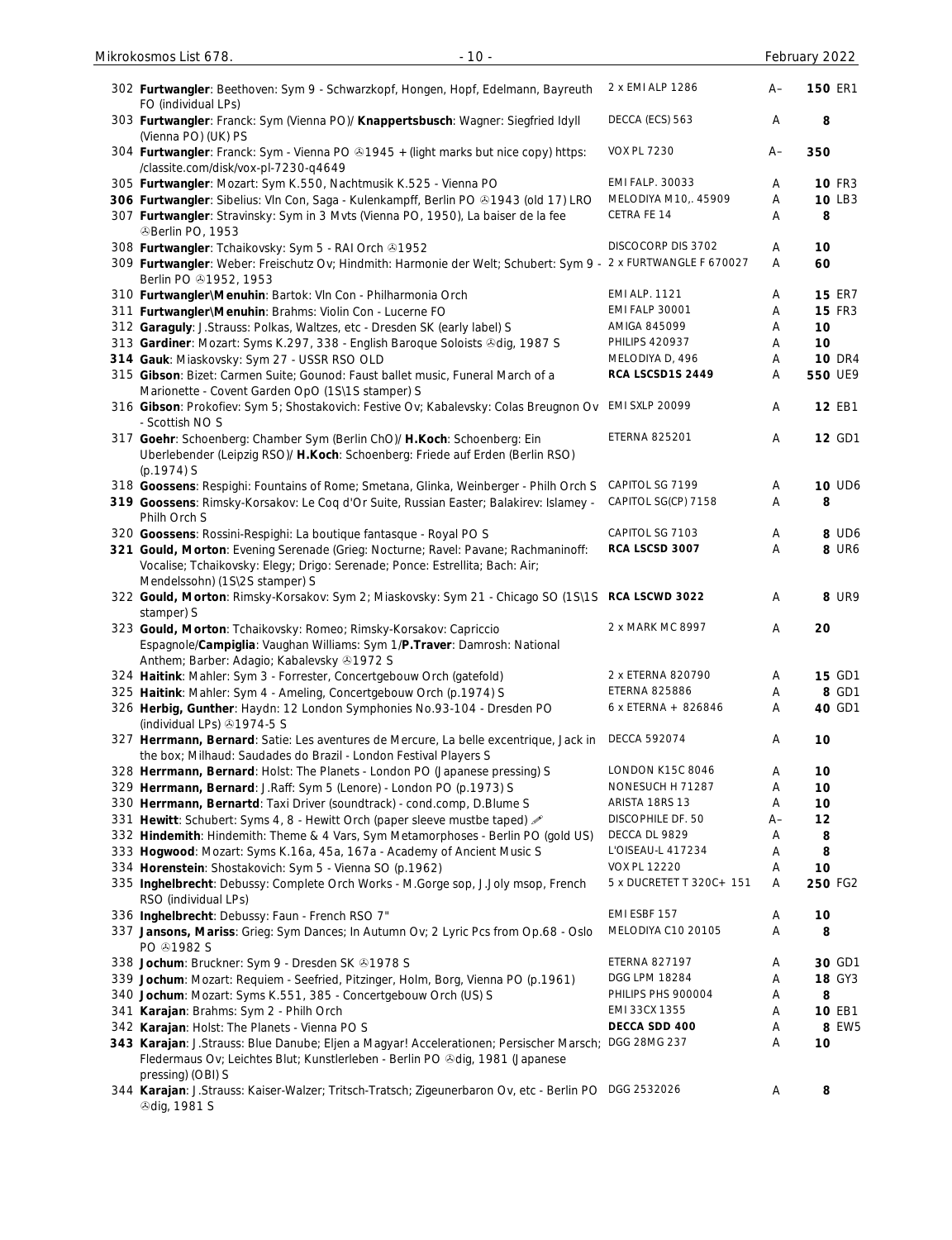| No. | Description | Label | Grade | Price |
|---|---|---|---|---|
| 302 | **Furtwangler**: Beethoven: Sym 9 - Schwarzkopf, Hongen, Hopf, Edelmann, Bayreuth FO (individual LPs) | 2 x EMI ALP 1286 | A– | **150** ER1 |
| 303 | **Furtwangler**: Franck: Sym (Vienna PO)/ **Knappertsbusch**: Wagner: Siegfried Idyll (Vienna PO) (UK) PS | DECCA (ECS) 563 | A | **8** |
| 304 | **Furtwangler**: Franck: Sym - Vienna PO ℗1945 + (light marks but nice copy) https://classite.com/disk/vox-pl-7230-q4649 | VOX PL 7230 | A– | **350** |
| 305 | **Furtwangler**: Mozart: Sym K.550, Nachtmusik K.525 - Vienna PO | EMI FALP. 30033 | A | **10** FR3 |
| 306 | **Furtwangler**: Sibelius: Vln Con, Saga - Kulenkampff, Berlin PO ℗1943 (old 17) LRO | MELODIYA M10,. 45909 | A | **10** LB3 |
| 307 | **Furtwangler**: Stravinsky: Sym in 3 Mvts (Vienna PO, 1950), La baiser de la fee ℗Berlin PO, 1953 | CETRA FE 14 | A | **8** |
| 308 | **Furtwangler**: Tchaikovsky: Sym 5 - RAI Orch ℗1952 | DISCOCORP DIS 3702 | A | **10** |
| 309 | **Furtwangler**: Weber: Freischutz Ov; Hindmith: Harmonie der Welt; Schubert: Sym 9 - Berlin PO ℗1952, 1953 | 2 x FURTWANGLE F 670027 | A | **60** |
| 310 | **Furtwangler\Menuhin**: Bartok: Vln Con - Philharmonia Orch | EMI ALP. 1121 | A | **15** ER7 |
| 311 | **Furtwangler\Menuhin**: Brahms: Violin Con - Lucerne FO | EMI FALP 30001 | A | **15** FR3 |
| 312 | **Garaguly**: J.Strauss: Polkas, Waltzes, etc - Dresden SK (early label) S | AMIGA 845099 | A | **10** |
| 313 | **Gardiner**: Mozart: Syms K.297, 338 - English Baroque Soloists ℗dig, 1987 S | PHILIPS 420937 | A | **10** |
| 314 | **Gauk**: Miaskovsky: Sym 27 - USSR RSO OLD | MELODIYA D, 496 | A | **10** DR4 |
| 315 | **Gibson**: Bizet: Carmen Suite; Gounod: Faust ballet music, Funeral March of a Marionette - Covent Garden OpO (1S\1S stamper) S | **RCA LSCSD1S 2449** | A | **550** UE9 |
| 316 | **Gibson**: Prokofiev: Sym 5; Shostakovich: Festive Ov; Kabalevsky: Colas Breugnon Ov - Scottish NO S | EMI SXLP 20099 | A | **12** EB1 |
| 317 | **Goehr**: Schoenberg: Chamber Sym (Berlin ChO)/ **H.Koch**: Schoenberg: Ein Uberlebender (Leipzig RSO)/ **H.Koch**: Schoenberg: Friede auf Erden (Berlin RSO) (p.1974) S | ETERNA 825201 | A | **12** GD1 |
| 318 | **Goossens**: Respighi: Fountains of Rome; Smetana, Glinka, Weinberger - Philh Orch S | CAPITOL SG 7199 | A | **10** UD6 |
| 319 | **Goossens**: Rimsky-Korsakov: Le Coq d'Or Suite, Russian Easter; Balakirev: Islamey - Philh Orch S | CAPITOL SG(CP) 7158 | A | **8** |
| 320 | **Goossens**: Rossini-Respighi: La boutique fantasque - Royal PO S | CAPITOL SG 7103 | A | **8** UD6 |
| 321 | **Gould, Morton**: Evening Serenade (Grieg: Nocturne; Ravel: Pavane; Rachmaninoff: Vocalise; Tchaikovsky: Elegy; Drigo: Serenade; Ponce: Estrellita; Bach: Air; Mendelssohn) (1S\2S stamper) S | **RCA LSCSD 3007** | A | **8** UR6 |
| 322 | **Gould, Morton**: Rimsky-Korsakov: Sym 2; Miaskovsky: Sym 21 - Chicago SO (1S\1S stamper) S | **RCA LSCWD 3022** | A | **8** UR9 |
| 323 | **Gould, Morton**: Tchaikovsky: Romeo; Rimsky-Korsakov: Capriccio Espagnole/**Campiglia**: Vaughan Williams: Sym 1/**P.Traver**: Damrosh: National Anthem; Barber: Adagio; Kabalevsky ℗1972 S | 2 x MARK MC 8997 | A | **20** |
| 324 | **Haitink**: Mahler: Sym 3 - Forrester, Concertgebouw Orch (gatefold) | 2 x ETERNA 820790 | A | **15** GD1 |
| 325 | **Haitink**: Mahler: Sym 4 - Ameling, Concertgebouw Orch (p.1974) S | ETERNA 825886 | A | **8** GD1 |
| 326 | **Herbig, Gunther**: Haydn: 12 London Symphonies No.93-104 - Dresden PO (individual LPs) ℗1974-5 S | 6 x ETERNA + 826846 | A | **40** GD1 |
| 327 | **Herrmann, Bernard**: Satie: Les aventures de Mercure, La belle excentrique, Jack in the box; Milhaud: Saudades do Brazil - London Festival Players S | DECCA 592074 | A | **10** |
| 328 | **Herrmann, Bernard**: Holst: The Planets - London PO (Japanese pressing) S | LONDON K15C 8046 | A | **10** |
| 329 | **Herrmann, Bernard**: J.Raff: Sym 5 (Lenore) - London PO (p.1973) S | NONESUCH H 71287 | A | **10** |
| 330 | **Herrmann, Bernartd**: Taxi Driver (soundtrack) - cond.comp, D.Blume S | ARISTA 18RS 13 | A | **10** |
| 331 | **Hewitt**: Schubert: Syms 4, 8 - Hewitt Orch (paper sleeve mustbe taped) ✎ | DISCOPHILE DF. 50 | A– | **12** |
| 332 | **Hindemith**: Hindemith: Theme & 4 Vars, Sym Metamorphoses - Berlin PO (gold US) | DECCA DL 9829 | A | **8** |
| 333 | **Hogwood**: Mozart: Syms K.16a, 45a, 167a - Academy of Ancient Music S | L'OISEAU-L 417234 | A | **8** |
| 334 | **Horenstein**: Shostakovich: Sym 5 - Vienna SO (p.1962) | VOX PL 12220 | A | **10** |
| 335 | **Inghelbrecht**: Debussy: Complete Orch Works - M.Gorge sop, J.Joly msop, French RSO (individual LPs) | 5 x DUCRETET T 320C+ 151 | A | **250** FG2 |
| 336 | **Inghelbrecht**: Debussy: Faun - French RSO 7" | EMI ESBF 157 | A | **10** |
| 337 | **Jansons, Mariss**: Grieg: Sym Dances; In Autumn Ov; 2 Lyric Pcs from Op.68 - Oslo PO ℗1982 S | MELODIYA C10 20105 | A | **8** |
| 338 | **Jochum**: Bruckner: Sym 9 - Dresden SK ℗1978 S | ETERNA 827197 | A | **30** GD1 |
| 339 | **Jochum**: Mozart: Requiem - Seefried, Pitzinger, Holm, Borg, Vienna PO (p.1961) | DGG LPM 18284 | A | **18** GY3 |
| 340 | **Jochum**: Mozart: Syms K.551, 385 - Concertgebouw Orch (US) S | PHILIPS PHS 900004 | A | **8** |
| 341 | **Karajan**: Brahms: Sym 2 - Philh Orch | EMI 33CX 1355 | A | **10** EB1 |
| 342 | **Karajan**: Holst: The Planets - Vienna PO S | **DECCA SDD 400** | A | **8** EW5 |
| 343 | **Karajan**: J.Strauss: Blue Danube; Eljen a Magyar! Accelerationen; Persischer Marsch; Fledermaus Ov; Leichtes Blut; Kunstlerleben - Berlin PO ℗dig, 1981 (Japanese pressing) (OBI) S | DGG 28MG 237 | A | **10** |
| 344 | **Karajan**: J.Strauss: Kaiser-Walzer; Tritsch-Tratsch; Zigeunerbaron Ov, etc - Berlin PO ℗dig, 1981 S | DGG 2532026 | A | **8** |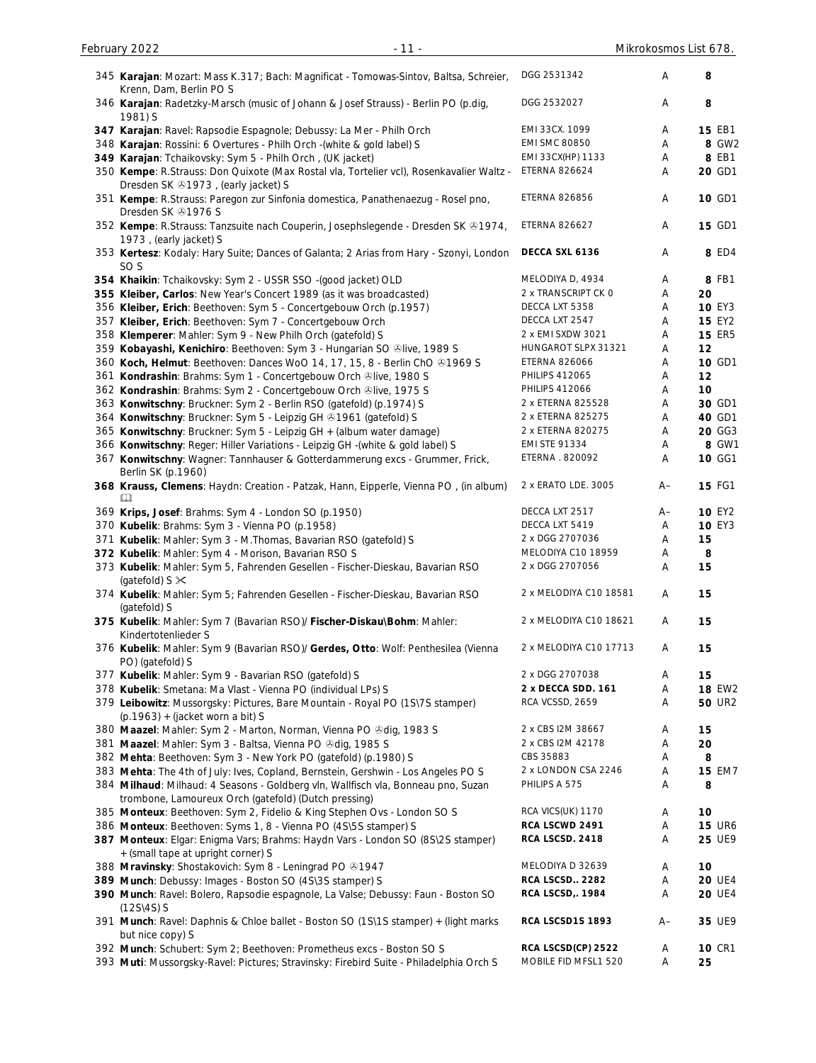| # | Description | Label | Grade | Price |
|---|---|---|---|---|
| 345 | **Karajan**: Mozart: Mass K.317; Bach: Magnificat - Tomowas-Sintov, Baltsa, Schreier, Krenn, Dam, Berlin PO S | DGG 2531342 | A | 8 |
| 346 | **Karajan**: Radetzky-Marsch (music of Johann & Josef Strauss) - Berlin PO (p.dig, 1981) S | DGG 2532027 | A | 8 |
| **347** | **Karajan**: Ravel: Rapsodie Espagnole; Debussy: La Mer - Philh Orch | EMI 33CX. 1099 | A | 15 EB1 |
| 348 | **Karajan**: Rossini: 6 Overtures - Philh Orch -(white & gold label) S | EMI SMC 80850 | A | 8 GW2 |
| **349** | **Karajan**: Tchaikovsky: Sym 5 - Philh Orch , (UK jacket) | EMI 33CX(HP) 1133 | A | 8 EB1 |
| 350 | **Kempe**: R.Strauss: Don Quixote (Max Rostal vla, Tortelier vcl), Rosenkavalier Waltz - Dresden SK ℗1973 , (early jacket) S | ETERNA 826624 | A | 20 GD1 |
| 351 | **Kempe**: R.Strauss: Paregon zur Sinfonia domestica, Panathenaezug - Rosel pno, Dresden SK ℗1976 S | ETERNA 826856 | A | 10 GD1 |
| 352 | **Kempe**: R.Strauss: Tanzsuite nach Couperin, Josephslegende - Dresden SK ℗1974, 1973 , (early jacket) S | ETERNA 826627 | A | 15 GD1 |
| 353 | **Kertesz**: Kodaly: Hary Suite; Dances of Galanta; 2 Arias from Hary - Szonyi, London SO S | **DECCA SXL 6136** | A | 8 ED4 |
| **354** | **Khaikin**: Tchaikovsky: Sym 2 - USSR SSO -(good jacket) OLD | MELODIYA D, 4934 | A | 8 FB1 |
| **355** | **Kleiber, Carlos**: New Year's Concert 1989 (as it was broadcasted) | 2 x TRANSCRIPT CK 0 | A | 20 |
| 356 | **Kleiber, Erich**: Beethoven: Sym 5 - Concertgebouw Orch (p.1957) | DECCA LXT 5358 | A | 10 EY3 |
| **357** | **Kleiber, Erich**: Beethoven: Sym 7 - Concertgebouw Orch | DECCA LXT 2547 | A | 15 EY2 |
| 358 | **Klemperer**: Mahler: Sym 9 - New Philh Orch (gatefold) S | 2 x EMI SXDW 3021 | A | 15 ER5 |
| 359 | **Kobayashi, Kenichiro**: Beethoven: Sym 3 - Hungarian SO ℗live, 1989 S | HUNGAROT SLPX 31321 | A | 12 |
| 360 | **Koch, Helmut**: Beethoven: Dances WoO 14, 17, 15, 8 - Berlin ChO ℗1969 S | ETERNA 826066 | A | 10 GD1 |
| 361 | **Kondrashin**: Brahms: Sym 1 - Concertgebouw Orch ℗live, 1980 S | PHILIPS 412065 | A | 12 |
| 362 | **Kondrashin**: Brahms: Sym 2 - Concertgebouw Orch ℗live, 1975 S | PHILIPS 412066 | A | 10 |
| 363 | **Konwitschny**: Bruckner: Sym 2 - Berlin RSO (gatefold) (p.1974) S | 2 x ETERNA 825528 | A | 30 GD1 |
| 364 | **Konwitschny**: Bruckner: Sym 5 - Leipzig GH ℗1961 (gatefold) S | 2 x ETERNA 825275 | A | 40 GD1 |
| 365 | **Konwitschny**: Bruckner: Sym 5 - Leipzig GH + (album water damage) | 2 x ETERNA 820275 | A | 20 GG3 |
| 366 | **Konwitschny**: Reger: Hiller Variations - Leipzig GH -(white & gold label) S | EMI STE 91334 | A | 8 GW1 |
| 367 | **Konwitschny**: Wagner: Tannhauser & Gotterdammerung excs - Grummer, Frick, Berlin SK (p.1960) | ETERNA . 820092 | A | 10 GG1 |
| **368** | **Krauss, Clemens**: Haydn: Creation - Patzak, Hann, Eipperle, Vienna PO , (in album) 🕮 | 2 x ERATO LDE. 3005 | A– | 15 FG1 |
| 369 | **Krips, Josef**: Brahms: Sym 4 - London SO (p.1950) | DECCA LXT 2517 | A– | 10 EY2 |
| 370 | **Kubelik**: Brahms: Sym 3 - Vienna PO (p.1958) | DECCA LXT 5419 | A | 10 EY3 |
| 371 | **Kubelik**: Mahler: Sym 3 - M.Thomas, Bavarian RSO (gatefold) S | 2 x DGG 2707036 | A | 15 |
| **372** | **Kubelik**: Mahler: Sym 4 - Morison, Bavarian RSO S | MELODIYA C10 18959 | A | 8 |
| 373 | **Kubelik**: Mahler: Sym 5, Fahrenden Gesellen - Fischer-Dieskau, Bavarian RSO (gatefold) S ✂ | 2 x DGG 2707056 | A | 15 |
| 374 | **Kubelik**: Mahler: Sym 5; Fahrenden Gesellen - Fischer-Dieskau, Bavarian RSO (gatefold) S | 2 x MELODIYA C10 18581 | A | 15 |
| **375** | **Kubelik**: Mahler: Sym 7 (Bavarian RSO)/ **Fischer-Diskau\Bohm**: Mahler: Kindertotenlieder S | 2 x MELODIYA C10 18621 | A | 15 |
| 376 | **Kubelik**: Mahler: Sym 9 (Bavarian RSO)/ **Gerdes, Otto**: Wolf: Penthesilea (Vienna PO) (gatefold) S | 2 x MELODIYA C10 17713 | A | 15 |
| 377 | **Kubelik**: Mahler: Sym 9 - Bavarian RSO (gatefold) S | 2 x DGG 2707038 | A | 15 |
| 378 | **Kubelik**: Smetana: Ma Vlast - Vienna PO (individual LPs) S | **2 x DECCA SDD. 161** | A | 18 EW2 |
| 379 | **Leibowitz**: Mussorgsky: Pictures, Bare Mountain - Royal PO (1S\7S stamper) (p.1963) + (jacket worn a bit) S | RCA VCSSD, 2659 | A | 50 UR2 |
| 380 | **Maazel**: Mahler: Sym 2 - Marton, Norman, Vienna PO ℗dig, 1983 S | 2 x CBS I2M 38667 | A | 15 |
| 381 | **Maazel**: Mahler: Sym 3 - Baltsa, Vienna PO ℗dig, 1985 S | 2 x CBS I2M 42178 | A | 20 |
| 382 | **Mehta**: Beethoven: Sym 3 - New York PO (gatefold) (p.1980) S | CBS 35883 | A | 8 |
| 383 | **Mehta**: The 4th of July: Ives, Copland, Bernstein, Gershwin - Los Angeles PO S | 2 x LONDON CSA 2246 | A | 15 EM7 |
| 384 | **Milhaud**: Milhaud: 4 Seasons - Goldberg vln, Wallfisch vla, Bonneau pno, Suzan trombone, Lamoureux Orch (gatefold) (Dutch pressing) | PHILIPS A 575 | A | 8 |
| 385 | **Monteux**: Beethoven: Sym 2, Fidelio & King Stephen Ovs - London SO S | RCA VICS(UK) 1170 | A | 10 |
| 386 | **Monteux**: Beethoven: Syms 1, 8 - Vienna PO (4S\5S stamper) S | **RCA LSCWD 2491** | A | 15 UR6 |
| **387** | **Monteux**: Elgar: Enigma Vars; Brahms: Haydn Vars - London SO (8S\2S stamper) + (small tape at upright corner) S | **RCA LSCSD. 2418** | A | 25 UE9 |
| 388 | **Mravinsky**: Shostakovich: Sym 8 - Leningrad PO ℗1947 | MELODIYA D 32639 | A | 10 |
| **389** | **Munch**: Debussy: Images - Boston SO (4S\3S stamper) S | **RCA LSCSD.. 2282** | A | 20 UE4 |
| **390** | **Munch**: Ravel: Bolero, Rapsodie espagnole, La Valse; Debussy: Faun - Boston SO (12S\4S) S | **RCA LSCSD,. 1984** | A | 20 UE4 |
| 391 | **Munch**: Ravel: Daphnis & Chloe ballet - Boston SO (1S\1S stamper) + (light marks but nice copy) S | **RCA LSCSD1S 1893** | A– | 35 UE9 |
| 392 | **Munch**: Schubert: Sym 2; Beethoven: Prometheus excs - Boston SO S | **RCA LSCSD(CP) 2522** | A | 10 CR1 |
| 393 | **Muti**: Mussorgsky-Ravel: Pictures; Stravinsky: Firebird Suite - Philadelphia Orch S | MOBILE FID MFSL1 520 | A | 25 |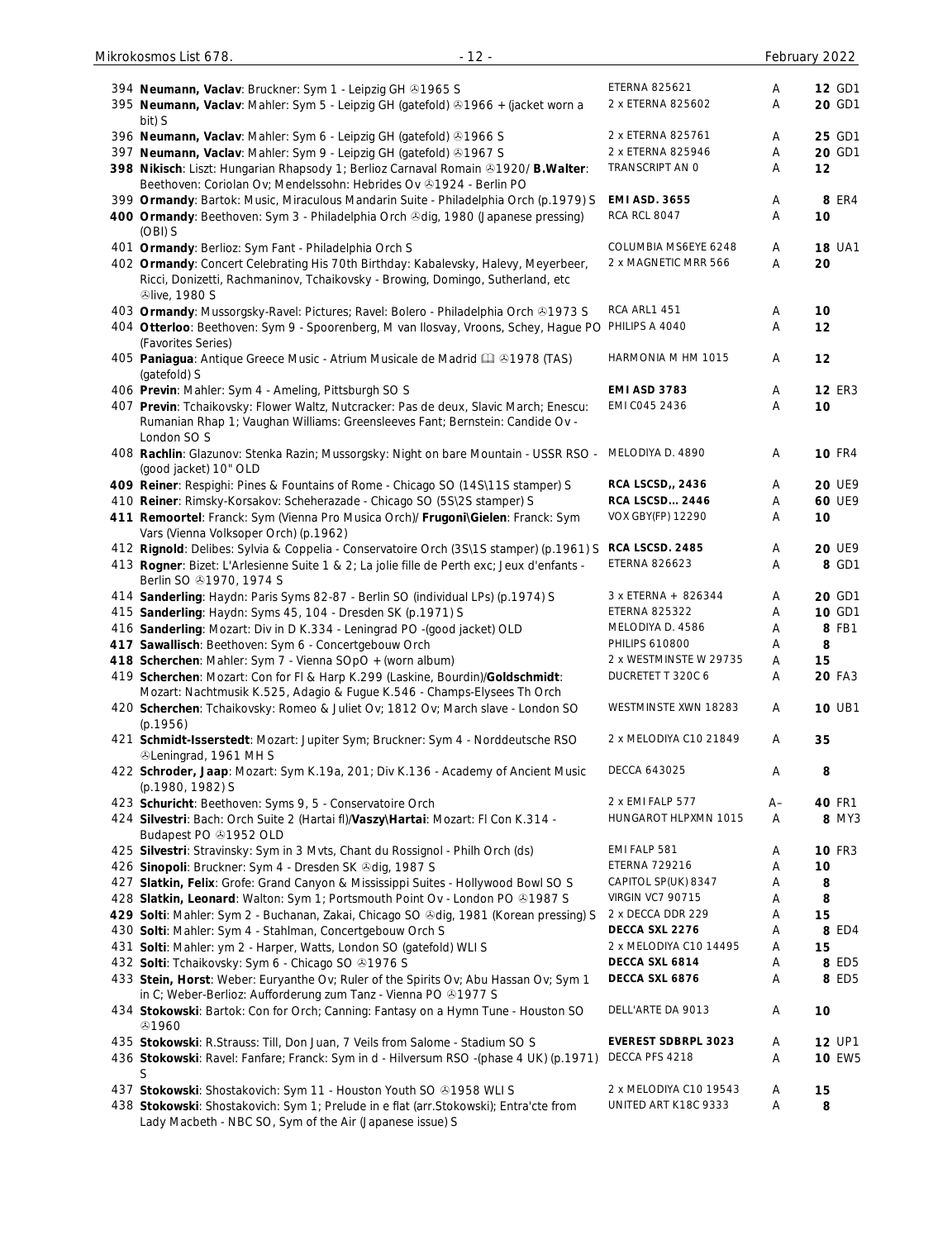| No. | Description | Label | Grade | Price |
|---|---|---|---|---|
| 394 | **Neumann, Vaclav**: Bruckner: Sym 1 - Leipzig GH ℗1965 S | ETERNA 825621 | A | **12** GD1 |
| 395 | **Neumann, Vaclav**: Mahler: Sym 5 - Leipzig GH (gatefold) ℗1966 + (jacket worn a bit) S | 2 x ETERNA 825602 | A | **20** GD1 |
| 396 | **Neumann, Vaclav**: Mahler: Sym 6 - Leipzig GH (gatefold) ℗1966 S | 2 x ETERNA 825761 | A | **25** GD1 |
| 397 | **Neumann, Vaclav**: Mahler: Sym 9 - Leipzig GH (gatefold) ℗1967 S | 2 x ETERNA 825946 | A | **20** GD1 |
| **398** | **Nikisch**: Liszt: Hungarian Rhapsody 1; Berlioz Carnaval Romain ℗1920/ **B.Walter**: Beethoven: Coriolan Ov; Mendelssohn: Hebrides Ov ℗1924 - Berlin PO | TRANSCRIPT AN 0 | A | **12** |
| 399 | **Ormandy**: Bartok: Music, Miraculous Mandarin Suite - Philadelphia Orch (p.1979) S | **EMI ASD. 3655** | A | **8** ER4 |
| **400** | **Ormandy**: Beethoven: Sym 3 - Philadelphia Orch ℗dig, 1980 (Japanese pressing) (OBI) S | RCA RCL 8047 | A | **10** |
| 401 | **Ormandy**: Berlioz: Sym Fant - Philadelphia Orch S | COLUMBIA MS6EYE 6248 | A | **18** UA1 |
| 402 | **Ormandy**: Concert Celebrating His 70th Birthday: Kabalevsky, Halevy, Meyerbeer, Ricci, Donizetti, Rachmaninov, Tchaikovsky - Browing, Domingo, Sutherland, etc ℗live, 1980 S | 2 x MAGNETIC MRR 566 | A | **20** |
| 403 | **Ormandy**: Mussorgsky-Ravel: Pictures; Ravel: Bolero - Philadelphia Orch ℗1973 S | RCA ARL1 451 | A | **10** |
| 404 | **Otterloo**: Beethoven: Sym 9 - Spoorenberg, M van Ilosvay, Vroons, Schey, Hague PO (Favorites Series) | PHILIPS A 4040 | A | **12** |
| 405 | **Paniagua**: Antique Greece Music - Atrium Musicale de Madrid 📖 ℗1978 (TAS) (gatefold) S | HARMONIA M HM 1015 | A | **12** |
| 406 | **Previn**: Mahler: Sym 4 - Ameling, Pittsburgh SO S | **EMI ASD 3783** | A | **12** ER3 |
| 407 | **Previn**: Tchaikovsky: Flower Waltz, Nutcracker: Pas de deux, Slavic March; Enescu: Rumanian Rhap 1; Vaughan Williams: Greensleeves Fant; Bernstein: Candide Ov - London SO S | EMI C045 2436 | A | **10** |
| 408 | **Rachlin**: Glazunov: Stenka Razin; Mussorgsky: Night on bare Mountain - USSR RSO - (good jacket) 10" OLD | MELODIYA D. 4890 | A | **10** FR4 |
| **409** | **Reiner**: Respighi: Pines & Fountains of Rome - Chicago SO (14S\11S stamper) S | **RCA LSCSD,, 2436** | A | **20** UE9 |
| 410 | **Reiner**: Rimsky-Korsakov: Scheherazade - Chicago SO (5S\2S stamper) S | **RCA LSCSD… 2446** | A | **60** UE9 |
| **411** | **Remoortel**: Franck: Sym (Vienna Pro Musica Orch)/ **Frugoni\Gielen**: Franck: Sym Vars (Vienna Volksoper Orch) (p.1962) | VOX GBY(FP) 12290 | A | **10** |
| 412 | **Rignold**: Delibes: Sylvia & Coppelia - Conservatoire Orch (3S\1S stamper) (p.1961) S | **RCA LSCSD. 2485** | A | **20** UE9 |
| 413 | **Rogner**: Bizet: L'Arlesienne Suite 1 & 2; La jolie fille de Perth exc; Jeux d'enfants - Berlin SO ℗1970, 1974 S | ETERNA 826623 | A | **8** GD1 |
| 414 | **Sanderling**: Haydn: Paris Syms 82-87 - Berlin SO (individual LPs) (p.1974) S | 3 x ETERNA + 826344 | A | **20** GD1 |
| 415 | **Sanderling**: Haydn: Syms 45, 104 - Dresden SK (p.1971) S | ETERNA 825322 | A | **10** GD1 |
| 416 | **Sanderling**: Mozart: Div in D K.334 - Leningrad PO -(good jacket) OLD | MELODIYA D. 4586 | A | **8** FB1 |
| **417** | **Sawallisch**: Beethoven: Sym 6 - Concertgebouw Orch | PHILIPS 610800 | A | **8** |
| **418** | **Scherchen**: Mahler: Sym 7 - Vienna SOpO + (worn album) | 2 x WESTMINSTE W 29735 | A | **15** |
| 419 | **Scherchen**: Mozart: Con for Fl & Harp K.299 (Laskine, Bourdin)/**Goldschmidt**: Mozart: Nachtmusik K.525, Adagio & Fugue K.546 - Champs-Elysees Th Orch | DUCRETET T 320C 6 | A | **20** FA3 |
| 420 | **Scherchen**: Tchaikovsky: Romeo & Juliet Ov; 1812 Ov; March slave - London SO (p.1956) | WESTMINSTE XWN 18283 | A | **10** UB1 |
| 421 | **Schmidt-Isserstedt**: Mozart: Jupiter Sym; Bruckner: Sym 4 - Norddeutsche RSO ℗Leningrad, 1961 MH S | 2 x MELODIYA C10 21849 | A | **35** |
| 422 | **Schroder, Jaap**: Mozart: Sym K.19a, 201; Div K.136 - Academy of Ancient Music (p.1980, 1982) S | DECCA 643025 | A | **8** |
| 423 | **Schuricht**: Beethoven: Syms 9, 5 - Conservatoire Orch | 2 x EMI FALP 577 | A– | **40** FR1 |
| 424 | **Silvestri**: Bach: Orch Suite 2 (Hartai fl)/**Vaszy\Hartai**: Mozart: Fl Con K.314 - Budapest PO ℗1952 OLD | HUNGAROT HLPXMN 1015 | A | **8** MY3 |
| 425 | **Silvestri**: Stravinsky: Sym in 3 Mvts, Chant du Rossignol - Philh Orch (ds) | EMI FALP 581 | A | **10** FR3 |
| 426 | **Sinopoli**: Bruckner: Sym 4 - Dresden SK ℗dig, 1987 S | ETERNA 729216 | A | **10** |
| 427 | **Slatkin, Felix**: Grofe: Grand Canyon & Mississippi Suites - Hollywood Bowl SO S | CAPITOL SP(UK) 8347 | A | **8** |
| 428 | **Slatkin, Leonard**: Walton: Sym 1; Portsmouth Point Ov - London PO ℗1987 S | VIRGIN VC7 90715 | A | **8** |
| **429** | **Solti**: Mahler: Sym 2 - Buchanan, Zakai, Chicago SO ℗dig, 1981 (Korean pressing) S | 2 x DECCA DDR 229 | A | **15** |
| 430 | **Solti**: Mahler: Sym 4 - Stahlman, Concertgebouw Orch S | **DECCA SXL 2276** | A | **8** ED4 |
| 431 | **Solti**: Mahler: ym 2 - Harper, Watts, London SO (gatefold) WLI S | 2 x MELODIYA C10 14495 | A | **15** |
| 432 | **Solti**: Tchaikovsky: Sym 6 - Chicago SO ℗1976 S | **DECCA SXL 6814** | A | **8** ED5 |
| 433 | **Stein, Horst**: Weber: Euryanthe Ov; Ruler of the Spirits Ov; Abu Hassan Ov; Sym 1 in C; Weber-Berlioz: Aufforderung zum Tanz - Vienna PO ℗1977 S | **DECCA SXL 6876** | A | **8** ED5 |
| 434 | **Stokowski**: Bartok: Con for Orch; Canning: Fantasy on a Hymn Tune - Houston SO ℗1960 | DELL'ARTE DA 9013 | A | **10** |
| 435 | **Stokowski**: R.Strauss: Till, Don Juan, 7 Veils from Salome - Stadium SO S | **EVEREST SDBRPL 3023** | A | **12** UP1 |
| 436 | **Stokowski**: Ravel: Fanfare; Franck: Sym in d - Hilversum RSO -(phase 4 UK) (p.1971) S | DECCA PFS 4218 | A | **10** EW5 |
| 437 | **Stokowski**: Shostakovich: Sym 11 - Houston Youth SO ℗1958 WLI S | 2 x MELODIYA C10 19543 | A | **15** |
| 438 | **Stokowski**: Shostakovich: Sym 1; Prelude in e flat (arr.Stokowski); Entra'cte from Lady Macbeth - NBC SO, Sym of the Air (Japanese issue) S | UNITED ART K18C 9333 | A | **8** |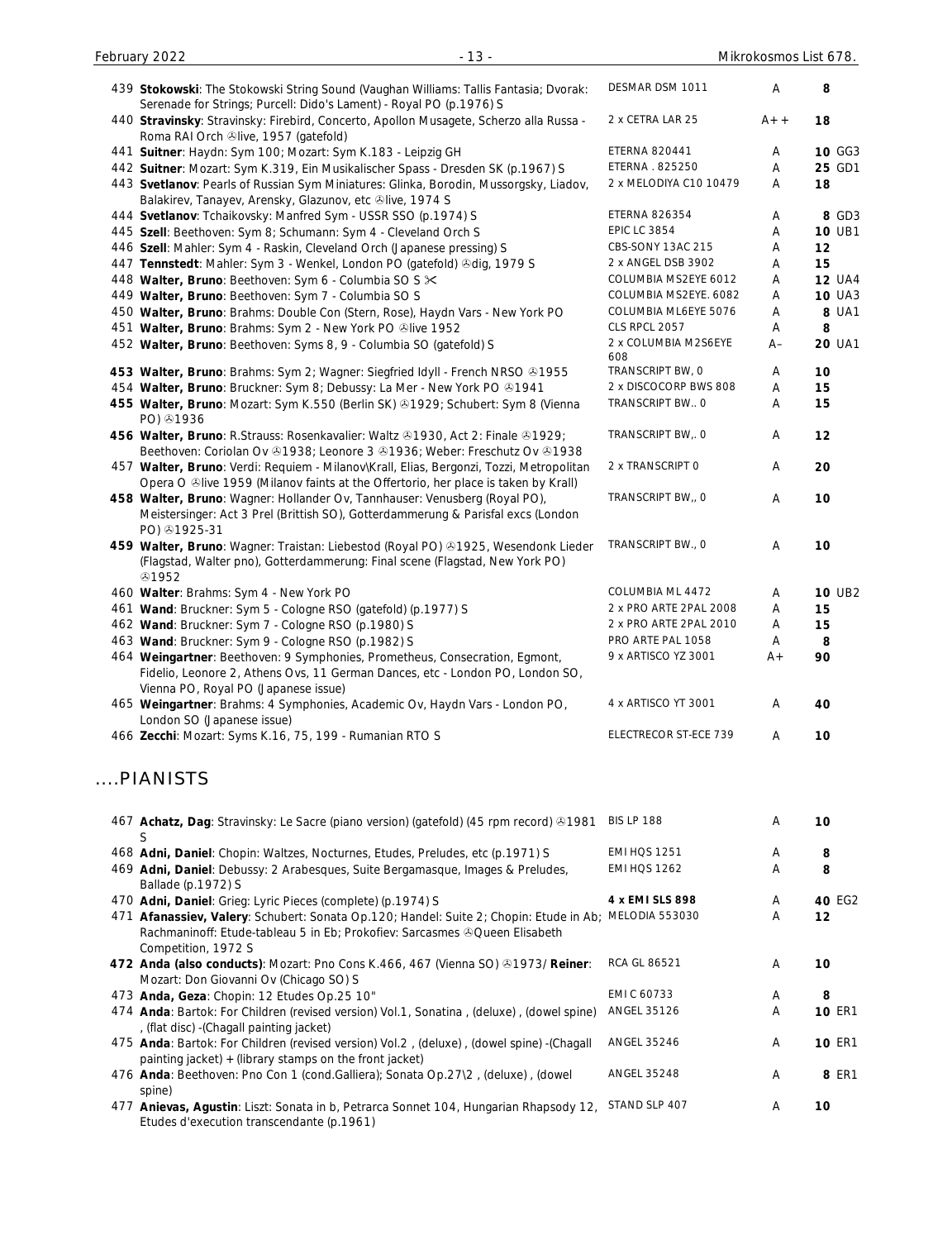| No. | Description | Label | Grade | Price | |
|---|---|---|---|---|---|
| 439 | **Stokowski**: The Stokowski String Sound (Vaughan Williams: Tallis Fantasia; Dvorak: Serenade for Strings; Purcell: Dido's Lament) - Royal PO (p.1976) S | DESMAR DSM 1011 | A | 8 | |
| 440 | **Stravinsky**: Stravinsky: Firebird, Concerto, Apollon Musagete, Scherzo alla Russa - Roma RAI Orch ℗live, 1957 (gatefold) | 2 x CETRA LAR 25 | A++ | 18 | |
| 441 | **Suitner**: Haydn: Sym 100; Mozart: Sym K.183 - Leipzig GH | ETERNA 820441 | A | 10 | GG3 |
| 442 | **Suitner**: Mozart: Sym K.319, Ein Musikalischer Spass - Dresden SK (p.1967) S | ETERNA . 825250 | A | 25 | GD1 |
| 443 | **Svetlanov**: Pearls of Russian Sym Miniatures: Glinka, Borodin, Mussorgsky, Liadov, Balakirev, Tanayev, Arensky, Glazunov, etc ℗live, 1974 S | 2 x MELODIYA C10 10479 | A | 18 | |
| 444 | **Svetlanov**: Tchaikovsky: Manfred Sym - USSR SSO (p.1974) S | ETERNA 826354 | A | 8 | GD3 |
| 445 | **Szell**: Beethoven: Sym 8; Schumann: Sym 4 - Cleveland Orch S | EPIC LC 3854 | A | 10 | UB1 |
| 446 | **Szell**: Mahler: Sym 4 - Raskin, Cleveland Orch (Japanese pressing) S | CBS-SONY 13AC 215 | A | 12 | |
| 447 | **Tennstedt**: Mahler: Sym 3 - Wenkel, London PO (gatefold) ℗dig, 1979 S | 2 x ANGEL DSB 3902 | A | 15 | |
| 448 | **Walter, Bruno**: Beethoven: Sym 6 - Columbia SO S ✂ | COLUMBIA MS2EYE 6012 | A | 12 | UA4 |
| 449 | **Walter, Bruno**: Beethoven: Sym 7 - Columbia SO S | COLUMBIA MS2EYE. 6082 | A | 10 | UA3 |
| 450 | **Walter, Bruno**: Brahms: Double Con (Stern, Rose), Haydn Vars - New York PO | COLUMBIA ML6EYE 5076 | A | 8 | UA1 |
| 451 | **Walter, Bruno**: Brahms: Sym 2 - New York PO ℗live 1952 | CLS RPCL 2057 | A | 8 | |
| 452 | **Walter, Bruno**: Beethoven: Syms 8, 9 - Columbia SO (gatefold) S | 2 x COLUMBIA M2S6EYE 608 | A– | 20 | UA1 |
| 453 | **Walter, Bruno**: Brahms: Sym 2; Wagner: Siegfried Idyll - French NRSO ℗1955 | TRANSCRIPT BW, 0 | A | 10 | |
| 454 | **Walter, Bruno**: Bruckner: Sym 8; Debussy: La Mer - New York PO ℗1941 | 2 x DISCOCORP BWS 808 | A | 15 | |
| 455 | **Walter, Bruno**: Mozart: Sym K.550 (Berlin SK) ℗1929; Schubert: Sym 8 (Vienna PO) ℗1936 | TRANSCRIPT BW.. 0 | A | 15 | |
| 456 | **Walter, Bruno**: R.Strauss: Rosenkavalier: Waltz ℗1930, Act 2: Finale ℗1929; Beethoven: Coriolan Ov ℗1938; Leonore 3 ℗1936; Weber: Freschutz Ov ℗1938 | TRANSCRIPT BW,. 0 | A | 12 | |
| 457 | **Walter, Bruno**: Verdi: Requiem - Milanov\Krall, Elias, Bergonzi, Tozzi, Metropolitan Opera O ℗live 1959 (Milanov faints at the Offertorio, her place is taken by Krall) | 2 x TRANSCRIPT 0 | A | 20 | |
| 458 | **Walter, Bruno**: Wagner: Hollander Ov, Tannhauser: Venusberg (Royal PO), Meistersinger: Act 3 Prel (Brittish SO), Gotterdammerung & Parisfal excs (London PO) ℗1925-31 | TRANSCRIPT BW,, 0 | A | 10 | |
| 459 | **Walter, Bruno**: Wagner: Traistan: Liebestod (Royal PO) ℗1925, Wesendonk Lieder (Flagstad, Walter pno), Gotterdammerung: Final scene (Flagstad, New York PO) ℗1952 | TRANSCRIPT BW., 0 | A | 10 | |
| 460 | **Walter**: Brahms: Sym 4 - New York PO | COLUMBIA ML 4472 | A | 10 | UB2 |
| 461 | **Wand**: Bruckner: Sym 5 - Cologne RSO (gatefold) (p.1977) S | 2 x PRO ARTE 2PAL 2008 | A | 15 | |
| 462 | **Wand**: Bruckner: Sym 7 - Cologne RSO (p.1980) S | 2 x PRO ARTE 2PAL 2010 | A | 15 | |
| 463 | **Wand**: Bruckner: Sym 9 - Cologne RSO (p.1982) S | PRO ARTE PAL 1058 | A | 8 | |
| 464 | **Weingartner**: Beethoven: 9 Symphonies, Prometheus, Consecration, Egmont, Fidelio, Leonore 2, Athens Ovs, 11 German Dances, etc - London PO, London SO, Vienna PO, Royal PO (Japanese issue) | 9 x ARTISCO YZ 3001 | A+ | 90 | |
| 465 | **Weingartner**: Brahms: 4 Symphonies, Academic Ov, Haydn Vars - London PO, London SO (Japanese issue) | 4 x ARTISCO YT 3001 | A | 40 | |
| 466 | **Zecchi**: Mozart: Syms K.16, 75, 199 - Rumanian RTO S | ELECTRECOR ST-ECE 739 | A | 10 | |

## ....PIANISTS

| No. | Description | Label | Grade | Price | |
|---|---|---|---|---|---|
| 467 | **Achatz, Dag**: Stravinsky: Le Sacre (piano version) (gatefold) (45 rpm record) ℗1981 S | BIS LP 188 | A | 10 | |
| 468 | **Adni, Daniel**: Chopin: Waltzes, Nocturnes, Etudes, Preludes, etc (p.1971) S | EMI HQS 1251 | A | 8 | |
| 469 | **Adni, Daniel**: Debussy: 2 Arabesques, Suite Bergamasque, Images & Preludes, Ballade (p.1972) S | EMI HQS 1262 | A | 8 | |
| 470 | **Adni, Daniel**: Grieg: Lyric Pieces (complete) (p.1974) S | **4 x EMI SLS 898** | A | 40 | EG2 |
| 471 | **Afanassiev, Valery**: Schubert: Sonata Op.120; Handel: Suite 2; Chopin: Etude in Ab; Rachmaninoff: Etude-tableau 5 in Eb; Prokofiev: Sarcasmes ℗Queen Elisabeth Competition, 1972 S | MELODIA 553030 | A | 12 | |
| 472 | **Anda (also conducts)**: Mozart: Pno Cons K.466, 467 (Vienna SO) ℗1973/ **Reiner**: Mozart: Don Giovanni Ov (Chicago SO) S | RCA GL 86521 | A | 10 | |
| 473 | **Anda, Geza**: Chopin: 12 Etudes Op.25 10" | EMI C 60733 | A | 8 | |
| 474 | **Anda**: Bartok: For Children (revised version) Vol.1, Sonatina , (deluxe) , (dowel spine) , (flat disc) -(Chagall painting jacket) | ANGEL 35126 | A | 10 | ER1 |
| 475 | **Anda**: Bartok: For Children (revised version) Vol.2 , (deluxe) , (dowel spine) -(Chagall painting jacket) + (library stamps on the front jacket) | ANGEL 35246 | A | 10 | ER1 |
| 476 | **Anda**: Beethoven: Pno Con 1 (cond.Galliera); Sonata Op.27\2 , (deluxe) , (dowel spine) | ANGEL 35248 | A | 8 | ER1 |
| 477 | **Anievas, Agustin**: Liszt: Sonata in b, Petrarca Sonnet 104, Hungarian Rhapsody 12, Etudes d'execution transcendante (p.1961) | STAND SLP 407 | A | 10 | |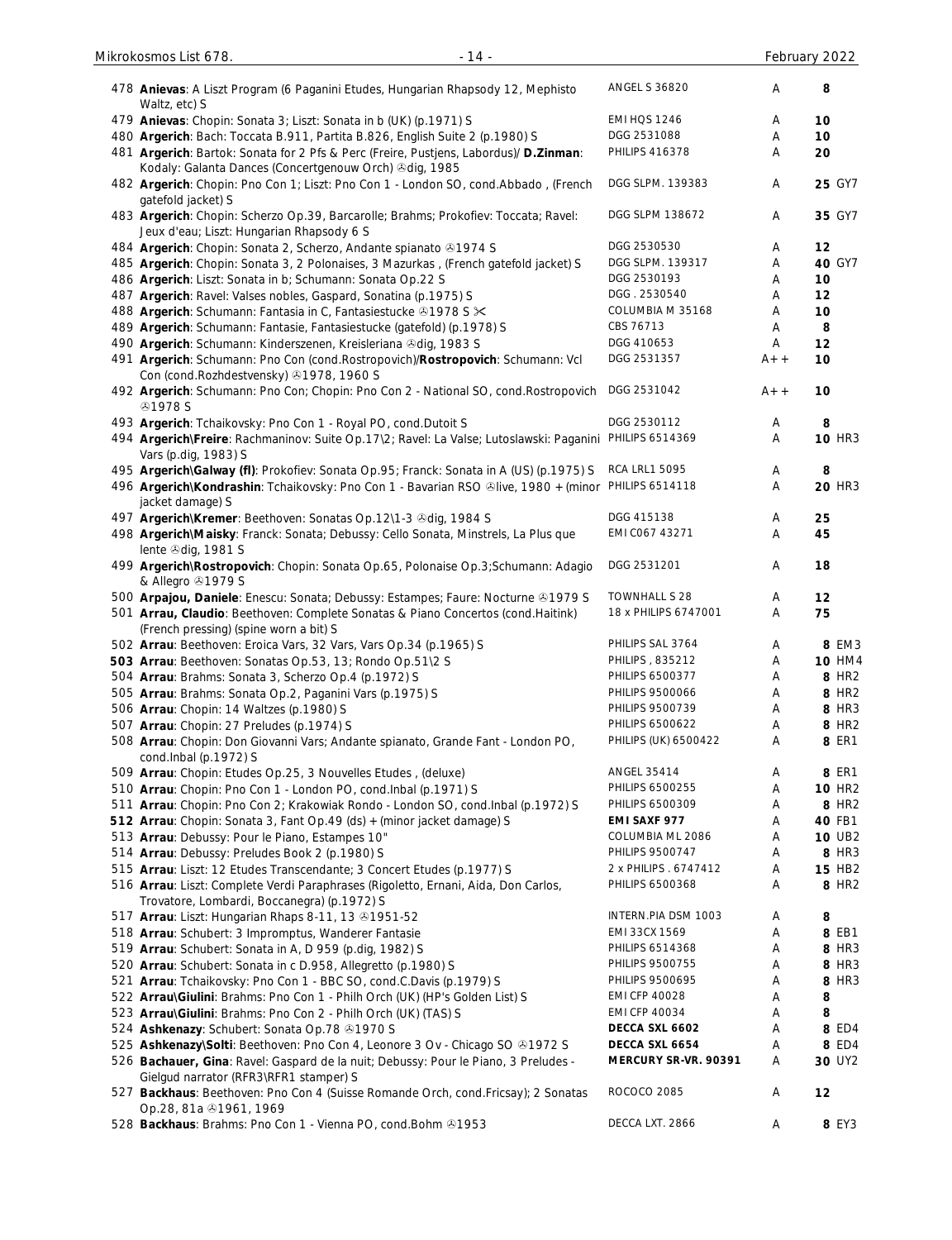| No. | Description | Label | Grade | Price | Code |
|---|---|---|---|---|---|
| 478 | **Anievas**: A Liszt Program (6 Paganini Etudes, Hungarian Rhapsody 12, Mephisto Waltz, etc) S | ANGEL S 36820 | A | 8 | |
| 479 | **Anievas**: Chopin: Sonata 3; Liszt: Sonata in b (UK) (p.1971) S | EMI HQS 1246 | A | 10 | |
| 480 | **Argerich**: Bach: Toccata B.911, Partita B.826, English Suite 2 (p.1980) S | DGG 2531088 | A | 10 | |
| 481 | **Argerich**: Bartok: Sonata for 2 Pfs & Perc (Freire, Pustjens, Labordus)/ **D.Zinman**: Kodaly: Galanta Dances (Concertgenouw Orch) ℗dig, 1985 | PHILIPS 416378 | A | 20 | |
| 482 | **Argerich**: Chopin: Pno Con 1; Liszt: Pno Con 1 - London SO, cond.Abbado , (French gatefold jacket) S | DGG SLPM. 139383 | A | 25 | GY7 |
| 483 | **Argerich**: Chopin: Scherzo Op.39, Barcarolle; Brahms; Prokofiev: Toccata; Ravel: Jeux d'eau; Liszt: Hungarian Rhapsody 6 S | DGG SLPM 138672 | A | 35 | GY7 |
| 484 | **Argerich**: Chopin: Sonata 2, Scherzo, Andante spianato ℗1974 S | DGG 2530530 | A | 12 | |
| 485 | **Argerich**: Chopin: Sonata 3, 2 Polonaises, 3 Mazurkas , (French gatefold jacket) S | DGG SLPM. 139317 | A | 40 | GY7 |
| 486 | **Argerich**: Liszt: Sonata in b; Schumann: Sonata Op.22 S | DGG 2530193 | A | 10 | |
| 487 | **Argerich**: Ravel: Valses nobles, Gaspard, Sonatina (p.1975) S | DGG . 2530540 | A | 12 | |
| 488 | **Argerich**: Schumann: Fantasia in C, Fantasiestucke ℗1978 S ✂ | COLUMBIA M 35168 | A | 10 | |
| 489 | **Argerich**: Schumann: Fantasie, Fantasiestucke (gatefold) (p.1978) S | CBS 76713 | A | 8 | |
| 490 | **Argerich**: Schumann: Kinderszenen, Kreisleriana ℗dig, 1983 S | DGG 410653 | A | 12 | |
| 491 | **Argerich**: Schumann: Pno Con (cond.Rostropovich)/**Rostropovich**: Schumann: Vcl Con (cond.Rozhdestvensky) ℗1978, 1960 S | DGG 2531357 | A++ | 10 | |
| 492 | **Argerich**: Schumann: Pno Con; Chopin: Pno Con 2 - National SO, cond.Rostropovich ℗1978 S | DGG 2531042 | A++ | 10 | |
| 493 | **Argerich**: Tchaikovsky: Pno Con 1 - Royal PO, cond.Dutoit S | DGG 2530112 | A | 8 | |
| 494 | **Argerich\Freire**: Rachmaninov: Suite Op.17\2; Ravel: La Valse; Lutoslawski: Paganini Vars (p.dig, 1983) S | PHILIPS 6514369 | A | 10 | HR3 |
| 495 | **Argerich\Galway (fl)**: Prokofiev: Sonata Op.95; Franck: Sonata in A (US) (p.1975) S | RCA LRL1 5095 | A | 8 | |
| 496 | **Argerich\Kondrashin**: Tchaikovsky: Pno Con 1 - Bavarian RSO ℗live, 1980 + (minor jacket damage) S | PHILIPS 6514118 | A | 20 | HR3 |
| 497 | **Argerich\Kremer**: Beethoven: Sonatas Op.12\1-3 ℗dig, 1984 S | DGG 415138 | A | 25 | |
| 498 | **Argerich\Maisky**: Franck: Sonata; Debussy: Cello Sonata, Minstrels, La Plus que lente ℗dig, 1981 S | EMI C067 43271 | A | 45 | |
| 499 | **Argerich\Rostropovich**: Chopin: Sonata Op.65, Polonaise Op.3;Schumann: Adagio & Allegro ℗1979 S | DGG 2531201 | A | 18 | |
| 500 | **Arpajou, Daniele**: Enescu: Sonata; Debussy: Estampes; Faure: Nocturne ℗1979 S | TOWNHALL S 28 | A | 12 | |
| 501 | **Arrau, Claudio**: Beethoven: Complete Sonatas & Piano Concertos (cond.Haitink) (French pressing) (spine worn a bit) S | 18 x PHILIPS 6747001 | A | 75 | |
| 502 | **Arrau**: Beethoven: Eroica Vars, 32 Vars, Vars Op.34 (p.1965) S | PHILIPS SAL 3764 | A | 8 | EM3 |
| **503** | **Arrau**: Beethoven: Sonatas Op.53, 13; Rondo Op.51\2 S | PHILIPS , 835212 | A | 10 | HM4 |
| 504 | **Arrau**: Brahms: Sonata 3, Scherzo Op.4 (p.1972) S | PHILIPS 6500377 | A | 8 | HR2 |
| 505 | **Arrau**: Brahms: Sonata Op.2, Paganini Vars (p.1975) S | PHILIPS 9500066 | A | 8 | HR2 |
| 506 | **Arrau**: Chopin: 14 Waltzes (p.1980) S | PHILIPS 9500739 | A | 8 | HR3 |
| 507 | **Arrau**: Chopin: 27 Preludes (p.1974) S | PHILIPS 6500622 | A | 8 | HR2 |
| 508 | **Arrau**: Chopin: Don Giovanni Vars; Andante spianato, Grande Fant - London PO, cond.Inbal (p.1972) S | PHILIPS (UK) 6500422 | A | 8 | ER1 |
| 509 | **Arrau**: Chopin: Etudes Op.25, 3 Nouvelles Etudes , (deluxe) | ANGEL 35414 | A | 8 | ER1 |
| 510 | **Arrau**: Chopin: Pno Con 1 - London PO, cond.Inbal (p.1971) S | PHILIPS 6500255 | A | 10 | HR2 |
| 511 | **Arrau**: Chopin: Pno Con 2; Krakowiak Rondo - London SO, cond.Inbal (p.1972) S | PHILIPS 6500309 | A | 8 | HR2 |
| **512** | **Arrau**: Chopin: Sonata 3, Fant Op.49 (ds) + (minor jacket damage) S | **EMI SAXF 977** | A | 40 | FB1 |
| 513 | **Arrau**: Debussy: Pour le Piano, Estampes 10" | COLUMBIA ML 2086 | A | 10 | UB2 |
| 514 | **Arrau**: Debussy: Preludes Book 2 (p.1980) S | PHILIPS 9500747 | A | 8 | HR3 |
| 515 | **Arrau**: Liszt: 12 Etudes Transcendante; 3 Concert Etudes (p.1977) S | 2 x PHILIPS . 6747412 | A | 15 | HB2 |
| 516 | **Arrau**: Liszt: Complete Verdi Paraphrases (Rigoletto, Ernani, Aida, Don Carlos, Trovatore, Lombardi, Boccanegra) (p.1972) S | PHILIPS 6500368 | A | 8 | HR2 |
| 517 | **Arrau**: Liszt: Hungarian Rhaps 8-11, 13 ℗1951-52 | INTERN.PIA DSM 1003 | A | 8 | |
| 518 | **Arrau**: Schubert: 3 Impromptus, Wanderer Fantasie | EMI 33CX 1569 | A | 8 | EB1 |
| 519 | **Arrau**: Schubert: Sonata in A, D 959 (p.dig, 1982) S | PHILIPS 6514368 | A | 8 | HR3 |
| 520 | **Arrau**: Schubert: Sonata in c D.958, Allegretto (p.1980) S | PHILIPS 9500755 | A | 8 | HR3 |
| 521 | **Arrau**: Tchaikovsky: Pno Con 1 - BBC SO, cond.C.Davis (p.1979) S | PHILIPS 9500695 | A | 8 | HR3 |
| 522 | **Arrau\Giulini**: Brahms: Pno Con 1 - Philh Orch (UK) (HP's Golden List) S | EMI CFP 40028 | A | 8 | |
| 523 | **Arrau\Giulini**: Brahms: Pno Con 2 - Philh Orch (UK) (TAS) S | EMI CFP 40034 | A | 8 | |
| 524 | **Ashkenazy**: Schubert: Sonata Op.78 ℗1970 S | **DECCA SXL 6602** | A | 8 | ED4 |
| 525 | **Ashkenazy\Solti**: Beethoven: Pno Con 4, Leonore 3 Ov - Chicago SO ℗1972 S | **DECCA SXL 6654** | A | 8 | ED4 |
| 526 | **Bachauer, Gina**: Ravel: Gaspard de la nuit; Debussy: Pour le Piano, 3 Preludes - Gielgud narrator (RFR3\RFR1 stamper) S | **MERCURY SR-VR. 90391** | A | 30 | UY2 |
| 527 | **Backhaus**: Beethoven: Pno Con 4 (Suisse Romande Orch, cond.Fricsay); 2 Sonatas Op.28, 81a ℗1961, 1969 | ROCOCO 2085 | A | 12 | |
| 528 | **Backhaus**: Brahms: Pno Con 1 - Vienna PO, cond.Bohm ℗1953 | DECCA LXT. 2866 | A | 8 | EY3 |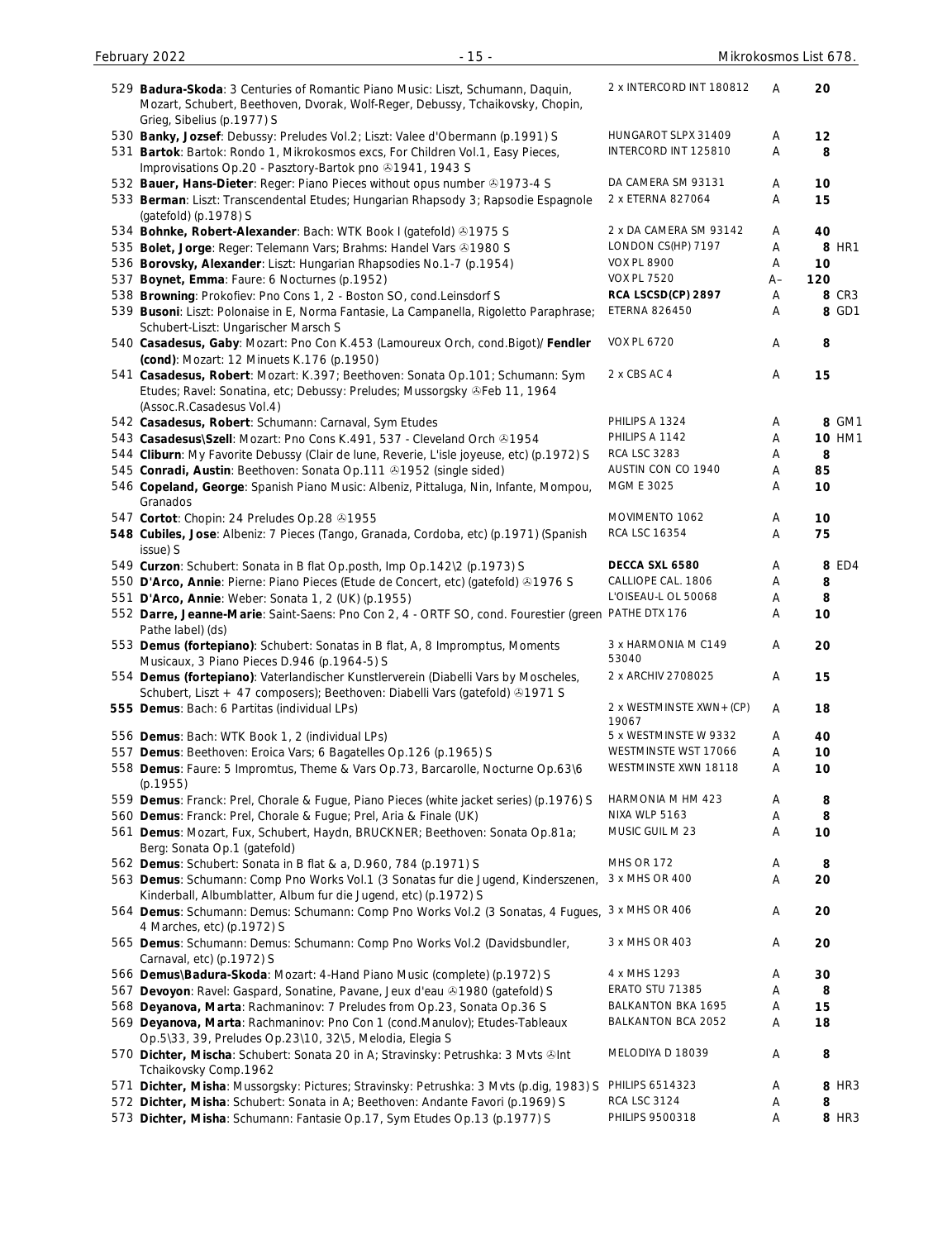| | | | | |
|---|---|---|---|---|
| 529 **Badura-Skoda**: 3 Centuries of Romantic Piano Music: Liszt, Schumann, Daquin, Mozart, Schubert, Beethoven, Dvorak, Wolf-Reger, Debussy, Tchaikovsky, Chopin, Grieg, Sibelius (p.1977) S | 2 x INTERCORD INT 180812 | A | 20 | |
| 530 **Banky, Jozsef**: Debussy: Preludes Vol.2; Liszt: Valee d'Obermann (p.1991) S | HUNGAROT SLPX 31409 | A | 12 | |
| 531 **Bartok**: Bartok: Rondo 1, Mikrokosmos excs, For Children Vol.1, Easy Pieces, Improvisations Op.20 - Pasztory-Bartok pno ℗1941, 1943 S | INTERCORD INT 125810 | A | 8 | |
| 532 **Bauer, Hans-Dieter**: Reger: Piano Pieces without opus number ℗1973-4 S | DA CAMERA SM 93131 | A | 10 | |
| 533 **Berman**: Liszt: Transcendental Etudes; Hungarian Rhapsody 3; Rapsodie Espagnole (gatefold) (p.1978) S | 2 x ETERNA 827064 | A | 15 | |
| 534 **Bohnke, Robert-Alexander**: Bach: WTK Book I (gatefold) ℗1975 S | 2 x DA CAMERA SM 93142 | A | 40 | |
| 535 **Bolet, Jorge**: Reger: Telemann Vars; Brahms: Handel Vars ℗1980 S | LONDON CS(HP) 7197 | A | 8 | HR1 |
| 536 **Borovsky, Alexander**: Liszt: Hungarian Rhapsodies No.1-7 (p.1954) | VOX PL 8900 | A | 10 | |
| 537 **Boynet, Emma**: Faure: 6 Nocturnes (p.1952) | VOX PL 7520 | A– | 120 | |
| 538 **Browning**: Prokofiev: Pno Cons 1, 2 - Boston SO, cond.Leinsdorf S | **RCA LSCSD(CP) 2897** | A | 8 | CR3 |
| 539 **Busoni**: Liszt: Polonaise in E, Norma Fantasie, La Campanella, Rigoletto Paraphrase; Schubert-Liszt: Ungarischer Marsch S | ETERNA 826450 | A | 8 | GD1 |
| 540 **Casadesus, Gaby**: Mozart: Pno Con K.453 (Lamoureux Orch, cond.Bigot)/ **Fendler (cond)**: Mozart: 12 Minuets K.176 (p.1950) | VOX PL 6720 | A | 8 | |
| 541 **Casadesus, Robert**: Mozart: K.397; Beethoven: Sonata Op.101; Schumann: Sym Etudes; Ravel: Sonatina, etc; Debussy: Preludes; Mussorgsky ℗Feb 11, 1964 (Assoc.R.Casadesus Vol.4) | 2 x CBS AC 4 | A | 15 | |
| 542 **Casadesus, Robert**: Schumann: Carnaval, Sym Etudes | PHILIPS A 1324 | A | 8 | GM1 |
| 543 **Casadesus\Szell**: Mozart: Pno Cons K.491, 537 - Cleveland Orch ℗1954 | PHILIPS A 1142 | A | 10 | HM1 |
| 544 **Cliburn**: My Favorite Debussy (Clair de lune, Reverie, L'isle joyeuse, etc) (p.1972) S | RCA LSC 3283 | A | 8 | |
| 545 **Conradi, Austin**: Beethoven: Sonata Op.111 ℗1952 (single sided) | AUSTIN CON CO 1940 | A | 85 | |
| 546 **Copeland, George**: Spanish Piano Music: Albeniz, Pittaluga, Nin, Infante, Mompou, Granados | MGM E 3025 | A | 10 | |
| 547 **Cortot**: Chopin: 24 Preludes Op.28 ℗1955 | MOVIMENTO 1062 | A | 10 | |
| 548 **Cubiles, Jose**: Albeniz: 7 Pieces (Tango, Granada, Cordoba, etc) (p.1971) (Spanish issue) S | RCA LSC 16354 | A | 75 | |
| 549 **Curzon**: Schubert: Sonata in B flat Op.posth, Imp Op.142\2 (p.1973) S | **DECCA SXL 6580** | A | 8 | ED4 |
| 550 **D'Arco, Annie**: Pierne: Piano Pieces (Etude de Concert, etc) (gatefold) ℗1976 S | CALLIOPE CAL. 1806 | A | 8 | |
| 551 **D'Arco, Annie**: Weber: Sonata 1, 2 (UK) (p.1955) | L'OISEAU-L OL 50068 | A | 8 | |
| 552 **Darre, Jeanne-Marie**: Saint-Saens: Pno Con 2, 4 - ORTF SO, cond. Fourestier (green Pathe label) (ds) | PATHE DTX 176 | A | 10 | |
| 553 **Demus (fortepiano)**: Schubert: Sonatas in B flat, A, 8 Impromptus, Moments Musicaux, 3 Piano Pieces D.946 (p.1964-5) S | 3 x HARMONIA M C149 53040 | A | 20 | |
| 554 **Demus (fortepiano)**: Vaterlandischer Kunstlerverein (Diabelli Vars by Moscheles, Schubert, Liszt + 47 composers); Beethoven: Diabelli Vars (gatefold) ℗1971 S | 2 x ARCHIV 2708025 | A | 15 | |
| 555 **Demus**: Bach: 6 Partitas (individual LPs) | 2 x WESTMINSTE XWN+(CP) 19067 | A | 18 | |
| 556 **Demus**: Bach: WTK Book 1, 2 (individual LPs) | 5 x WESTMINSTE W 9332 | A | 40 | |
| 557 **Demus**: Beethoven: Eroica Vars; 6 Bagatelles Op.126 (p.1965) S | WESTMINSTE WST 17066 | A | 10 | |
| 558 **Demus**: Faure: 5 Impromtus, Theme & Vars Op.73, Barcarolle, Nocturne Op.63\6 (p.1955) | WESTMINSTE XWN 18118 | A | 10 | |
| 559 **Demus**: Franck: Prel, Chorale & Fugue, Piano Pieces (white jacket series) (p.1976) S | HARMONIA M HM 423 | A | 8 | |
| 560 **Demus**: Franck: Prel, Chorale & Fugue; Prel, Aria & Finale (UK) | NIXA WLP 5163 | A | 8 | |
| 561 **Demus**: Mozart, Fux, Schubert, Haydn, BRUCKNER; Beethoven: Sonata Op.81a; Berg: Sonata Op.1 (gatefold) | MUSIC GUIL M 23 | A | 10 | |
| 562 **Demus**: Schubert: Sonata in B flat & a, D.960, 784 (p.1971) S | MHS OR 172 | A | 8 | |
| 563 **Demus**: Schumann: Comp Pno Works Vol.1 (3 Sonatas fur die Jugend, Kinderszenen, Kinderball, Albumblatter, Album fur die Jugend, etc) (p.1972) S | 3 x MHS OR 400 | A | 20 | |
| 564 **Demus**: Schumann: Demus: Schumann: Comp Pno Works Vol.2 (3 Sonatas, 4 Fugues, 4 Marches, etc) (p.1972) S | 3 x MHS OR 406 | A | 20 | |
| 565 **Demus**: Schumann: Demus: Schumann: Comp Pno Works Vol.2 (Davidsbundler, Carnaval, etc) (p.1972) S | 3 x MHS OR 403 | A | 20 | |
| 566 **Demus\Badura-Skoda**: Mozart: 4-Hand Piano Music (complete) (p.1972) S | 4 x MHS 1293 | A | 30 | |
| 567 **Devoyon**: Ravel: Gaspard, Sonatine, Pavane, Jeux d'eau ℗1980 (gatefold) S | ERATO STU 71385 | A | 8 | |
| 568 **Deyanova, Marta**: Rachmaninov: 7 Preludes from Op.23, Sonata Op.36 S | BALKANTON BKA 1695 | A | 15 | |
| 569 **Deyanova, Marta**: Rachmaninov: Pno Con 1 (cond.Manulov); Etudes-Tableaux Op.5\33, 39, Preludes Op.23\10, 32\5, Melodia, Elegia S | BALKANTON BCA 2052 | A | 18 | |
| 570 **Dichter, Mischa**: Schubert: Sonata 20 in A; Stravinsky: Petrushka: 3 Mvts ℗Int Tchaikovsky Comp.1962 | MELODIYA D 18039 | A | 8 | |
| 571 **Dichter, Misha**: Mussorgsky: Pictures; Stravinsky: Petrushka: 3 Mvts (p.dig, 1983) S | PHILIPS 6514323 | A | 8 | HR3 |
| 572 **Dichter, Misha**: Schubert: Sonata in A; Beethoven: Andante Favori (p.1969) S | RCA LSC 3124 | A | 8 | |
| 573 **Dichter, Misha**: Schumann: Fantasie Op.17, Sym Etudes Op.13 (p.1977) S | PHILIPS 9500318 | A | 8 | HR3 |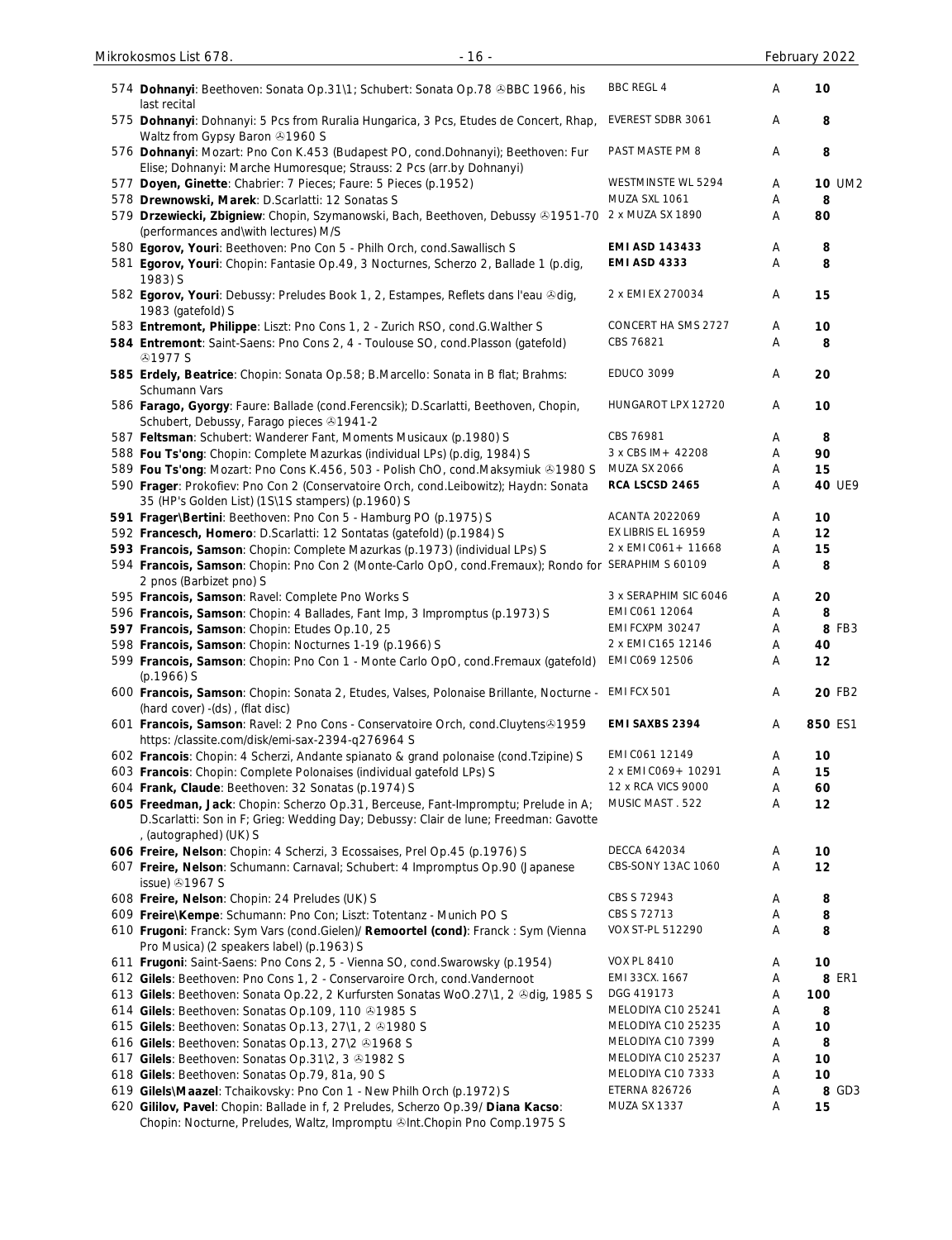| No. | Description | Label | Grade | Price |
|---|---|---|---|---|
| 574 | **Dohnanyi**: Beethoven: Sonata Op.31\1; Schubert: Sonata Op.78 ℗BBC 1966, his last recital | BBC REGL 4 | A | **10** |
| 575 | **Dohnanyi**: Dohnanyi: 5 Pcs from Ruralia Hungarica, 3 Pcs, Etudes de Concert, Rhap, Waltz from Gypsy Baron ℗1960 S | EVEREST SDBR 3061 | A | **8** |
| 576 | **Dohnanyi**: Mozart: Pno Con K.453 (Budapest PO, cond.Dohnanyi); Beethoven: Fur Elise; Dohnanyi: Marche Humoresque; Strauss: 2 Pcs (arr.by Dohnanyi) | PAST MASTE PM 8 | A | **8** |
| 577 | **Doyen, Ginette**: Chabrier: 7 Pieces; Faure: 5 Pieces (p.1952) | WESTMINSTE WL 5294 | A | **10** UM2 |
| 578 | **Drewnowski, Marek**: D.Scarlatti: 12 Sonatas S | MUZA SXL 1061 | A | **8** |
| 579 | **Drzewiecki, Zbigniew**: Chopin, Szymanowski, Bach, Beethoven, Debussy ℗1951-70 (performances and\with lectures) M/S | 2 x MUZA SX 1890 | A | **80** |
| 580 | **Egorov, Youri**: Beethoven: Pno Con 5 - Philh Orch, cond.Sawallisch S | **EMI ASD 143433** | A | **8** |
| 581 | **Egorov, Youri**: Chopin: Fantasie Op.49, 3 Nocturnes, Scherzo 2, Ballade 1 (p.dig, 1983) S | **EMI ASD 4333** | A | **8** |
| 582 | **Egorov, Youri**: Debussy: Preludes Book 1, 2, Estampes, Reflets dans l'eau ℗dig, 1983 (gatefold) S | 2 x EMI EX 270034 | A | **15** |
| 583 | **Entremont, Philippe**: Liszt: Pno Cons 1, 2 - Zurich RSO, cond.G.Walther S | CONCERT HA SMS 2727 | A | **10** |
| **584** | **Entremont**: Saint-Saens: Pno Cons 2, 4 - Toulouse SO, cond.Plasson (gatefold) ℗1977 S | CBS 76821 | A | **8** |
| **585** | **Erdely, Beatrice**: Chopin: Sonata Op.58; B.Marcello: Sonata in B flat; Brahms: Schumann Vars | EDUCO 3099 | A | **20** |
| 586 | **Farago, Gyorgy**: Faure: Ballade (cond.Ferencsik); D.Scarlatti, Beethoven, Chopin, Schubert, Debussy, Farago pieces ℗1941-2 | HUNGAROT LPX 12720 | A | **10** |
| 587 | **Feltsman**: Schubert: Wanderer Fant, Moments Musicaux (p.1980) S | CBS 76981 | A | **8** |
| 588 | **Fou Ts'ong**: Chopin: Complete Mazurkas (individual LPs) (p.dig, 1984) S | 3 x CBS IM+ 42208 | A | **90** |
| 589 | **Fou Ts'ong**: Mozart: Pno Cons K.456, 503 - Polish ChO, cond.Maksymiuk ℗1980 S | MUZA SX 2066 | A | **15** |
| 590 | **Frager**: Prokofiev: Pno Con 2 (Conservatoire Orch, cond.Leibowitz); Haydn: Sonata 35 (HP's Golden List) (1S\1S stampers) (p.1960) S | **RCA LSCSD 2465** | A | **40** UE9 |
| **591** | **Frager\Bertini**: Beethoven: Pno Con 5 - Hamburg PO (p.1975) S | ACANTA 2022069 | A | **10** |
| 592 | **Francesch, Homero**: D.Scarlatti: 12 Sontatas (gatefold) (p.1984) S | EX LIBRIS EL 16959 | A | **12** |
| **593** | **Francois, Samson**: Chopin: Complete Mazurkas (p.1973) (individual LPs) S | 2 x EMI C061+ 11668 | A | **15** |
| 594 | **Francois, Samson**: Chopin: Pno Con 2 (Monte-Carlo OpO, cond.Fremaux); Rondo for 2 pnos (Barbizet pno) S | SERAPHIM S 60109 | A | **8** |
| 595 | **Francois, Samson**: Ravel: Complete Pno Works S | 3 x SERAPHIM SIC 6046 | A | **20** |
| 596 | **Francois, Samson**: Chopin: 4 Ballades, Fant Imp, 3 Impromptus (p.1973) S | EMI C061 12064 | A | **8** |
| **597** | **Francois, Samson**: Chopin: Etudes Op.10, 25 | EMI FCXPM 30247 | A | **8** FB3 |
| 598 | **Francois, Samson**: Chopin: Nocturnes 1-19 (p.1966) S | 2 x EMI C165 12146 | A | **40** |
| 599 | **Francois, Samson**: Chopin: Pno Con 1 - Monte Carlo OpO, cond.Fremaux (gatefold) (p.1966) S | EMI C069 12506 | A | **12** |
| 600 | **Francois, Samson**: Chopin: Sonata 2, Etudes, Valses, Polonaise Brillante, Nocturne - (hard cover) -(ds) , (flat disc) | EMI FCX 501 | A | **20** FB2 |
| 601 | **Francois, Samson**: Ravel: 2 Pno Cons - Conservatoire Orch, cond.Cluytens℗1959 https: /classite.com/disk/emi-sax-2394-q276964 S | **EMI SAXBS 2394** | A | **850** ES1 |
| 602 | **Francois**: Chopin: 4 Scherzi, Andante spianato & grand polonaise (cond.Tzipine) S | EMI C061 12149 | A | **10** |
| 603 | **Francois**: Chopin: Complete Polonaises (individual gatefold LPs) S | 2 x EMI C069+ 10291 | A | **15** |
| 604 | **Frank, Claude**: Beethoven: 32 Sonatas (p.1974) S | 12 x RCA VICS 9000 | A | **60** |
| **605** | **Freedman, Jack**: Chopin: Scherzo Op.31, Berceuse, Fant-Impromptu; Prelude in A; D.Scarlatti: Son in F; Grieg: Wedding Day; Debussy: Clair de lune; Freedman: Gavotte , (autographed) (UK) S | MUSIC MAST . 522 | A | **12** |
| **606** | **Freire, Nelson**: Chopin: 4 Scherzi, 3 Ecossaises, Prel Op.45 (p.1976) S | DECCA 642034 | A | **10** |
| 607 | **Freire, Nelson**: Schumann: Carnaval; Schubert: 4 Impromptus Op.90 (Japanese issue) ℗1967 S | CBS-SONY 13AC 1060 | A | **12** |
| 608 | **Freire, Nelson**: Chopin: 24 Preludes (UK) S | CBS S 72943 | A | **8** |
| 609 | **Freire\Kempe**: Schumann: Pno Con; Liszt: Totentanz - Munich PO S | CBS S 72713 | A | **8** |
| 610 | **Frugoni**: Franck: Sym Vars (cond.Gielen)/ **Remoortel (cond)**: Franck : Sym (Vienna Pro Musica) (2 speakers label) (p.1963) S | VOX ST-PL 512290 | A | **8** |
| 611 | **Frugoni**: Saint-Saens: Pno Cons 2, 5 - Vienna SO, cond.Swarowsky (p.1954) | VOX PL 8410 | A | **10** |
| 612 | **Gilels**: Beethoven: Pno Cons 1, 2 - Conservaroire Orch, cond.Vandernoot | EMI 33CX. 1667 | A | **8** ER1 |
| 613 | **Gilels**: Beethoven: Sonata Op.22, 2 Kurfursten Sonatas WoO.27\1, 2 ℗dig, 1985 S | DGG 419173 | A | **100** |
| 614 | **Gilels**: Beethoven: Sonatas Op.109, 110 ℗1985 S | MELODIYA C10 25241 | A | **8** |
| 615 | **Gilels**: Beethoven: Sonatas Op.13, 27\1, 2 ℗1980 S | MELODIYA C10 25235 | A | **10** |
| 616 | **Gilels**: Beethoven: Sonatas Op.13, 27\2 ℗1968 S | MELODIYA C10 7399 | A | **8** |
| 617 | **Gilels**: Beethoven: Sonatas Op.31\2, 3 ℗1982 S | MELODIYA C10 25237 | A | **10** |
| 618 | **Gilels**: Beethoven: Sonatas Op.79, 81a, 90 S | MELODIYA C10 7333 | A | **10** |
| 619 | **Gilels\Maazel**: Tchaikovsky: Pno Con 1 - New Philh Orch (p.1972) S | ETERNA 826726 | A | **8** GD3 |
| 620 | **Gililov, Pavel**: Chopin: Ballade in f, 2 Preludes, Scherzo Op.39/ **Diana Kacso**: Chopin: Nocturne, Preludes, Waltz, Impromptu ℗Int.Chopin Pno Comp.1975 S | MUZA SX 1337 | A | **15** |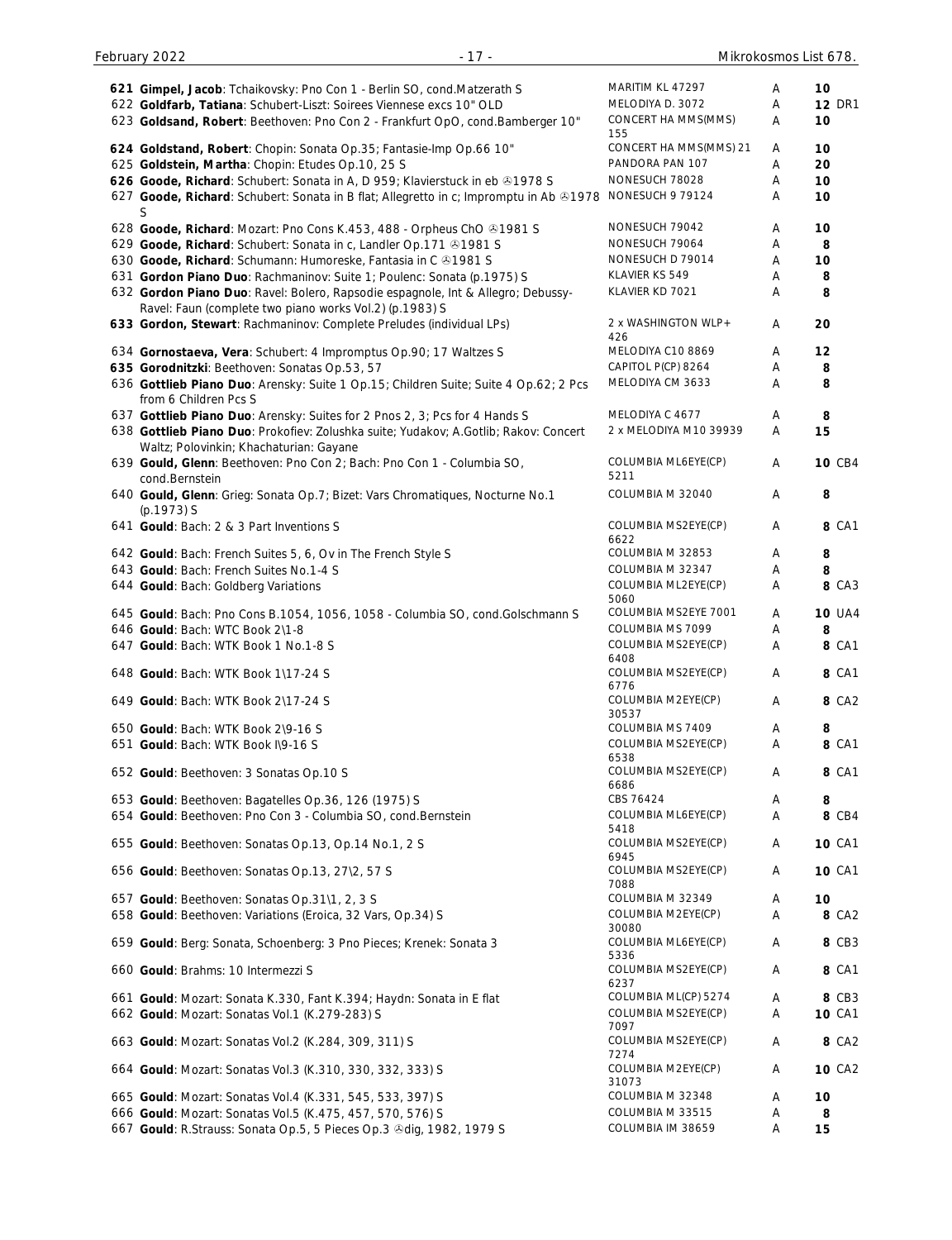| No. | Description | Label | Grade | Price |
|---|---|---|---|---|
| 621 | **Gimpel, Jacob**: Tchaikovsky: Pno Con 1 - Berlin SO, cond.Matzerath S | MARITIM KL 47297 | A | 10 |
| 622 | **Goldfarb, Tatiana**: Schubert-Liszt: Soirees Viennese excs 10" OLD | MELODIYA D. 3072 | A | 12 DR1 |
| 623 | **Goldsand, Robert**: Beethoven: Pno Con 2 - Frankfurt OpO, cond.Bamberger 10" | CONCERT HA MMS(MMS) 155 | A | 10 |
| 624 | **Goldstand, Robert**: Chopin: Sonata Op.35; Fantasie-Imp Op.66 10" | CONCERT HA MMS(MMS) 21 | A | 10 |
| 625 | **Goldstein, Martha**: Chopin: Etudes Op.10, 25 S | PANDORA PAN 107 | A | 20 |
| 626 | **Goode, Richard**: Schubert: Sonata in A, D 959; Klavierstuck in eb ℗1978 S | NONESUCH 78028 | A | 10 |
| 627 | **Goode, Richard**: Schubert: Sonata in B flat; Allegretto in c; Impromptu in Ab ℗1978 S | NONESUCH 9 79124 | A | 10 |
| 628 | **Goode, Richard**: Mozart: Pno Cons K.453, 488 - Orpheus ChO ℗1981 S | NONESUCH 79042 | A | 10 |
| 629 | **Goode, Richard**: Schubert: Sonata in c, Landler Op.171 ℗1981 S | NONESUCH 79064 | A | 8 |
| 630 | **Goode, Richard**: Schumann: Humoreske, Fantasia in C ℗1981 S | NONESUCH D 79014 | A | 10 |
| 631 | **Gordon Piano Duo**: Rachmaninov: Suite 1; Poulenc: Sonata (p.1975) S | KLAVIER KS 549 | A | 8 |
| 632 | **Gordon Piano Duo**: Ravel: Bolero, Rapsodie espagnole, Int & Allegro; Debussy-Ravel: Faun (complete two piano works Vol.2) (p.1983) S | KLAVIER KD 7021 | A | 8 |
| 633 | **Gordon, Stewart**: Rachmaninov: Complete Preludes (individual LPs) | 2 x WASHINGTON WLP+ 426 | A | 20 |
| 634 | **Gornostaeva, Vera**: Schubert: 4 Impromptus Op.90; 17 Waltzes S | MELODIYA C10 8869 | A | 12 |
| 635 | **Gorodnitzki**: Beethoven: Sonatas Op.53, 57 | CAPITOL P(CP) 8264 | A | 8 |
| 636 | **Gottlieb Piano Duo**: Arensky: Suite 1 Op.15; Children Suite; Suite 4 Op.62; 2 Pcs from 6 Children Pcs S | MELODIYA CM 3633 | A | 8 |
| 637 | **Gottlieb Piano Duo**: Arensky: Suites for 2 Pnos 2, 3; Pcs for 4 Hands S | MELODIYA C 4677 | A | 8 |
| 638 | **Gottlieb Piano Duo**: Prokofiev: Zolushka suite; Yudakov; A.Gotlib; Rakov: Concert Waltz; Polovinkin; Khachaturian: Gayane | 2 x MELODIYA M10 39939 | A | 15 |
| 639 | **Gould, Glenn**: Beethoven: Pno Con 2; Bach: Pno Con 1 - Columbia SO, cond.Bernstein | COLUMBIA ML6EYE(CP) 5211 | A | 10 CB4 |
| 640 | **Gould, Glenn**: Grieg: Sonata Op.7; Bizet: Vars Chromatiques, Nocturne No.1 (p.1973) S | COLUMBIA M 32040 | A | 8 |
| 641 | **Gould**: Bach: 2 & 3 Part Inventions S | COLUMBIA MS2EYE(CP) 6622 | A | 8 CA1 |
| 642 | **Gould**: Bach: French Suites 5, 6, Ov in The French Style S | COLUMBIA M 32853 | A | 8 |
| 643 | **Gould**: Bach: French Suites No.1-4 S | COLUMBIA M 32347 | A | 8 |
| 644 | **Gould**: Bach: Goldberg Variations | COLUMBIA ML2EYE(CP) 5060 | A | 8 CA3 |
| 645 | **Gould**: Bach: Pno Cons B.1054, 1056, 1058 - Columbia SO, cond.Golschmann S | COLUMBIA MS2EYE 7001 | A | 10 UA4 |
| 646 | **Gould**: Bach: WTC Book 2\1-8 | COLUMBIA MS 7099 | A | 8 |
| 647 | **Gould**: Bach: WTK Book 1 No.1-8 S | COLUMBIA MS2EYE(CP) 6408 | A | 8 CA1 |
| 648 | **Gould**: Bach: WTK Book 1\17-24 S | COLUMBIA MS2EYE(CP) 6776 | A | 8 CA1 |
| 649 | **Gould**: Bach: WTK Book 2\17-24 S | COLUMBIA M2EYE(CP) 30537 | A | 8 CA2 |
| 650 | **Gould**: Bach: WTK Book 2\9-16 S | COLUMBIA MS 7409 | A | 8 |
| 651 | **Gould**: Bach: WTK Book I\9-16 S | COLUMBIA MS2EYE(CP) 6538 | A | 8 CA1 |
| 652 | **Gould**: Beethoven: 3 Sonatas Op.10 S | COLUMBIA MS2EYE(CP) 6686 | A | 8 CA1 |
| 653 | **Gould**: Beethoven: Bagatelles Op.36, 126 (1975) S | CBS 76424 | A | 8 |
| 654 | **Gould**: Beethoven: Pno Con 3 - Columbia SO, cond.Bernstein | COLUMBIA ML6EYE(CP) 5418 | A | 8 CB4 |
| 655 | **Gould**: Beethoven: Sonatas Op.13, Op.14 No.1, 2 S | COLUMBIA MS2EYE(CP) 6945 | A | 10 CA1 |
| 656 | **Gould**: Beethoven: Sonatas Op.13, 27\2, 57 S | COLUMBIA MS2EYE(CP) 7088 | A | 10 CA1 |
| 657 | **Gould**: Beethoven: Sonatas Op.31\1, 2, 3 S | COLUMBIA M 32349 | A | 10 |
| 658 | **Gould**: Beethoven: Variations (Eroica, 32 Vars, Op.34) S | COLUMBIA M2EYE(CP) 30080 | A | 8 CA2 |
| 659 | **Gould**: Berg: Sonata, Schoenberg: 3 Pno Pieces; Krenek: Sonata 3 | COLUMBIA ML6EYE(CP) 5336 | A | 8 CB3 |
| 660 | **Gould**: Brahms: 10 Intermezzi S | COLUMBIA MS2EYE(CP) 6237 | A | 8 CA1 |
| 661 | **Gould**: Mozart: Sonata K.330, Fant K.394; Haydn: Sonata in E flat | COLUMBIA ML(CP) 5274 | A | 8 CB3 |
| 662 | **Gould**: Mozart: Sonatas Vol.1 (K.279-283) S | COLUMBIA MS2EYE(CP) 7097 | A | 10 CA1 |
| 663 | **Gould**: Mozart: Sonatas Vol.2 (K.284, 309, 311) S | COLUMBIA MS2EYE(CP) 7274 | A | 8 CA2 |
| 664 | **Gould**: Mozart: Sonatas Vol.3 (K.310, 330, 332, 333) S | COLUMBIA M2EYE(CP) 31073 | A | 10 CA2 |
| 665 | **Gould**: Mozart: Sonatas Vol.4 (K.331, 545, 533, 397) S | COLUMBIA M 32348 | A | 10 |
| 666 | **Gould**: Mozart: Sonatas Vol.5 (K.475, 457, 570, 576) S | COLUMBIA M 33515 | A | 8 |
| 667 | **Gould**: R.Strauss: Sonata Op.5, 5 Pieces Op.3 ℗dig, 1982, 1979 S | COLUMBIA IM 38659 | A | 15 |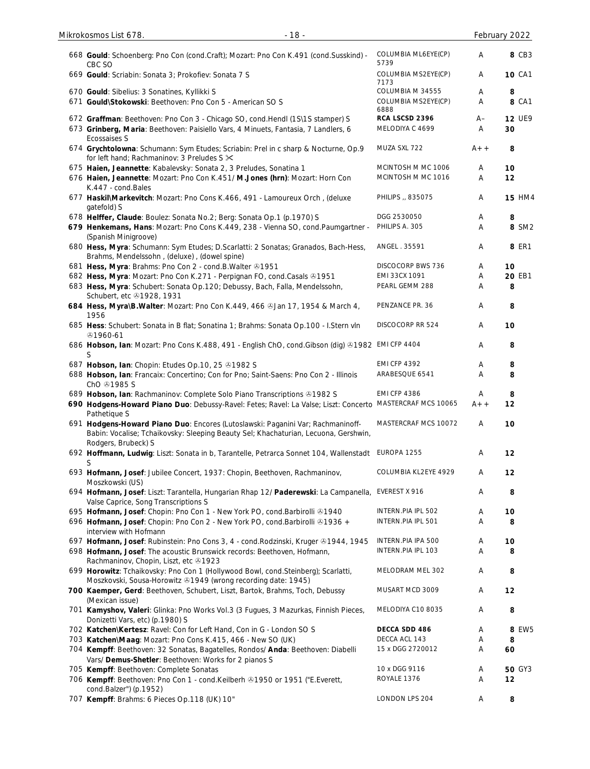| No. | Description | Label | Grade | Price |
|---|---|---|---|---|
| 668 | **Gould**: Schoenberg: Pno Con (cond.Craft); Mozart: Pno Con K.491 (cond.Susskind) - CBC SO | COLUMBIA ML6EYE(CP) 5739 | A | 8 CB3 |
| 669 | **Gould**: Scriabin: Sonata 3; Prokofiev: Sonata 7 S | COLUMBIA MS2EYE(CP) 7173 | A | 10 CA1 |
| 670 | **Gould**: Sibelius: 3 Sonatines, Kyllikki S | COLUMBIA M 34555 | A | 8 |
| 671 | **Gould\Stokowski**: Beethoven: Pno Con 5 - American SO S | COLUMBIA MS2EYE(CP) 6888 | A | 8 CA1 |
| 672 | **Graffman**: Beethoven: Pno Con 3 - Chicago SO, cond.Hendl (1S\1S stamper) S | **RCA LSCSD 2396** | A– | 12 UE9 |
| 673 | **Grinberg, Maria**: Beethoven: Paisiello Vars, 4 Minuets, Fantasia, 7 Landlers, 6 Ecossaises S | MELODIYA C 4699 | A | 30 |
| 674 | **Grychtolowna**: Schumann: Sym Etudes; Scriabin: Prel in c sharp & Nocturne, Op.9 for left hand; Rachmaninov: 3 Preludes S ✂ | MUZA SXL 722 | A++ | 8 |
| 675 | **Haien, Jeannette**: Kabalevsky: Sonata 2, 3 Preludes, Sonatina 1 | MCINTOSH M MC 1006 | A | 10 |
| 676 | **Haien, Jeannette**: Mozart: Pno Con K.451/ **M.Jones (hrn)**: Mozart: Horn Con K.447 - cond.Bales | MCINTOSH M MC 1016 | A | 12 |
| 677 | **Haskil\Markevitch**: Mozart: Pno Cons K.466, 491 - Lamoureux Orch , (deluxe gatefold) S | PHILIPS ,, 835075 | A | 15 HM4 |
| 678 | **Helffer, Claude**: Boulez: Sonata No.2; Berg: Sonata Op.1 (p.1970) S | DGG 2530050 | A | 8 |
| 679 | **Henkemans, Hans**: Mozart: Pno Cons K.449, 238 - Vienna SO, cond.Paumgartner - (Spanish Minigroove) | PHILIPS A. 305 | A | 8 SM2 |
| 680 | **Hess, Myra**: Schumann: Sym Etudes; D.Scarlatti: 2 Sonatas; Granados, Bach-Hess, Brahms, Mendelssohn , (deluxe) , (dowel spine) | ANGEL . 35591 | A | 8 ER1 |
| 681 | **Hess, Myra**: Brahms: Pno Con 2 - cond.B.Walter ℗1951 | DISCOCORP BWS 736 | A | 10 |
| 682 | **Hess, Myra**: Mozart: Pno Con K.271 - Perpignan FO, cond.Casals ℗1951 | EMI 33CX 1091 | A | 20 EB1 |
| 683 | **Hess, Myra**: Schubert: Sonata Op.120; Debussy, Bach, Falla, Mendelssohn, Schubert, etc ℗1928, 1931 | PEARL GEMM 288 | A | 8 |
| 684 | **Hess, Myra\B.Walter**: Mozart: Pno Con K.449, 466 ℗Jan 17, 1954 & March 4, 1956 | PENZANCE PR. 36 | A | 8 |
| 685 | **Hess**: Schubert: Sonata in B flat; Sonatina 1; Brahms: Sonata Op.100 - I.Stern vln ℗1960-61 | DISCOCORP RR 524 | A | 10 |
| 686 | **Hobson, Ian**: Mozart: Pno Cons K.488, 491 - English ChO, cond.Gibson (dig) ℗1982 S | EMI CFP 4404 | A | 8 |
| 687 | **Hobson, Ian**: Chopin: Etudes Op.10, 25 ℗1982 S | EMI CFP 4392 | A | 8 |
| 688 | **Hobson, Ian**: Francaix: Concertino; Con for Pno; Saint-Saens: Pno Con 2 - Illinois ChO ℗1985 S | ARABESQUE 6541 | A | 8 |
| 689 | **Hobson, Ian**: Rachmaninov: Complete Solo Piano Transcriptions ℗1982 S | EMI CFP 4386 | A | 8 |
| 690 | **Hodgens-Howard Piano Duo**: Debussy-Ravel: Fetes; Ravel: La Valse; Liszt: Concerto Pathetique S | MASTERCRAF MCS 10065 | A++ | 12 |
| 691 | **Hodgens-Howard Piano Duo**: Encores (Lutoslawski: Paganini Var; Rachmaninoff-Babin: Vocalise; Tchaikovsky: Sleeping Beauty Sel; Khachaturian, Lecuona, Gershwin, Rodgers, Brubeck) S | MASTERCRAF MCS 10072 | A | 10 |
| 692 | **Hoffmann, Ludwig**: Liszt: Sonata in b, Tarantelle, Petrarca Sonnet 104, Wallenstadt S | EUROPA 1255 | A | 12 |
| 693 | **Hofmann, Josef**: Jubilee Concert, 1937: Chopin, Beethoven, Rachmaninov, Moszkowski (US) | COLUMBIA KL2EYE 4929 | A | 12 |
| 694 | **Hofmann, Josef**: Liszt: Tarantella, Hungarian Rhap 12/ **Paderewski**: La Campanella, Valse Caprice, Song Transcriptions S | EVEREST X 916 | A | 8 |
| 695 | **Hofmann, Josef**: Chopin: Pno Con 1 - New York PO, cond.Barbirolli ℗1940 | INTERN.PIA IPL 502 | A | 10 |
| 696 | **Hofmann, Josef**: Chopin: Pno Con 2 - New York PO, cond.Barbirolli ℗1936 + interview with Hofmann | INTERN.PIA IPL 501 | A | 8 |
| 697 | **Hofmann, Josef**: Rubinstein: Pno Cons 3, 4 - cond.Rodzinski, Kruger ℗1944, 1945 | INTERN.PIA IPA 500 | A | 10 |
| 698 | **Hofmann, Josef**: The acoustic Brunswick records: Beethoven, Hofmann, Rachmaninov, Chopin, Liszt, etc ℗1923 | INTERN.PIA IPL 103 | A | 8 |
| 699 | **Horowitz**: Tchaikovsky: Pno Con 1 (Hollywood Bowl, cond.Steinberg); Scarlatti, Moszkovski, Sousa-Horowitz ℗1949 (wrong recording date: 1945) | MELODRAM MEL 302 | A | 8 |
| 700 | **Kaemper, Gerd**: Beethoven, Schubert, Liszt, Bartok, Brahms, Toch, Debussy (Mexican issue) | MUSART MCD 3009 | A | 12 |
| 701 | **Kamyshov, Valeri**: Glinka: Pno Works Vol.3 (3 Fugues, 3 Mazurkas, Finnish Pieces, Donizetti Vars, etc) (p.1980) S | MELODIYA C10 8035 | A | 8 |
| 702 | **Katchen\Kertesz**: Ravel: Con for Left Hand, Con in G - London SO S | **DECCA SDD 486** | A | 8 EW5 |
| 703 | **Katchen\Maag**: Mozart: Pno Cons K.415, 466 - New SO (UK) | DECCA ACL 143 | A | 8 |
| 704 | **Kempff**: Beethoven: 32 Sonatas, Bagatelles, Rondos/ **Anda**: Beethoven: Diabelli Vars/ **Demus-Shetler**: Beethoven: Works for 2 pianos S | 15 x DGG 2720012 | A | 60 |
| 705 | **Kempff**: Beethoven: Complete Sonatas | 10 x DGG 9116 | A | 50 GY3 |
| 706 | **Kempff**: Beethoven: Pno Con 1 - cond.Keilberh ℗1950 or 1951 ("E.Everett, cond.Balzer") (p.1952) | ROYALE 1376 | A | 12 |
| 707 | **Kempff**: Brahms: 6 Pieces Op.118 (UK) 10" | LONDON LPS 204 | A | 8 |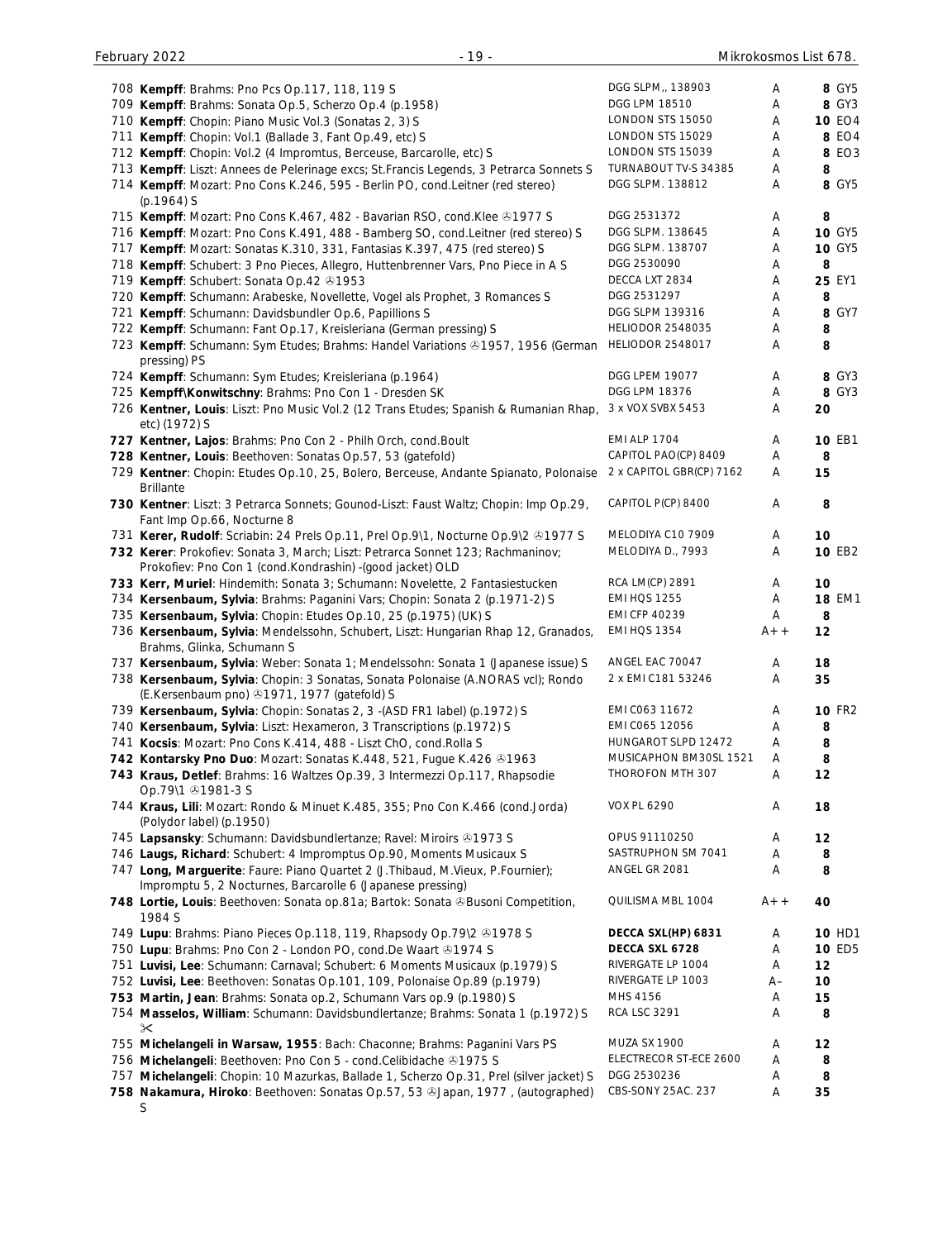| No. | Description | Label | Grade | Price |
|---|---|---|---|---|
| 708 | **Kempff**: Brahms: Pno Pcs Op.117, 118, 119 S | DGG SLPM., 138903 | A | **8** GY5 |
| 709 | **Kempff**: Brahms: Sonata Op.5, Scherzo Op.4 (p.1958) | DGG LPM 18510 | A | **8** GY3 |
| 710 | **Kempff**: Chopin: Piano Music Vol.3 (Sonatas 2, 3) S | LONDON STS 15050 | A | **10** EO4 |
| 711 | **Kempff**: Chopin: Vol.1 (Ballade 3, Fant Op.49, etc) S | LONDON STS 15029 | A | **8** EO4 |
| 712 | **Kempff**: Chopin: Vol.2 (4 Impromtus, Berceuse, Barcarolle, etc) S | LONDON STS 15039 | A | **8** EO3 |
| 713 | **Kempff**: Liszt: Annees de Pelerinage excs; St.Francis Legends, 3 Petrarca Sonnets S | TURNABOUT TV-S 34385 | A | **8** |
| 714 | **Kempff**: Mozart: Pno Cons K.246, 595 - Berlin PO, cond.Leitner (red stereo) (p.1964) S | DGG SLPM. 138812 | A | **8** GY5 |
| 715 | **Kempff**: Mozart: Pno Cons K.467, 482 - Bavarian RSO, cond.Klee ℗1977 S | DGG 2531372 | A | **8** |
| 716 | **Kempff**: Mozart: Pno Cons K.491, 488 - Bamberg SO, cond.Leitner (red stereo) S | DGG SLPM. 138645 | A | **10** GY5 |
| 717 | **Kempff**: Mozart: Sonatas K.310, 331, Fantasias K.397, 475 (red stereo) S | DGG SLPM. 138707 | A | **10** GY5 |
| 718 | **Kempff**: Schubert: 3 Pno Pieces, Allegro, Huttenbrenner Vars, Pno Piece in A S | DGG 2530090 | A | **8** |
| 719 | **Kempff**: Schubert: Sonata Op.42 ℗1953 | DECCA LXT 2834 | A | **25** EY1 |
| 720 | **Kempff**: Schumann: Arabeske, Novellette, Vogel als Prophet, 3 Romances S | DGG 2531297 | A | **8** |
| 721 | **Kempff**: Schumann: Davidsbundler Op.6, Papillions S | DGG SLPM 139316 | A | **8** GY7 |
| 722 | **Kempff**: Schumann: Fant Op.17, Kreisleriana (German pressing) S | HELIODOR 2548035 | A | **8** |
| 723 | **Kempff**: Schumann: Sym Etudes; Brahms: Handel Variations ℗1957, 1956 (German pressing) PS | HELIODOR 2548017 | A | **8** |
| 724 | **Kempff**: Schumann: Sym Etudes; Kreisleriana (p.1964) | DGG LPEM 19077 | A | **8** GY3 |
| 725 | **Kempff\Konwitschny**: Brahms: Pno Con 1 - Dresden SK | DGG LPM 18376 | A | **8** GY3 |
| 726 | **Kentner, Louis**: Liszt: Pno Music Vol.2 (12 Trans Etudes; Spanish & Rumanian Rhap, etc) (1972) S | 3 x VOX SVBX 5453 | A | **20** |
| **727** | **Kentner, Lajos**: Brahms: Pno Con 2 - Philh Orch, cond.Boult | EMI ALP 1704 | A | **10** EB1 |
| **728** | **Kentner, Louis**: Beethoven: Sonatas Op.57, 53 (gatefold) | CAPITOL PAO(CP) 8409 | A | **8** |
| 729 | **Kentner**: Chopin: Etudes Op.10, 25, Bolero, Berceuse, Andante Spianato, Polonaise Brillante | 2 x CAPITOL GBR(CP) 7162 | A | **15** |
| **730** | **Kentner**: Liszt: 3 Petrarca Sonnets; Gounod-Liszt: Faust Waltz; Chopin: Imp Op.29, Fant Imp Op.66, Nocturne 8 | CAPITOL P(CP) 8400 | A | **8** |
| 731 | **Kerer, Rudolf**: Scriabin: 24 Prels Op.11, Prel Op.9\1, Nocturne Op.9\2 ℗1977 S | MELODIYA C10 7909 | A | **10** |
| **732** | **Kerer**: Prokofiev: Sonata 3, March; Liszt: Petrarca Sonnet 123; Rachmaninov; Prokofiev: Pno Con 1 (cond.Kondrashin) -(good jacket) OLD | MELODIYA D., 7993 | A | **10** EB2 |
| **733** | **Kerr, Muriel**: Hindemith: Sonata 3; Schumann: Novelette, 2 Fantasiestucken | RCA LM(CP) 2891 | A | **10** |
| 734 | **Kersenbaum, Sylvia**: Brahms: Paganini Vars; Chopin: Sonata 2 (p.1971-2) S | EMI HQS 1255 | A | **18** EM1 |
| 735 | **Kersenbaum, Sylvia**: Chopin: Etudes Op.10, 25 (p.1975) (UK) S | EMI CFP 40239 | A | **8** |
| 736 | **Kersenbaum, Sylvia**: Mendelssohn, Schubert, Liszt: Hungarian Rhap 12, Granados, Brahms, Glinka, Schumann S | EMI HQS 1354 | A++ | **12** |
| 737 | **Kersenbaum, Sylvia**: Weber: Sonata 1; Mendelssohn: Sonata 1 (Japanese issue) S | ANGEL EAC 70047 | A | **18** |
| 738 | **Kersenbaum, Sylvia**: Chopin: 3 Sonatas, Sonata Polonaise (A.NORAS vcl); Rondo (E.Kersenbaum pno) ℗1971, 1977 (gatefold) S | 2 x EMI C181 53246 | A | **35** |
| 739 | **Kersenbaum, Sylvia**: Chopin: Sonatas 2, 3 -(ASD FR1 label) (p.1972) S | EMI C063 11672 | A | **10** FR2 |
| 740 | **Kersenbaum, Sylvia**: Liszt: Hexameron, 3 Transcriptions (p.1972) S | EMI C065 12056 | A | **8** |
| 741 | **Kocsis**: Mozart: Pno Cons K.414, 488 - Liszt ChO, cond.Rolla S | HUNGAROT SLPD 12472 | A | **8** |
| **742** | **Kontarsky Pno Duo**: Mozart: Sonatas K.448, 521, Fugue K.426 ℗1963 | MUSICAPHON BM30SL 1521 | A | **8** |
| **743** | **Kraus, Detlef**: Brahms: 16 Waltzes Op.39, 3 Intermezzi Op.117, Rhapsodie Op.79\1 ℗1981-3 S | THOROFON MTH 307 | A | **12** |
| 744 | **Kraus, Lili**: Mozart: Rondo & Minuet K.485, 355; Pno Con K.466 (cond.Jorda) (Polydor label) (p.1950) | VOX PL 6290 | A | **18** |
| 745 | **Lapsansky**: Schumann: Davidsbundlertanze; Ravel: Miroirs ℗1973 S | OPUS 91110250 | A | **12** |
| 746 | **Laugs, Richard**: Schubert: 4 Impromptus Op.90, Moments Musicaux S | SASTRUPHON SM 7041 | A | **8** |
| 747 | **Long, Marguerite**: Faure: Piano Quartet 2 (J.Thibaud, M.Vieux, P.Fournier); Impromptu 5, 2 Nocturnes, Barcarolle 6 (Japanese pressing) | ANGEL GR 2081 | A | **8** |
| **748** | **Lortie, Louis**: Beethoven: Sonata op.81a; Bartok: Sonata ℗Busoni Competition, 1984 S | QUILISMA MBL 1004 | A++ | **40** |
| 749 | **Lupu**: Brahms: Piano Pieces Op.118, 119, Rhapsody Op.79\2 ℗1978 S | **DECCA SXL(HP) 6831** | A | **10** HD1 |
| 750 | **Lupu**: Brahms: Pno Con 2 - London PO, cond.De Waart ℗1974 S | **DECCA SXL 6728** | A | **10** ED5 |
| 751 | **Luvisi, Lee**: Schumann: Carnaval; Schubert: 6 Moments Musicaux (p.1979) S | RIVERGATE LP 1004 | A | **12** |
| 752 | **Luvisi, Lee**: Beethoven: Sonatas Op.101, 109, Polonaise Op.89 (p.1979) | RIVERGATE LP 1003 | A– | **10** |
| **753** | **Martin, Jean**: Brahms: Sonata op.2, Schumann Vars op.9 (p.1980) S | MHS 4156 | A | **15** |
| 754 | **Masselos, William**: Schumann: Davidsbundlertanze; Brahms: Sonata 1 (p.1972) S ✂ | RCA LSC 3291 | A | **8** |
| 755 | **Michelangeli in Warsaw, 1955**: Bach: Chaconne; Brahms: Paganini Vars PS | MUZA SX 1900 | A | **12** |
| 756 | **Michelangeli**: Beethoven: Pno Con 5 - cond.Celibidache ℗1975 S | ELECTRECOR ST-ECE 2600 | A | **8** |
| 757 | **Michelangeli**: Chopin: 10 Mazurkas, Ballade 1, Scherzo Op.31, Prel (silver jacket) S | DGG 2530236 | A | **8** |
| **758** | **Nakamura, Hiroko**: Beethoven: Sonatas Op.57, 53 ℗Japan, 1977 , (autographed) S | CBS-SONY 25AC. 237 | A | **35** |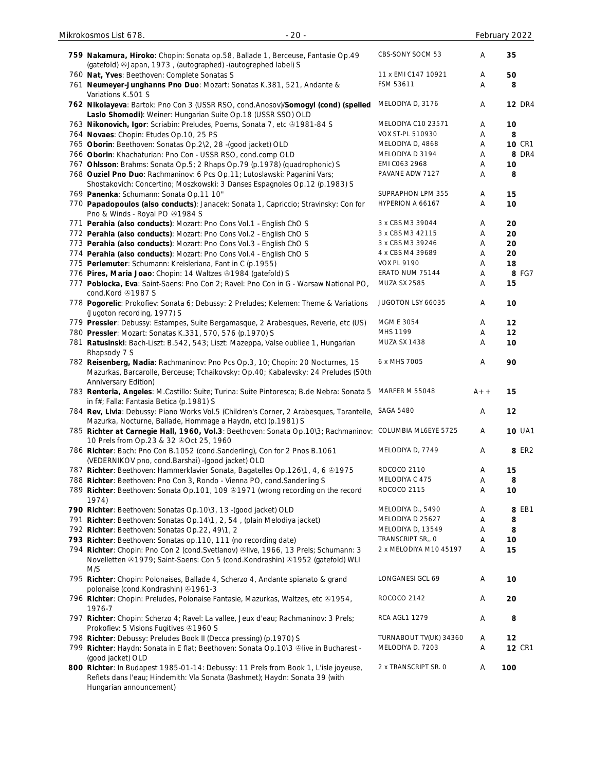| No. | Description | Label | Grade | Price |
|---|---|---|---|---|
| 759 | **Nakamura, Hiroko**: Chopin: Sonata op.58, Ballade 1, Berceuse, Fantasie Op.49 (gatefold) ℗Japan, 1973 , (autographed) -(autogrephed label) S | CBS-SONY SOCM 53 | A | 35 |
| 760 | **Nat, Yves**: Beethoven: Complete Sonatas S | 11 x EMI C147 10921 | A | 50 |
| 761 | **Neumeyer-Junghanns Pno Duo**: Mozart: Sonatas K.381, 521, Andante & Variations K.501 S | FSM 53611 | A | 8 |
| 762 | **Nikolayeva**: Bartok: Pno Con 3 (USSR RSO, cond.Anosov)/**Somogyi (cond) (spelled Laslo Shomodi)**: Weiner: Hungarian Suite Op.18 (USSR SSO) OLD | MELODIYA D, 3176 | A | 12 DR4 |
| 763 | **Nikonovich, Igor**: Scriabin: Preludes, Poems, Sonata 7, etc ℗1981-84 S | MELODIYA C10 23571 | A | 10 |
| 764 | **Novaes**: Chopin: Etudes Op.10, 25 PS | VOX ST-PL 510930 | A | 8 |
| 765 | **Oborin**: Beethoven: Sonatas Op.2\2, 28 -(good jacket) OLD | MELODIYA D, 4868 | A | 10 CR1 |
| 766 | **Oborin**: Khachaturian: Pno Con - USSR RSO, cond.comp OLD | MELODIYA D 3194 | A | 8 DR4 |
| 767 | **Ohlsson**: Brahms: Sonata Op.5; 2 Rhaps Op.79 (p.1978) (quadrophonic) S | EMI C063 2968 | A | 10 |
| 768 | **Ouziel Pno Duo**: Rachmaninov: 6 Pcs Op.11; Lutoslawski: Paganini Vars; Shostakovich: Concertino; Moszkowski: 3 Danses Espagnoles Op.12 (p.1983) S | PAVANE ADW 7127 | A | 8 |
| 769 | **Panenka**: Schumann: Sonata Op.11 10" | SUPRAPHON LPM 355 | A | 15 |
| 770 | **Papadopoulos (also conducts)**: Janacek: Sonata 1, Capriccio; Stravinsky: Con for Pno & Winds - Royal PO ℗1984 S | HYPERION A 66167 | A | 10 |
| 771 | **Perahia (also conducts)**: Mozart: Pno Cons Vol.1 - English ChO S | 3 x CBS M3 39044 | A | 20 |
| 772 | **Perahia (also conducts)**: Mozart: Pno Cons Vol.2 - English ChO S | 3 x CBS M3 42115 | A | 20 |
| 773 | **Perahia (also conducts)**: Mozart: Pno Cons Vol.3 - English ChO S | 3 x CBS M3 39246 | A | 20 |
| 774 | **Perahia (also conducts)**: Mozart: Pno Cons Vol.4 - English ChO S | 4 x CBS M4 39689 | A | 20 |
| 775 | **Perlemuter**: Schumann: Kreisleriana, Fant in C (p.1955) | VOX PL 9190 | A | 18 |
| 776 | **Pires, Maria Joao**: Chopin: 14 Waltzes ℗1984 (gatefold) S | ERATO NUM 75144 | A | 8 FG7 |
| 777 | **Poblocka, Eva**: Saint-Saens: Pno Con 2; Ravel: Pno Con in G - Warsaw National PO, cond.Kord ℗1987 S | MUZA SX 2585 | A | 15 |
| 778 | **Pogorelic**: Prokofiev: Sonata 6; Debussy: 2 Preludes; Kelemen: Theme & Variations (Jugoton recording, 1977) S | JUGOTON LSY 66035 | A | 10 |
| 779 | **Pressler**: Debussy: Estampes, Suite Bergamasque, 2 Arabesques, Reverie, etc (US) | MGM E 3054 | A | 12 |
| 780 | **Pressler**: Mozart: Sonatas K.331, 570, 576 (p.1970) S | MHS 1199 | A | 12 |
| 781 | **Ratusinski**: Bach-Liszt: B.542, 543; Liszt: Mazeppa, Valse oubliee 1, Hungarian Rhapsody 7 S | MUZA SX 1438 | A | 10 |
| 782 | **Reisenberg, Nadia**: Rachmaninov: Pno Pcs Op.3, 10; Chopin: 20 Nocturnes, 15 Mazurkas, Barcarolle, Berceuse; Tchaikovsky: Op.40; Kabalevsky: 24 Preludes (50th Anniversary Edition) | 6 x MHS 7005 | A | 90 |
| 783 | **Renteria, Angeles**: M.Castillo: Suite; Turina: Suite Pintoresca; B.de Nebra: Sonata 5 in f#; Falla: Fantasia Betica (p.1981) S | MARFER M 55048 | A++ | 15 |
| 784 | **Rev, Livia**: Debussy: Piano Works Vol.5 (Children's Corner, 2 Arabesques, Tarantelle, Mazurka, Nocturne, Ballade, Hommage a Haydn, etc) (p.1981) S | SAGA 5480 | A | 12 |
| 785 | **Richter at Carnegie Hall, 1960, Vol.3**: Beethoven: Sonata Op.10\3; Rachmaninov: 10 Prels from Op.23 & 32 ℗Oct 25, 1960 | COLUMBIA ML6EYE 5725 | A | 10 UA1 |
| 786 | **Richter**: Bach: Pno Con B.1052 (cond.Sanderling), Con for 2 Pnos B.1061 (VEDERNIKOV pno, cond.Barshai) -(good jacket) OLD | MELODIYA D, 7749 | A | 8 ER2 |
| 787 | **Richter**: Beethoven: Hammerklavier Sonata, Bagatelles Op.126\1, 4, 6 ℗1975 | ROCOCO 2110 | A | 15 |
| 788 | **Richter**: Beethoven: Pno Con 3, Rondo - Vienna PO, cond.Sanderling S | MELODIYA C 475 | A | 8 |
| 789 | **Richter**: Beethoven: Sonata Op.101, 109 ℗1971 (wrong recording on the record 1974) | ROCOCO 2115 | A | 10 |
| 790 | **Richter**: Beethoven: Sonatas Op.10\3, 13 -(good jacket) OLD | MELODIYA D., 5490 | A | 8 EB1 |
| 791 | **Richter**: Beethoven: Sonatas Op.14\1, 2, 54 , (plain Melodiya jacket) | MELODIYA D 25627 | A | 8 |
| 792 | **Richter**: Beethoven: Sonatas Op.22, 49\1, 2 | MELODIYA D, 13549 | A | 8 |
| 793 | **Richter**: Beethoven: Sonatas op.110, 111 (no recording date) | TRANSCRIPT SR,, 0 | A | 10 |
| 794 | **Richter**: Chopin: Pno Con 2 (cond.Svetlanov) ℗live, 1966, 13 Prels; Schumann: 3 Novelletten ℗1979; Saint-Saens: Con 5 (cond.Kondrashin) ℗1952 (gatefold) WLI M/S | 2 x MELODIYA M10 45197 | A | 15 |
| 795 | **Richter**: Chopin: Polonaises, Ballade 4, Scherzo 4, Andante spianato & grand polonaise (cond.Kondrashin) ℗1961-3 | LONGANESI GCL 69 | A | 10 |
| 796 | **Richter**: Chopin: Preludes, Polonaise Fantasie, Mazurkas, Waltzes, etc ℗1954, 1976-7 | ROCOCO 2142 | A | 20 |
| 797 | **Richter**: Chopin: Scherzo 4; Ravel: La vallee, Jeux d'eau; Rachmaninov: 3 Prels; Prokofiev: 5 Visions Fugitives ℗1960 S | RCA AGL1 1279 | A | 8 |
| 798 | **Richter**: Debussy: Preludes Book II (Decca pressing) (p.1970) S | TURNABOUT TV(UK) 34360 | A | 12 |
| 799 | **Richter**: Haydn: Sonata in E flat; Beethoven: Sonata Op.10\3 ℗live in Bucharest - (good jacket) OLD | MELODIYA D. 7203 | A | 12 CR1 |
| 800 | **Richter**: In Budapest 1985-01-14: Debussy: 11 Prels from Book 1, L'isle joyeuse, Reflets dans l'eau; Hindemith: Vla Sonata (Bashmet); Haydn: Sonata 39 (with Hungarian announcement) | 2 x TRANSCRIPT SR. 0 | A | 100 |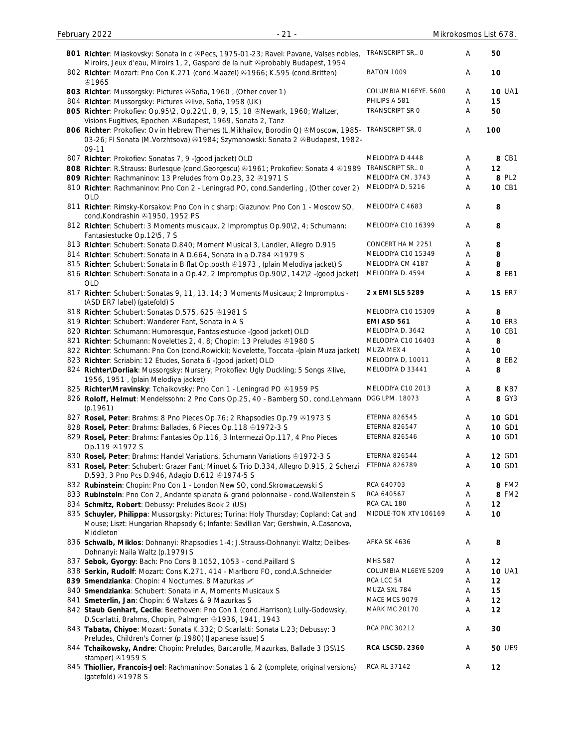| No. | Description | Label | Grade | Price |
|---|---|---|---|---|
| **801** | **Richter**: Miaskovsky: Sonata in c ℗Pecs, 1975-01-23; Ravel: Pavane, Valses nobles, Miroirs, Jeux d'eau, Miroirs 1, 2, Gaspard de la nuit ℗probably Budapest, 1954 | TRANSCRIPT SR,. 0 | A | 50 |
| 802 | **Richter**: Mozart: Pno Con K.271 (cond.Maazel) ℗1966; K.595 (cond.Britten) ℗1965 | BATON 1009 | A | 10 |
| **803** | **Richter**: Mussorgsky: Pictures ℗Sofia, 1960 , (Other cover 1) | COLUMBIA ML6EYE. 5600 | A | 10 UA1 |
| 804 | **Richter**: Mussorgsky: Pictures ℗live, Sofia, 1958 (UK) | PHILIPS A 581 | A | 15 |
| **805** | **Richter**: Prokofiev: Op.95\2, Op.22\1, 8, 9, 15, 18 ℗Newark, 1960; Waltzer, Visions Fugitives, Epochen ℗Budapest, 1969, Sonata 2, Tanz | TRANSCRIPT SR 0 | A | 50 |
| **806** | **Richter**: Prokofiev: Ov in Hebrew Themes (L.Mikhailov, Borodin Q) ℗Moscow, 1985-03-26; Fl Sonata (M.Vorzhtsova) ℗1984; Szymanowski: Sonata 2 ℗Budapest, 1982-09-11 | TRANSCRIPT SR, 0 | A | 100 |
| 807 | **Richter**: Prokofiev: Sonatas 7, 9 -(good jacket) OLD | MELODIYA D 4448 | A | 8 CB1 |
| **808** | **Richter**: R.Strauss: Burlesque (cond.Georgescu) ℗1961; Prokofiev: Sonata 4 ℗1989 | TRANSCRIPT SR.. 0 | A | 12 |
| **809** | **Richter**: Rachmaninov: 13 Preludes from Op.23, 32 ℗1971 S | MELODIYA CM. 3743 | A | 8 PL2 |
| 810 | **Richter**: Rachmaninov: Pno Con 2 - Leningrad PO, cond.Sanderling , (Other cover 2) OLD | MELODIYA D, 5216 | A | 10 CB1 |
| 811 | **Richter**: Rimsky-Korsakov: Pno Con in c sharp; Glazunov: Pno Con 1 - Moscow SO, cond.Kondrashin ℗1950, 1952 PS | MELODIYA C 4683 | A | 8 |
| 812 | **Richter**: Schubert: 3 Moments musicaux, 2 Impromptus Op.90\2, 4; Schumann: Fantasiestucke Op.12\5, 7 S | MELODIYA C10 16399 | A | 8 |
| 813 | **Richter**: Schubert: Sonata D.840; Moment Musical 3, Landler, Allegro D.915 | CONCERT HA M 2251 | A | 8 |
| 814 | **Richter**: Schubert: Sonata in A D.664, Sonata in a D.784 ℗1979 S | MELODIYA C10 15349 | A | 8 |
| 815 | **Richter**: Schubert: Sonata in B flat Op.posth ℗1973 , (plain Melodiya jacket) S | MELODIYA CM 4187 | A | 8 |
| 816 | **Richter**: Schubert: Sonata in a Op.42, 2 Impromptus Op.90\2, 142\2 -(good jacket) OLD | MELODIYA D. 4594 | A | 8 EB1 |
| 817 | **Richter**: Schubert: Sonatas 9, 11, 13, 14; 3 Moments Musicaux; 2 Impromptus - (ASD ER7 label) (gatefold) S | **2 x EMI SLS 5289** | A | 15 ER7 |
| 818 | **Richter**: Schubert: Sonatas D.575, 625 ℗1981 S | MELODIYA C10 15309 | A | 8 |
| 819 | **Richter**: Schubert: Wanderer Fant, Sonata in A S | **EMI ASD 561** | A | 10 ER3 |
| 820 | **Richter**: Schumann: Humoresque, Fantasiestucke -(good jacket) OLD | MELODIYA D. 3642 | A | 10 CB1 |
| 821 | **Richter**: Schumann: Novelettes 2, 4, 8; Chopin: 13 Preludes ℗1980 S | MELODIYA C10 16403 | A | 8 |
| 822 | **Richter**: Schumann: Pno Con (cond.Rowicki); Novelette, Toccata -(plain Muza jacket) | MUZA MEX 4 | A | 10 |
| 823 | **Richter**: Scriabin: 12 Etudes, Sonata 6 -(good jacket) OLD | MELODIYA D, 10011 | A | 8 EB2 |
| 824 | **Richter\Dorliak**: Mussorgsky: Nursery; Prokofiev: Ugly Duckling; 5 Songs ℗live, 1956, 1951 , (plain Melodiya jacket) | MELODIYA D 33441 | A | 8 |
| 825 | **Richter\Mravinsky**: Tchaikovsky: Pno Con 1 - Leningrad PO ℗1959 PS | MELODIYA C10 2013 | A | 8 KB7 |
| 826 | **Roloff, Helmut**: Mendelssohn: 2 Pno Cons Op.25, 40 - Bamberg SO, cond.Lehmann (p.1961) | DGG LPM. 18073 | A | 8 GY3 |
| 827 | **Rosel, Peter**: Brahms: 8 Pno Pieces Op.76; 2 Rhapsodies Op.79 ℗1973 S | ETERNA 826545 | A | 10 GD1 |
| 828 | **Rosel, Peter**: Brahms: Ballades, 6 Pieces Op.118 ℗1972-3 S | ETERNA 826547 | A | 10 GD1 |
| 829 | **Rosel, Peter**: Brahms: Fantasies Op.116, 3 Intermezzi Op.117, 4 Pno Pieces Op.119 ℗1972 S | ETERNA 826546 | A | 10 GD1 |
| 830 | **Rosel, Peter**: Brahms: Handel Variations, Schumann Variations ℗1972-3 S | ETERNA 826544 | A | 12 GD1 |
| 831 | **Rosel, Peter**: Schubert: Grazer Fant; Minuet & Trio D.334, Allegro D.915, 2 Scherzi D.593, 3 Pno Pcs D.946, Adagio D.612 ℗1974-5 S | ETERNA 826789 | A | 10 GD1 |
| 832 | **Rubinstein**: Chopin: Pno Con 1 - London New SO, cond.Skrowaczewski S | RCA 640703 | A | 8 FM2 |
| 833 | **Rubinstein**: Pno Con 2, Andante spianato & grand polonnaise - cond.Wallenstein S | RCA 640567 | A | 8 FM2 |
| 834 | **Schmitz, Robert**: Debussy: Preludes Book 2 (US) | RCA CAL 180 | A | 12 |
| 835 | **Schuyler, Philippa**: Mussorgsky: Pictures; Turina: Holy Thursday; Copland: Cat and Mouse; Liszt: Hungarian Rhapsody 6; Infante: Sevillian Var; Gershwin, A.Casanova, Middleton | MIDDLE-TON XTV 106169 | A | 10 |
| 836 | **Schwalb, Miklos**: Dohnanyi: Rhapsodies 1-4; J.Strauss-Dohnanyi: Waltz; Delibes-Dohnanyi: Naila Waltz (p.1979) S | AFKA SK 4636 | A | 8 |
| 837 | **Sebok, Gyorgy**: Bach: Pno Cons B.1052, 1053 - cond.Paillard S | MHS 587 | A | 12 |
| 838 | **Serkin, Rudolf**: Mozart: Cons K.271, 414 - Marlboro FO, cond.A.Schneider | COLUMBIA ML6EYE 5209 | A | 10 UA1 |
| **839** | **Smendzianka**: Chopin: 4 Nocturnes, 8 Mazurkas ✐ | RCA LCC 54 | A | 12 |
| 840 | **Smendzianka**: Schubert: Sonata in A, Moments Musicaux S | MUZA SXL 784 | A | 15 |
| 841 | **Smeterlin, Jan**: Chopin: 6 Waltzes & 9 Mazurkas S | MACE MCS 9079 | A | 12 |
| 842 | **Staub Genhart, Cecile**: Beethoven: Pno Con 1 (cond.Harrison); Lully-Godowsky, D.Scarlatti, Brahms, Chopin, Palmgren ℗1936, 1941, 1943 | MARK MC 20170 | A | 12 |
| 843 | **Tabata, Chiyoe**: Mozart: Sonata K.332; D.Scarlatti: Sonata L.22; Debussy: 3 Preludes, Children's Corner (p.1980) (Japanese issue) S | RCA PRC 30212 | A | 30 |
| 844 | **Tchaikowsky, Andre**: Chopin: Preludes, Barcarolle, Mazurkas, Ballade 3 (3S\1S stamper) ℗1959 S | **RCA LSCSD. 2360** | A | 50 UE9 |
| 845 | **Thiollier, Francois-Joel**: Rachmaninov: Sonatas 1 & 2 (complete, original versions) (gatefold) ℗1978 S | RCA RL 37142 | A | 12 |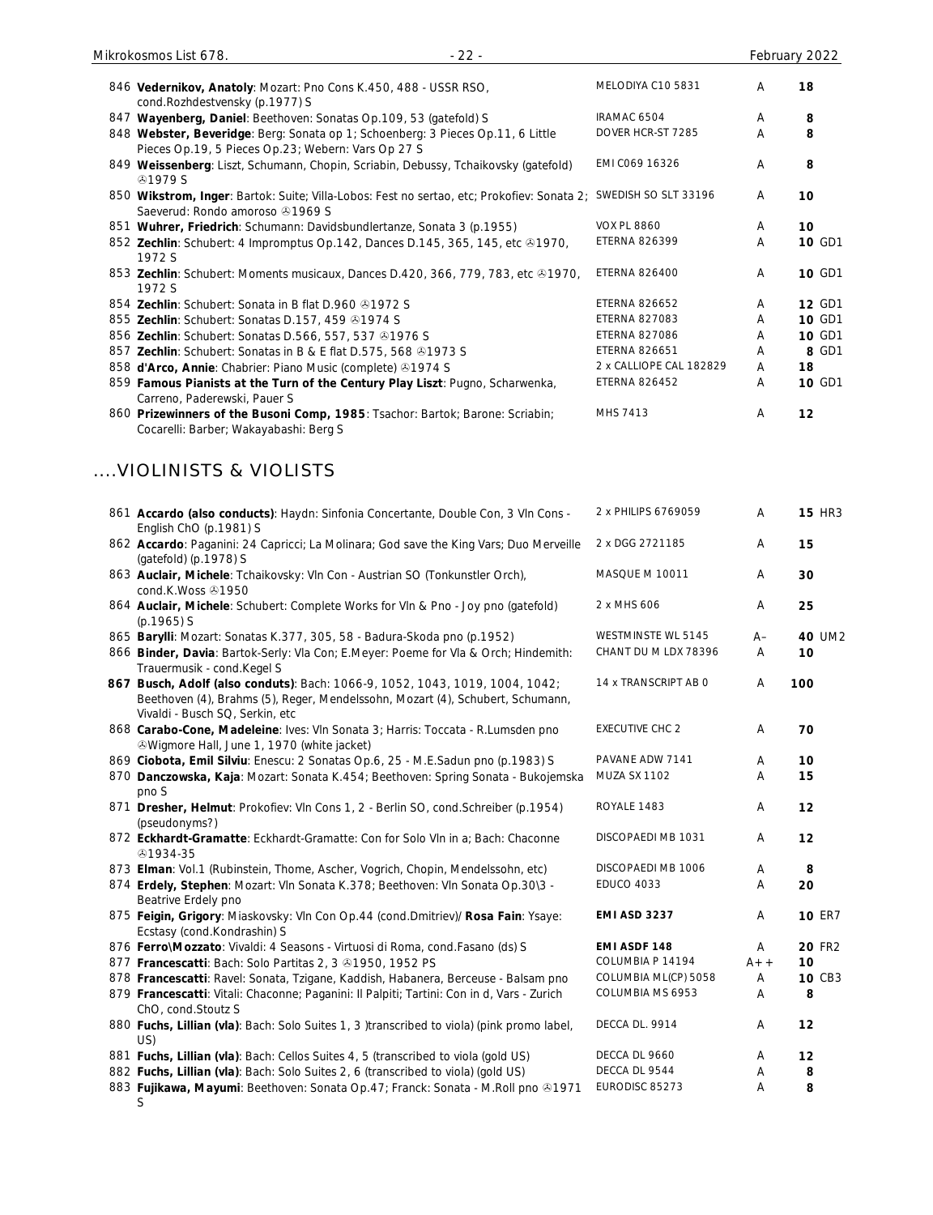| No. | Description | Label | Grade | Price |
|---|---|---|---|---|
| 846 | **Vedernikov, Anatoly**: Mozart: Pno Cons K.450, 488 - USSR RSO, cond.Rozhdestvensky (p.1977) S | MELODIYA C10 5831 | A | 18 |
| 847 | **Wayenberg, Daniel**: Beethoven: Sonatas Op.109, 53 (gatefold) S | IRAMAC 6504 | A | 8 |
| 848 | **Webster, Beveridge**: Berg: Sonata op 1; Schoenberg: 3 Pieces Op.11, 6 Little Pieces Op.19, 5 Pieces Op.23; Webern: Vars Op 27 S | DOVER HCR-ST 7285 | A | 8 |
| 849 | **Weissenberg**: Liszt, Schumann, Chopin, Scriabin, Debussy, Tchaikovsky (gatefold) ℗1979 S | EMI C069 16326 | A | 8 |
| 850 | **Wikstrom, Inger**: Bartok: Suite; Villa-Lobos: Fest no sertao, etc; Prokofiev: Sonata 2; Saeverud: Rondo amoroso ℗1969 S | SWEDISH SO SLT 33196 | A | 10 |
| 851 | **Wuhrer, Friedrich**: Schumann: Davidsbundlertanze, Sonata 3 (p.1955) | VOX PL 8860 | A | 10 |
| 852 | **Zechlin**: Schubert: 4 Impromptus Op.142, Dances D.145, 365, 145, etc ℗1970, 1972 S | ETERNA 826399 | A | 10 GD1 |
| 853 | **Zechlin**: Schubert: Moments musicaux, Dances D.420, 366, 779, 783, etc ℗1970, 1972 S | ETERNA 826400 | A | 10 GD1 |
| 854 | **Zechlin**: Schubert: Sonata in B flat D.960 ℗1972 S | ETERNA 826652 | A | 12 GD1 |
| 855 | **Zechlin**: Schubert: Sonatas D.157, 459 ℗1974 S | ETERNA 827083 | A | 10 GD1 |
| 856 | **Zechlin**: Schubert: Sonatas D.566, 557, 537 ℗1976 S | ETERNA 827086 | A | 10 GD1 |
| 857 | **Zechlin**: Schubert: Sonatas in B & E flat D.575, 568 ℗1973 S | ETERNA 826651 | A | 8 GD1 |
| 858 | **d'Arco, Annie**: Chabrier: Piano Music (complete) ℗1974 S | 2 x CALLIOPE CAL 182829 | A | 18 |
| 859 | **Famous Pianists at the Turn of the Century Play Liszt**: Pugno, Scharwenka, Carreno, Paderewski, Pauer S | ETERNA 826452 | A | 10 GD1 |
| 860 | **Prizewinners of the Busoni Comp, 1985**: Tsachor: Bartok; Barone: Scriabin; Cocarelli: Barber; Wakayabashi: Berg S | MHS 7413 | A | 12 |

## ....VIOLINISTS & VIOLISTS

| No. | Description | Label | Grade | Price |
|---|---|---|---|---|
| 861 | **Accardo (also conducts)**: Haydn: Sinfonia Concertante, Double Con, 3 Vln Cons - English ChO (p.1981) S | 2 x PHILIPS 6769059 | A | 15 HR3 |
| 862 | **Accardo**: Paganini: 24 Capricci; La Molinara; God save the King Vars; Duo Merveille (gatefold) (p.1978) S | 2 x DGG 2721185 | A | 15 |
| 863 | **Auclair, Michele**: Tchaikovsky: Vln Con - Austrian SO (Tonkunstler Orch), cond.K.Woss ℗1950 | MASQUE M 10011 | A | 30 |
| 864 | **Auclair, Michele**: Schubert: Complete Works for Vln & Pno - Joy pno (gatefold) (p.1965) S | 2 x MHS 606 | A | 25 |
| 865 | **Barylli**: Mozart: Sonatas K.377, 305, 58 - Badura-Skoda pno (p.1952) | WESTMINSTE WL 5145 | A– | 40 UM2 |
| 866 | **Binder, Davia**: Bartok-Serly: Vla Con; E.Meyer: Poeme for Vla & Orch; Hindemith: Trauermusik - cond.Kegel S | CHANT DU M LDX 78396 | A | 10 |
| 867 | **Busch, Adolf (also condults)**: Bach: 1066-9, 1052, 1043, 1019, 1004, 1042; Beethoven (4), Brahms (5), Reger, Mendelssohn, Mozart (4), Schubert, Schumann, Vivaldi - Busch SQ, Serkin, etc | 14 x TRANSCRIPT AB 0 | A | 100 |
| 868 | **Carabo-Cone, Madeleine**: Ives: Vln Sonata 3; Harris: Toccata - R.Lumsden pno ℗Wigmore Hall, June 1, 1970 (white jacket) | EXECUTIVE CHC 2 | A | 70 |
| 869 | **Ciobota, Emil Silviu**: Enescu: 2 Sonatas Op.6, 25 - M.E.Sadun pno (p.1983) S | PAVANE ADW 7141 | A | 10 |
| 870 | **Danczowska, Kaja**: Mozart: Sonata K.454; Beethoven: Spring Sonata - Bukojemska pno S | MUZA SX 1102 | A | 15 |
| 871 | **Dresher, Helmut**: Prokofiev: Vln Cons 1, 2 - Berlin SO, cond.Schreiber (p.1954) (pseudonyms?) | ROYALE 1483 | A | 12 |
| 872 | **Eckhardt-Gramatte**: Eckhardt-Gramatte: Con for Solo Vln in a; Bach: Chaconne ℗1934-35 | DISCOPAEDI MB 1031 | A | 12 |
| 873 | **Elman**: Vol.1 (Rubinstein, Thome, Ascher, Vogrich, Chopin, Mendelssohn, etc) | DISCOPAEDI MB 1006 | A | 8 |
| 874 | **Erdely, Stephen**: Mozart: Vln Sonata K.378; Beethoven: Vln Sonata Op.30\3 - Beatrive Erdely pno | EDUCO 4033 | A | 20 |
| 875 | **Feigin, Grigory**: Miaskovsky: Vln Con Op.44 (cond.Dmitriev)/ **Rosa Fain**: Ysaye: Ecstasy (cond.Kondrashin) S | **EMI ASD 3237** | A | 10 ER7 |
| 876 | **Ferro\Mozzato**: Vivaldi: 4 Seasons - Virtuosi di Roma, cond.Fasano (ds) S | **EMI ASDF 148** | A | 20 FR2 |
| 877 | **Francescatti**: Bach: Solo Partitas 2, 3 ℗1950, 1952 PS | COLUMBIA P 14194 | A++ | 10 |
| 878 | **Francescatti**: Ravel: Sonata, Tzigane, Kaddish, Habanera, Berceuse - Balsam pno | COLUMBIA ML(CP) 5058 | A | 10 CB3 |
| 879 | **Francescatti**: Vitali: Chaconne; Paganini: Il Palpiti; Tartini: Con in d, Vars - Zurich ChO, cond.Stoutz S | COLUMBIA MS 6953 | A | 8 |
| 880 | **Fuchs, Lillian (vla)**: Bach: Solo Suites 1, 3 )transcribed to viola) (pink promo label, US) | DECCA DL. 9914 | A | 12 |
| 881 | **Fuchs, Lillian (vla)**: Bach: Cellos Suites 4, 5 (transcribed to viola (gold US) | DECCA DL 9660 | A | 12 |
| 882 | **Fuchs, Lillian (vla)**: Bach: Solo Suites 2, 6 (transcribed to viola) (gold US) | DECCA DL 9544 | A | 8 |
| 883 | **Fujikawa, Mayumi**: Beethoven: Sonata Op.47; Franck: Sonata - M.Roll pno ℗1971 S | EURODISC 85273 | A | 8 |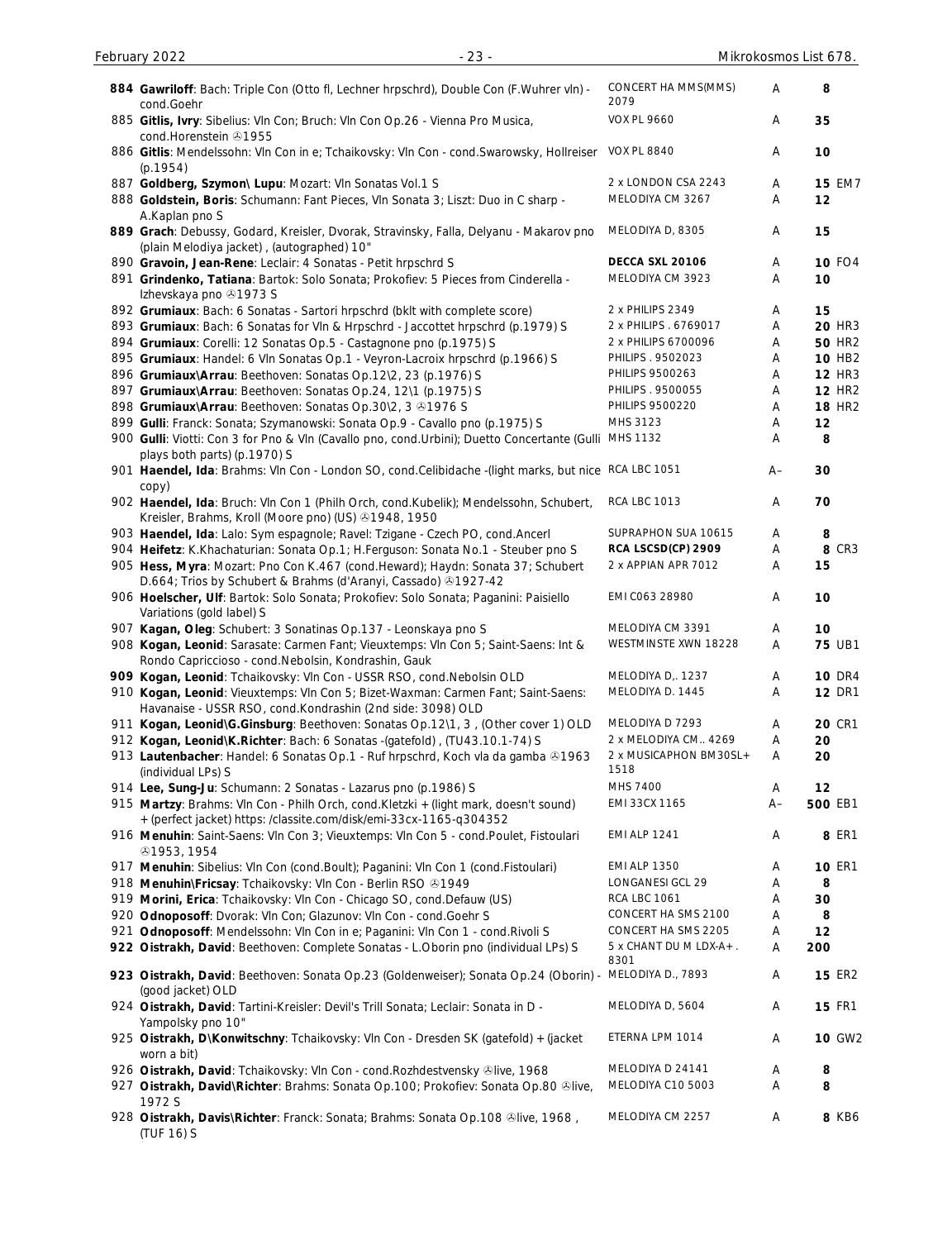| No. | Description | Label | Cond. | Price | Code |
|---|---|---|---|---|---|
| 884 | **Gawriloff**: Bach: Triple Con (Otto fl, Lechner hrpschrd), Double Con (F.Wuhrer vln) - cond.Goehr | CONCERT HA MMS(MMS) 2079 | A | 8 | |
| 885 | **Gitlis, Ivry**: Sibelius: Vln Con; Bruch: Vln Con Op.26 - Vienna Pro Musica, cond.Horenstein ℗1955 | VOX PL 9660 | A | 35 | |
| 886 | **Gitlis**: Mendelssohn: Vln Con in e; Tchaikovsky: Vln Con - cond.Swarowsky, Hollreiser (p.1954) | VOX PL 8840 | A | 10 | |
| 887 | **Goldberg, Szymon\ Lupu**: Mozart: Vln Sonatas Vol.1 S | 2 x LONDON CSA 2243 | A | 15 | EM7 |
| 888 | **Goldstein, Boris**: Schumann: Fant Pieces, Vln Sonata 3; Liszt: Duo in C sharp - A.Kaplan pno S | MELODIYA CM 3267 | A | 12 | |
| 889 | **Grach**: Debussy, Godard, Kreisler, Dvorak, Stravinsky, Falla, Delyanu - Makarov pno (plain Melodiya jacket) , (autographed) 10" | MELODIYA D, 8305 | A | 15 | |
| 890 | **Gravoin, Jean-Rene**: Leclair: 4 Sonatas - Petit hrpschrd S | **DECCA SXL 20106** | A | 10 | FO4 |
| 891 | **Grindenko, Tatiana**: Bartok: Solo Sonata; Prokofiev: 5 Pieces from Cinderella - Izhevskaya pno ℗1973 S | MELODIYA CM 3923 | A | 10 | |
| 892 | **Grumiaux**: Bach: 6 Sonatas - Sartori hrpschrd (bklt with complete score) | 2 x PHILIPS 2349 | A | 15 | |
| 893 | **Grumiaux**: Bach: 6 Sonatas for Vln & Hrpschrd - Jaccottet hrpschrd (p.1979) S | 2 x PHILIPS . 6769017 | A | 20 | HR3 |
| 894 | **Grumiaux**: Corelli: 12 Sonatas Op.5 - Castagnone pno (p.1975) S | 2 x PHILIPS 6700096 | A | 50 | HR2 |
| 895 | **Grumiaux**: Handel: 6 Vln Sonatas Op.1 - Veyron-Lacroix hrpschrd (p.1966) S | PHILIPS . 9502023 | A | 10 | HB2 |
| 896 | **Grumiaux\Arrau**: Beethoven: Sonatas Op.12\2, 23 (p.1976) S | PHILIPS 9500263 | A | 12 | HR3 |
| 897 | **Grumiaux\Arrau**: Beethoven: Sonatas Op.24, 12\1 (p.1975) S | PHILIPS . 9500055 | A | 12 | HR2 |
| 898 | **Grumiaux\Arrau**: Beethoven: Sonatas Op.30\2, 3 ℗1976 S | PHILIPS 9500220 | A | 18 | HR2 |
| 899 | **Gulli**: Franck: Sonata; Szymanowski: Sonata Op.9 - Cavallo pno (p.1975) S | MHS 3123 | A | 12 | |
| 900 | **Gulli**: Viotti: Con 3 for Pno & Vln (Cavallo pno, cond.Urbini); Duetto Concertante (Gulli plays both parts) (p.1970) S | MHS 1132 | A | 8 | |
| 901 | **Haendel, Ida**: Brahms: Vln Con - London SO, cond.Celibidache -(light marks, but nice copy) | RCA LBC 1051 | A– | 30 | |
| 902 | **Haendel, Ida**: Bruch: Vln Con 1 (Philh Orch, cond.Kubelik); Mendelssohn, Schubert, Kreisler, Brahms, Kroll (Moore pno) (US) ℗1948, 1950 | RCA LBC 1013 | A | 70 | |
| 903 | **Haendel, Ida**: Lalo: Sym espagnole; Ravel: Tzigane - Czech PO, cond.Ancerl | SUPRAPHON SUA 10615 | A | 8 | |
| 904 | **Heifetz**: K.Khachaturian: Sonata Op.1; H.Ferguson: Sonata No.1 - Steuber pno S | **RCA LSCSD(CP) 2909** | A | 8 | CR3 |
| 905 | **Hess, Myra**: Mozart: Pno Con K.467 (cond.Heward); Haydn: Sonata 37; Schubert D.664; Trios by Schubert & Brahms (d'Aranyi, Cassado) ℗1927-42 | 2 x APPIAN APR 7012 | A | 15 | |
| 906 | **Hoelscher, Ulf**: Bartok: Solo Sonata; Prokofiev: Solo Sonata; Paganini: Paisiello Variations (gold label) S | EMI C063 28980 | A | 10 | |
| 907 | **Kagan, Oleg**: Schubert: 3 Sonatinas Op.137 - Leonskaya pno S | MELODIYA CM 3391 | A | 10 | |
| 908 | **Kogan, Leonid**: Sarasate: Carmen Fant; Vieuxtemps: Vln Con 5; Saint-Saens: Int & Rondo Capriccioso - cond.Nebolsin, Kondrashin, Gauk | WESTMINSTE XWN 18228 | A | 75 | UB1 |
| 909 | **Kogan, Leonid**: Tchaikovsky: Vln Con - USSR RSO, cond.Nebolsin OLD | MELODIYA D,. 1237 | A | 10 | DR4 |
| 910 | **Kogan, Leonid**: Vieuxtemps: Vln Con 5; Bizet-Waxman: Carmen Fant; Saint-Saens: Havanaise - USSR RSO, cond.Kondrashin (2nd side: 3098) OLD | MELODIYA D. 1445 | A | 12 | DR1 |
| 911 | **Kogan, Leonid\G.Ginsburg**: Beethoven: Sonatas Op.12\1, 3 , (Other cover 1) OLD | MELODIYA D 7293 | A | 20 | CR1 |
| 912 | **Kogan, Leonid\K.Richter**: Bach: 6 Sonatas -(gatefold) , (TU43.10.1-74) S | 2 x MELODIYA CM.. 4269 | A | 20 | |
| 913 | **Lautenbacher**: Handel: 6 Sonatas Op.1 - Ruf hrpschrd, Koch vla da gamba ℗1963 (individual LPs) S | 2 x MUSICAPHON BM30SL+ 1518 | A | 20 | |
| 914 | **Lee, Sung-Ju**: Schumann: 2 Sonatas - Lazarus pno (p.1986) S | MHS 7400 | A | 12 | |
| 915 | **Martzy**: Brahms: Vln Con - Philh Orch, cond.Kletzki + (light mark, doesn't sound) + (perfect jacket) https: /classite.com/disk/emi-33cx-1165-q304352 | EMI 33CX 1165 | A– | 500 | EB1 |
| 916 | **Menuhin**: Saint-Saens: Vln Con 3; Vieuxtemps: Vln Con 5 - cond.Poulet, Fistoulari ℗1953, 1954 | EMI ALP 1241 | A | 8 | ER1 |
| 917 | **Menuhin**: Sibelius: Vln Con (cond.Boult); Paganini: Vln Con 1 (cond.Fistoulari) | EMI ALP 1350 | A | 10 | ER1 |
| 918 | **Menuhin\Fricsay**: Tchaikovsky: Vln Con - Berlin RSO ℗1949 | LONGANESI GCL 29 | A | 8 | |
| 919 | **Morini, Erica**: Tchaikovsky: Vln Con - Chicago SO, cond.Defauw (US) | RCA LBC 1061 | A | 30 | |
| 920 | **Odnoposoff**: Dvorak: Vln Con; Glazunov: Vln Con - cond.Goehr S | CONCERT HA SMS 2100 | A | 8 | |
| 921 | **Odnoposoff**: Mendelssohn: Vln Con in e; Paganini: Vln Con 1 - cond.Rivoli S | CONCERT HA SMS 2205 | A | 12 | |
| 922 | **Oistrakh, David**: Beethoven: Complete Sonatas - L.Oborin pno (individual LPs) S | 5 x CHANT DU M LDX-A+. 8301 | A | 200 | |
| 923 | **Oistrakh, David**: Beethoven: Sonata Op.23 (Goldenweiser); Sonata Op.24 (Oborin) - (good jacket) OLD | MELODIYA D., 7893 | A | 15 | ER2 |
| 924 | **Oistrakh, David**: Tartini-Kreisler: Devil's Trill Sonata; Leclair: Sonata in D - Yampolsky pno 10" | MELODIYA D, 5604 | A | 15 | FR1 |
| 925 | **Oistrakh, D\Konwitschny**: Tchaikovsky: Vln Con - Dresden SK (gatefold) + (jacket worn a bit) | ETERNA LPM 1014 | A | 10 | GW2 |
| 926 | **Oistrakh, David**: Tchaikovsky: Vln Con - cond.Rozhdestvensky ℗live, 1968 | MELODIYA D 24141 | A | 8 | |
| 927 | **Oistrakh, David\Richter**: Brahms: Sonata Op.100; Prokofiev: Sonata Op.80 ℗live, 1972 S | MELODIYA C10 5003 | A | 8 | |
| 928 | **Oistrakh, Davis\Richter**: Franck: Sonata; Brahms: Sonata Op.108 ℗live, 1968 , (TUF 16) S | MELODIYA CM 2257 | A | 8 | KB6 |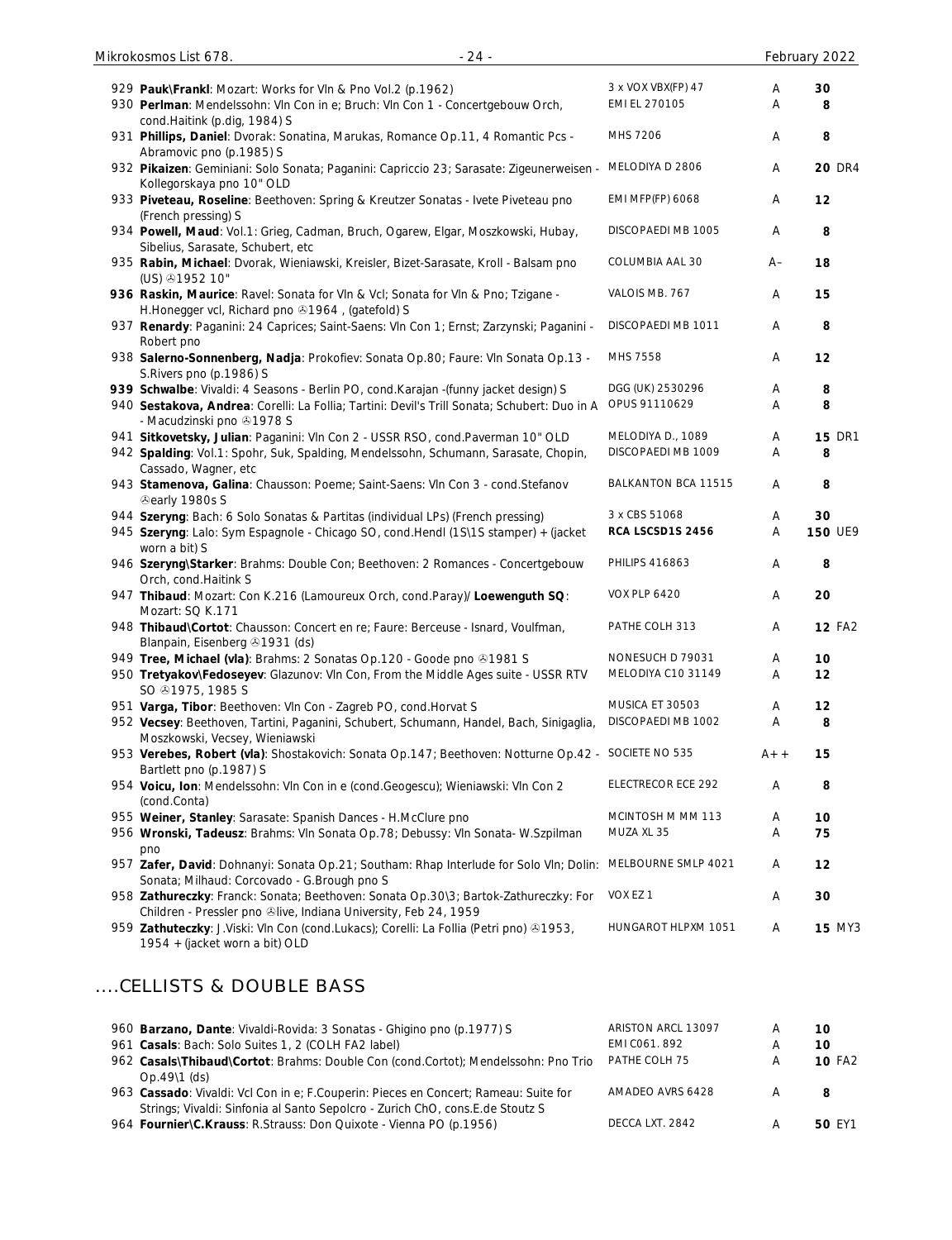| # | Description | Label | Grade | Price |
|---|---|---|---|---|
| 929 | **Pauk\Frankl**: Mozart: Works for Vln & Pno Vol.2 (p.1962) | 3 x VOX VBX(FP) 47 | A | 30 |
| 930 | **Perlman**: Mendelssohn: Vln Con in e; Bruch: Vln Con 1 - Concertgebouw Orch, cond.Haitink (p.dig, 1984) S | EMI EL 270105 | A | 8 |
| 931 | **Phillips, Daniel**: Dvorak: Sonatina, Marukas, Romance Op.11, 4 Romantic Pcs - Abramovic pno (p.1985) S | MHS 7206 | A | 8 |
| 932 | **Pikaizen**: Geminiani: Solo Sonata; Paganini: Capriccio 23; Sarasate: Zigeunerweisen - Kollegorskaya pno 10" OLD | MELODIYA D 2806 | A | 20 DR4 |
| 933 | **Piveteau, Roseline**: Beethoven: Spring & Kreutzer Sonatas - Ivete Piveteau pno (French pressing) S | EMI MFP(FP) 6068 | A | 12 |
| 934 | **Powell, Maud**: Vol.1: Grieg, Cadman, Bruch, Ogarew, Elgar, Moszkowski, Hubay, Sibelius, Sarasate, Schubert, etc | DISCOPAEDI MB 1005 | A | 8 |
| 935 | **Rabin, Michael**: Dvorak, Wieniawski, Kreisler, Bizet-Sarasate, Kroll - Balsam pno (US) ℗1952 10" | COLUMBIA AAL 30 | A– | 18 |
| 936 | **Raskin, Maurice**: Ravel: Sonata for Vln & Vcl; Sonata for Vln & Pno; Tzigane - H.Honegger vcl, Richard pno ℗1964 , (gatefold) S | VALOIS MB. 767 | A | 15 |
| 937 | **Renardy**: Paganini: 24 Caprices; Saint-Saens: Vln Con 1; Ernst; Zarzynski; Paganini - Robert pno | DISCOPAEDI MB 1011 | A | 8 |
| 938 | **Salerno-Sonnenberg, Nadja**: Prokofiev: Sonata Op.80; Faure: Vln Sonata Op.13 - S.Rivers pno (p.1986) S | MHS 7558 | A | 12 |
| 939 | **Schwalbe**: Vivaldi: 4 Seasons - Berlin PO, cond.Karajan -(funny jacket design) S | DGG (UK) 2530296 | A | 8 |
| 940 | **Sestakova, Andrea**: Corelli: La Follia; Tartini: Devil's Trill Sonata; Schubert: Duo in A - Macudzinski pno ℗1978 S | OPUS 91110629 | A | 8 |
| 941 | **Sitkovetsky, Julian**: Paganini: Vln Con 2 - USSR RSO, cond.Paverman 10" OLD | MELODIYA D., 1089 | A | 15 DR1 |
| 942 | **Spalding**: Vol.1: Spohr, Suk, Spalding, Mendelssohn, Schumann, Sarasate, Chopin, Cassado, Wagner, etc | DISCOPAEDI MB 1009 | A | 8 |
| 943 | **Stamenova, Galina**: Chausson: Poeme; Saint-Saens: Vln Con 3 - cond.Stefanov ℗early 1980s S | BALKANTON BCA 11515 | A | 8 |
| 944 | **Szeryng**: Bach: 6 Solo Sonatas & Partitas (individual LPs) (French pressing) | 3 x CBS 51068 | A | 30 |
| 945 | **Szeryng**: Lalo: Sym Espagnole - Chicago SO, cond.Hendl (1S\1S stamper) + (jacket worn a bit) S | **RCA LSCSD1S 2456** | A | **150** UE9 |
| 946 | **Szeryng\Starker**: Brahms: Double Con; Beethoven: 2 Romances - Concertgebouw Orch, cond.Haitink S | PHILIPS 416863 | A | 8 |
| 947 | **Thibaud**: Mozart: Con K.216 (Lamoureux Orch, cond.Paray)/ **Loewenguth SQ**: Mozart: SQ K.171 | VOX PLP 6420 | A | 20 |
| 948 | **Thibaud\Cortot**: Chausson: Concert en re; Faure: Berceuse - Isnard, Voulfman, Blanpain, Eisenberg ℗1931 (ds) | PATHE COLH 313 | A | 12 FA2 |
| 949 | **Tree, Michael (vla)**: Brahms: 2 Sonatas Op.120 - Goode pno ℗1981 S | NONESUCH D 79031 | A | 10 |
| 950 | **Tretyakov\Fedoseyev**: Glazunov: Vln Con, From the Middle Ages suite - USSR RTV SO ℗1975, 1985 S | MELODIYA C10 31149 | A | 12 |
| 951 | **Varga, Tibor**: Beethoven: Vln Con - Zagreb PO, cond.Horvat S | MUSICA ET 30503 | A | 12 |
| 952 | **Vecsey**: Beethoven, Tartini, Paganini, Schubert, Schumann, Handel, Bach, Sinigaglia, Moszkowski, Vecsey, Wieniawski | DISCOPAEDI MB 1002 | A | 8 |
| 953 | **Verebes, Robert (vla)**: Shostakovich: Sonata Op.147; Beethoven: Notturne Op.42 - Bartlett pno (p.1987) S | SOCIETE NO 535 | A++ | 15 |
| 954 | **Voicu, Ion**: Mendelssohn: Vln Con in e (cond.Geogescu); Wieniawski: Vln Con 2 (cond.Conta) | ELECTRECOR ECE 292 | A | 8 |
| 955 | **Weiner, Stanley**: Sarasate: Spanish Dances - H.McClure pno | MCINTOSH M MM 113 | A | 10 |
| 956 | **Wronski, Tadeusz**: Brahms: Vln Sonata Op.78; Debussy: Vln Sonata- W.Szpilman pno | MUZA XL 35 | A | 75 |
| 957 | **Zafer, David**: Dohnanyi: Sonata Op.21; Southam: Rhap Interlude for Solo Vln; Dolin: Sonata; Milhaud: Corcovado - G.Brough pno S | MELBOURNE SMLP 4021 | A | 12 |
| 958 | **Zathureczky**: Franck: Sonata; Beethoven: Sonata Op.30\3; Bartok-Zathureczky: For Children - Pressler pno ℗live, Indiana University, Feb 24, 1959 | VOX EZ 1 | A | 30 |
| 959 | **Zathuteczky**: J.Viski: Vln Con (cond.Lukacs); Corelli: La Follia (Petri pno) ℗1953, 1954 + (jacket worn a bit) OLD | HUNGAROT HLPXM 1051 | A | 15 MY3 |

## ....CELLISTS & DOUBLE BASS

| # | Description | Label | Grade | Price |
|---|---|---|---|---|
| 960 | **Barzano, Dante**: Vivaldi-Rovida: 3 Sonatas - Ghigino pno (p.1977) S | ARISTON ARCL 13097 | A | 10 |
| 961 | **Casals**: Bach: Solo Suites 1, 2 (COLH FA2 label) | EMI C061. 892 | A | 10 |
| 962 | **Casals\Thibaud\Cortot**: Brahms: Double Con (cond.Cortot); Mendelssohn: Pno Trio Op.49\1 (ds) | PATHE COLH 75 | A | 10 FA2 |
| 963 | **Cassado**: Vivaldi: Vcl Con in e; F.Couperin: Pieces en Concert; Rameau: Suite for Strings; Vivaldi: Sinfonia al Santo Sepolcro - Zurich ChO, cons.E.de Stoutz S | AMADEO AVRS 6428 | A | 8 |
| 964 | **Fournier\C.Krauss**: R.Strauss: Don Quixote - Vienna PO (p.1956) | DECCA LXT. 2842 | A | 50 EY1 |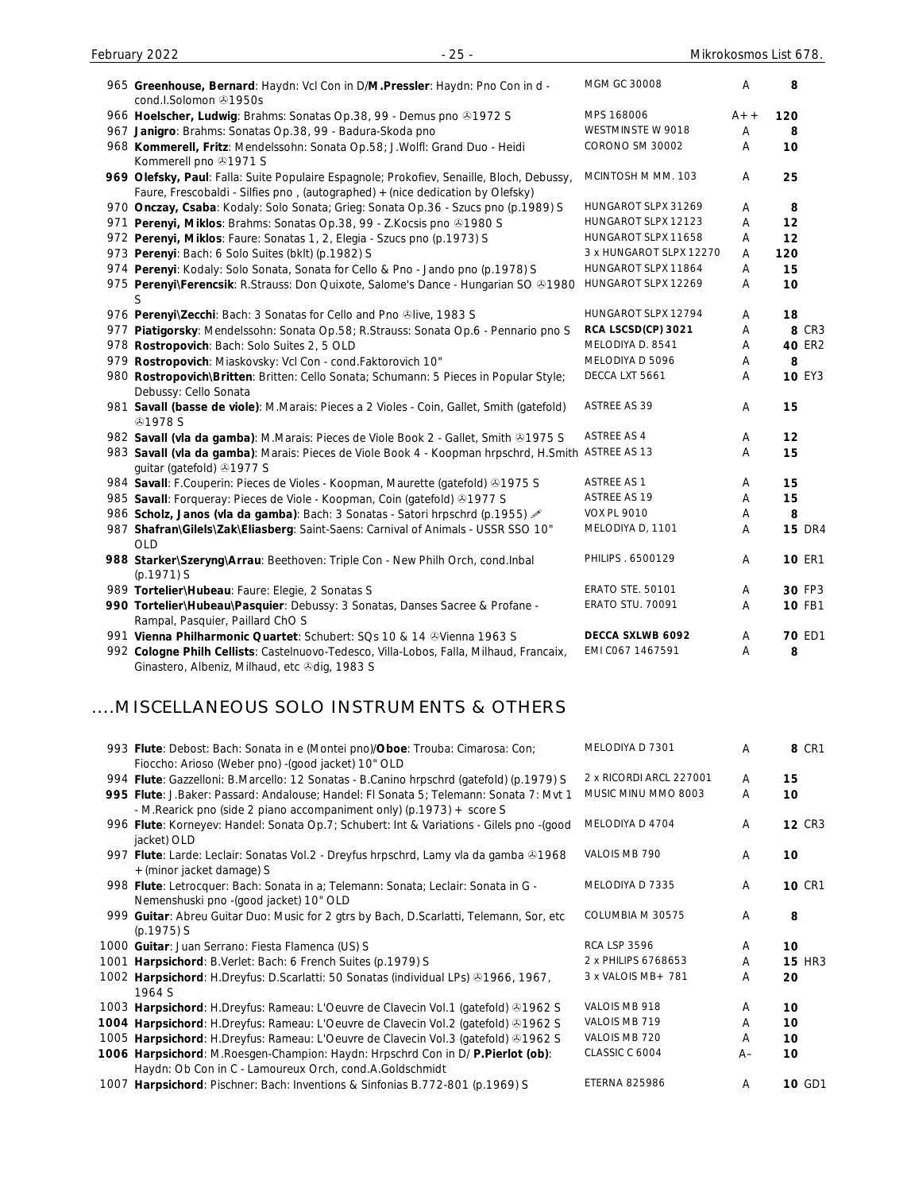| No. | Description | Label | Grade | Price | |
|---|---|---|---|---|---|
| 965 | **Greenhouse, Bernard**: Haydn: Vcl Con in D/**M.Pressler**: Haydn: Pno Con in d - cond.I.Solomon ℗1950s | MGM GC 30008 | A | 8 | |
| 966 | **Hoelscher, Ludwig**: Brahms: Sonatas Op.38, 99 - Demus pno ℗1972 S | MPS 168006 | A++ | 120 | |
| 967 | **Janigro**: Brahms: Sonatas Op.38, 99 - Badura-Skoda pno | WESTMINSTE W 9018 | A | 8 | |
| 968 | **Kommerell, Fritz**: Mendelssohn: Sonata Op.58; J.Wolfl: Grand Duo - Heidi Kommerell pno ℗1971 S | CORONO SM 30002 | A | 10 | |
| **969** | **Olefsky, Paul**: Falla: Suite Populaire Espagnole; Prokofiev, Senaille, Bloch, Debussy, Faure, Frescobaldi - Silfies pno , (autographed) + (nice dedication by Olefsky) | MCINTOSH M MM. 103 | A | 25 | |
| 970 | **Onczay, Csaba**: Kodaly: Solo Sonata; Grieg: Sonata Op.36 - Szucs pno (p.1989) S | HUNGAROT SLPX 31269 | A | 8 | |
| 971 | **Perenyi, Miklos**: Brahms: Sonatas Op.38, 99 - Z.Kocsis pno ℗1980 S | HUNGAROT SLPX 12123 | A | 12 | |
| 972 | **Perenyi, Miklos**: Faure: Sonatas 1, 2, Elegia - Szucs pno (p.1973) S | HUNGAROT SLPX 11658 | A | 12 | |
| 973 | **Perenyi**: Bach: 6 Solo Suites (bklt) (p.1982) S | 3 x HUNGAROT SLPX 12270 | A | 120 | |
| 974 | **Perenyi**: Kodaly: Solo Sonata, Sonata for Cello & Pno - Jando pno (p.1978) S | HUNGAROT SLPX 11864 | A | 15 | |
| 975 | **Perenyi\Ferencsik**: R.Strauss: Don Quixote, Salome's Dance - Hungarian SO ℗1980 S | HUNGAROT SLPX 12269 | A | 10 | |
| 976 | **Perenyi\Zecchi**: Bach: 3 Sonatas for Cello and Pno ℗live, 1983 S | HUNGAROT SLPX 12794 | A | 18 | |
| 977 | **Piatigorsky**: Mendelssohn: Sonata Op.58; R.Strauss: Sonata Op.6 - Pennario pno S | **RCA LSCSD(CP) 3021** | A | 8 | CR3 |
| 978 | **Rostropovich**: Bach: Solo Suites 2, 5 OLD | MELODIYA D. 8541 | A | 40 | ER2 |
| 979 | **Rostropovich**: Miaskovsky: Vcl Con - cond.Faktorovich 10" | MELODIYA D 5096 | A | 8 | |
| 980 | **Rostropovich\Britten**: Britten: Cello Sonata; Schumann: 5 Pieces in Popular Style; Debussy: Cello Sonata | DECCA LXT 5661 | A | 10 | EY3 |
| 981 | **Savall (basse de viole)**: M.Marais: Pieces a 2 Violes - Coin, Gallet, Smith (gatefold) ℗1978 S | ASTREE AS 39 | A | 15 | |
| 982 | **Savall (vla da gamba)**: M.Marais: Pieces de Viole Book 2 - Gallet, Smith ℗1975 S | ASTREE AS 4 | A | 12 | |
| 983 | **Savall (vla da gamba)**: Marais: Pieces de Viole Book 4 - Koopman hrpschrd, H.Smith guitar (gatefold) ℗1977 S | ASTREE AS 13 | A | 15 | |
| 984 | **Savall**: F.Couperin: Pieces de Violes - Koopman, Maurette (gatefold) ℗1975 S | ASTREE AS 1 | A | 15 | |
| 985 | **Savall**: Forqueray: Pieces de Viole - Koopman, Coin (gatefold) ℗1977 S | ASTREE AS 19 | A | 15 | |
| 986 | **Scholz, Janos (vla da gamba)**: Bach: 3 Sonatas - Satori hrpschrd (p.1955) ✐ | VOX PL 9010 | A | 8 | |
| 987 | **Shafran\Gilels\Zak\Eliasberg**: Saint-Saens: Carnival of Animals - USSR SSO 10" OLD | MELODIYA D, 1101 | A | 15 | DR4 |
| **988** | **Starker\Szeryng\Arrau**: Beethoven: Triple Con - New Philh Orch, cond.Inbal (p.1971) S | PHILIPS . 6500129 | A | 10 | ER1 |
| 989 | **Tortelier\Hubeau**: Faure: Elegie, 2 Sonatas S | ERATO STE. 50101 | A | 30 | FP3 |
| **990** | **Tortelier\Hubeau\Pasquier**: Debussy: 3 Sonatas, Danses Sacree & Profane - Rampal, Pasquier, Paillard ChO S | ERATO STU. 70091 | A | 10 | FB1 |
| 991 | **Vienna Philharmonic Quartet**: Schubert: SQs 10 & 14 ℗Vienna 1963 S | **DECCA SXLWB 6092** | A | 70 | ED1 |
| 992 | **Cologne Philh Cellists**: Castelnuovo-Tedesco, Villa-Lobos, Falla, Milhaud, Francaix, Ginastero, Albeniz, Milhaud, etc ℗dig, 1983 S | EMI C067 1467591 | A | 8 | |

## ....MISCELLANEOUS SOLO INSTRUMENTS & OTHERS

| No. | Description | Label | Grade | Price | |
|---|---|---|---|---|---|
| 993 | **Flute**: Debost: Bach: Sonata in e (Montei pno)/**Oboe**: Trouba: Cimarosa: Con; Fiocchо: Arioso (Weber pno) -(good jacket) 10" OLD | MELODIYA D 7301 | A | 8 | CR1 |
| 994 | **Flute**: Gazzelloni: B.Marcello: 12 Sonatas - B.Canino hrpschrd (gatefold) (p.1979) S | 2 x RICORDI ARCL 227001 | A | 15 | |
| **995** | **Flute**: J.Baker: Passard: Andalouse; Handel: Fl Sonata 5; Telemann: Sonata 7: Mvt 1 - M.Rearick pno (side 2 piano accompaniment only) (p.1973) + score S | MUSIC MINU MMO 8003 | A | 10 | |
| 996 | **Flute**: Korneyev: Handel: Sonata Op.7; Schubert: Int & Variations - Gilels pno -(good jacket) OLD | MELODIYA D 4704 | A | 12 | CR3 |
| 997 | **Flute**: Larde: Leclair: Sonatas Vol.2 - Dreyfus hrpschrd, Lamy vla da gamba ℗1968 + (minor jacket damage) S | VALOIS MB 790 | A | 10 | |
| 998 | **Flute**: Letrocquer: Bach: Sonata in a; Telemann: Sonata; Leclair: Sonata in G - Nemenshuski pno -(good jacket) 10" OLD | MELODIYA D 7335 | A | 10 | CR1 |
| 999 | **Guitar**: Abreu Guitar Duo: Music for 2 gtrs by Bach, D.Scarlatti, Telemann, Sor, etc (p.1975) S | COLUMBIA M 30575 | A | 8 | |
| 1000 | **Guitar**: Juan Serrano: Fiesta Flamenca (US) S | RCA LSP 3596 | A | 10 | |
| 1001 | **Harpsichord**: B.Verlet: Bach: 6 French Suites (p.1979) S | 2 x PHILIPS 6768653 | A | 15 | HR3 |
| 1002 | **Harpsichord**: H.Dreyfus: D.Scarlatti: 50 Sonatas (individual LPs) ℗1966, 1967, 1964 S | 3 x VALOIS MB+ 781 | A | 20 | |
| 1003 | **Harpsichord**: H.Dreyfus: Rameau: L'Oeuvre de Clavecin Vol.1 (gatefold) ℗1962 S | VALOIS MB 918 | A | 10 | |
| **1004** | **Harpsichord**: H.Dreyfus: Rameau: L'Oeuvre de Clavecin Vol.2 (gatefold) ℗1962 S | VALOIS MB 719 | A | 10 | |
| 1005 | **Harpsichord**: H.Dreyfus: Rameau: L'Oeuvre de Clavecin Vol.3 (gatefold) ℗1962 S | VALOIS MB 720 | A | 10 | |
| **1006** | **Harpsichord**: M.Roesgen-Champion: Haydn: Hrpschrd Con in D/ **P.Pierlot (ob)**: Haydn: Ob Con in C - Lamoureux Orch, cond.A.Goldschmidt | CLASSIC C 6004 | A– | 10 | |
| 1007 | **Harpsichord**: Pischner: Bach: Inventions & Sinfonias B.772-801 (p.1969) S | ETERNA 825986 | A | 10 | GD1 |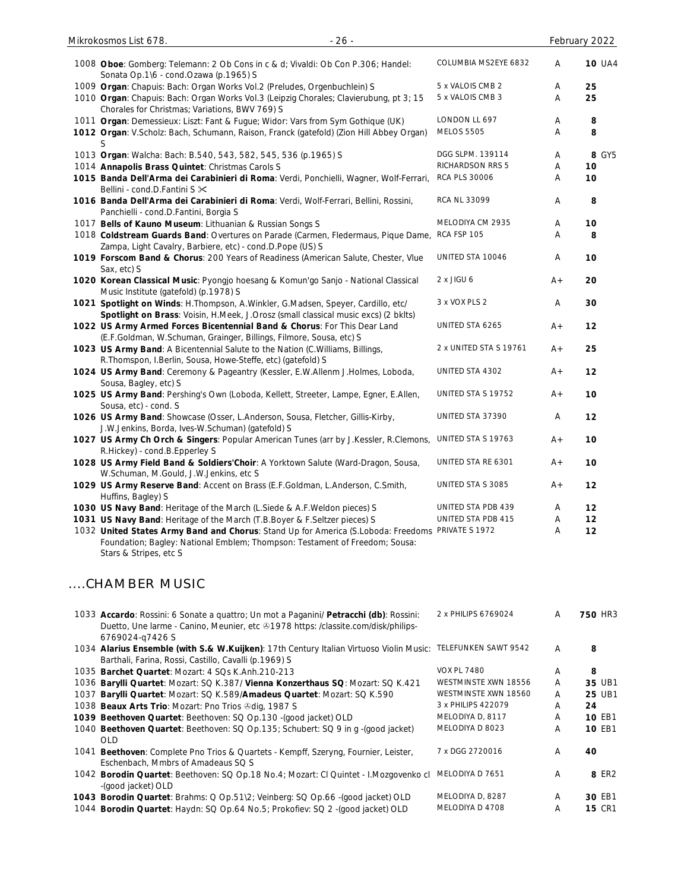| No. | Description | Label | Grade | Price |
|---|---|---|---|---|
| 1008 | **Oboe**: Gomberg: Telemann: 2 Ob Cons in c & d; Vivaldi: Ob Con P.306; Handel: Sonata Op.1\6 - cond.Ozawa (p.1965) S | COLUMBIA MS2EYE 6832 | A | **10** UA4 |
| 1009 | **Organ**: Chapuis: Bach: Organ Works Vol.2 (Preludes, Orgenbuchlein) S | 5 x VALOIS CMB 2 | A | **25** |
| 1010 | **Organ**: Chapuis: Bach: Organ Works Vol.3 (Leipzig Chorales; Clavierubung, pt 3; 15 Chorales for Christmas; Variations, BWV 769) S | 5 x VALOIS CMB 3 | A | **25** |
| 1011 | **Organ**: Demessieux: Liszt: Fant & Fugue; Widor: Vars from Sym Gothique (UK) | LONDON LL 697 | A | **8** |
| 1012 | **Organ**: V.Scholz: Bach, Schumann, Raison, Franck (gatefold) (Zion Hill Abbey Organ) S | MELOS 5505 | A | **8** |
| 1013 | **Organ**: Walcha: Bach: B.540, 543, 582, 545, 536 (p.1965) S | DGG SLPM. 139114 | A | **8** GY5 |
| 1014 | **Annapolis Brass Quintet**: Christmas Carols S | RICHARDSON RRS 5 | A | **10** |
| 1015 | **Banda Dell'Arma dei Carabinieri di Roma**: Verdi, Ponchielli, Wagner, Wolf-Ferrari, Bellini - cond.D.Fantini S ✂ | RCA PLS 30006 | A | **10** |
| 1016 | **Banda Dell'Arma dei Carabinieri di Roma**: Verdi, Wolf-Ferrari, Bellini, Rossini, Panchielli - cond.D.Fantini, Borgia S | RCA NL 33099 | A | **8** |
| 1017 | **Bells of Kauno Museum**: Lithuanian & Russian Songs S | MELODIYA CM 2935 | A | **10** |
| 1018 | **Coldstream Guards Band**: Overtures on Parade (Carmen, Fledermaus, Pique Dame, Zampa, Light Cavalry, Barbiere, etc) - cond.D.Pope (US) S | RCA FSP 105 | A | **8** |
| 1019 | **Forscom Band & Chorus**: 200 Years of Readiness (American Salute, Chester, Vlue Sax, etc) S | UNITED STA 10046 | A | **10** |
| 1020 | **Korean Classical Music**: Pyongjo hoesang & Komun'go Sanjo - National Classical Music Institute (gatefold) (p.1978) S | 2 x JIGU 6 | A+ | **20** |
| 1021 | **Spotlight on Winds**: H.Thompson, A.Winkler, G.Madsen, Speyer, Cardillo, etc/ **Spotlight on Brass**: Voisin, H.Meek, J.Orosz (small classical music excs) (2 bklts) | 3 x VOX PLS 2 | A | **30** |
| 1022 | **US Army Armed Forces Bicentennial Band & Chorus**: For This Dear Land (E.F.Goldman, W.Schuman, Grainger, Billings, Filmore, Sousa, etc) S | UNITED STA 6265 | A+ | **12** |
| 1023 | **US Army Band**: A Bicentennial Salute to the Nation (C.Williams, Billings, R.Thomspon, I.Berlin, Sousa, Howe-Steffe, etc) (gatefold) S | 2 x UNITED STA S 19761 | A+ | **25** |
| 1024 | **US Army Band**: Ceremony & Pageantry (Kessler, E.W.Allenm J.Holmes, Loboda, Sousa, Bagley, etc) S | UNITED STA 4302 | A+ | **12** |
| 1025 | **US Army Band**: Pershing's Own (Loboda, Kellett, Streeter, Lampe, Egner, E.Allen, Sousa, etc) - cond. S | UNITED STA S 19752 | A+ | **10** |
| 1026 | **US Army Band**: Showcase (Osser, L.Anderson, Sousa, Fletcher, Gillis-Kirby, J.W.Jenkins, Borda, Ives-W.Schuman) (gatefold) S | UNITED STA 37390 | A | **12** |
| 1027 | **US Army Ch Orch & Singers**: Popular American Tunes (arr by J.Kessler, R.Clemons, R.Hickey) - cond.B.Epperley S | UNITED STA S 19763 | A+ | **10** |
| 1028 | **US Army Field Band & Soldiers'Choir**: A Yorktown Salute (Ward-Dragon, Sousa, W.Schuman, M.Gould, J.W.Jenkins, etc S | UNITED STA RE 6301 | A+ | **10** |
| 1029 | **US Army Reserve Band**: Accent on Brass (E.F.Goldman, L.Anderson, C.Smith, Huffins, Bagley) S | UNITED STA S 3085 | A+ | **12** |
| 1030 | **US Navy Band**: Heritage of the March (L.Siede & A.F.Weldon pieces) S | UNITED STA PDB 439 | A | **12** |
| 1031 | **US Navy Band**: Heritage of the March (T.B.Boyer & F.Seltzer pieces) S | UNITED STA PDB 415 | A | **12** |
| 1032 | **United States Army Band and Chorus**: Stand Up for America (S.Loboda: Freedoms Foundation; Bagley: National Emblem; Thompson: Testament of Freedom; Sousa: Stars & Stripes, etc S | PRIVATE S 1972 | A | **12** |

## ....CHAMBER MUSIC

| No. | Description | Label | Grade | Price |
|---|---|---|---|---|
| 1033 | **Accardo**: Rossini: 6 Sonate a quattro; Un mot a Paganini/ **Petracchi (db)**: Rossini: Duetto, Une larme - Canino, Meunier, etc ℗1978 https: /classite.com/disk/philips-6769024-q7426 S | 2 x PHILIPS 6769024 | A | **750** HR3 |
| 1034 | **Alarius Ensemble (with S.& W.Kuijken)**: 17th Century Italian Virtuoso Violin Music: Barthali, Farina, Rossi, Castillo, Cavalli (p.1969) S | TELEFUNKEN SAWT 9542 | A | **8** |
| 1035 | **Barchet Quartet**: Mozart: 4 SQs K.Anh.210-213 | VOX PL 7480 | A | **8** |
| 1036 | **Barylli Quartet**: Mozart: SQ K.387/ **Vienna Konzerthaus SQ**: Mozart: SQ K.421 | WESTMINSTE XWN 18556 | A | **35** UB1 |
| 1037 | **Barylli Quartet**: Mozart: SQ K.589/**Amadeus Quartet**: Mozart: SQ K.590 | WESTMINSTE XWN 18560 | A | **25** UB1 |
| 1038 | **Beaux Arts Trio**: Mozart: Pno Trios ℗dig, 1987 S | 3 x PHILIPS 422079 | A | **24** |
| 1039 | **Beethoven Quartet**: Beethoven: SQ Op.130 -(good jacket) OLD | MELODIYA D, 8117 | A | **10** EB1 |
| 1040 | **Beethoven Quartet**: Beethoven: SQ Op.135; Schubert: SQ 9 in g -(good jacket) OLD | MELODIYA D 8023 | A | **10** EB1 |
| 1041 | **Beethoven**: Complete Pno Trios & Quartets - Kempff, Szeryng, Fournier, Leister, Eschenbach, Mmbrs of Amadeaus SQ S | 7 x DGG 2720016 | A | **40** |
| 1042 | **Borodin Quartet**: Beethoven: SQ Op.18 No.4; Mozart: Cl Quintet - I.Mozgovenko cl -(good jacket) OLD | MELODIYA D 7651 | A | **8** ER2 |
| 1043 | **Borodin Quartet**: Brahms: Q Op.51\2; Veinberg: SQ Op.66 -(good jacket) OLD | MELODIYA D, 8287 | A | **30** EB1 |
| 1044 | **Borodin Quartet**: Haydn: SQ Op.64 No.5; Prokofiev: SQ 2 -(good jacket) OLD | MELODIYA D 4708 | A | **15** CR1 |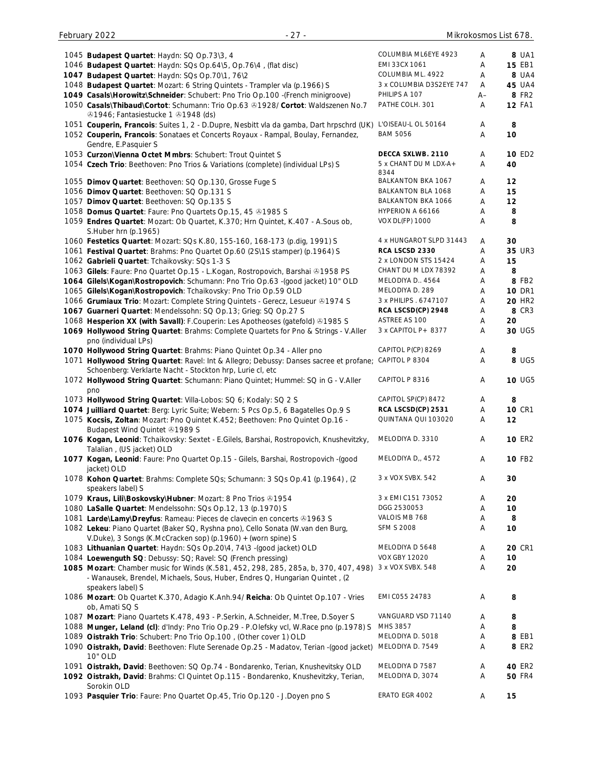| No. | Description | Label | Grade | Price | Code |
|---|---|---|---|---|---|
| 1045 | **Budapest Quartet**: Haydn: SQ Op.73\3, 4 | COLUMBIA ML6EYE 4923 | A | 8 | UA1 |
| 1046 | **Budapest Quartet**: Haydn: SQs Op.64\5, Op.76\4 , (flat disc) | EMI 33CX 1061 | A | 15 | EB1 |
| **1047** | **Budapest Quartet**: Haydn: SQs Op.70\1, 76\2 | COLUMBIA ML. 4922 | A | 8 | UA4 |
| 1048 | **Budapest Quartet**: Mozart: 6 String Quintets - Trampler vla (p.1966) S | 3 x COLUMBIA D3S2EYE 747 | A | 45 | UA4 |
| **1049** | **Casals\Horowitz\Schneider**: Schubert: Pno Trio Op.100 -(French minigroove) | PHILIPS A 107 | A– | 8 | FR2 |
| 1050 | **Casals\Thibaud\Cortot**: Schumann: Trio Op.63 ℗1928/ **Cortot**: Waldszenen No.7 ℗1946; Fantasiestucke 1 ℗1948 (ds) | PATHE COLH. 301 | A | 12 | FA1 |
| 1051 | **Couperin, Francois**: Suites 1, 2 - D.Dupre, Nesbitt vla da gamba, Dart hrpschrd (UK) | L'OISEAU-L OL 50164 | A | 8 | |
| 1052 | **Couperin, Francois**: Sonataes et Concerts Royaux - Rampal, Boulay, Fernandez, Gendre, E.Pasquier S | BAM 5056 | A | 10 | |
| 1053 | **Curzon\Vienna Octet Mmbrs**: Schubert: Trout Quintet S | **DECCA SXLWB. 2110** | A | 10 | ED2 |
| 1054 | **Czech Trio**: Beethoven: Pno Trios & Variations (complete) (individual LPs) S | 5 x CHANT DU M LDX-A+ 8344 | A | 40 | |
| 1055 | **Dimov Quartet**: Beethoven: SQ Op.130, Grosse Fuge S | BALKANTON BKA 1067 | A | 12 | |
| 1056 | **Dimov Quartet**: Beethoven: SQ Op.131 S | BALKANTON BLA 1068 | A | 15 | |
| 1057 | **Dimov Quartet**: Beethoven: SQ Op.135 S | BALKANTON BKA 1066 | A | 12 | |
| 1058 | **Domus Quartet**: Faure: Pno Quartets Op.15, 45 ℗1985 S | HYPERION A 66166 | A | 8 | |
| 1059 | **Endres Quartet**: Mozart: Ob Quartet, K.370; Hrn Quintet, K.407 - A.Sous ob, S.Huber hrn (p.1965) | VOX DL(FP) 1000 | A | 8 | |
| 1060 | **Festetics Quartet**: Mozart: SQs K.80, 155-160, 168-173 (p.dig, 1991) S | 4 x HUNGAROT SLPD 31443 | A | 30 | |
| 1061 | **Festival Quartet**: Brahms: Pno Quartet Op.60 (2S\1S stamper) (p.1964) S | **RCA LSCSD 2330** | A | 35 | UR3 |
| 1062 | **Gabrieli Quartet**: Tchaikovsky: SQs 1-3 S | 2 x LONDON STS 15424 | A | 15 | |
| 1063 | **Gilels**: Faure: Pno Quartet Op.15 - L.Kogan, Rostropovich, Barshai ℗1958 PS | CHANT DU M LDX 78392 | A | 8 | |
| **1064** | **Gilels\Kogan\Rostropovich**: Schumann: Pno Trio Op.63 -(good jacket) 10" OLD | MELODIYA D.. 4564 | A | 8 | FB2 |
| 1065 | **Gilels\Kogan\Rostropovich**: Tchaikovsky: Pno Trio Op.50 | MELODIYA D. 289 | A | 10 | DR1 |
| 1066 | **Grumiaux Trio**: Mozart: Complete String Quintets - Gerecz, Lesueur ℗1974 S | 3 x PHILIPS . 6747107 | A | 20 | HR2 |
| 1067 | **Guarneri Quartet**: Mendelssohn: SQ Op.13; Grieg: SQ Op.27 S | **RCA LSCSD(CP) 2948** | A | 8 | CR3 |
| 1068 | **Hesperion XX (with Savall)**: F.Couperin: Les Apotheoses (gatefold) ℗1985 S | ASTREE AS 100 | A | 20 | |
| **1069** | **Hollywood String Quartet**: Brahms: Complete Quartets for Pno & Strings - V.Aller pno (individual LPs) | 3 x CAPITOL P+ 8377 | A | 30 | UG5 |
| **1070** | **Hollywood String Quartet**: Brahms: Piano Quintet Op.34 - Aller pno | CAPITOL P(CP) 8269 | A | 8 | |
| 1071 | **Hollywood String Quartet**: Ravel: Int & Allegro; Debussy: Danses sacree et profane; Schoenberg: Verklarte Nacht - Stockton hrp, Lurie cl, etc | CAPITOL P 8304 | A | 8 | UG5 |
| 1072 | **Hollywood String Quartet**: Schumann: Piano Quintet; Hummel: SQ in G - V.Aller pno | CAPITOL P 8316 | A | 10 | UG5 |
| 1073 | **Hollywood String Quartet**: Villa-Lobos: SQ 6; Kodaly: SQ 2 S | CAPITOL SP(CP) 8472 | A | 8 | |
| **1074** | **Juilliard Quartet**: Berg: Lyric Suite; Webern: 5 Pcs Op.5, 6 Bagatelles Op.9 S | **RCA LSCSD(CP) 2531** | A | 10 | CR1 |
| 1075 | **Kocsis, Zoltan**: Mozart: Pno Quintet K.452; Beethoven: Pno Quintet Op.16 - Budapest Wind Quintet ℗1989 S | QUINTANA QUI 103020 | A | 12 | |
| **1076** | **Kogan, Leonid**: Tchaikovsky: Sextet - E.Gilels, Barshai, Rostropovich, Knushevitzky, Talalian , (US jacket) OLD | MELODIYA D. 3310 | A | 10 | ER2 |
| **1077** | **Kogan, Leonid**: Faure: Pno Quartet Op.15 - Gilels, Barshai, Rostropovich -(good jacket) OLD | MELODIYA D,, 4572 | A | 10 | FB2 |
| 1078 | **Kohon Quartet**: Brahms: Complete SQs; Schumann: 3 SQs Op.41 (p.1964) , (2 speakers label) S | 3 x VOX SVBX. 542 | A | 30 | |
| 1079 | **Kraus, Lili\Boskovsky\Hubner**: Mozart: 8 Pno Trios ℗1954 | 3 x EMI C151 73052 | A | 20 | |
| 1080 | **LaSalle Quartet**: Mendelssohn: SQs Op.12, 13 (p.1970) S | DGG 2530053 | A | 10 | |
| 1081 | **Larde\Lamy\Dreyfus**: Rameau: Pieces de clavecin en concerts ℗1963 S | VALOIS MB 768 | A | 8 | |
| 1082 | **Lekeu**: Piano Quartet (Baker SQ, Ryshna pno), Cello Sonata (W.van den Burg, V.Duke), 3 Songs (K.McCracken sop) (p.1960) + (worn spine) S | SFM S 2008 | A | 10 | |
| 1083 | **Lithuanian Quartet**: Haydn: SQs Op.20\4, 74\3 -(good jacket) OLD | MELODIYA D 5648 | A | 20 | CR1 |
| 1084 | **Loewenguth SQ**: Debussy: SQ; Ravel: SQ (French pressing) | VOX GBY 12020 | A | 10 | |
| **1085** | **Mozart**: Chamber music for Winds (K.581, 452, 298, 285, 285a, b, 370, 407, 498) - Wanausek, Brendel, Michaels, Sous, Huber, Endres Q, Hungarian Quintet , (2 speakers label) S | 3 x VOX SVBX. 548 | A | 20 | |
| 1086 | **Mozart**: Ob Quartet K.370, Adagio K.Anh.94/ **Reicha**: Ob Quintet Op.107 - Vries ob, Amati SQ S | EMI C055 24783 | A | 8 | |
| 1087 | **Mozart**: Piano Quartets K.478, 493 - P.Serkin, A.Schneider, M.Tree, D.Soyer S | VANGUARD VSD 71140 | A | 8 | |
| 1088 | **Munger, Leland (cl)**: d'Indy: Pno Trio Op.29 - P.Olefsky vcl, W.Race pno (p.1978) S | MHS 3857 | A | 8 | |
| 1089 | **Oistrakh Trio**: Schubert: Pno Trio Op.100 , (Other cover 1) OLD | MELODIYA D. 5018 | A | 8 | EB1 |
| 1090 | **Oistrakh, David**: Beethoven: Flute Serenade Op.25 - Madatov, Terian -(good jacket) 10" OLD | MELODIYA D. 7549 | A | 8 | ER2 |
| 1091 | **Oistrakh, David**: Beethoven: SQ Op.74 - Bondarenko, Terian, Knushevitsky OLD | MELODIYA D 7587 | A | 40 | ER2 |
| **1092** | **Oistrakh, David**: Brahms: Cl Quintet Op.115 - Bondarenko, Knushevitzky, Terian, Sorokin OLD | MELODIYA D, 3074 | A | 50 | FR4 |
| 1093 | **Pasquier Trio**: Faure: Pno Quartet Op.45, Trio Op.120 - J.Doyen pno S | ERATO EGR 4002 | A | 15 | |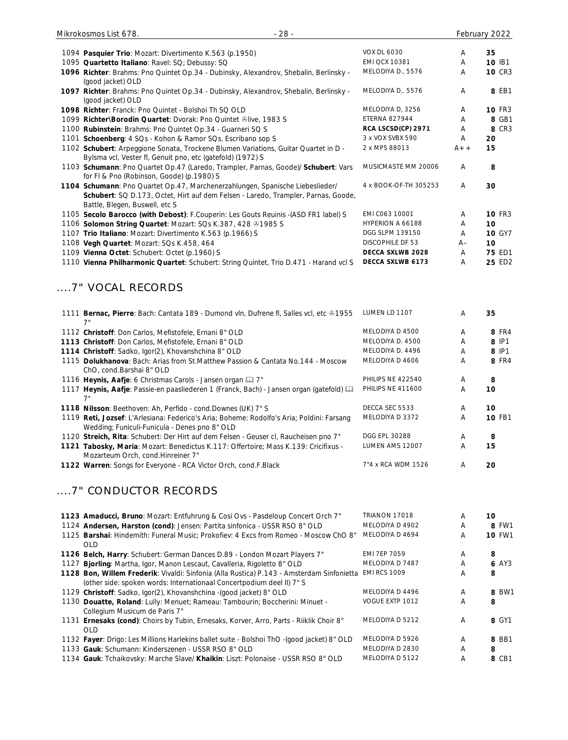| | | | | |
|---|---|---|---|---|
| 1094 | **Pasquier Trio**: Mozart: Divertimento K.563 (p.1950) | VOX DL 6030 | A | 35 |
| 1095 | **Quartetto Italiano**: Ravel: SQ; Debussy: SQ | EMI QCX 10381 | A | 10 IB1 |
| **1096** | **Richter**: Brahms: Pno Quintet Op.34 - Dubinsky, Alexandrov, Shebalin, Berlinsky - (good jacket) OLD | MELODIYA D., 5576 | A | 10 CR3 |
| **1097** | **Richter**: Brahms: Pno Quintet Op.34 - Dubinsky, Alexandrov, Shebalin, Berlinsky - (good jacket) OLD | MELODIYA D,. 5576 | A | 8 EB1 |
| **1098** | **Richter**: Franck: Pno Quintet - Bolshoi Th SQ OLD | MELODIYA D, 3256 | A | 10 FR3 |
| 1099 | **Richter\Borodin Quartet**: Dvorak: Pno Quintet ℗live, 1983 S | ETERNA 827944 | A | 8 GB1 |
| 1100 | **Rubinstein**: Brahms: Pno Quintet Op.34 - Guarneri SQ S | **RCA LSCSD(CP) 2971** | A | 8 CR3 |
| 1101 | **Schoenberg**: 4 SQs - Kohon & Ramor SQs, Escribano sop S | 3 x VOX SVBX 590 | A | 20 |
| 1102 | **Schubert**: Arpeggione Sonata, Trockene Blumen Variations, Guitar Quartet in D - Bylsma vcl, Vester fl, Genuit pno, etc (gatefold) (1972) S | 2 x MPS 88013 | A++ | 15 |
| 1103 | **Schumann**: Pno Quartet Op.47 (Laredo, Trampler, Parnas, Goode)/ **Schubert**: Vars for Fl & Pno (Robinson, Goode) (p.1980) S | MUSICMASTE MM 20006 | A | 8 |
| **1104** | **Schumann**: Pno Quartet Op.47, Marchenerzahlungen, Spanische Liebeslieder/ **Schubert**: SQ D.173, Octet, Hirt auf dem Felsen - Laredo, Trampler, Parnas, Goode, Battle, Blegen, Buswell, etc S | 4 x BOOK-OF-TH 305253 | A | 30 |
| 1105 | **Secolo Barocco (with Debost)**: F.Couperin: Les Gouts Reuinis -(ASD FR1 label) S | EMI C063 10001 | A | 10 FR3 |
| 1106 | **Solomon String Quartet**: Mozart: SQs K.387, 428 ℗1985 S | HYPERION A 66188 | A | 10 |
| 1107 | **Trio Italiano**: Mozart: Divertimento K.563 (p.1966) S | DGG SLPM 139150 | A | 10 GY7 |
| 1108 | **Vegh Quartet**: Mozart: SQs K.458, 464 | DISCOPHILE DF 53 | A– | 10 |
| 1109 | **Vienna Octet**: Schubert: Octet (p.1960) S | **DECCA SXLWB 2028** | A | 75 ED1 |
| 1110 | **Vienna Philharmonic Quartet**: Schubert: String Quintet, Trio D.471 - Harand vcl S | **DECCA SXLWB 6173** | A | 25 ED2 |

## ....7" VOCAL RECORDS

| | | | | |
|---|---|---|---|---|
| 1111 | **Bernac, Pierre**: Bach: Cantata 189 - Dumond vln, Dufrene fl, Salles vcl, etc ℗1955 7" | LUMEN LD 1107 | A | 35 |
| 1112 | **Christoff**: Don Carlos, Mefistofele, Ernani 8" OLD | MELODIYA D 4500 | A | 8 FR4 |
| **1113** | **Christoff**: Don Carlos, Mefistofele, Ernani 8" OLD | MELODIYA D. 4500 | A | 8 IP1 |
| **1114** | **Christoff**: Sadko, Igor(2), Khovanshchina 8" OLD | MELODIYA D. 4496 | A | 8 IP1 |
| 1115 | **Dolukhanova**: Bach: Arias from St.Matthew Passion & Cantata No.144 - Moscow ChO, cond.Barshai 8" OLD | MELODIYA D 4606 | A | 8 FR4 |
| 1116 | **Heynis, Aafje**: 6 Christmas Carols - Jansen organ 🕮 7" | PHILIPS NE 422540 | A | 8 |
| **1117** | **Heynis, Aafje**: Passie-en paasliederen 1 (Franck, Bach) - Jansen organ (gatefold) 🕮 7" | PHILIPS NE 411600 | A | 10 |
| **1118** | **Nilsson**: Beethoven: Ah, Perfido - cond.Downes (UK) 7" S | DECCA SEC 5533 | A | 10 |
| 1119 | **Reti, Jozsef**: L'Arlesiana: Federico's Aria; Boheme: Rodolfo's Aria; Poldini: Farsang Wedding; Funiculi-Funicula - Denes pno 8" OLD | MELODIYA D 3372 | A | 10 FB1 |
| 1120 | **Streich, Rita**: Schubert: Der Hirt auf dem Felsen - Geuser cl, Raucheisen pno 7" | DGG EPL 30288 | A | 8 |
| **1121** | **Tabosky, Maria**: Mozart: Benedictus K.117: Offertoire; Mass K.139: Cricifixus - Mozarteum Orch, cond.Hinreiner 7" | LUMEN AMS 12007 | A | 15 |
| **1122** | **Warren**: Songs for Everyone - RCA Victor Orch, cond.F.Black | 7"4 x RCA WDM 1526 | A | 20 |

## ....7" CONDUCTOR RECORDS

| | | | | |
|---|---|---|---|---|
| **1123** | **Amaducci, Bruno**: Mozart: Entfuhrung & Cosi Ovs - Pasdeloup Concert Orch 7" | TRIANON 17018 | A | 10 |
| 1124 | **Andersen, Harston (cond)**: Jensen: Partita sinfonica - USSR RSO 8" OLD | MELODIYA D 4902 | A | 8 FW1 |
| 1125 | **Barshai**: Hindemith: Funeral Music; Prokofiev: 4 Excs from Romeo - Moscow ChO 8" OLD | MELODIYA D 4694 | A | 10 FW1 |
| **1126** | **Belch, Harry**: Schubert: German Dances D.89 - London Mozart Players 7" | EMI 7EP 7059 | A | 8 |
| 1127 | **Bjorling**: Martha, Igor, Manon Lescaut, Cavalleria, Rigoletto 8" OLD | MELODIYA D 7487 | A | 6 AY3 |
| **1128** | **Bon, Willem Frederik**: Vivaldi: Sinfonia (Alla Rustica) P.143 - Amsterdam Sinfonietta (other side: spoken words: Internationaal Concertpodium deel II) 7" S | EMI RCS 1009 | A | 8 |
| 1129 | **Christoff**: Sadko, Igor(2), Khovanshchina -(good jacket) 8" OLD | MELODIYA D 4496 | A | 8 BW1 |
| 1130 | **Douatte, Roland**: Lully: Menuet; Rameau: Tambourin; Boccherini: Minuet - Collegium Musicum de Paris 7" | VOGUE EXTP 1012 | A | 8 |
| 1131 | **Ernesaks (cond)**: Choirs by Tubin, Ernesaks, Korver, Arro, Parts - Riiklik Choir 8" OLD | MELODIYA D 5212 | A | 8 GY1 |
| 1132 | **Fayer**: Drigo: Les Millions Harlekins ballet suite - Bolshoi ThO -(good jacket) 8" OLD | MELODIYA D 5926 | A | 8 BB1 |
| 1133 | **Gauk**: Schumann: Kinderszenen - USSR RSO 8" OLD | MELODIYA D 2830 | A | 8 |
| 1134 | **Gauk**: Tchaikovsky: Marche Slave/ **Khaikin**: Liszt: Polonaise - USSR RSO 8" OLD | MELODIYA D 5122 | A | 8 CB1 |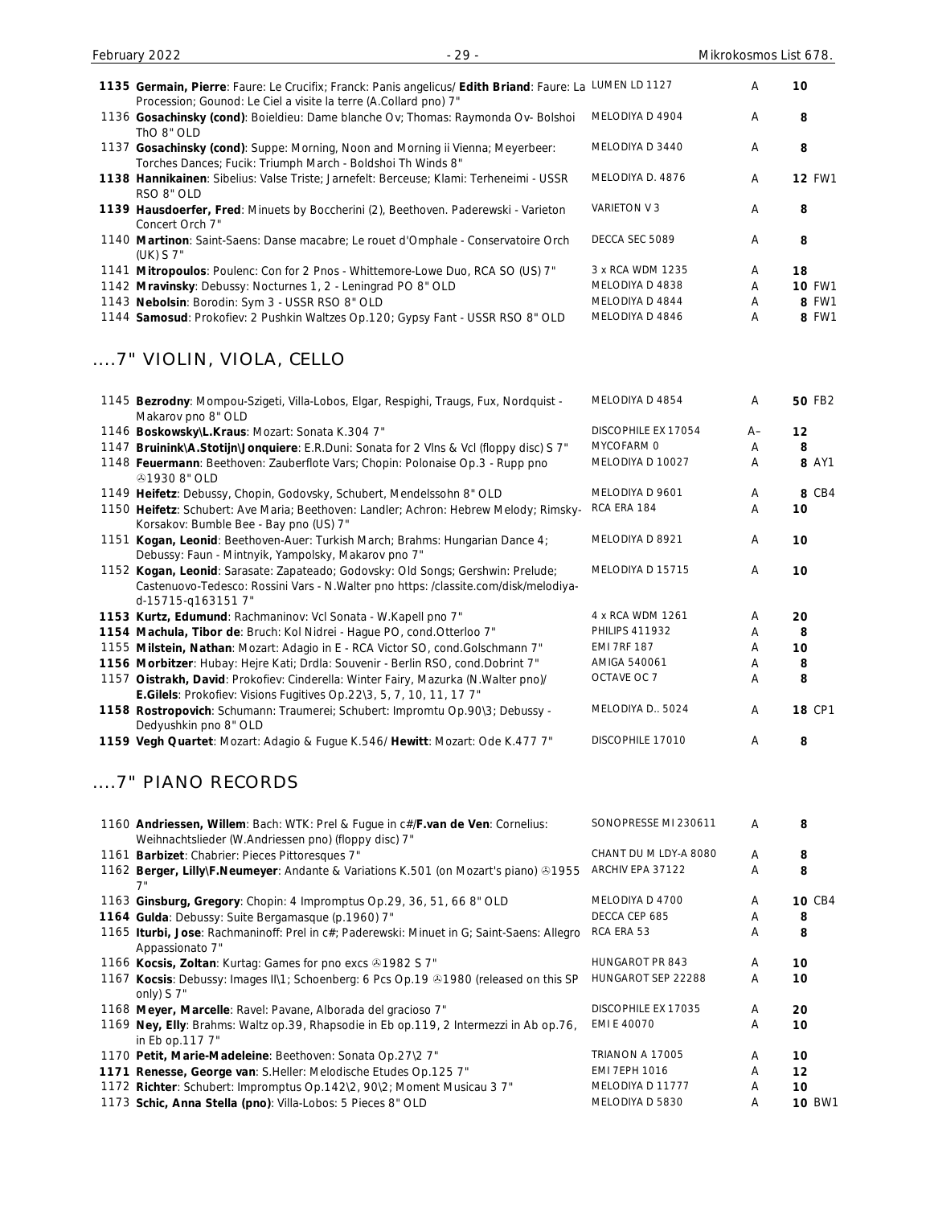| No. | Description | Label | Cond. | Price |
|---|---|---|---|---|
| **1135** | **Germain, Pierre**: Faure: Le Crucifix; Franck: Panis angelicus/ **Edith Briand**: Faure: La Procession; Gounod: Le Ciel a visite la terre (A.Collard pno) 7" | LUMEN LD 1127 | A | **10** |
| 1136 | **Gosachinsky (cond)**: Boieldieu: Dame blanche Ov; Thomas: Raymonda Ov- Bolshoi ThO 8" OLD | MELODIYA D 4904 | A | **8** |
| 1137 | **Gosachinsky (cond)**: Suppe: Morning, Noon and Morning ii Vienna; Meyerbeer: Torches Dances; Fucik: Triumph March - Boldshoi Th Winds 8" | MELODIYA D 3440 | A | **8** |
| **1138** | **Hannikainen**: Sibelius: Valse Triste; Jarnefelt: Berceuse; Klami: Terheneimi - USSR RSO 8" OLD | MELODIYA D. 4876 | A | **12** FW1 |
| **1139** | **Hausdoerfer, Fred**: Minuets by Boccherini (2), Beethoven. Paderewski - Varieton Concert Orch 7" | VARIETON V 3 | A | **8** |
| 1140 | **Martinon**: Saint-Saens: Danse macabre; Le rouet d'Omphale - Conservatoire Orch (UK) S 7" | DECCA SEC 5089 | A | **8** |
| 1141 | **Mitropoulos**: Poulenc: Con for 2 Pnos - Whittemore-Lowe Duo, RCA SO (US) 7" | 3 x RCA WDM 1235 | A | **18** |
| 1142 | **Mravinsky**: Debussy: Nocturnes 1, 2 - Leningrad PO 8" OLD | MELODIYA D 4838 | A | **10** FW1 |
| 1143 | **Nebolsin**: Borodin: Sym 3 - USSR RSO 8" OLD | MELODIYA D 4844 | A | **8** FW1 |
| 1144 | **Samosud**: Prokofiev: 2 Pushkin Waltzes Op.120; Gypsy Fant - USSR RSO 8" OLD | MELODIYA D 4846 | A | **8** FW1 |

## ....7" VIOLIN, VIOLA, CELLO

| No. | Description | Label | Cond. | Price |
|---|---|---|---|---|
| 1145 | **Bezrodny**: Mompou-Szigeti, Villa-Lobos, Elgar, Respighi, Traugs, Fux, Nordquist - Makarov pno 8" OLD | MELODIYA D 4854 | A | **50** FB2 |
| 1146 | **Boskowsky\L.Kraus**: Mozart: Sonata K.304 7" | DISCOPHILE EX 17054 | A– | **12** |
| 1147 | **Bruinink\A.Stotijn\Jonquiere**: E.R.Duni: Sonata for 2 Vlns & Vcl (floppy disc) S 7" | MYCOFARM 0 | A | **8** |
| 1148 | **Feuermann**: Beethoven: Zauberflote Vars; Chopin: Polonaise Op.3 - Rupp pno ℗1930 8" OLD | MELODIYA D 10027 | A | **8** AY1 |
| 1149 | **Heifetz**: Debussy, Chopin, Godovsky, Schubert, Mendelssohn 8" OLD | MELODIYA D 9601 | A | **8** CB4 |
| 1150 | **Heifetz**: Schubert: Ave Maria; Beethoven: Landler; Achron: Hebrew Melody; Rimsky-Korsakov: Bumble Bee - Bay pno (US) 7" | RCA ERA 184 | A | **10** |
| 1151 | **Kogan, Leonid**: Beethoven-Auer: Turkish March; Brahms: Hungarian Dance 4; Debussy: Faun - Mintnyik, Yampolsky, Makarov pno 7" | MELODIYA D 8921 | A | **10** |
| 1152 | **Kogan, Leonid**: Sarasate: Zapateado; Godovsky: Old Songs; Gershwin: Prelude; Castenuovo-Tedesco: Rossini Vars - N.Walter pno https: /classite.com/disk/melodiya-d-15715-q163151 7" | MELODIYA D 15715 | A | **10** |
| **1153** | **Kurtz, Edumund**: Rachmaninov: Vcl Sonata - W.Kapell pno 7" | 4 x RCA WDM 1261 | A | **20** |
| **1154** | **Machula, Tibor de**: Bruch: Kol Nidrei - Hague PO, cond.Otterloo 7" | PHILIPS 411932 | A | **8** |
| 1155 | **Milstein, Nathan**: Mozart: Adagio in E - RCA Victor SO, cond.Golschmann 7" | EMI 7RF 187 | A | **10** |
| **1156** | **Morbitzer**: Hubay: Hejre Kati; Drdla: Souvenir - Berlin RSO, cond.Dobrint 7" | AMIGA 540061 | A | **8** |
| 1157 | **Oistrakh, David**: Prokofiev: Cinderella: Winter Fairy, Mazurka (N.Walter pno)/ **E.Gilels**: Prokofiev: Visions Fugitives Op.22\3, 5, 7, 10, 11, 17 7" | OCTAVE OC 7 | A | **8** |
| **1158** | **Rostropovich**: Schumann: Traumerei; Schubert: Impromtu Op.90\3; Debussy - Dedyushkin pno 8" OLD | MELODIYA D.. 5024 | A | **18** CP1 |
| **1159** | **Vegh Quartet**: Mozart: Adagio & Fugue K.546/ **Hewitt**: Mozart: Ode K.477 7" | DISCOPHILE 17010 | A | **8** |

## ....7" PIANO RECORDS

| No. | Description | Label | Cond. | Price |
|---|---|---|---|---|
| 1160 | **Andriessen, Willem**: Bach: WTK: Prel & Fugue in c#/**F.van de Ven**: Cornelius: Weihnachtslieder (W.Andriessen pno) (floppy disc) 7" | SONOPRESSE MI 230611 | A | **8** |
| 1161 | **Barbizet**: Chabrier: Pieces Pittoresques 7" | CHANT DU M LDY-A 8080 | A | **8** |
| 1162 | **Berger, Lilly\F.Neumeyer**: Andante & Variations K.501 (on Mozart's piano) ℗1955 7" | ARCHIV EPA 37122 | A | **8** |
| 1163 | **Ginsburg, Gregory**: Chopin: 4 Impromptus Op.29, 36, 51, 66 8" OLD | MELODIYA D 4700 | A | **10** CB4 |
| **1164** | **Gulda**: Debussy: Suite Bergamasque (p.1960) 7" | DECCA CEP 685 | A | **8** |
| 1165 | **Iturbi, Jose**: Rachmaninoff: Prel in c#; Paderewski: Minuet in G; Saint-Saens: Allegro Appassionato 7" | RCA ERA 53 | A | **8** |
| 1166 | **Kocsis, Zoltan**: Kurtag: Games for pno excs ℗1982 S 7" | HUNGAROT PR 843 | A | **10** |
| 1167 | **Kocsis**: Debussy: Images II\1; Schoenberg: 6 Pcs Op.19 ℗1980 (released on this SP only) S 7" | HUNGAROT SEP 22288 | A | **10** |
| 1168 | **Meyer, Marcelle**: Ravel: Pavane, Alborada del gracioso 7" | DISCOPHILE EX 17035 | A | **20** |
| 1169 | **Ney, Elly**: Brahms: Waltz op.39, Rhapsodie in Eb op.119, 2 Intermezzi in Ab op.76, in Eb op.117 7" | EMI E 40070 | A | **10** |
| 1170 | **Petit, Marie-Madeleine**: Beethoven: Sonata Op.27\2 7" | TRIANON A 17005 | A | **10** |
| **1171** | **Renesse, George van**: S.Heller: Melodische Etudes Op.125 7" | EMI 7EPH 1016 | A | **12** |
| 1172 | **Richter**: Schubert: Impromptus Op.142\2, 90\2; Moment Musicau 3 7" | MELODIYA D 11777 | A | **10** |
| 1173 | **Schic, Anna Stella (pno)**: Villa-Lobos: 5 Pieces 8" OLD | MELODIYA D 5830 | A | **10** BW1 |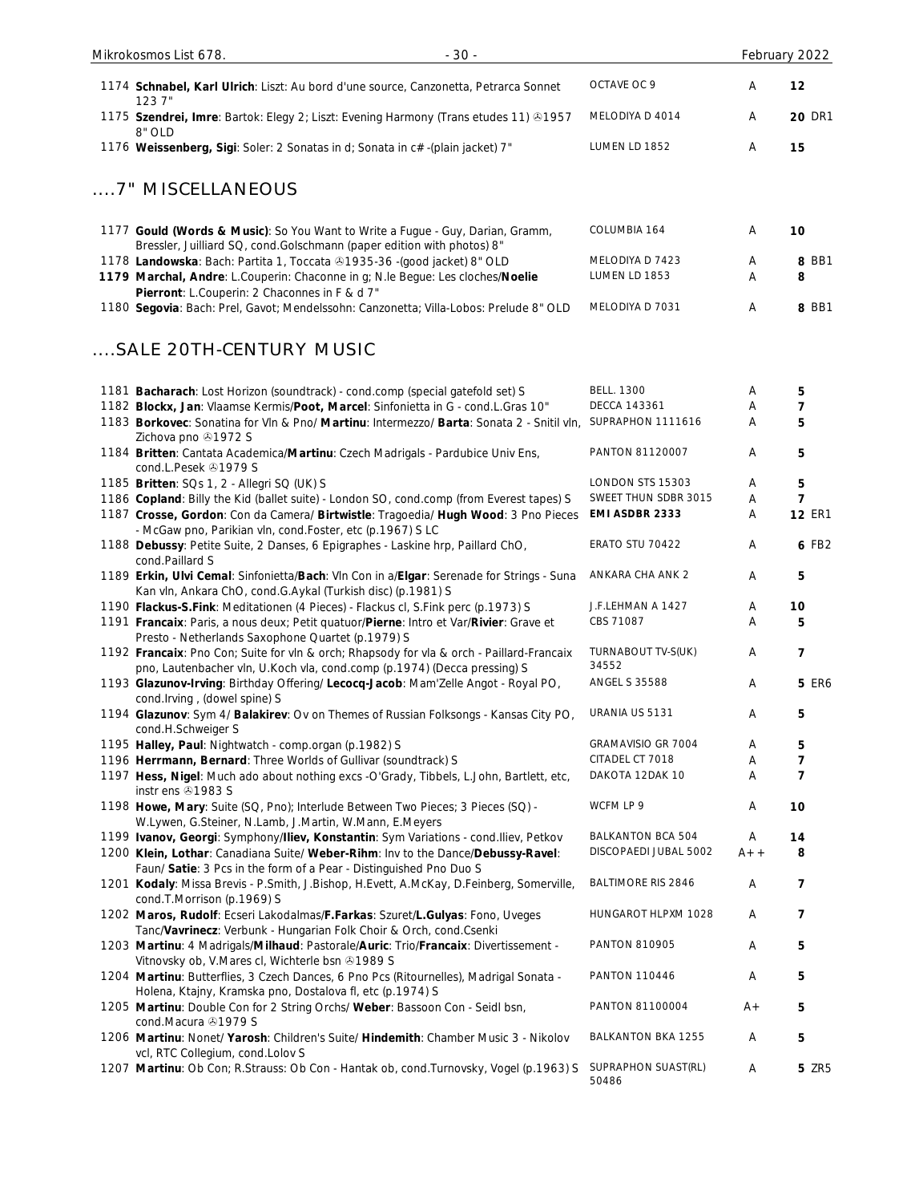| | | | | |
|---|---|---|---|---|
| 1174 | **Schnabel, Karl Ulrich**: Liszt: Au bord d'une source, Canzonetta, Petrarca Sonnet 123 7" | OCTAVE OC 9 | A | **12** |
| 1175 | **Szendrei, Imre**: Bartok: Elegy 2; Liszt: Evening Harmony (Trans etudes 11) ℗1957 8" OLD | MELODIYA D 4014 | A | **20** DR1 |
| 1176 | **Weissenberg, Sigi**: Soler: 2 Sonatas in d; Sonata in c# -(plain jacket) 7" | LUMEN LD 1852 | A | **15** |

## ....7" MISCELLANEOUS

| | | | | |
|---|---|---|---|---|
| 1177 | **Gould (Words & Music)**: So You Want to Write a Fugue - Guy, Darian, Gramm, Bressler, Juilliard SQ, cond.Golschmann (paper edition with photos) 8" | COLUMBIA 164 | A | **10** |
| 1178 | **Landowska**: Bach: Partita 1, Toccata ℗1935-36 -(good jacket) 8" OLD | MELODIYA D 7423 | A | **8** BB1 |
| **1179** | **Marchal, Andre**: L.Couperin: Chaconne in g; N.le Begue: Les cloches/**Noelie Pierront**: L.Couperin: 2 Chaconnes in F & d 7" | LUMEN LD 1853 | A | **8** |
| 1180 | **Segovia**: Bach: Prel, Gavot; Mendelssohn: Canzonetta; Villa-Lobos: Prelude 8" OLD | MELODIYA D 7031 | A | **8** BB1 |

## ....SALE 20TH-CENTURY MUSIC

| | | | | |
|---|---|---|---|---|
| 1181 | **Bacharach**: Lost Horizon (soundtrack) - cond.comp (special gatefold set) S | BELL. 1300 | A | **5** |
| 1182 | **Blockx, Jan**: Vlaamse Kermis/**Poot, Marcel**: Sinfonietta in G - cond.L.Gras 10" | DECCA 143361 | A | **7** |
| 1183 | **Borkovec**: Sonatina for Vln & Pno/ **Martinu**: Intermezzo/ **Barta**: Sonata 2 - Snitil vln, Zichova pno ℗1972 S | SUPRAPHON 1111616 | A | **5** |
| 1184 | **Britten**: Cantata Academica/**Martinu**: Czech Madrigals - Pardubice Univ Ens, cond.L.Pesek ℗1979 S | PANTON 81120007 | A | **5** |
| 1185 | **Britten**: SQs 1, 2 - Allegri SQ (UK) S | LONDON STS 15303 | A | **5** |
| 1186 | **Copland**: Billy the Kid (ballet suite) - London SO, cond.comp (from Everest tapes) S | SWEET THUN SDBR 3015 | A | **7** |
| 1187 | **Crosse, Gordon**: Con da Camera/ **Birtwistle**: Tragoedia/ **Hugh Wood**: 3 Pno Pieces - McGaw pno, Parikian vln, cond.Foster, etc (p.1967) S LC | **EMI ASDBR 2333** | A | **12** ER1 |
| 1188 | **Debussy**: Petite Suite, 2 Danses, 6 Epigraphes - Laskine hrp, Paillard ChO, cond.Paillard S | ERATO STU 70422 | A | **6** FB2 |
| 1189 | **Erkin, Ulvi Cemal**: Sinfonietta/**Bach**: Vln Con in a/**Elgar**: Serenade for Strings - Suna Kan vln, Ankara ChO, cond.G.Aykal (Turkish disc) (p.1981) S | ANKARA CHA ANK 2 | A | **5** |
| 1190 | **Flackus-S.Fink**: Meditationen (4 Pieces) - Flackus cl, S.Fink perc (p.1973) S | J.F.LEHMAN A 1427 | A | **10** |
| 1191 | **Francaix**: Paris, a nous deux; Petit quatuor/**Pierne**: Intro et Var/**Rivier**: Grave et Presto - Netherlands Saxophone Quartet (p.1979) S | CBS 71087 | A | **5** |
| 1192 | **Francaix**: Pno Con; Suite for vln & orch; Rhapsody for vla & orch - Paillard-Francaix pno, Lautenbacher vln, U.Koch vla, cond.comp (p.1974) (Decca pressing) S | TURNABOUT TV-S(UK) 34552 | A | **7** |
| 1193 | **Glazunov-Irving**: Birthday Offering/ **Lecocq-Jacob**: Mam'Zelle Angot - Royal PO, cond.Irving , (dowel spine) S | ANGEL S 35588 | A | **5** ER6 |
| 1194 | **Glazunov**: Sym 4/ **Balakirev**: Ov on Themes of Russian Folksongs - Kansas City PO, cond.H.Schweiger S | URANIA US 5131 | A | **5** |
| 1195 | **Halley, Paul**: Nightwatch - comp.organ (p.1982) S | GRAMAVISIO GR 7004 | A | **5** |
| 1196 | **Herrmann, Bernard**: Three Worlds of Gullivar (soundtrack) S | CITADEL CT 7018 | A | **7** |
| 1197 | **Hess, Nigel**: Much ado about nothing excs -O'Grady, Tibbels, L.John, Bartlett, etc, instr ens ℗1983 S | DAKOTA 12DAK 10 | A | **7** |
| 1198 | **Howe, Mary**: Suite (SQ, Pno); Interlude Between Two Pieces; 3 Pieces (SQ) - W.Lywen, G.Steiner, N.Lamb, J.Martin, W.Mann, E.Meyers | WCFM LP 9 | A | **10** |
| 1199 | **Ivanov, Georgi**: Symphony/**Iliev, Konstantin**: Sym Variations - cond.Iliev, Petkov | BALKANTON BCA 504 | A | **14** |
| 1200 | **Klein, Lothar**: Canadiana Suite/ **Weber-Rihm**: Inv to the Dance/**Debussy-Ravel**: Faun/ **Satie**: 3 Pcs in the form of a Pear - Distinguished Pno Duo S | DISCOPAEDI JUBAL 5002 | A++ | **8** |
| 1201 | **Kodaly**: Missa Brevis - P.Smith, J.Bishop, H.Evett, A.McKay, D.Feinberg, Somerville, cond.T.Morrison (p.1969) S | BALTIMORE RIS 2846 | A | **7** |
| 1202 | **Maros, Rudolf**: Ecseri Lakodalmas/**F.Farkas**: Szuret/**L.Gulyas**: Fono, Uveges Tanc/**Vavrinecz**: Verbunk - Hungarian Folk Choir & Orch, cond.Csenki | HUNGAROT HLPXM 1028 | A | **7** |
| 1203 | **Martinu**: 4 Madrigals/**Milhaud**: Pastorale/**Auric**: Trio/**Francaix**: Divertissement - Vitnovsky ob, V.Mares cl, Wichterle bsn ℗1989 S | PANTON 810905 | A | **5** |
| 1204 | **Martinu**: Butterflies, 3 Czech Dances, 6 Pno Pcs (Ritournelles), Madrigal Sonata - Holena, Ktajny, Kramska pno, Dostalova fl, etc (p.1974) S | PANTON 110446 | A | **5** |
| 1205 | **Martinu**: Double Con for 2 String Orchs/ **Weber**: Bassoon Con - Seidl bsn, cond.Macura ℗1979 S | PANTON 81100004 | A+ | **5** |
| 1206 | **Martinu**: Nonet/ **Yarosh**: Children's Suite/ **Hindemith**: Chamber Music 3 - Nikolov vcl, RTC Collegium, cond.Lolov S | BALKANTON BKA 1255 | A | **5** |
| 1207 | **Martinu**: Ob Con; R.Strauss: Ob Con - Hantak ob, cond.Turnovsky, Vogel (p.1963) S | SUPRAPHON SUAST(RL) 50486 | A | **5** ZR5 |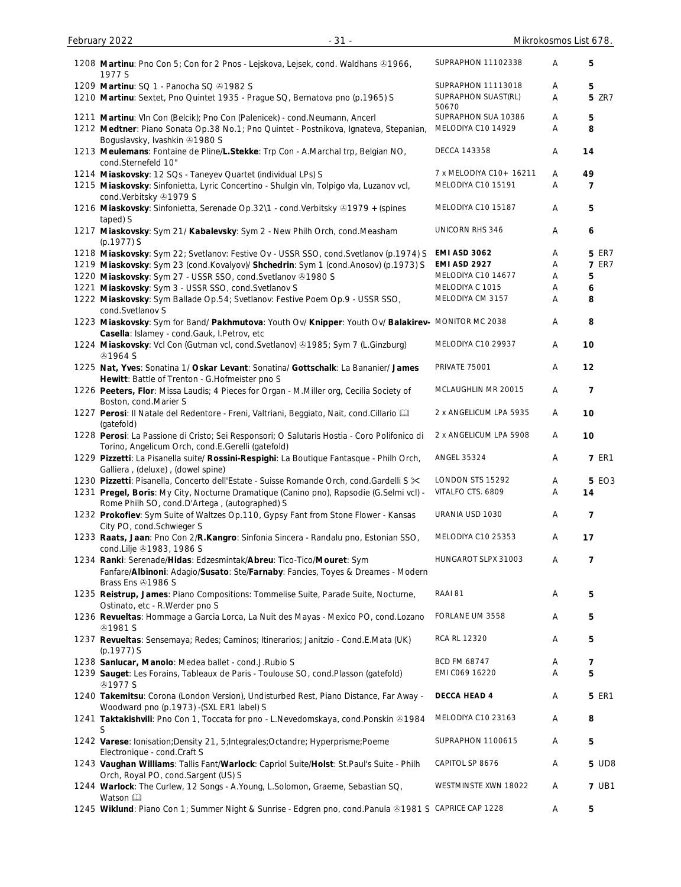| No. | Description | Label | Grade | Price |
|---|---|---|---|---|
| 1208 | **Martinu**: Pno Con 5; Con for 2 Pnos - Lejskova, Lejsek, cond. Waldhans ℗1966, 1977 S | SUPRAPHON 11102338 | A | 5 |
| 1209 | **Martinu**: SQ 1 - Panocha SQ ℗1982 S | SUPRAPHON 11113018 | A | 5 |
| 1210 | **Martinu**: Sextet, Pno Quintet 1935 - Prague SQ, Bernatova pno (p.1965) S | SUPRAPHON SUAST(RL) 50670 | A | 5 ZR7 |
| 1211 | **Martinu**: Vln Con (Belcik); Pno Con (Palenicek) - cond.Neumann, Ancerl | SUPRAPHON SUA 10386 | A | 5 |
| 1212 | **Medtner**: Piano Sonata Op.38 No.1; Pno Quintet - Postnikova, Ignateva, Stepanian, Boguslavsky, Ivashkin ℗1980 S | MELODIYA C10 14929 | A | 8 |
| 1213 | **Meulemans**: Fontaine de Pline/**L.Stekke**: Trp Con - A.Marchal trp, Belgian NO, cond.Sternefeld 10" | DECCA 143358 | A | 14 |
| 1214 | **Miaskovsky**: 12 SQs - Taneyev Quartet (individual LPs) S | 7 x MELODIYA C10+ 16211 | A | 49 |
| 1215 | **Miaskovsky**: Sinfonietta, Lyric Concertino - Shulgin vln, Tolpigo vla, Luzanov vcl, cond.Verbitsky ℗1979 S | MELODIYA C10 15191 | A | 7 |
| 1216 | **Miaskovsky**: Sinfonietta, Serenade Op.32\1 - cond.Verbitsky ℗1979 + (spines taped) S | MELODIYA C10 15187 | A | 5 |
| 1217 | **Miaskovsky**: Sym 21/ **Kabalevsky**: Sym 2 - New Philh Orch, cond.Measham (p.1977) S | UNICORN RHS 346 | A | 6 |
| 1218 | **Miaskovsky**: Sym 22; Svetlanov: Festive Ov - USSR SSO, cond.Svetlanov (p.1974) S | **EMI ASD 3062** | A | 5 ER7 |
| 1219 | **Miaskovsky**: Sym 23 (cond.Kovalyov)/ **Shchedrin**: Sym 1 (cond.Anosov) (p.1973) S | **EMI ASD 2927** | A | 7 ER7 |
| 1220 | **Miaskovsky**: Sym 27 - USSR SSO, cond.Svetlanov ℗1980 S | MELODIYA C10 14677 | A | 5 |
| 1221 | **Miaskovsky**: Sym 3 - USSR SSO, cond.Svetlanov S | MELODIYA C 1015 | A | 6 |
| 1222 | **Miaskovsky**: Sym Ballade Op.54; Svetlanov: Festive Poem Op.9 - USSR SSO, cond.Svetlanov S | MELODIYA CM 3157 | A | 8 |
| 1223 | **Miaskovsky**: Sym for Band/ **Pakhmutova**: Youth Ov/ **Knipper**: Youth Ov/ **Balakirev-Casella**: Islamey - cond.Gauk, I.Petrov, etc | MONITOR MC 2038 | A | 8 |
| 1224 | **Miaskovsky**: Vcl Con (Gutman vcl, cond.Svetlanov) ℗1985; Sym 7 (L.Ginzburg) ℗1964 S | MELODIYA C10 29937 | A | 10 |
| 1225 | **Nat, Yves**: Sonatina 1/ **Oskar Levant**: Sonatina/ **Gottschalk**: La Bananier/ **James Hewitt**: Battle of Trenton - G.Hofmeister pno S | PRIVATE 75001 | A | 12 |
| 1226 | **Peeters, Flor**: Missa Laudis; 4 Pieces for Organ - M.Miller org, Cecilia Society of Boston, cond.Marier S | MCLAUGHLIN MR 20015 | A | 7 |
| 1227 | **Perosi**: Il Natale del Redentore - Freni, Valtriani, Beggiato, Nait, cond.Cillario 🕮 (gatefold) | 2 x ANGELICUM LPA 5935 | A | 10 |
| 1228 | **Perosi**: La Passione di Cristo; Sei Responsori; O Salutaris Hostia - Coro Polifonico di Torino, Angelicum Orch, cond.E.Gerelli (gatefold) | 2 x ANGELICUM LPA 5908 | A | 10 |
| 1229 | **Pizzetti**: La Pisanella suite/ **Rossini-Respighi**: La Boutique Fantasque - Philh Orch, Galliera , (deluxe) , (dowel spine) | ANGEL 35324 | A | 7 ER1 |
| 1230 | **Pizzetti**: Pisanella, Concerto dell'Estate - Suisse Romande Orch, cond.Gardelli S ✂ | LONDON STS 15292 | A | 5 EO3 |
| 1231 | **Pregel, Boris**: My City, Nocturne Dramatique (Canino pno), Rapsodie (G.Selmi vcl) - Rome Philh SO, cond.D'Artega , (autographed) S | VITALFO CTS. 6809 | A | 14 |
| 1232 | **Prokofiev**: Sym Suite of Waltzes Op.110, Gypsy Fant from Stone Flower - Kansas City PO, cond.Schwieger S | URANIA USD 1030 | A | 7 |
| 1233 | **Raats, Jaan**: Pno Con 2/**R.Kangro**: Sinfonia Sincera - Randalu pno, Estonian SSO, cond.Lilje ℗1983, 1986 S | MELODIYA C10 25353 | A | 17 |
| 1234 | **Ranki**: Serenade/**Hidas**: Edzesmintak/**Abreu**: Tico-Tico/**Mouret**: Sym Fanfare/**Albinoni**: Adagio/**Susato**: Ste/**Farnaby**: Fancies, Toyes & Dreames - Modern Brass Ens ℗1986 S | HUNGAROT SLPX 31003 | A | 7 |
| 1235 | **Reistrup, James**: Piano Compositions: Tommelise Suite, Parade Suite, Nocturne, Ostinato, etc - R.Werder pno S | RAAI 81 | A | 5 |
| 1236 | **Revueltas**: Hommage a Garcia Lorca, La Nuit des Mayas - Mexico PO, cond.Lozano ℗1981 S | FORLANE UM 3558 | A | 5 |
| 1237 | **Revueltas**: Sensemaya; Redes; Caminos; Itinerarios; Janitzio - Cond.E.Mata (UK) (p.1977) S | RCA RL 12320 | A | 5 |
| 1238 | **Sanlucar, Manolo**: Medea ballet - cond.J.Rubio S | BCD FM 68747 | A | 7 |
| 1239 | **Sauget**: Les Forains, Tableaux de Paris - Toulouse SO, cond.Plasson (gatefold) ℗1977 S | EMI C069 16220 | A | 5 |
| 1240 | **Takemitsu**: Corona (London Version), Undisturbed Rest, Piano Distance, Far Away - Woodward pno (p.1973) -(SXL ER1 label) S | **DECCA HEAD 4** | A | 5 ER1 |
| 1241 | **Taktakishvili**: Pno Con 1, Toccata for pno - L.Nevedomskaya, cond.Ponskin ℗1984 S | MELODIYA C10 23163 | A | 8 |
| 1242 | **Varese**: Ionisation;Density 21, 5;Integrales;Octandre; Hyperprisme;Poeme Electronique - cond.Craft S | SUPRAPHON 1100615 | A | 5 |
| 1243 | **Vaughan Williams**: Tallis Fant/**Warlock**: Capriol Suite/**Holst**: St.Paul's Suite - Philh Orch, Royal PO, cond.Sargent (US) S | CAPITOL SP 8676 | A | 5 UD8 |
| 1244 | **Warlock**: The Curlew, 12 Songs - A.Young, L.Solomon, Graeme, Sebastian SQ, Watson 🕮 | WESTMINSTE XWN 18022 | A | 7 UB1 |
| 1245 | **Wiklund**: Piano Con 1; Summer Night & Sunrise - Edgren pno, cond.Panula ℗1981 S | CAPRICE CAP 1228 | A | 5 |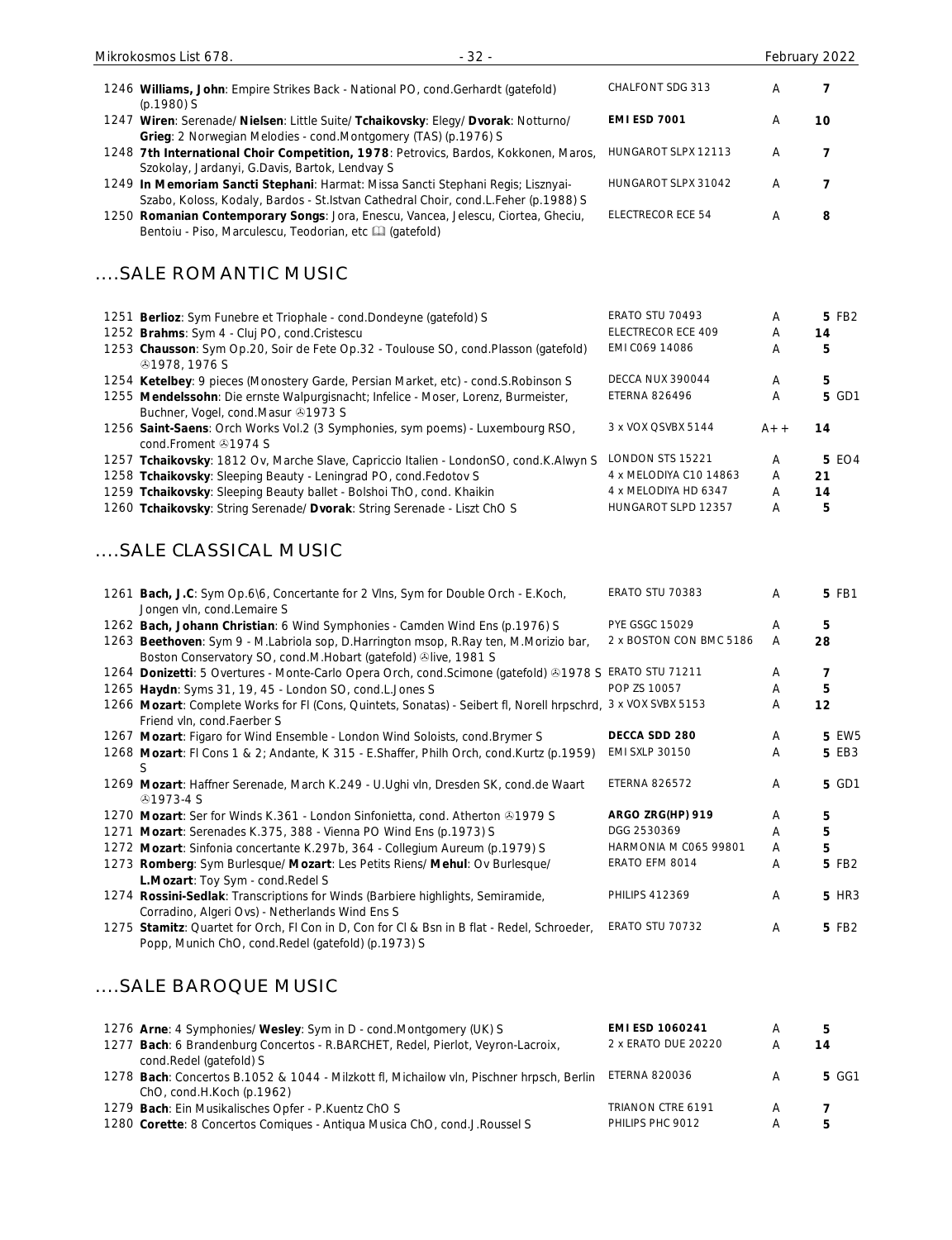| | | | | |
|---|---|---|---|---|
| 1246 | **Williams, John**: Empire Strikes Back - National PO, cond.Gerhardt (gatefold) (p.1980) S | CHALFONT SDG 313 | A | 7 |
| 1247 | **Wiren**: Serenade/ **Nielsen**: Little Suite/ **Tchaikovsky**: Elegy/ **Dvorak**: Notturno/ **Grieg**: 2 Norwegian Melodies - cond.Montgomery (TAS) (p.1976) S | **EMI ESD 7001** | A | 10 |
| 1248 | **7th International Choir Competition, 1978**: Petrovics, Bardos, Kokkonen, Maros, Szokolay, Jardanyi, G.Davis, Bartok, Lendvay S | HUNGAROT SLPX 12113 | A | 7 |
| 1249 | **In Memoriam Sancti Stephani**: Harmat: Missa Sancti Stephani Regis; Lisznyai-Szabo, Koloss, Kodaly, Bardos - St.Istvan Cathedral Choir, cond.L.Feher (p.1988) S | HUNGAROT SLPX 31042 | A | 7 |
| 1250 | **Romanian Contemporary Songs**: Jora, Enescu, Vancea, Jelescu, Ciortea, Gheciu, Bentoiu - Piso, Marculescu, Teodorian, etc 📖 (gatefold) | ELECTRECOR ECE 54 | A | 8 |

## ....SALE ROMANTIC MUSIC

| | | | | |
|---|---|---|---|---|
| 1251 | **Berlioz**: Sym Funebre et Triophale - cond.Dondeyne (gatefold) S | ERATO STU 70493 | A | **5** FB2 |
| 1252 | **Brahms**: Sym 4 - Cluj PO, cond.Cristescu | ELECTRECOR ECE 409 | A | 14 |
| 1253 | **Chausson**: Sym Op.20, Soir de Fete Op.32 - Toulouse SO, cond.Plasson (gatefold) ℗1978, 1976 S | EMI C069 14086 | A | 5 |
| 1254 | **Ketelbey**: 9 pieces (Monostery Garde, Persian Market, etc) - cond.S.Robinson S | DECCA NUX 390044 | A | 5 |
| 1255 | **Mendelssohn**: Die ernste Walpurgisnacht; Infelice - Moser, Lorenz, Burmeister, Buchner, Vogel, cond.Masur ℗1973 S | ETERNA 826496 | A | **5** GD1 |
| 1256 | **Saint-Saens**: Orch Works Vol.2 (3 Symphonies, sym poems) - Luxembourg RSO, cond.Froment ℗1974 S | 3 x VOX QSVBX 5144 | A++ | 14 |
| 1257 | **Tchaikovsky**: 1812 Ov, Marche Slave, Capriccio Italien - LondonSO, cond.K.Alwyn S | LONDON STS 15221 | A | **5** EO4 |
| 1258 | **Tchaikovsky**: Sleeping Beauty - Leningrad PO, cond.Fedotov S | 4 x MELODIYA C10 14863 | A | 21 |
| 1259 | **Tchaikovsky**: Sleeping Beauty ballet - Bolshoi ThO, cond. Khaikin | 4 x MELODIYA HD 6347 | A | 14 |
| 1260 | **Tchaikovsky**: String Serenade/ **Dvorak**: String Serenade - Liszt ChO S | HUNGAROT SLPD 12357 | A | 5 |

## ....SALE CLASSICAL MUSIC

| | | | | |
|---|---|---|---|---|
| 1261 | **Bach, J.C**: Sym Op.6\6, Concertante for 2 Vlns, Sym for Double Orch - E.Koch, Jongen vln, cond.Lemaire S | ERATO STU 70383 | A | **5** FB1 |
| 1262 | **Bach, Johann Christian**: 6 Wind Symphonies - Camden Wind Ens (p.1976) S | PYE GSGC 15029 | A | 5 |
| 1263 | **Beethoven**: Sym 9 - M.Labriola sop, D.Harrington msop, R.Ray ten, M.Morizio bar, Boston Conservatory SO, cond.M.Hobart (gatefold) ℗live, 1981 S | 2 x BOSTON CON BMC 5186 | A | 28 |
| 1264 | **Donizetti**: 5 Overtures - Monte-Carlo Opera Orch, cond.Scimone (gatefold) ℗1978 S | ERATO STU 71211 | A | 7 |
| 1265 | **Haydn**: Syms 31, 19, 45 - London SO, cond.L.Jones S | POP ZS 10057 | A | 5 |
| 1266 | **Mozart**: Complete Works for Fl (Cons, Quintets, Sonatas) - Seibert fl, Norell hrpschrd, Friend vln, cond.Faerber S | 3 x VOX SVBX 5153 | A | 12 |
| 1267 | **Mozart**: Figaro for Wind Ensemble - London Wind Soloists, cond.Brymer S | **DECCA SDD 280** | A | **5** EW5 |
| 1268 | **Mozart**: Fl Cons 1 & 2; Andante, K 315 - E.Shaffer, Philh Orch, cond.Kurtz (p.1959) S | EMI SXLP 30150 | A | **5** EB3 |
| 1269 | **Mozart**: Haffner Serenade, March K.249 - U.Ughi vln, Dresden SK, cond.de Waart ℗1973-4 S | ETERNA 826572 | A | **5** GD1 |
| 1270 | **Mozart**: Ser for Winds K.361 - London Sinfonietta, cond. Atherton ℗1979 S | **ARGO ZRG(HP) 919** | A | 5 |
| 1271 | **Mozart**: Serenades K.375, 388 - Vienna PO Wind Ens (p.1973) S | DGG 2530369 | A | 5 |
| 1272 | **Mozart**: Sinfonia concertante K.297b, 364 - Collegium Aureum (p.1979) S | HARMONIA M C065 99801 | A | 5 |
| 1273 | **Romberg**: Sym Burlesque/ **Mozart**: Les Petits Riens/ **Mehul**: Ov Burlesque/ **L.Mozart**: Toy Sym - cond.Redel S | ERATO EFM 8014 | A | **5** FB2 |
| 1274 | **Rossini-Sedlak**: Transcriptions for Winds (Barbiere highlights, Semiramide, Corradino, Algeri Ovs) - Netherlands Wind Ens S | PHILIPS 412369 | A | **5** HR3 |
| 1275 | **Stamitz**: Quartet for Orch, Fl Con in D, Con for Cl & Bsn in B flat - Redel, Schroeder, Popp, Munich ChO, cond.Redel (gatefold) (p.1973) S | ERATO STU 70732 | A | **5** FB2 |

## ....SALE BAROQUE MUSIC

| | | | | |
|---|---|---|---|---|
| 1276 | **Arne**: 4 Symphonies/ **Wesley**: Sym in D - cond.Montgomery (UK) S | **EMI ESD 1060241** | A | 5 |
| 1277 | **Bach**: 6 Brandenburg Concertos - R.BARCHET, Redel, Pierlot, Veyron-Lacroix, cond.Redel (gatefold) S | 2 x ERATO DUE 20220 | A | 14 |
| 1278 | **Bach**: Concertos B.1052 & 1044 - Milzkott fl, Michailow vln, Pischner hrpsch, Berlin ChO, cond.H.Koch (p.1962) | ETERNA 820036 | A | **5** GG1 |
| 1279 | **Bach**: Ein Musikalisches Opfer - P.Kuentz ChO S | TRIANON CTRE 6191 | A | 7 |
| 1280 | **Corette**: 8 Concertos Comiques - Antiqua Musica ChO, cond.J.Roussel S | PHILIPS PHC 9012 | A | 5 |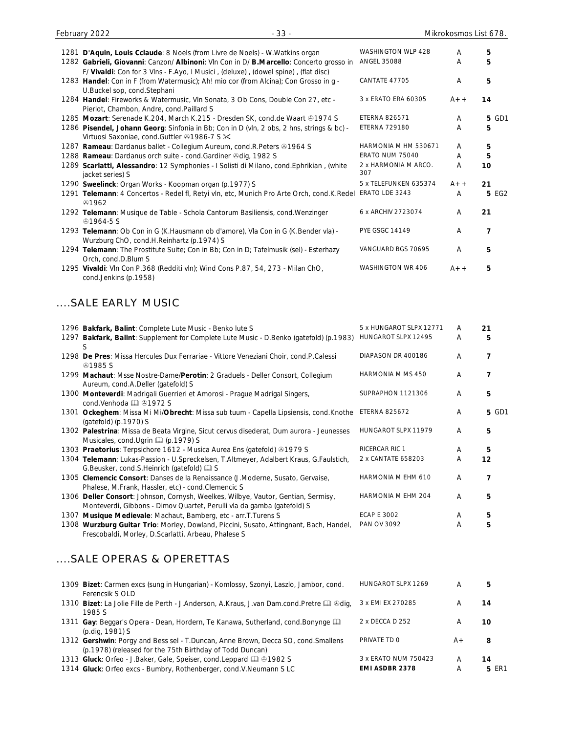| No. | Description | Label | Cond. | Price | |
|---|---|---|---|---|---|
| 1281 | **D'Aquin, Louis Cclaude**: 8 Noels (from Livre de Noels) - W.Watkins organ | WASHINGTON WLP 428 | A | 5 | |
| 1282 | **Gabrieli, Giovanni**: Canzon/ **Albinoni**: Vln Con in D/ **B.Marcello**: Concerto grosso in F/ **Vivaldi**: Con for 3 Vlns - F.Ayo, I Musici , (deluxe) , (dowel spine) , (flat disc) | ANGEL 35088 | A | 5 | |
| 1283 | **Handel**: Con in F (from Watermusic); Ah! mio cor (from Alcina); Con Grosso in g - U.Buckel sop, cond.Stephani | CANTATE 47705 | A | 5 | |
| 1284 | **Handel**: Fireworks & Watermusic, Vln Sonata, 3 Ob Cons, Double Con 27, etc - Pierlot, Chambon, Andre, cond.Paillard S | 3 x ERATO ERA 60305 | A++ | 14 | |
| 1285 | **Mozart**: Serenade K.204, March K.215 - Dresden SK, cond.de Waart ℗1974 S | ETERNA 826571 | A | 5 | GD1 |
| 1286 | **Pisendel, Johann Georg**: Sinfonia in Bb; Con in D (vln, 2 obs, 2 hns, strings & bc) - Virtuosi Saxoniae, cond.Guttler ℗1986-7 S ✂ | ETERNA 729180 | A | 5 | |
| 1287 | **Rameau**: Dardanus ballet - Collegium Aureum, cond.R.Peters ℗1964 S | HARMONIA M HM 530671 | A | 5 | |
| 1288 | **Rameau**: Dardanus orch suite - cond.Gardiner ℗dig, 1982 S | ERATO NUM 75040 | A | 5 | |
| 1289 | **Scarlatti, Alessandro**: 12 Symphonies - I Solisti di Milano, cond.Ephrikian , (white jacket series) S | 2 x HARMONIA M ARCO. 307 | A | 10 | |
| 1290 | **Sweelinck**: Organ Works - Koopman organ (p.1977) S | 5 x TELEFUNKEN 635374 | A++ | 21 | |
| 1291 | **Telemann**: 4 Concertos - Redel fl, Retyi vln, etc, Munich Pro Arte Orch, cond.K.Redel ℗1962 | ERATO LDE 3243 | A | 5 | EG2 |
| 1292 | **Telemann**: Musique de Table - Schola Cantorum Basiliensis, cond.Wenzinger ℗1964-5 S | 6 x ARCHIV 2723074 | A | 21 | |
| 1293 | **Telemann**: Ob Con in G (K.Hausmann ob d'amore), Vla Con in G (K.Bender vla) - Wurzburg ChO, cond.H.Reinhartz (p.1974) S | PYE GSGC 14149 | A | 7 | |
| 1294 | **Telemann**: The Prostitute Suite; Con in Bb; Con in D; Tafelmusik (sel) - Esterhazy Orch, cond.D.Blum S | VANGUARD BGS 70695 | A | 5 | |
| 1295 | **Vivaldi**: Vln Con P.368 (Redditi vln); Wind Cons P.87, 54, 273 - Milan ChO, cond.Jenkins (p.1958) | WASHINGTON WR 406 | A++ | 5 | |

## ....SALE EARLY MUSIC

| No. | Description | Label | Cond. | Price | |
|---|---|---|---|---|---|
| 1296 | **Bakfark, Balint**: Complete Lute Music - Benko lute S | 5 x HUNGAROT SLPX 12771 | A | 21 | |
| 1297 | **Bakfark, Balint**: Supplement for Complete Lute Music - D.Benko (gatefold) (p.1983) S | HUNGAROT SLPX 12495 | A | 5 | |
| 1298 | **De Pres**: Missa Hercules Dux Ferrariae - Vittore Veneziani Choir, cond.P.Calessi ℗1985 S | DIAPASON DR 400186 | A | 7 | |
| 1299 | **Machaut**: Msse Nostre-Dame/**Perotin**: 2 Graduels - Deller Consort, Collegium Aureum, cond.A.Deller (gatefold) S | HARMONIA M MS 450 | A | 7 | |
| 1300 | **Monteverdi**: Madrigali Guerrieri et Amorosi - Prague Madrigal Singers, cond.Venhoda 🕮 ℗1972 S | SUPRAPHON 1121306 | A | 5 | |
| 1301 | **Ockeghem**: Missa Mi Mi/**Obrecht**: Missa sub tuum - Capella Lipsiensis, cond.Knothe (gatefold) (p.1970) S | ETERNA 825672 | A | 5 | GD1 |
| 1302 | **Palestrina**: Missa de Beata Virgine, Sicut cervus disederat, Dum aurora - Jeunesses Musicales, cond.Ugrin 🕮 (p.1979) S | HUNGAROT SLPX 11979 | A | 5 | |
| 1303 | **Praetorius**: Terpsichore 1612 - Musica Aurea Ens (gatefold) ℗1979 S | RICERCAR RIC 1 | A | 5 | |
| 1304 | **Telemann**: Lukas-Passion - U.Spreckelsen, T.Altmeyer, Adalbert Kraus, G.Faulstich, G.Beusker, cond.S.Heinrich (gatefold) 🕮 S | 2 x CANTATE 658203 | A | 12 | |
| 1305 | **Clemencic Consort**: Danses de la Renaissance (J.Moderne, Susato, Gervaise, Phalese, M.Frank, Hassler, etc) - cond.Clemencic S | HARMONIA M EHM 610 | A | 7 | |
| 1306 | **Deller Consort**: Johnson, Cornysh, Weelkes, Wilbye, Vautor, Gentian, Sermisy, Monteverdi, Gibbons - Dimov Quartet, Perulli vla da gamba (gatefold) S | HARMONIA M EHM 204 | A | 5 | |
| 1307 | **Musique Medievale**: Machaut, Bamberg, etc - arr.T.Turens S | ECAP E 3002 | A | 5 | |
| 1308 | **Wurzburg Guitar Trio**: Morley, Dowland, Piccini, Susato, Attingnant, Bach, Handel, Frescobaldi, Morley, D.Scarlatti, Arbeau, Phalese S | PAN OV 3092 | A | 5 | |

## ....SALE OPERAS & OPERETTAS

| No. | Description | Label | Cond. | Price | |
|---|---|---|---|---|---|
| 1309 | **Bizet**: Carmen excs (sung in Hungarian) - Komlossy, Szonyi, Laszlo, Jambor, cond. Ferencsik S OLD | HUNGAROT SLPX 1269 | A | 5 | |
| 1310 | **Bizet**: La Jolie Fille de Perth - J.Anderson, A.Kraus, J.van Dam.cond.Pretre 🕮 ℗dig, 1985 S | 3 x EMI EX 270285 | A | 14 | |
| 1311 | **Gay**: Beggar's Opera - Dean, Hordern, Te Kanawa, Sutherland, cond.Bonynge 🕮 (p.dig, 1981) S | 2 x DECCA D 252 | A | 10 | |
| 1312 | **Gershwin**: Porgy and Bess sel - T.Duncan, Anne Brown, Decca SO, cond.Smallens (p.1978) (released for the 75th Birthday of Todd Duncan) | PRIVATE TD 0 | A+ | 8 | |
| 1313 | **Gluck**: Orfeo - J.Baker, Gale, Speiser, cond.Leppard 🕮 ℗1982 S | 3 x ERATO NUM 750423 | A | 14 | |
| 1314 | **Gluck**: Orfeo excs - Bumbry, Rothenberger, cond.V.Neumann S LC | **EMI ASDBR 2378** | A | 5 | ER1 |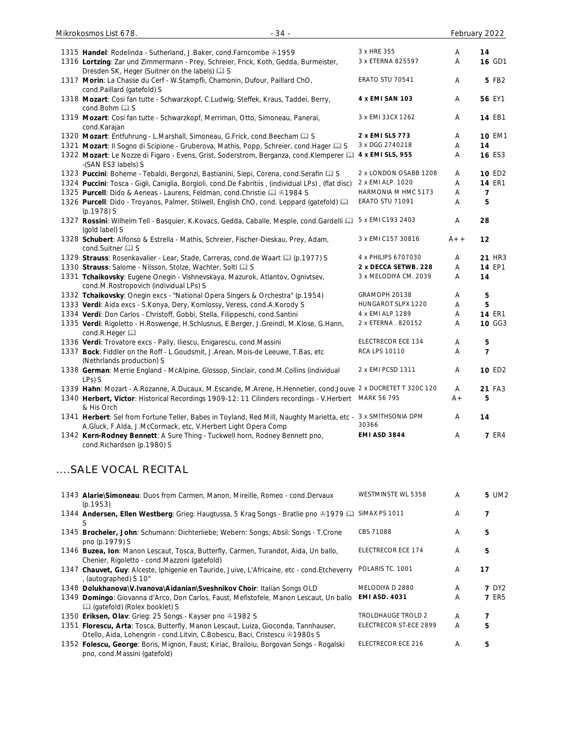| | | | | |
|---|---|---|---|---|
| 1315 | **Handel**: Rodelinda - Sutherland, J.Baker, cond.Farncombe ℗1959 | 3 x HRE 355 | A | 14 |
| 1316 | **Lortzing**: Zar und Zimmermann - Prey, Schreier, Frick, Koth, Gedda, Burmeister, Dresden SK, Heger (Suitner on the labels) 🕮 S | 3 x ETERNA 825597 | A | 16 GD1 |
| 1317 | **Morin**: La Chasse du Cerf - W.Stampfli, Chamonin, Dufour, Paillard ChO, cond.Paillard (gatefold) S | ERATO STU 70541 | A | 5 FB2 |
| 1318 | **Mozart**: Cosi fan tutte - Schwarzkopf, C.Ludwig, Steffek, Kraus, Taddei, Berry, cond.Bohm 🕮 S | **4 x EMI SAN 103** | A | 56 EY1 |
| 1319 | **Mozart**: Cosi fan tutte - Schwarzkopf, Merriman, Otto, Simoneau, Panerai, cond.Karajan | 3 x EMI 33CX 1262 | A | 14 EB1 |
| 1320 | **Mozart**: Entfuhrung - L.Marshall, Simoneau, G.Frick, cond.Beecham 🕮 S | **2 x EMI SLS 773** | A | 10 EM1 |
| 1321 | **Mozart**: Il Sogno di Scipione - Gruberova, Mathis, Popp, Schreier, cond.Hager 🕮 S | 3 x DGG 2740218 | A | 14 |
| 1322 | **Mozart**: Le Nozze di Figaro - Evens, Grist, Soderstrom, Berganza, cond.Klemperer 🕮 -(SAN ES3 labels) S | **4 x EMI SLS, 955** | A | 16 ES3 |
| 1323 | **Puccini**: Boheme - Tebaldi, Bergonzi, Bastianini, Siepi, Corena, cond.Serafin 🕮 S | 2 x LONDON OSABB 1208 | A | 10 ED2 |
| 1324 | **Puccini**: Tosca - Gigli, Caniglia, Borgioli, cond.De Fabritiis , (individual LPs) , (flat disc) | 2 x EMI ALP. 1020 | A | 14 ER1 |
| 1325 | **Purcell**: Dido & Aeneas - Laurens, Feldman, cond.Christie 🕮 ℗1984 S | HARMONIA M HMC 5173 | A | 7 |
| 1326 | **Purcell**: Dido - Troyanos, Palmer, Stilwell, English ChO, cond. Leppard (gatefold) 🕮 (p.1978) S | ERATO STU 71091 | A | 5 |
| 1327 | **Rossini**: Wilhelm Tell - Basquier, K.Kovacs, Gedda, Caballe, Mesple, cond.Gardelli 🕮 (gold label) S | 5 x EMI C193 2403 | A | 28 |
| 1328 | **Schubert**: Alfonso & Estrella - Mathis, Schreier, Fischer-Dieskau, Prey, Adam, cond.Suitner 🕮 S | 3 x EMI C157 30816 | A++ | 12 |
| 1329 | **Strauss**: Rosenkavalier - Lear, Stade, Carreras, cond.de Waart 🕮 (p.1977) S | 4 x PHILIPS 6707030 | A | 21 HR3 |
| 1330 | **Strauss**: Salome - Nilsson, Stolze, Wachter, Solti 🕮 S | **2 x DECCA SETWB. 228** | A | 14 EP1 |
| 1331 | **Tchaikovsky**: Eugene Onegin - Vishnevskaya, Mazurok, Atlantov, Ognivtsev, cond.M.Rostropovich (individual LPs) S | 3 x MELODIYA CM. 2039 | A | 14 |
| 1332 | **Tchaikovsky**: Onegin excs - "National Opera Singers & Orchestra" (p.1954) | GRAMOPH 20138 | A | 5 |
| 1333 | **Verdi**: Aida excs - S.Konya, Dery, Komlossy, Veress, cond.A.Korody S | HUNGAROT SLPX 1220 | A | 5 |
| 1334 | **Verdi**: Don Carlos - Christoff, Gobbi, Stella, Filippeschi, cond.Santini | 4 x EMI ALP 1289 | A | 14 ER1 |
| 1335 | **Verdi**: Rigoletto - H.Roswenge, H.Schlusnus, E.Berger, J.Greindl, M.Klose, G.Hann, cond.R.Heger 🕮 | 2 x ETERNA . 820152 | A | 10 GG3 |
| 1336 | **Verdi**: Trovatore excs - Pally, Iliescu, Enigarescu, cond.Massini | ELECTRECOR ECE 134 | A | 5 |
| 1337 | **Bock**: Fiddler on the Roff - L.Goudsmit, J.Arean, Mois-de Leeuwe, T.Bas, etc (Nethrlands production) S | RCA LPS 10110 | A | 7 |
| 1338 | **German**: Merrie England - McAlpine, Glossop, Sinclair, cond.M.Collins (individual LPs) S | 2 x EMI PCSD 1311 | A | 10 ED2 |
| 1339 | **Hahn**: Mozart - A.Rozanne, A.Ducaux, M.Escande, M.Arene, H.Hennetier, cond.Jouve | 2 x DUCRETET T 320C 120 | A | 21 FA3 |
| 1340 | **Herbert, Victor**: Historical Recordings 1909-12: 11 Cilinders recordings - V.Herbert & His Orch | MARK 56 795 | A+ | 5 |
| 1341 | **Herbert**: Sel from Fortune Teller, Babes in Toyland, Red Mill, Naughty Marietta, etc - A.Gluck, F.Alda, J.McCormack, etc, V.Herbert Light Opera Comp | 3 x SMITHSONIA DPM 30366 | A | 14 |
| 1342 | **Kern-Rodney Bennett**: A Sure Thing - Tuckwell horn, Rodney Bennett pno, cond.Richardson (p.1980) S | **EMI ASD 3844** | A | 7 ER4 |

## ....SALE VOCAL RECITAL

| | | | | |
|---|---|---|---|---|
| 1343 | **Alarie\Simoneau**: Duos from Carmen, Manon, Mireille, Romeo - cond.Dervaux (p.1953) | WESTMINSTE WL 5358 | A | 5 UM2 |
| 1344 | **Andersen, Ellen Westberg**: Grieg: Haugtussa, 5 Krag Songs - Bratlie pno ℗1979 🕮 S | SIMAX PS 1011 | A | 7 |
| 1345 | **Brocheler, John**: Schumann: Dichterliebe; Webern: Songs; Absil: Songs - T.Crone pno (p.1979) S | CBS 71088 | A | 5 |
| 1346 | **Buzea, Ion**: Manon Lescaut, Tosca, Butterfly, Carmen, Turandot, Aida, Un ballo, Chenier, Rigoletto - cond.Mazzoni (gatefold) | ELECTRECOR ECE 174 | A | 5 |
| 1347 | **Chauvet, Guy**: Alceste, Iphigenie en Tauride, Juive, L'Africaine, etc - cond.Etcheverry , (autographed) S 10" | POLARIS TC. 1001 | A | 17 |
| 1348 | **Dolukhanova\V.Ivanova\Aidanian\Sveshnikov Choir**: Italian Songs OLD | MELODIYA D 2880 | A | 7 DY2 |
| 1349 | **Domingo**: Giovanna d'Arco, Don Carlos, Faust, Mefistofele, Manon Lescaut, Un ballo 🕮 (gatefold) (Rolex booklet) S | **EMI ASD. 4031** | A | 7 ER5 |
| 1350 | **Eriksen, Olav**: Grieg: 25 Songs - Kayser pno ℗1982 S | TROLDHAUGE TROLD 2 | A | 7 |
| 1351 | **Florescu, Arta**: Tosca, Butterfly, Manon Lescaut, Luiza, Gioconda, Tannhauser, Otello, Aida, Lohengrin - cond.Litvin, C.Bobescu, Baci, Cristescu ℗1980s S | ELECTRECOR ST-ECE 2899 | A | 5 |
| 1352 | **Folescu, George**: Boris, Mignon, Faust; Kiriac, Brailoiu, Borgovan Songs - Rogalski pno, cond.Massini (gatefold) | ELECTRECOR ECE 216 | A | 5 |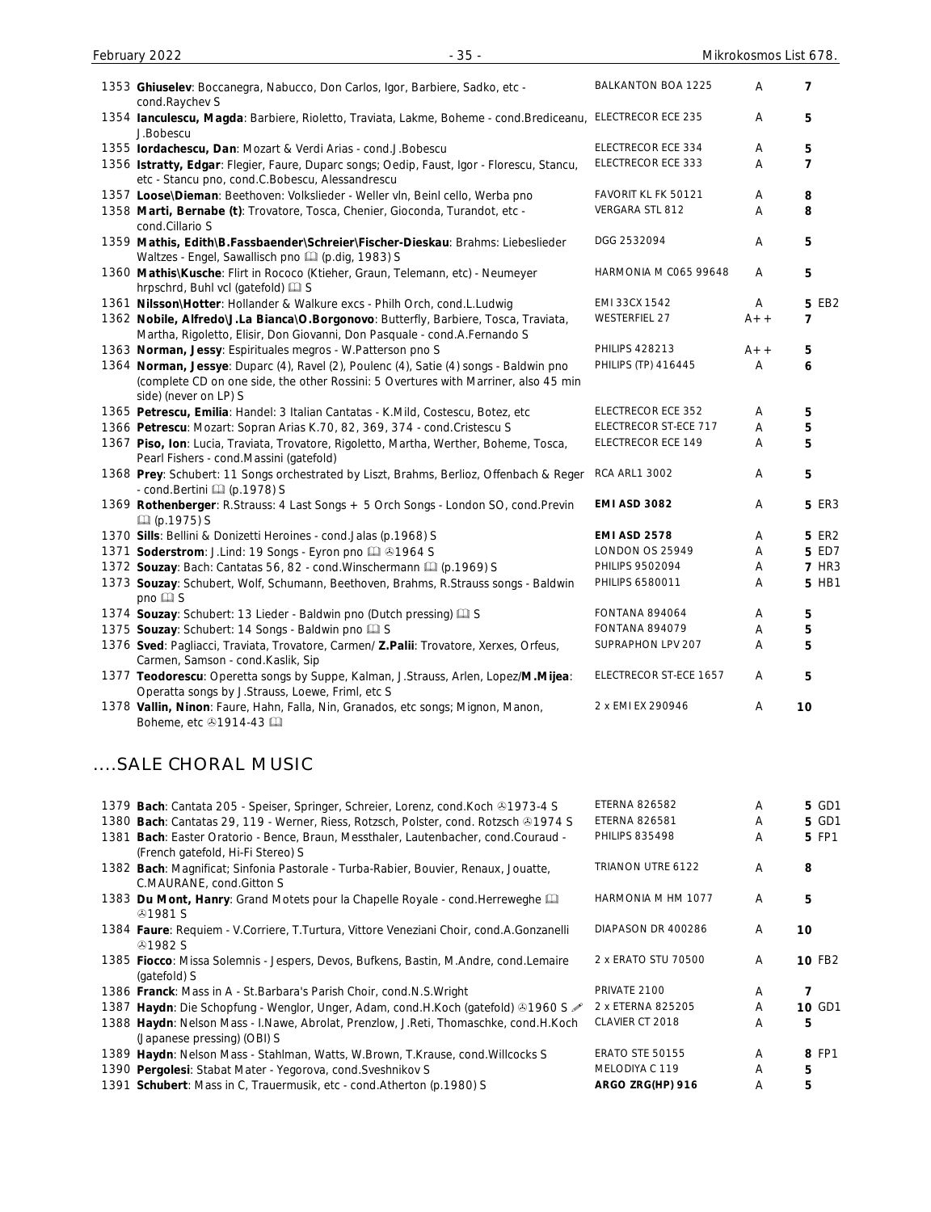| No. | Description | Label | Grade | Price |
|---|---|---|---|---|
| 1353 | **Ghiuselev**: Boccanegra, Nabucco, Don Carlos, Igor, Barbiere, Sadko, etc - cond.Raychev S | BALKANTON BOA 1225 | A | 7 |
| 1354 | **Ianculescu, Magda**: Barbiere, Rioletto, Traviata, Lakme, Boheme - cond.Brediceanu, J.Bobescu | ELECTRECOR ECE 235 | A | 5 |
| 1355 | **Iordachescu, Dan**: Mozart & Verdi Arias - cond.J.Bobescu | ELECTRECOR ECE 334 | A | 5 |
| 1356 | **Istratty, Edgar**: Flegier, Faure, Duparc songs; Oedip, Faust, Igor - Florescu, Stancu, etc - Stancu pno, cond.C.Bobescu, Alessandrescu | ELECTRECOR ECE 333 | A | 7 |
| 1357 | **Loose\Dieman**: Beethoven: Volkslieder - Weller vln, Beinl cello, Werba pno | FAVORIT KL FK 50121 | A | 8 |
| 1358 | **Marti, Bernabe (t)**: Trovatore, Tosca, Chenier, Gioconda, Turandot, etc - cond.Cillario S | VERGARA STL 812 | A | 8 |
| 1359 | **Mathis, Edith\B.Fassbaender\Schreier\Fischer-Dieskau**: Brahms: Liebeslieder Waltzes - Engel, Sawallisch pno 📖 (p.dig, 1983) S | DGG 2532094 | A | 5 |
| 1360 | **Mathis\Kusche**: Flirt in Rococo (Ktieher, Graun, Telemann, etc) - Neumeyer hrpschrd, Buhl vcl (gatefold) 📖 S | HARMONIA M C065 99648 | A | 5 |
| 1361 | **Nilsson\Hotter**: Hollander & Walkure excs - Philh Orch, cond.L.Ludwig | EMI 33CX 1542 | A | 5 EB2 |
| 1362 | **Nobile, Alfredo\J.La Bianca\O.Borgonovo**: Butterfly, Barbiere, Tosca, Traviata, Martha, Rigoletto, Elisir, Don Giovanni, Don Pasquale - cond.A.Fernando S | WESTERFIEL 27 | A++ | 7 |
| 1363 | **Norman, Jessy**: Espirituales megros - W.Patterson pno S | PHILIPS 428213 | A++ | 5 |
| 1364 | **Norman, Jessye**: Duparc (4), Ravel (2), Poulenc (4), Satie (4) songs - Baldwin pno (complete CD on one side, the other Rossini: 5 Overtures with Marriner, also 45 min side) (never on LP) S | PHILIPS (TP) 416445 | A | 6 |
| 1365 | **Petrescu, Emilia**: Handel: 3 Italian Cantatas - K.Mild, Costescu, Botez, etc | ELECTRECOR ECE 352 | A | 5 |
| 1366 | **Petrescu**: Mozart: Sopran Arias K.70, 82, 369, 374 - cond.Cristescu S | ELECTRECOR ST-ECE 717 | A | 5 |
| 1367 | **Piso, Ion**: Lucia, Traviata, Trovatore, Rigoletto, Martha, Werther, Boheme, Tosca, Pearl Fishers - cond.Massini (gatefold) | ELECTRECOR ECE 149 | A | 5 |
| 1368 | **Prey**: Schubert: 11 Songs orchestrated by Liszt, Brahms, Berlioz, Offenbach & Reger - cond.Bertini 📖 (p.1978) S | RCA ARL1 3002 | A | 5 |
| 1369 | **Rothenberger**: R.Strauss: 4 Last Songs + 5 Orch Songs - London SO, cond.Previn 📖 (p.1975) S | **EMI ASD 3082** | A | 5 ER3 |
| 1370 | **Sills**: Bellini & Donizetti Heroines - cond.Jalas (p.1968) S | **EMI ASD 2578** | A | 5 ER2 |
| 1371 | **Soderstrom**: J.Lind: 19 Songs - Eyron pno 📖 ℗1964 S | LONDON OS 25949 | A | 5 ED7 |
| 1372 | **Souzay**: Bach: Cantatas 56, 82 - cond.Winschermann 📖 (p.1969) S | PHILIPS 9502094 | A | 7 HR3 |
| 1373 | **Souzay**: Schubert, Wolf, Schumann, Beethoven, Brahms, R.Strauss songs - Baldwin pno 📖 S | PHILIPS 6580011 | A | 5 HB1 |
| 1374 | **Souzay**: Schubert: 13 Lieder - Baldwin pno (Dutch pressing) 📖 S | FONTANA 894064 | A | 5 |
| 1375 | **Souzay**: Schubert: 14 Songs - Baldwin pno 📖 S | FONTANA 894079 | A | 5 |
| 1376 | **Sved**: Pagliacci, Traviata, Trovatore, Carmen/ **Z.Palii**: Trovatore, Xerxes, Orfeus, Carmen, Samson - cond.Kaslik, Sip | SUPRAPHON LPV 207 | A | 5 |
| 1377 | **Teodorescu**: Operetta songs by Suppe, Kalman, J.Strauss, Arlen, Lopez/**M.Mijea**: Operatta songs by J.Strauss, Loewe, Friml, etc S | ELECTRECOR ST-ECE 1657 | A | 5 |
| 1378 | **Vallin, Ninon**: Faure, Hahn, Falla, Nin, Granados, etc songs; Mignon, Manon, Boheme, etc ℗1914-43 📖 | 2 x EMI EX 290946 | A | 10 |

## ....SALE CHORAL MUSIC

| No. | Description | Label | Grade | Price |
|---|---|---|---|---|
| 1379 | **Bach**: Cantata 205 - Speiser, Springer, Schreier, Lorenz, cond.Koch ℗1973-4 S | ETERNA 826582 | A | 5 GD1 |
| 1380 | **Bach**: Cantatas 29, 119 - Werner, Riess, Rotzsch, Polster, cond. Rotzsch ℗1974 S | ETERNA 826581 | A | 5 GD1 |
| 1381 | **Bach**: Easter Oratorio - Bence, Braun, Messthaler, Lautenbacher, cond.Couraud - (French gatefold, Hi-Fi Stereo) S | PHILIPS 835498 | A | 5 FP1 |
| 1382 | **Bach**: Magnificat; Sinfonia Pastorale - Turba-Rabier, Bouvier, Renaux, Jouatte, C.MAURANE, cond.Gitton S | TRIANON UTRE 6122 | A | 8 |
| 1383 | **Du Mont, Hanry**: Grand Motets pour la Chapelle Royale - cond.Herreweghe 📖 ℗1981 S | HARMONIA M HM 1077 | A | 5 |
| 1384 | **Faure**: Requiem - V.Corriere, T.Turtura, Vittore Veneziani Choir, cond.A.Gonzanelli ℗1982 S | DIAPASON DR 400286 | A | 10 |
| 1385 | **Fiocco**: Missa Solemnis - Jespers, Devos, Bufkens, Bastin, M.Andre, cond.Lemaire (gatefold) S | 2 x ERATO STU 70500 | A | 10 FB2 |
| 1386 | **Franck**: Mass in A - St.Barbara's Parish Choir, cond.N.S.Wright | PRIVATE 2100 | A | 7 |
| 1387 | **Haydn**: Die Schopfung - Wenglor, Unger, Adam, cond.H.Koch (gatefold) ℗1960 S ✐ | 2 x ETERNA 825205 | A | 10 GD1 |
| 1388 | **Haydn**: Nelson Mass - I.Nawe, Abrolat, Prenzlow, J.Reti, Thomaschke, cond.H.Koch (Japanese pressing) (OBI) S | CLAVIER CT 2018 | A | 5 |
| 1389 | **Haydn**: Nelson Mass - Stahlman, Watts, W.Brown, T.Krause, cond.Willcocks S | ERATO STE 50155 | A | 8 FP1 |
| 1390 | **Pergolesi**: Stabat Mater - Yegorova, cond.Sveshnikov S | MELODIYA C 119 | A | 5 |
| 1391 | **Schubert**: Mass in C, Trauermusik, etc - cond.Atherton (p.1980) S | **ARGO ZRG(HP) 916** | A | 5 |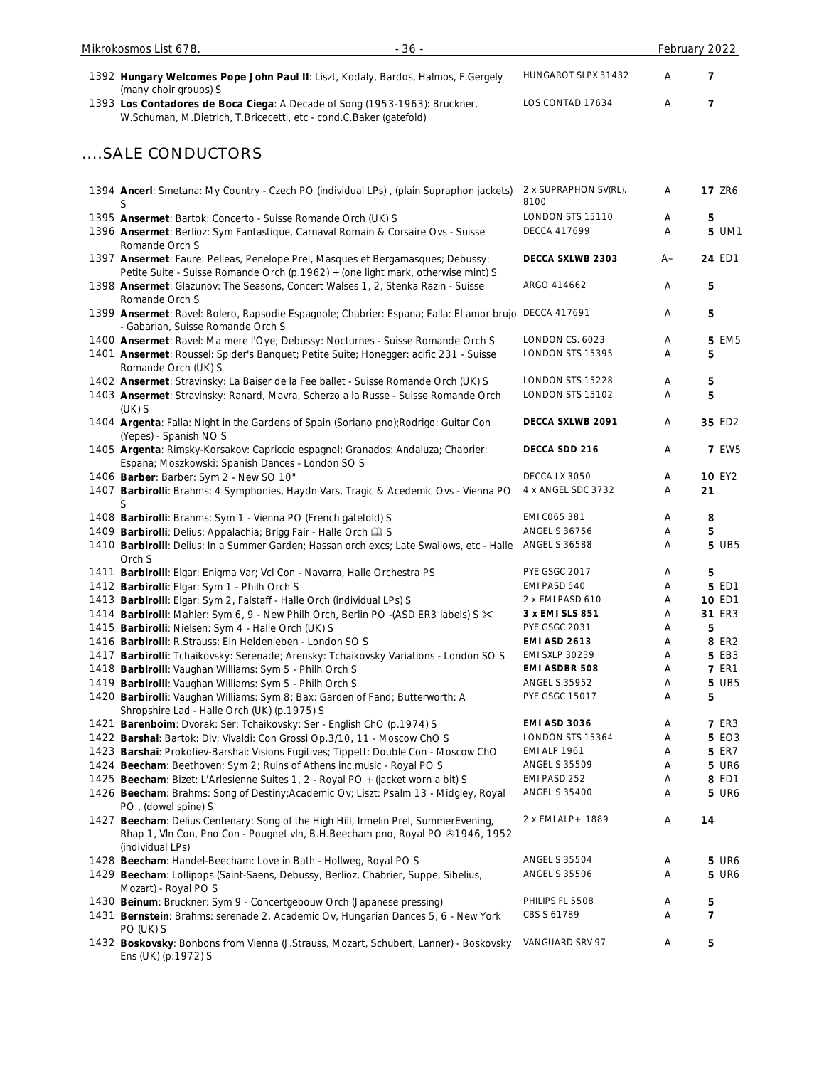| | | | | |
|---|---|---|---|---|
| 1392 | **Hungary Welcomes Pope John Paul II**: Liszt, Kodaly, Bardos, Halmos, F.Gergely (many choir groups) S | HUNGAROT SLPX 31432 | A | 7 |
| 1393 | **Los Contadores de Boca Ciega**: A Decade of Song (1953-1963): Bruckner, W.Schuman, M.Dietrich, T.Bricecetti, etc - cond.C.Baker (gatefold) | LOS CONTAD 17634 | A | 7 |

## ....SALE CONDUCTORS

| | | | | |
|---|---|---|---|---|
| 1394 | **Ancerl**: Smetana: My Country - Czech PO (individual LPs) , (plain Supraphon jackets) S | 2 x SUPRAPHON SV(RL). 8100 | A | **17** ZR6 |
| 1395 | **Ansermet**: Bartok: Concerto - Suisse Romande Orch (UK) S | LONDON STS 15110 | A | **5** |
| 1396 | **Ansermet**: Berlioz: Sym Fantastique, Carnaval Romain & Corsaire Ovs - Suisse Romande Orch S | DECCA 417699 | A | **5** UM1 |
| 1397 | **Ansermet**: Faure: Pelleas, Penelope Prel, Masques et Bergamasques; Debussy: Petite Suite - Suisse Romande Orch (p.1962) + (one light mark, otherwise mint) S | **DECCA SXLWB 2303** | A– | **24** ED1 |
| 1398 | **Ansermet**: Glazunov: The Seasons, Concert Walses 1, 2, Stenka Razin - Suisse Romande Orch S | ARGO 414662 | A | **5** |
| 1399 | **Ansermet**: Ravel: Bolero, Rapsodie Espagnole; Chabrier: Espana; Falla: El amor brujo - Gabarian, Suisse Romande Orch S | DECCA 417691 | A | **5** |
| 1400 | **Ansermet**: Ravel: Ma mere l'Oye; Debussy: Nocturnes - Suisse Romande Orch S | LONDON CS. 6023 | A | **5** EM5 |
| 1401 | **Ansermet**: Roussel: Spider's Banquet; Petite Suite; Honegger: acific 231 - Suisse Romande Orch (UK) S | LONDON STS 15395 | A | **5** |
| 1402 | **Ansermet**: Stravinsky: La Baiser de la Fee ballet - Suisse Romande Orch (UK) S | LONDON STS 15228 | A | **5** |
| 1403 | **Ansermet**: Stravinsky: Ranard, Mavra, Scherzo a la Russe - Suisse Romande Orch (UK) S | LONDON STS 15102 | A | **5** |
| 1404 | **Argenta**: Falla: Night in the Gardens of Spain (Soriano pno);Rodrigo: Guitar Con (Yepes) - Spanish NO S | **DECCA SXLWB 2091** | A | **35** ED2 |
| 1405 | **Argenta**: Rimsky-Korsakov: Capriccio espagnol; Granados: Andaluza; Chabrier: Espana; Moszkowski: Spanish Dances - London SO S | **DECCA SDD 216** | A | **7** EW5 |
| 1406 | **Barber**: Barber: Sym 2 - New SO 10" | DECCA LX 3050 | A | **10** EY2 |
| 1407 | **Barbirolli**: Brahms: 4 Symphonies, Haydn Vars, Tragic & Acedemic Ovs - Vienna PO S | 4 x ANGEL SDC 3732 | A | **21** |
| 1408 | **Barbirolli**: Brahms: Sym 1 - Vienna PO (French gatefold) S | EMI C065 381 | A | **8** |
| 1409 | **Barbirolli**: Delius: Appalachia; Brigg Fair - Halle Orch 📖 S | ANGEL S 36756 | A | **5** |
| 1410 | **Barbirolli**: Delius: In a Summer Garden; Hassan orch excs; Late Swallows, etc - Halle Orch S | ANGEL S 36588 | A | **5** UB5 |
| 1411 | **Barbirolli**: Elgar: Enigma Var; Vcl Con - Navarra, Halle Orchestra PS | PYE GSGC 2017 | A | **5** |
| 1412 | **Barbirolli**: Elgar: Sym 1 - Philh Orch S | EMI PASD 540 | A | **5** ED1 |
| 1413 | **Barbirolli**: Elgar: Sym 2, Falstaff - Halle Orch (individual LPs) S | 2 x EMI PASD 610 | A | **10** ED1 |
| 1414 | **Barbirolli**: Mahler: Sym 6, 9 - New Philh Orch, Berlin PO -(ASD ER3 labels) S ✂ | **3 x EMI SLS 851** | A | **31** ER3 |
| 1415 | **Barbirolli**: Nielsen: Sym 4 - Halle Orch (UK) S | PYE GSGC 2031 | A | **5** |
| 1416 | **Barbirolli**: R.Strauss: Ein Heldenleben - London SO S | **EMI ASD 2613** | A | **8** ER2 |
| 1417 | **Barbirolli**: Tchaikovsky: Serenade; Arensky: Tchaikovsky Variations - London SO S | EMI SXLP 30239 | A | **5** EB3 |
| 1418 | **Barbirolli**: Vaughan Williams: Sym 5 - Philh Orch S | **EMI ASDBR 508** | A | **7** ER1 |
| 1419 | **Barbirolli**: Vaughan Williams: Sym 5 - Philh Orch S | ANGEL S 35952 | A | **5** UB5 |
| 1420 | **Barbirolli**: Vaughan Williams: Sym 8; Bax: Garden of Fand; Butterworth: A Shropshire Lad - Halle Orch (UK) (p.1975) S | PYE GSGC 15017 | A | **5** |
| 1421 | **Barenboim**: Dvorak: Ser; Tchaikovsky: Ser - English ChO (p.1974) S | **EMI ASD 3036** | A | **7** ER3 |
| 1422 | **Barshai**: Bartok: Div; Vivaldi: Con Grossi Op.3/10, 11 - Moscow ChO S | LONDON STS 15364 | A | **5** EO3 |
| 1423 | **Barshai**: Prokofiev-Barshai: Visions Fugitives; Tippett: Double Con - Moscow ChO | EMI ALP 1961 | A | **5** ER7 |
| 1424 | **Beecham**: Beethoven: Sym 2; Ruins of Athens inc.music - Royal PO S | ANGEL S 35509 | A | **5** UR6 |
| 1425 | **Beecham**: Bizet: L'Arlesienne Suites 1, 2 - Royal PO + (jacket worn a bit) S | EMI PASD 252 | A | **8** ED1 |
| 1426 | **Beecham**: Brahms: Song of Destiny;Academic Ov; Liszt: Psalm 13 - Midgley, Royal PO , (dowel spine) S | ANGEL S 35400 | A | **5** UR6 |
| 1427 | **Beecham**: Delius Centenary: Song of the High Hill, Irmelin Prel, SummerEvening, Rhap 1, Vln Con, Pno Con - Pougnet vln, B.H.Beecham pno, Royal PO ℗1946, 1952 (individual LPs) | 2 x EMI ALP+ 1889 | A | **14** |
| 1428 | **Beecham**: Handel-Beecham: Love in Bath - Hollweg, Royal PO S | ANGEL S 35504 | A | **5** UR6 |
| 1429 | **Beecham**: Lollipops (Saint-Saens, Debussy, Berlioz, Chabrier, Suppe, Sibelius, Mozart) - Royal PO S | ANGEL S 35506 | A | **5** UR6 |
| 1430 | **Beinum**: Bruckner: Sym 9 - Concertgebouw Orch (Japanese pressing) | PHILIPS FL 5508 | A | **5** |
| 1431 | **Bernstein**: Brahms: serenade 2, Academic Ov, Hungarian Dances 5, 6 - New York PO (UK) S | CBS S 61789 | A | **7** |
| 1432 | **Boskovsky**: Bonbons from Vienna (J.Strauss, Mozart, Schubert, Lanner) - Boskovsky Ens (UK) (p.1972) S | VANGUARD SRV 97 | A | **5** |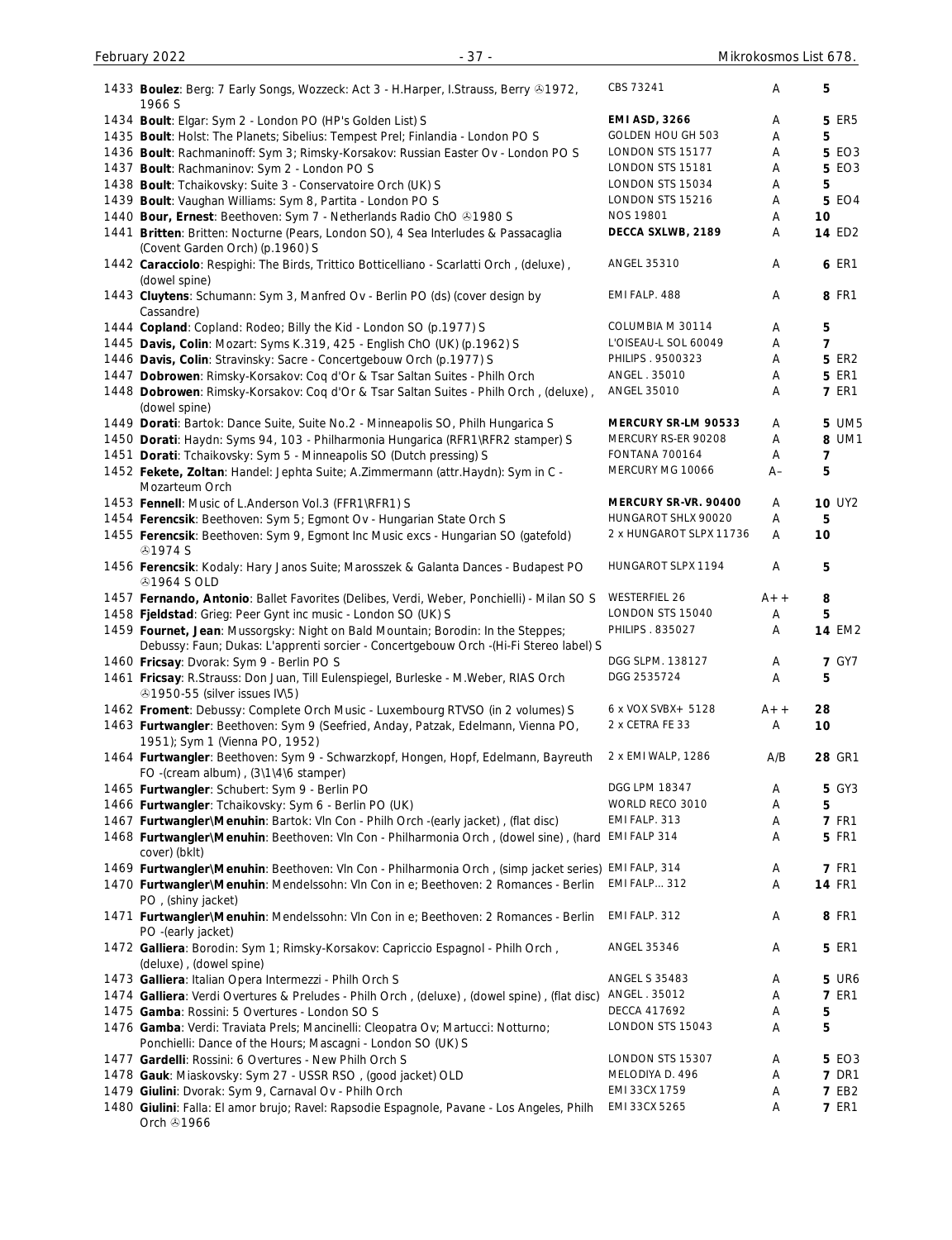| No. | Description | Label | Grade | Price |
|---|---|---|---|---|
| 1433 | **Boulez**: Berg: 7 Early Songs, Wozzeck: Act 3 - H.Harper, I.Strauss, Berry ℗1972, 1966 S | CBS 73241 | A | 5 |
| 1434 | **Boult**: Elgar: Sym 2 - London PO (HP's Golden List) S | **EMI ASD, 3266** | A | 5 ER5 |
| 1435 | **Boult**: Holst: The Planets; Sibelius: Tempest Prel; Finlandia - London PO S | GOLDEN HOU GH 503 | A | 5 |
| 1436 | **Boult**: Rachmaninoff: Sym 3; Rimsky-Korsakov: Russian Easter Ov - London PO S | LONDON STS 15177 | A | 5 EO3 |
| 1437 | **Boult**: Rachmaninov: Sym 2 - London PO S | LONDON STS 15181 | A | 5 EO3 |
| 1438 | **Boult**: Tchaikovsky: Suite 3 - Conservatoire Orch (UK) S | LONDON STS 15034 | A | 5 |
| 1439 | **Boult**: Vaughan Williams: Sym 8, Partita - London PO S | LONDON STS 15216 | A | 5 EO4 |
| 1440 | **Bour, Ernest**: Beethoven: Sym 7 - Netherlands Radio ChO ℗1980 S | NOS 19801 | A | 10 |
| 1441 | **Britten**: Britten: Nocturne (Pears, London SO), 4 Sea Interludes & Passacaglia (Covent Garden Orch) (p.1960) S | **DECCA SXLWB, 2189** | A | 14 ED2 |
| 1442 | **Caracciolo**: Respighi: The Birds, Trittico Botticelliano - Scarlatti Orch , (deluxe) , (dowel spine) | ANGEL 35310 | A | 6 ER1 |
| 1443 | **Cluytens**: Schumann: Sym 3, Manfred Ov - Berlin PO (ds) (cover design by Cassandre) | EMI FALP. 488 | A | 8 FR1 |
| 1444 | **Copland**: Copland: Rodeo; Billy the Kid - London SO (p.1977) S | COLUMBIA M 30114 | A | 5 |
| 1445 | **Davis, Colin**: Mozart: Syms K.319, 425 - English ChO (UK) (p.1962) S | L'OISEAU-L SOL 60049 | A | 7 |
| 1446 | **Davis, Colin**: Stravinsky: Sacre - Concertgebouw Orch (p.1977) S | PHILIPS . 9500323 | A | 5 ER2 |
| 1447 | **Dobrowen**: Rimsky-Korsakov: Coq d'Or & Tsar Saltan Suites - Philh Orch | ANGEL . 35010 | A | 5 ER1 |
| 1448 | **Dobrowen**: Rimsky-Korsakov: Coq d'Or & Tsar Saltan Suites - Philh Orch , (deluxe) , (dowel spine) | ANGEL 35010 | A | 7 ER1 |
| 1449 | **Dorati**: Bartok: Dance Suite, Suite No.2 - Minneapolis SO, Philh Hungarica S | **MERCURY SR-LM 90533** | A | 5 UM5 |
| 1450 | **Dorati**: Haydn: Syms 94, 103 - Philharmonia Hungarica (RFR1\RFR2 stamper) S | MERCURY RS-ER 90208 | A | 8 UM1 |
| 1451 | **Dorati**: Tchaikovsky: Sym 5 - Minneapolis SO (Dutch pressing) S | FONTANA 700164 | A | 7 |
| 1452 | **Fekete, Zoltan**: Handel: Jephta Suite; A.Zimmermann (attr.Haydn): Sym in C - Mozarteum Orch | MERCURY MG 10066 | A– | 5 |
| 1453 | **Fennell**: Music of L.Anderson Vol.3 (FFR1\RFR1) S | **MERCURY SR-VR. 90400** | A | 10 UY2 |
| 1454 | **Ferencsik**: Beethoven: Sym 5; Egmont Ov - Hungarian State Orch S | HUNGAROT SHLX 90020 | A | 5 |
| 1455 | **Ferencsik**: Beethoven: Sym 9, Egmont Inc Music excs - Hungarian SO (gatefold) ℗1974 S | 2 x HUNGAROT SLPX 11736 | A | 10 |
| 1456 | **Ferencsik**: Kodaly: Hary Janos Suite; Marosszek & Galanta Dances - Budapest PO ℗1964 S OLD | HUNGAROT SLPX 1194 | A | 5 |
| 1457 | **Fernando, Antonio**: Ballet Favorites (Delibes, Verdi, Weber, Ponchielli) - Milan SO S | WESTERFIEL 26 | A++ | 8 |
| 1458 | **Fjeldstad**: Grieg: Peer Gynt inc music - London SO (UK) S | LONDON STS 15040 | A | 5 |
| 1459 | **Fournet, Jean**: Mussorgsky: Night on Bald Mountain; Borodin: In the Steppes; Debussy: Faun; Dukas: L'apprenti sorcier - Concertgebouw Orch -(Hi-Fi Stereo label) S | PHILIPS . 835027 | A | 14 EM2 |
| 1460 | **Fricsay**: Dvorak: Sym 9 - Berlin PO S | DGG SLPM. 138127 | A | 7 GY7 |
| 1461 | **Fricsay**: R.Strauss: Don Juan, Till Eulenspiegel, Burleske - M.Weber, RIAS Orch ℗1950-55 (silver issues IV\5) | DGG 2535724 | A | 5 |
| 1462 | **Froment**: Debussy: Complete Orch Music - Luxembourg RTVSO (in 2 volumes) S | 6 x VOX SVBX+ 5128 | A++ | 28 |
| 1463 | **Furtwangler**: Beethoven: Sym 9 (Seefried, Anday, Patzak, Edelmann, Vienna PO, 1951); Sym 1 (Vienna PO, 1952) | 2 x CETRA FE 33 | A | 10 |
| 1464 | **Furtwangler**: Beethoven: Sym 9 - Schwarzkopf, Hongen, Hopf, Edelmann, Bayreuth FO -(cream album) , (3\1\4\6 stamper) | 2 x EMI WALP, 1286 | A/B | 28 GR1 |
| 1465 | **Furtwangler**: Schubert: Sym 9 - Berlin PO | DGG LPM 18347 | A | 5 GY3 |
| 1466 | **Furtwangler**: Tchaikovsky: Sym 6 - Berlin PO (UK) | WORLD RECO 3010 | A | 5 |
| 1467 | **Furtwangler\Menuhin**: Bartok: Vln Con - Philh Orch -(early jacket) , (flat disc) | EMI FALP. 313 | A | 7 FR1 |
| 1468 | **Furtwangler\Menuhin**: Beethoven: Vln Con - Philharmonia Orch , (dowel sine) , (hard cover) (bklt) | EMI FALP 314 | A | 5 FR1 |
| 1469 | **Furtwangler\Menuhin**: Beethoven: Vln Con - Philharmonia Orch , (simp jacket series) | EMI FALP, 314 | A | 7 FR1 |
| 1470 | **Furtwangler\Menuhin**: Mendelssohn: Vln Con in e; Beethoven: 2 Romances - Berlin PO , (shiny jacket) | EMI FALP... 312 | A | 14 FR1 |
| 1471 | **Furtwangler\Menuhin**: Mendelssohn: Vln Con in e; Beethoven: 2 Romances - Berlin PO -(early jacket) | EMI FALP. 312 | A | 8 FR1 |
| 1472 | **Galliera**: Borodin: Sym 1; Rimsky-Korsakov: Capriccio Espagnol - Philh Orch , (deluxe) , (dowel spine) | ANGEL 35346 | A | 5 ER1 |
| 1473 | **Galliera**: Italian Opera Intermezzi - Philh Orch S | ANGEL S 35483 | A | 5 UR6 |
| 1474 | **Galliera**: Verdi Overtures & Preludes - Philh Orch , (deluxe) , (dowel spine) , (flat disc) | ANGEL . 35012 | A | 7 ER1 |
| 1475 | **Gamba**: Rossini: 5 Overtures - London SO S | DECCA 417692 | A | 5 |
| 1476 | **Gamba**: Verdi: Traviata Prels; Mancinelli: Cleopatra Ov; Martucci: Notturno; Ponchielli: Dance of the Hours; Mascagni - London SO (UK) S | LONDON STS 15043 | A | 5 |
| 1477 | **Gardelli**: Rossini: 6 Overtures - New Philh Orch S | LONDON STS 15307 | A | 5 EO3 |
| 1478 | **Gauk**: Miaskovsky: Sym 27 - USSR RSO , (good jacket) OLD | MELODIYA D. 496 | A | 7 DR1 |
| 1479 | **Giulini**: Dvorak: Sym 9, Carnaval Ov - Philh Orch | EMI 33CX 1759 | A | 7 EB2 |
| 1480 | **Giulini**: Falla: El amor brujo; Ravel: Rapsodie Espagnole, Pavane - Los Angeles, Philh Orch ℗1966 | EMI 33CX 5265 | A | 7 ER1 |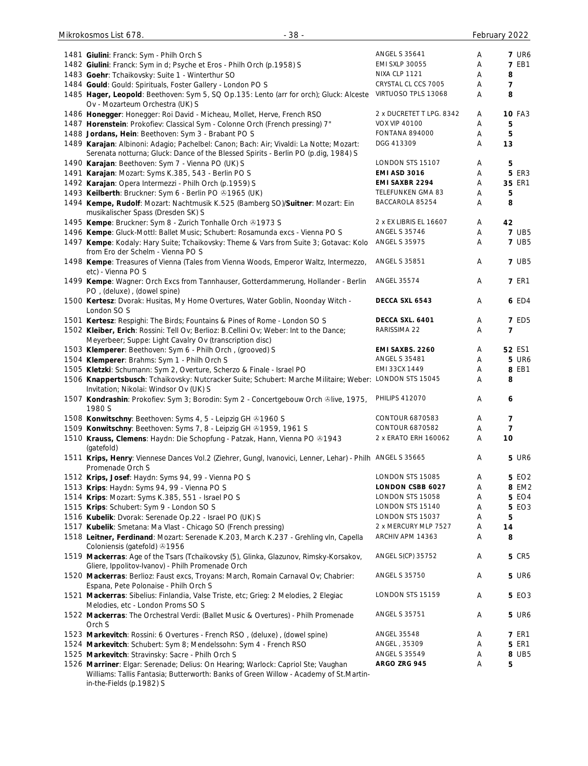| No. | Description | Label | Grade | Price |
|---|---|---|---|---|
| 1481 | **Giulini**: Franck: Sym - Philh Orch S | ANGEL S 35641 | A | **7** UR6 |
| 1482 | **Giulini**: Franck: Sym in d; Psyche et Eros - Philh Orch (p.1958) S | EMI SXLP 30055 | A | **7** EB1 |
| 1483 | **Goehr**: Tchaikovsky: Suite 1 - Winterthur SO | NIXA CLP 1121 | A | **8** |
| 1484 | **Gould**: Gould: Spirituals, Foster Gallery - London PO S | CRYSTAL CL CCS 7005 | A | **7** |
| 1485 | **Hager, Leopold**: Beethoven: Sym 5, SQ Op.135: Lento (arr for orch); Gluck: Alceste Ov - Mozarteum Orchestra (UK) S | VIRTUOSO TPLS 13068 | A | **8** |
| 1486 | **Honegger**: Honegger: Roi David - Micheau, Mollet, Herve, French RSO | 2 x DUCRETET T LPG. 8342 | A | **10** FA3 |
| 1487 | **Horenstein**: Prokofiev: Classical Sym - Colonne Orch (French pressing) 7" | VOX VIP 40100 | A | **5** |
| 1488 | **Jordans, Hein**: Beethoven: Sym 3 - Brabant PO S | FONTANA 894000 | A | **5** |
| 1489 | **Karajan**: Albinoni: Adagio; Pachelbel: Canon; Bach: Air; Vivaldi: La Notte; Mozart: Serenata notturna; Gluck: Dance of the Blessed Spirits - Berlin PO (p.dig, 1984) S | DGG 413309 | A | **13** |
| 1490 | **Karajan**: Beethoven: Sym 7 - Vienna PO (UK) S | LONDON STS 15107 | A | **5** |
| 1491 | **Karajan**: Mozart: Syms K.385, 543 - Berlin PO S | **EMI ASD 3016** | A | **5** ER3 |
| 1492 | **Karajan**: Opera Intermezzi - Philh Orch (p.1959) S | **EMI SAXBR 2294** | A | **35** ER1 |
| 1493 | **Keilberth**: Bruckner: Sym 6 - Berlin PO ℗1965 (UK) | TELEFUNKEN GMA 83 | A | **5** |
| 1494 | **Kempe, Rudolf**: Mozart: Nachtmusik K.525 (Bamberg SO)/**Suitner**: Mozart: Ein musikalischer Spass (Dresden SK) S | BACCAROLA 85254 | A | **8** |
| 1495 | **Kempe**: Bruckner: Sym 8 - Zurich Tonhalle Orch ℗1973 S | 2 x EX LIBRIS EL 16607 | A | **42** |
| 1496 | **Kempe**: Gluck-Mottl: Ballet Music; Schubert: Rosamunda excs - Vienna PO S | ANGEL S 35746 | A | **7** UB5 |
| 1497 | **Kempe**: Kodaly: Hary Suite; Tchaikovsky: Theme & Vars from Suite 3; Gotavac: Kolo from Ero der Schelm - Vienna PO S | ANGEL S 35975 | A | **7** UB5 |
| 1498 | **Kempe**: Treasures of Vienna (Tales from Vienna Woods, Emperor Waltz, Intermezzo, etc) - Vienna PO S | ANGEL S 35851 | A | **7** UB5 |
| 1499 | **Kempe**: Wagner: Orch Excs from Tannhauser, Gotterdammerung, Hollander - Berlin PO , (deluxe) , (dowel spine) | ANGEL 35574 | A | **7** ER1 |
| 1500 | **Kertesz**: Dvorak: Husitas, My Home Overtures, Water Goblin, Noonday Witch - London SO S | **DECCA SXL 6543** | A | **6** ED4 |
| 1501 | **Kertesz**: Respighi: The Birds; Fountains & Pines of Rome - London SO S | **DECCA SXL. 6401** | A | **7** ED5 |
| 1502 | **Kleiber, Erich**: Rossini: Tell Ov; Berlioz: B.Cellini Ov; Weber: Int to the Dance; Meyerbeer; Suppe: Light Cavalry Ov (transcription disc) | RARISSIMA 22 | A | **7** |
| 1503 | **Klemperer**: Beethoven: Sym 6 - Philh Orch , (grooved) S | **EMI SAXBS. 2260** | A | **52** ES1 |
| 1504 | **Klemperer**: Brahms: Sym 1 - Philh Orch S | ANGEL S 35481 | A | **5** UR6 |
| 1505 | **Kletzki**: Schumann: Sym 2, Overture, Scherzo & Finale - Israel PO | EMI 33CX 1449 | A | **8** EB1 |
| 1506 | **Knappertsbusch**: Tchaikovsky: Nutcracker Suite; Schubert: Marche Militaire; Weber: Invitation; Nikolai: Windsor Ov (UK) S | LONDON STS 15045 | A | **8** |
| 1507 | **Kondrashin**: Prokofiev: Sym 3; Borodin: Sym 2 - Concertgebouw Orch ℗live, 1975, 1980 S | PHILIPS 412070 | A | **6** |
| 1508 | **Konwitschny**: Beethoven: Syms 4, 5 - Leipzig GH ℗1960 S | CONTOUR 6870583 | A | **7** |
| 1509 | **Konwitschny**: Beethoven: Syms 7, 8 - Leipzig GH ℗1959, 1961 S | CONTOUR 6870582 | A | **7** |
| 1510 | **Krauss, Clemens**: Haydn: Die Schopfung - Patzak, Hann, Vienna PO ℗1943 (gatefold) | 2 x ERATO ERH 160062 | A | **10** |
| 1511 | **Krips, Henry**: Viennese Dances Vol.2 (Ziehrer, Gungl, Ivanovici, Lenner, Lehar) - Philh Promenade Orch S | ANGEL S 35665 | A | **5** UR6 |
| 1512 | **Krips, Josef**: Haydn: Syms 94, 99 - Vienna PO S | LONDON STS 15085 | A | **5** EO2 |
| 1513 | **Krips**: Haydn: Syms 94, 99 - Vienna PO S | **LONDON CSBB 6027** | A | **8** EM2 |
| 1514 | **Krips**: Mozart: Syms K.385, 551 - Israel PO S | LONDON STS 15058 | A | **5** EO4 |
| 1515 | **Krips**: Schubert: Sym 9 - London SO S | LONDON STS 15140 | A | **5** EO3 |
| 1516 | **Kubelik**: Dvorak: Serenade Op.22 - Israel PO (UK) S | LONDON STS 15037 | A | **5** |
| 1517 | **Kubelik**: Smetana: Ma Vlast - Chicago SO (French pressing) | 2 x MERCURY MLP 7527 | A | **14** |
| 1518 | **Leitner, Ferdinand**: Mozart: Serenade K.203, March K.237 - Grehling vln, Capella Coloniensis (gatefold) ℗1956 | ARCHIV APM 14363 | A | **8** |
| 1519 | **Mackerras**: Age of the Tsars (Tchaikovsky (5), Glinka, Glazunov, Rimsky-Korsakov, Gliere, Ippolitov-Ivanov) - Philh Promenade Orch | ANGEL S(CP) 35752 | A | **5** CR5 |
| 1520 | **Mackerras**: Berlioz: Faust excs, Troyans: March, Romain Carnaval Ov; Chabrier: Espana, Pete Polonaise - Philh Orch S | ANGEL S 35750 | A | **5** UR6 |
| 1521 | **Mackerras**: Sibelius: Finlandia, Valse Triste, etc; Grieg: 2 Melodies, 2 Elegiac Melodies, etc - London Proms SO S | LONDON STS 15159 | A | **5** EO3 |
| 1522 | **Mackerras**: The Orchestral Verdi: (Ballet Music & Overtures) - Philh Promenade Orch S | ANGEL S 35751 | A | **5** UR6 |
| 1523 | **Markevitch**: Rossini: 6 Overtures - French RSO , (deluxe) , (dowel spine) | ANGEL 35548 | A | **7** ER1 |
| 1524 | **Markevitch**: Schubert: Sym 8; Mendelssohn: Sym 4 - French RSO | ANGEL , 35309 | A | **5** ER1 |
| 1525 | **Markevitch**: Stravinsky: Sacre - Philh Orch S | ANGEL S 35549 | A | **8** UB5 |
| 1526 | **Marriner**: Elgar: Serenade; Delius: On Hearing; Warlock: Capriol Ste; Vaughan Williams: Tallis Fantasia; Butterworth: Banks of Green Willow - Academy of St.Martin-in-the-Fields (p.1982) S | **ARGO ZRG 945** | A | **5** |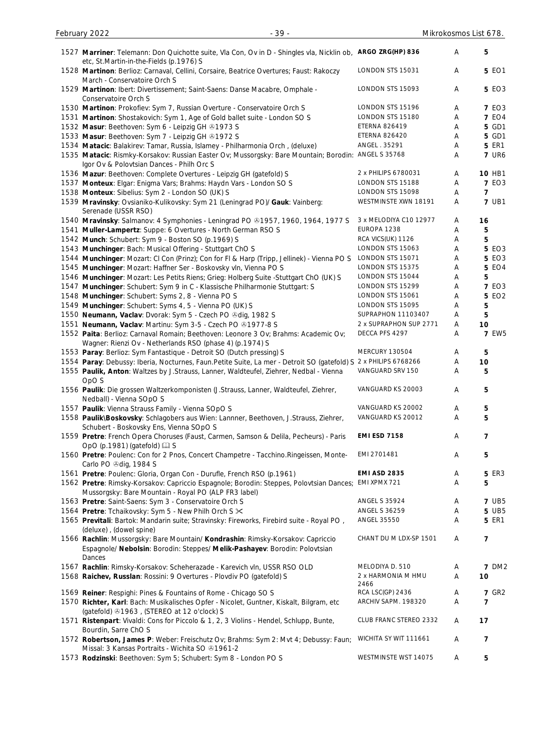| No. | Description | Label | Grade | Price | Code |
|---|---|---|---|---|---|
| 1527 | **Marriner**: Telemann: Don Quichotte suite, Vla Con, Ov in D - Shingles vla, Nicklin ob, etc, St.Martin-in-the-Fields (p.1976) S | **ARGO ZRG(HP) 836** | A | 5 | |
| 1528 | **Martinon**: Berlioz: Carnaval, Cellini, Corsaire, Beatrice Overtures; Faust: Rakoczy March - Conservatoire Orch S | LONDON STS 15031 | A | 5 | EO1 |
| 1529 | **Martinon**: Ibert: Divertissement; Saint-Saens: Danse Macabre, Omphale - Conservatoire Orch S | LONDON STS 15093 | A | 5 | EO3 |
| 1530 | **Martinon**: Prokofiev: Sym 7, Russian Overture - Conservatoire Orch S | LONDON STS 15196 | A | 7 | EO3 |
| 1531 | **Martinon**: Shostakovich: Sym 1, Age of Gold ballet suite - London SO S | LONDON STS 15180 | A | 7 | EO4 |
| 1532 | **Masur**: Beethoven: Sym 6 - Leipzig GH ℗1973 S | ETERNA 826419 | A | 5 | GD1 |
| 1533 | **Masur**: Beethoven: Sym 7 - Leipzig GH ℗1972 S | ETERNA 826420 | A | 5 | GD1 |
| 1534 | **Matacic**: Balakirev: Tamar, Russia, Islamey - Philharmonia Orch , (deluxe) | ANGEL . 35291 | A | 5 | ER1 |
| 1535 | **Matacic**: Rismky-Korsakov: Russian Easter Ov; Mussorgsky: Bare Mountain; Borodin: Igor Ov & Polovtsian Dances - Philh Orc S | ANGEL S 35768 | A | 7 | UR6 |
| 1536 | **Mazur**: Beethoven: Complete Overtures - Leipzig GH (gatefold) S | 2 x PHILIPS 6780031 | A | 10 | HB1 |
| 1537 | **Monteux**: Elgar: Enigma Vars; Brahms: Haydn Vars - London SO S | LONDON STS 15188 | A | 7 | EO3 |
| 1538 | **Monteux**: Sibelius: Sym 2 - London SO (UK) S | LONDON STS 15098 | A | 7 | |
| 1539 | **Mravinsky**: Ovsianiko-Kulikovsky: Sym 21 (Leningrad PO)/ **Gauk**: Vainberg: Serenade (USSR RSO) | WESTMINSTE XWN 18191 | A | 7 | UB1 |
| 1540 | **Mravinsky**: Salmanov: 4 Symphonies - Leningrad PO ℗1957, 1960, 1964, 1977 S | 3 x MELODIYA C10 12977 | A | 16 | |
| 1541 | **Muller-Lampertz**: Suppe: 6 Overtures - North German RSO S | EUROPA 1238 | A | 5 | |
| 1542 | **Munch**: Schubert: Sym 9 - Boston SO (p.1969) S | RCA VICS(UK) 1126 | A | 5 | |
| 1543 | **Munchinger**: Bach: Musical Offering - Stuttgart ChO S | LONDON STS 15063 | A | 5 | EO3 |
| 1544 | **Munchinger**: Mozart: Cl Con (Prinz); Con for Fl & Harp (Tripp, Jellinek) - Vienna PO S | LONDON STS 15071 | A | 5 | EO3 |
| 1545 | **Munchinger**: Mozart: Haffner Ser - Boskovsky vln, Vienna PO S | LONDON STS 15375 | A | 5 | EO4 |
| 1546 | **Munchinger**: Mozart: Les Petits Riens; Grieg: Holberg Suite -Stuttgart ChO (UK) S | LONDON STS 15044 | A | 5 | |
| 1547 | **Munchinger**: Schubert: Sym 9 in C - Klassische Philharmonie Stuttgart: S | LONDON STS 15299 | A | 7 | EO3 |
| 1548 | **Munchinger**: Schubert: Syms 2, 8 - Vienna PO S | LONDON STS 15061 | A | 5 | EO2 |
| 1549 | **Munchinger**: Schubert: Syms 4, 5 - Vienna PO (UK) S | LONDON STS 15095 | A | 5 | |
| 1550 | **Neumann, Vaclav**: Dvorak: Sym 5 - Czech PO ℗dig, 1982 S | SUPRAPHON 11103407 | A | 5 | |
| 1551 | **Neumann, Vaclav**: Martinu: Sym 3-5 - Czech PO ℗1977-8 S | 2 x SUPRAPHON SUP 2771 | A | 10 | |
| 1552 | **Paita**: Berlioz: Carnaval Romain; Beethoven: Leonore 3 Ov; Brahms: Academic Ov; Wagner: Rienzi Ov - Netherlands RSO (phase 4) (p.1974) S | DECCA PFS 4297 | A | 7 | EW5 |
| 1553 | **Paray**: Berlioz: Sym Fantastique - Detroit SO (Dutch pressing) S | MERCURY 130504 | A | 5 | |
| 1554 | **Paray**: Debussy: Iberia, Nocturnes, Faun.Petite Suite, La mer - Detroit SO (gatefold) S | 2 x PHILIPS 6768266 | A | 10 | |
| 1555 | **Paulik, Anton**: Waltzes by J.Strauss, Lanner, Waldteufel, Ziehrer, Nedbal - Vienna OpO S | VANGUARD SRV 150 | A | 5 | |
| 1556 | **Paulik**: Die grossen Waltzerkomponisten (J.Strauss, Lanner, Waldteufel, Ziehrer, Nedball) - Vienna SOpO S | VANGUARD KS 20003 | A | 5 | |
| 1557 | **Paulik**: Vienna Strauss Family - Vienna SOpO S | VANGUARD KS 20002 | A | 5 | |
| 1558 | **Paulik\Boskovsky**: Schlagobers aus Wien: Lannner, Beethoven, J.Strauss, Ziehrer, Schubert - Boskovsky Ens, Vienna SOpO S | VANGUARD KS 20012 | A | 5 | |
| 1559 | **Pretre**: French Opera Choruses (Faust, Carmen, Samson & Delila, Pecheurs) - Paris OpO (p.1981) (gatefold) 🕮 S | **EMI ESD 7158** | A | 7 | |
| 1560 | **Pretre**: Poulenc: Con for 2 Pnos, Concert Champetre - Tacchino.Ringeissen, Monte-Carlo PO ℗dig, 1984 S | EMI 2701481 | A | 5 | |
| 1561 | **Pretre**: Poulenc: Gloria, Organ Con - Durufle, French RSO (p.1961) | **EMI ASD 2835** | A | 5 | ER3 |
| 1562 | **Pretre**: Rimsky-Korsakov: Capriccio Espagnole; Borodin: Steppes, Polovtsian Dances; Mussorgsky: Bare Mountain - Royal PO (ALP FR3 label) | EMI XPMX 721 | A | 5 | |
| 1563 | **Pretre**: Saint-Saens: Sym 3 - Conservatoire Orch S | ANGEL S 35924 | A | 7 | UB5 |
| 1564 | **Pretre**: Tchaikovsky: Sym 5 - New Philh Orch S ✂ | ANGEL S 36259 | A | 5 | UB5 |
| 1565 | **Previtali**: Bartok: Mandarin suite; Stravinsky: Fireworks, Firebird suite - Royal PO , (deluxe) , (dowel spine) | ANGEL 35550 | A | 5 | ER1 |
| 1566 | **Rachlin**: Mussorgsky: Bare Mountain/ **Kondrashin**: Rimsky-Korsakov: Capriccio Espagnole/ **Nebolsin**: Borodin: Steppes/ **Melik-Pashayev**: Borodin: Polovtsian Dances | CHANT DU M LDX-SP 1501 | A | 7 | |
| 1567 | **Rachlin**: Rimsky-Korsakov: Scheherazade - Karevich vln, USSR RSO OLD | MELODIYA D. 510 | A | 7 | DM2 |
| 1568 | **Raichev, Russlan**: Rossini: 9 Overtures - Plovdiv PO (gatefold) S | 2 x HARMONIA M HMU 2466 | A | 10 | |
| 1569 | **Reiner**: Respighi: Pines & Fountains of Rome - Chicago SO S | RCA LSC(GP) 2436 | A | 7 | GR2 |
| 1570 | **Richter, Karl**: Bach: Musikalisches Opfer - Nicolet, Guntner, Kiskalt, Bilgram, etc (gatefold) ℗1963 , (STEREO at 12 o'clock) S | ARCHIV SAPM. 198320 | A | 7 | |
| 1571 | **Ristenpart**: Vivaldi: Cons for Piccolo & 1, 2, 3 Violins - Hendel, Schlupp, Bunte, Bourdin, Sarre ChO S | CLUB FRANC STEREO 2332 | A | 17 | |
| 1572 | **Robertson, James P**: Weber: Freischutz Ov; Brahms: Sym 2: Mvt 4; Debussy: Faun; Missal: 3 Kansas Portraits - Wichita SO ℗1961-2 | WICHITA SY WIT 111661 | A | 7 | |
| 1573 | **Rodzinski**: Beethoven: Sym 5; Schubert: Sym 8 - London PO S | WESTMINSTE WST 14075 | A | 5 | |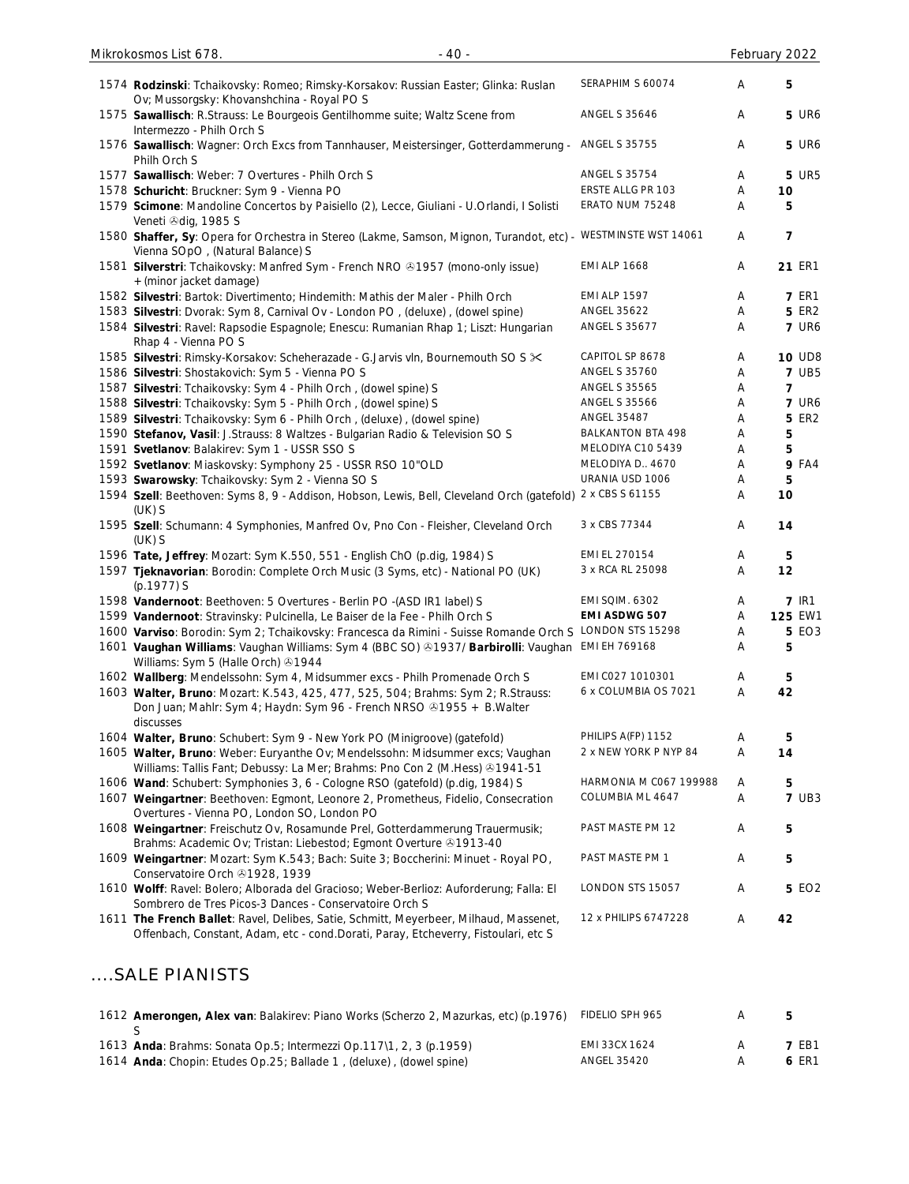| | | | | | |
|---|---|---|---|---|---|
| 1574 | **Rodzinski**: Tchaikovsky: Romeo; Rimsky-Korsakov: Russian Easter; Glinka: Ruslan Ov; Mussorgsky: Khovanshchina - Royal PO S | SERAPHIM S 60074 | A | 5 | |
| 1575 | **Sawallisch**: R.Strauss: Le Bourgeois Gentilhomme suite; Waltz Scene from Intermezzo - Philh Orch S | ANGEL S 35646 | A | 5 | UR6 |
| 1576 | **Sawallisch**: Wagner: Orch Excs from Tannhauser, Meistersinger, Gotterdammerung - Philh Orch S | ANGEL S 35755 | A | 5 | UR6 |
| 1577 | **Sawallisch**: Weber: 7 Overtures - Philh Orch S | ANGEL S 35754 | A | 5 | UR5 |
| 1578 | **Schuricht**: Bruckner: Sym 9 - Vienna PO | ERSTE ALLG PR 103 | A | 10 | |
| 1579 | **Scimone**: Mandoline Concertos by Paisiello (2), Lecce, Giuliani - U.Orlandi, I Solisti Veneti ℗dig, 1985 S | ERATO NUM 75248 | A | 5 | |
| 1580 | **Shaffer, Sy**: Opera for Orchestra in Stereo (Lakme, Samson, Mignon, Turandot, etc) - Vienna SOpO , (Natural Balance) S | WESTMINSTE WST 14061 | A | 7 | |
| 1581 | **Silverstri**: Tchaikovsky: Manfred Sym - French NRO ℗1957 (mono-only issue) + (minor jacket damage) | EMI ALP 1668 | A | 21 | ER1 |
| 1582 | **Silvestri**: Bartok: Divertimento; Hindemith: Mathis der Maler - Philh Orch | EMI ALP 1597 | A | 7 | ER1 |
| 1583 | **Silvestri**: Dvorak: Sym 8, Carnival Ov - London PO , (deluxe) , (dowel spine) | ANGEL 35622 | A | 5 | ER2 |
| 1584 | **Silvestri**: Ravel: Rapsodie Espagnole; Enescu: Rumanian Rhap 1; Liszt: Hungarian Rhap 4 - Vienna PO S | ANGEL S 35677 | A | 7 | UR6 |
| 1585 | **Silvestri**: Rimsky-Korsakov: Scheherazade - G.Jarvis vln, Bournemouth SO S ✂ | CAPITOL SP 8678 | A | 10 | UD8 |
| 1586 | **Silvestri**: Shostakovich: Sym 5 - Vienna PO S | ANGEL S 35760 | A | 7 | UB5 |
| 1587 | **Silvestri**: Tchaikovsky: Sym 4 - Philh Orch , (dowel spine) S | ANGEL S 35565 | A | 7 | |
| 1588 | **Silvestri**: Tchaikovsky: Sym 5 - Philh Orch , (dowel spine) S | ANGEL S 35566 | A | 7 | UR6 |
| 1589 | **Silvestri**: Tchaikovsky: Sym 6 - Philh Orch , (deluxe) , (dowel spine) | ANGEL 35487 | A | 5 | ER2 |
| 1590 | **Stefanov, Vasil**: J.Strauss: 8 Waltzes - Bulgarian Radio & Television SO S | BALKANTON BTA 498 | A | 5 | |
| 1591 | **Svetlanov**: Balakirev: Sym 1 - USSR SSO S | MELODIYA C10 5439 | A | 5 | |
| 1592 | **Svetlanov**: Miaskovsky: Symphony 25 - USSR RSO 10"OLD | MELODIYA D.. 4670 | A | 9 | FA4 |
| 1593 | **Swarowsky**: Tchaikovsky: Sym 2 - Vienna SO S | URANIA USD 1006 | A | 5 | |
| 1594 | **Szell**: Beethoven: Syms 8, 9 - Addison, Hobson, Lewis, Bell, Cleveland Orch (gatefold) (UK) S | 2 x CBS S 61155 | A | 10 | |
| 1595 | **Szell**: Schumann: 4 Symphonies, Manfred Ov, Pno Con - Fleisher, Cleveland Orch (UK) S | 3 x CBS 77344 | A | 14 | |
| 1596 | **Tate, Jeffrey**: Mozart: Sym K.550, 551 - English ChO (p.dig, 1984) S | EMI EL 270154 | A | 5 | |
| 1597 | **Tjeknavorian**: Borodin: Complete Orch Music (3 Syms, etc) - National PO (UK) (p.1977) S | 3 x RCA RL 25098 | A | 12 | |
| 1598 | **Vandernoot**: Beethoven: 5 Overtures - Berlin PO -(ASD IR1 label) S | EMI SQIM. 6302 | A | 7 | IR1 |
| 1599 | **Vandernoot**: Stravinsky: Pulcinella, Le Baiser de la Fee - Philh Orch S | **EMI ASDWG 507** | A | 125 | EW1 |
| 1600 | **Varviso**: Borodin: Sym 2; Tchaikovsky: Francesca da Rimini - Suisse Romande Orch S | LONDON STS 15298 | A | 5 | EO3 |
| 1601 | **Vaughan Williams**: Vaughan Williams: Sym 4 (BBC SO) ℗1937/ **Barbirolli**: Vaughan Williams: Sym 5 (Halle Orch) ℗1944 | EMI EH 769168 | A | 5 | |
| 1602 | **Wallberg**: Mendelssohn: Sym 4, Midsummer excs - Philh Promenade Orch S | EMI C027 1010301 | A | 5 | |
| 1603 | **Walter, Bruno**: Mozart: K.543, 425, 477, 525, 504; Brahms: Sym 2; R.Strauss: Don Juan; Mahlr: Sym 4; Haydn: Sym 96 - French NRSO ℗1955 + B.Walter discusses | 6 x COLUMBIA OS 7021 | A | 42 | |
| 1604 | **Walter, Bruno**: Schubert: Sym 9 - New York PO (Minigroove) (gatefold) | PHILIPS A(FP) 1152 | A | 5 | |
| 1605 | **Walter, Bruno**: Weber: Euryanthe Ov; Mendelssohn: Midsummer excs; Vaughan Williams: Tallis Fant; Debussy: La Mer; Brahms: Pno Con 2 (M.Hess) ℗1941-51 | 2 x NEW YORK P NYP 84 | A | 14 | |
| 1606 | **Wand**: Schubert: Symphonies 3, 6 - Cologne RSO (gatefold) (p.dig, 1984) S | HARMONIA M C067 199988 | A | 5 | |
| 1607 | **Weingartner**: Beethoven: Egmont, Leonore 2, Prometheus, Fidelio, Consecration Overtures - Vienna PO, London SO, London PO | COLUMBIA ML 4647 | A | 7 | UB3 |
| 1608 | **Weingartner**: Freischutz Ov, Rosamunde Prel, Gotterdammerung Trauermusik; Brahms: Academic Ov; Tristan: Liebestod; Egmont Overture ℗1913-40 | PAST MASTE PM 12 | A | 5 | |
| 1609 | **Weingartner**: Mozart: Sym K.543; Bach: Suite 3; Boccherini: Minuet - Royal PO, Conservatoire Orch ℗1928, 1939 | PAST MASTE PM 1 | A | 5 | |
| 1610 | **Wolff**: Ravel: Bolero; Alborada del Gracioso; Weber-Berlioz: Auforderung; Falla: El Sombrero de Tres Picos-3 Dances - Conservatoire Orch S | LONDON STS 15057 | A | 5 | EO2 |
| 1611 | **The French Ballet**: Ravel, Delibes, Satie, Schmitt, Meyerbeer, Milhaud, Massenet, Offenbach, Constant, Adam, etc - cond.Dorati, Paray, Etcheverry, Fistoulari, etc S | 12 x PHILIPS 6747228 | A | 42 | |

## ....SALE PIANISTS

| | | | | | |
|---|---|---|---|---|---|
| 1612 | **Amerongen, Alex van**: Balakirev: Piano Works (Scherzo 2, Mazurkas, etc) (p.1976) S | FIDELIO SPH 965 | A | 5 | |
| 1613 | **Anda**: Brahms: Sonata Op.5; Intermezzi Op.117\1, 2, 3 (p.1959) | EMI 33CX 1624 | A | 7 | EB1 |
| 1614 | **Anda**: Chopin: Etudes Op.25; Ballade 1 , (deluxe) , (dowel spine) | ANGEL 35420 | A | 6 | ER1 |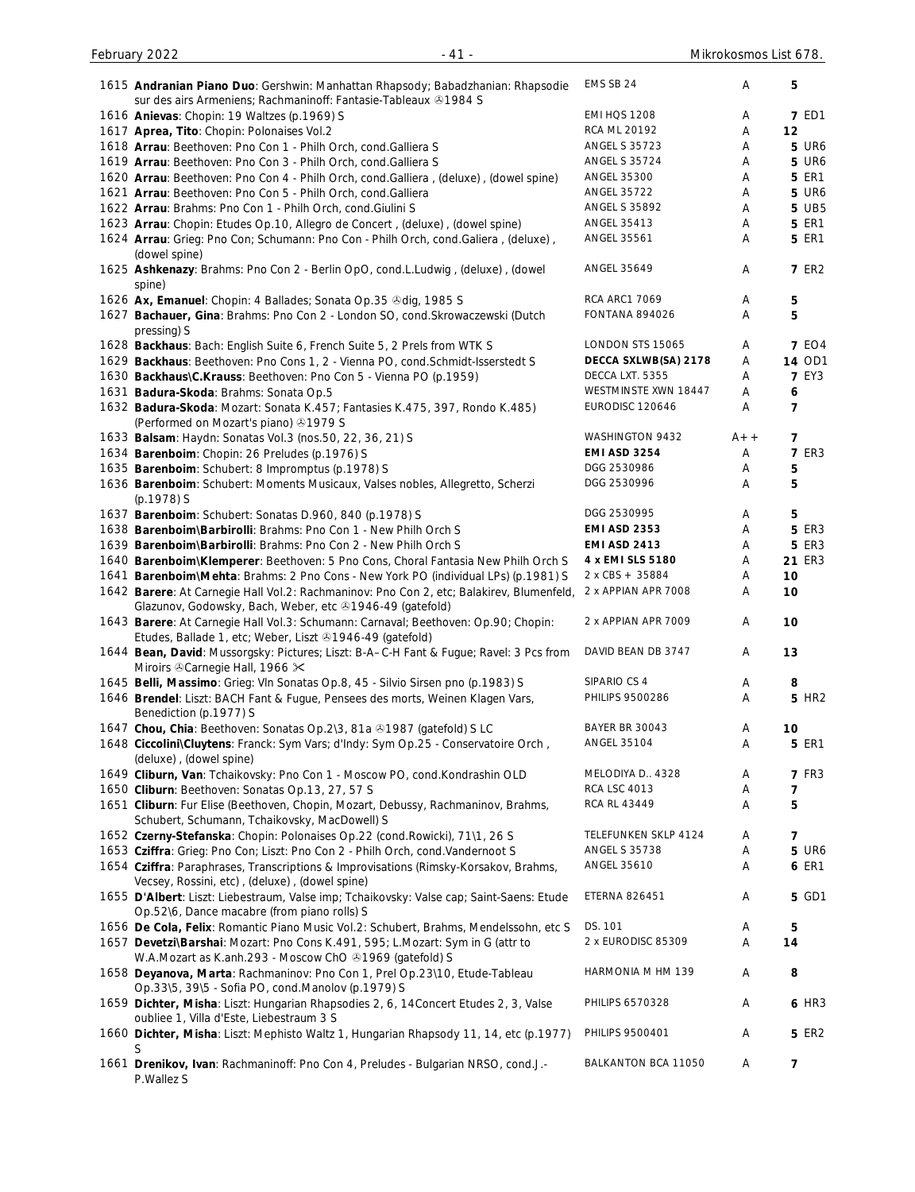| | | | | |
|---|---|---|---|---|
| 1615 | **Andranian Piano Duo**: Gershwin: Manhattan Rhapsody; Babadzhanian: Rhapsodie sur des airs Armeniens; Rachmaninoff: Fantasie-Tableaux ℗1984 S | EMS SB 24 | A | 5 |
| 1616 | **Anievas**: Chopin: 19 Waltzes (p.1969) S | EMI HQS 1208 | A | **7** ED1 |
| 1617 | **Aprea, Tito**: Chopin: Polonaises Vol.2 | RCA ML 20192 | A | **12** |
| 1618 | **Arrau**: Beethoven: Pno Con 1 - Philh Orch, cond.Galliera S | ANGEL S 35723 | A | **5** UR6 |
| 1619 | **Arrau**: Beethoven: Pno Con 3 - Philh Orch, cond.Galliera S | ANGEL S 35724 | A | **5** UR6 |
| 1620 | **Arrau**: Beethoven: Pno Con 4 - Philh Orch, cond.Galliera , (deluxe) , (dowel spine) | ANGEL 35300 | A | **5** ER1 |
| 1621 | **Arrau**: Beethoven: Pno Con 5 - Philh Orch, cond.Galliera | ANGEL 35722 | A | **5** UR6 |
| 1622 | **Arrau**: Brahms: Pno Con 1 - Philh Orch, cond.Giulini S | ANGEL S 35892 | A | **5** UB5 |
| 1623 | **Arrau**: Chopin: Etudes Op.10, Allegro de Concert , (deluxe) , (dowel spine) | ANGEL 35413 | A | **5** ER1 |
| 1624 | **Arrau**: Grieg: Pno Con; Schumann: Pno Con - Philh Orch, cond.Galiera , (deluxe) , (dowel spine) | ANGEL 35561 | A | **5** ER1 |
| 1625 | **Ashkenazy**: Brahms: Pno Con 2 - Berlin OpO, cond.L.Ludwig , (deluxe) , (dowel spine) | ANGEL 35649 | A | **7** ER2 |
| 1626 | **Ax, Emanuel**: Chopin: 4 Ballades; Sonata Op.35 ℗dig, 1985 S | RCA ARC1 7069 | A | **5** |
| 1627 | **Bachauer, Gina**: Brahms: Pno Con 2 - London SO, cond.Skrowaczewski (Dutch pressing) S | FONTANA 894026 | A | **5** |
| 1628 | **Backhaus**: Bach: English Suite 6, French Suite 5, 2 Prels from WTK S | LONDON STS 15065 | A | **7** EO4 |
| 1629 | **Backhaus**: Beethoven: Pno Cons 1, 2 - Vienna PO, cond.Schmidt-Isserstedt S | **DECCA SXLWB(SA) 2178** | A | **14** OD1 |
| 1630 | **Backhaus\C.Krauss**: Beethoven: Pno Con 5 - Vienna PO (p.1959) | DECCA LXT. 5355 | A | **7** EY3 |
| 1631 | **Badura-Skoda**: Brahms: Sonata Op.5 | WESTMINSTE XWN 18447 | A | **6** |
| 1632 | **Badura-Skoda**: Mozart: Sonata K.457; Fantasies K.475, 397, Rondo K.485) (Performed on Mozart's piano) ℗1979 S | EURODISC 120646 | A | **7** |
| 1633 | **Balsam**: Haydn: Sonatas Vol.3 (nos.50, 22, 36, 21) S | WASHINGTON 9432 | A++ | **7** |
| 1634 | **Barenboim**: Chopin: 26 Preludes (p.1976) S | **EMI ASD 3254** | A | **7** ER3 |
| 1635 | **Barenboim**: Schubert: 8 Impromptus (p.1978) S | DGG 2530986 | A | **5** |
| 1636 | **Barenboim**: Schubert: Moments Musicaux, Valses nobles, Allegretto, Scherzi (p.1978) S | DGG 2530996 | A | **5** |
| 1637 | **Barenboim**: Schubert: Sonatas D.960, 840 (p.1978) S | DGG 2530995 | A | **5** |
| 1638 | **Barenboim\Barbirolli**: Brahms: Pno Con 1 - New Philh Orch S | **EMI ASD 2353** | A | **5** ER3 |
| 1639 | **Barenboim\Barbirolli**: Brahms: Pno Con 2 - New Philh Orch S | **EMI ASD 2413** | A | **5** ER3 |
| 1640 | **Barenboim\Klemperer**: Beethoven: 5 Pno Cons, Choral Fantasia New Philh Orch S | **4 x EMI SLS 5180** | A | **21** ER3 |
| 1641 | **Barenboim\Mehta**: Brahms: 2 Pno Cons - New York PO (individual LPs) (p.1981) S | 2 x CBS + 35884 | A | **10** |
| 1642 | **Barere**: At Carnegie Hall Vol.2: Rachmaninov: Pno Con 2, etc; Balakirev, Blumenfeld, Glazunov, Godowsky, Bach, Weber, etc ℗1946-49 (gatefold) | 2 x APPIAN APR 7008 | A | **10** |
| 1643 | **Barere**: At Carnegie Hall Vol.3: Schumann: Carnaval; Beethoven: Op.90; Chopin: Etudes, Ballade 1, etc; Weber, Liszt ℗1946-49 (gatefold) | 2 x APPIAN APR 7009 | A | **10** |
| 1644 | **Bean, David**: Mussorgsky: Pictures; Liszt: B-A–C-H Fant & Fugue; Ravel: 3 Pcs from Miroirs ℗Carnegie Hall, 1966 ✂ | DAVID BEAN DB 3747 | A | **13** |
| 1645 | **Belli, Massimo**: Grieg: Vln Sonatas Op.8, 45 - Silvio Sirsen pno (p.1983) S | SIPARIO CS 4 | A | **8** |
| 1646 | **Brendel**: Liszt: BACH Fant & Fugue, Pensees des morts, Weinen Klagen Vars, Benediction (p.1977) S | PHILIPS 9500286 | A | **5** HR2 |
| 1647 | **Chou, Chia**: Beethoven: Sonatas Op.2\3, 81a ℗1987 (gatefold) S LC | BAYER BR 30043 | A | **10** |
| 1648 | **Ciccolini\Cluytens**: Franck: Sym Vars; d'Indy: Sym Op.25 - Conservatoire Orch , (deluxe) , (dowel spine) | ANGEL 35104 | A | **5** ER1 |
| 1649 | **Cliburn, Van**: Tchaikovsky: Pno Con 1 - Moscow PO, cond.Kondrashin OLD | MELODIYA D.. 4328 | A | **7** FR3 |
| 1650 | **Cliburn**: Beethoven: Sonatas Op.13, 27, 57 S | RCA LSC 4013 | A | **7** |
| 1651 | **Cliburn**: Fur Elise (Beethoven, Chopin, Mozart, Debussy, Rachmaninov, Brahms, Schubert, Schumann, Tchaikovsky, MacDowell) S | RCA RL 43449 | A | **5** |
| 1652 | **Czerny-Stefanska**: Chopin: Polonaises Op.22 (cond.Rowicki), 71\1, 26 S | TELEFUNKEN SKLP 4124 | A | **7** |
| 1653 | **Cziffra**: Grieg: Pno Con; Liszt: Pno Con 2 - Philh Orch, cond.Vandernoot S | ANGEL S 35738 | A | **5** UR6 |
| 1654 | **Cziffra**: Paraphrases, Transcriptions & Improvisations (Rimsky-Korsakov, Brahms, Vecsey, Rossini, etc) , (deluxe) , (dowel spine) | ANGEL 35610 | A | **6** ER1 |
| 1655 | **D'Albert**: Liszt: Liebestraum, Valse imp; Tchaikovsky: Valse cap; Saint-Saens: Etude Op.52\6, Dance macabre (from piano rolls) S | ETERNA 826451 | A | **5** GD1 |
| 1656 | **De Cola, Felix**: Romantic Piano Music Vol.2: Schubert, Brahms, Mendelssohn, etc S | DS. 101 | A | **5** |
| 1657 | **Devetzi\Barshai**: Mozart: Pno Cons K.491, 595; L.Mozart: Sym in G (attr to W.A.Mozart as K.anh.293 - Moscow ChO ℗1969 (gatefold) S | 2 x EURODISC 85309 | A | **14** |
| 1658 | **Deyanova, Marta**: Rachmaninov: Pno Con 1, Prel Op.23\10, Etude-Tableau Op.33\5, 39\5 - Sofia PO, cond.Manolov (p.1979) S | HARMONIA M HM 139 | A | **8** |
| 1659 | **Dichter, Misha**: Liszt: Hungarian Rhapsodies 2, 6, 14Concert Etudes 2, 3, Valse oubliee 1, Villa d'Este, Liebestraum 3 S | PHILIPS 6570328 | A | **6** HR3 |
| 1660 | **Dichter, Misha**: Liszt: Mephisto Waltz 1, Hungarian Rhapsody 11, 14, etc (p.1977) S | PHILIPS 9500401 | A | **5** ER2 |
| 1661 | **Drenikov, Ivan**: Rachmaninoff: Pno Con 4, Preludes - Bulgarian NRSO, cond.J.-P.Wallez S | BALKANTON BCA 11050 | A | **7** |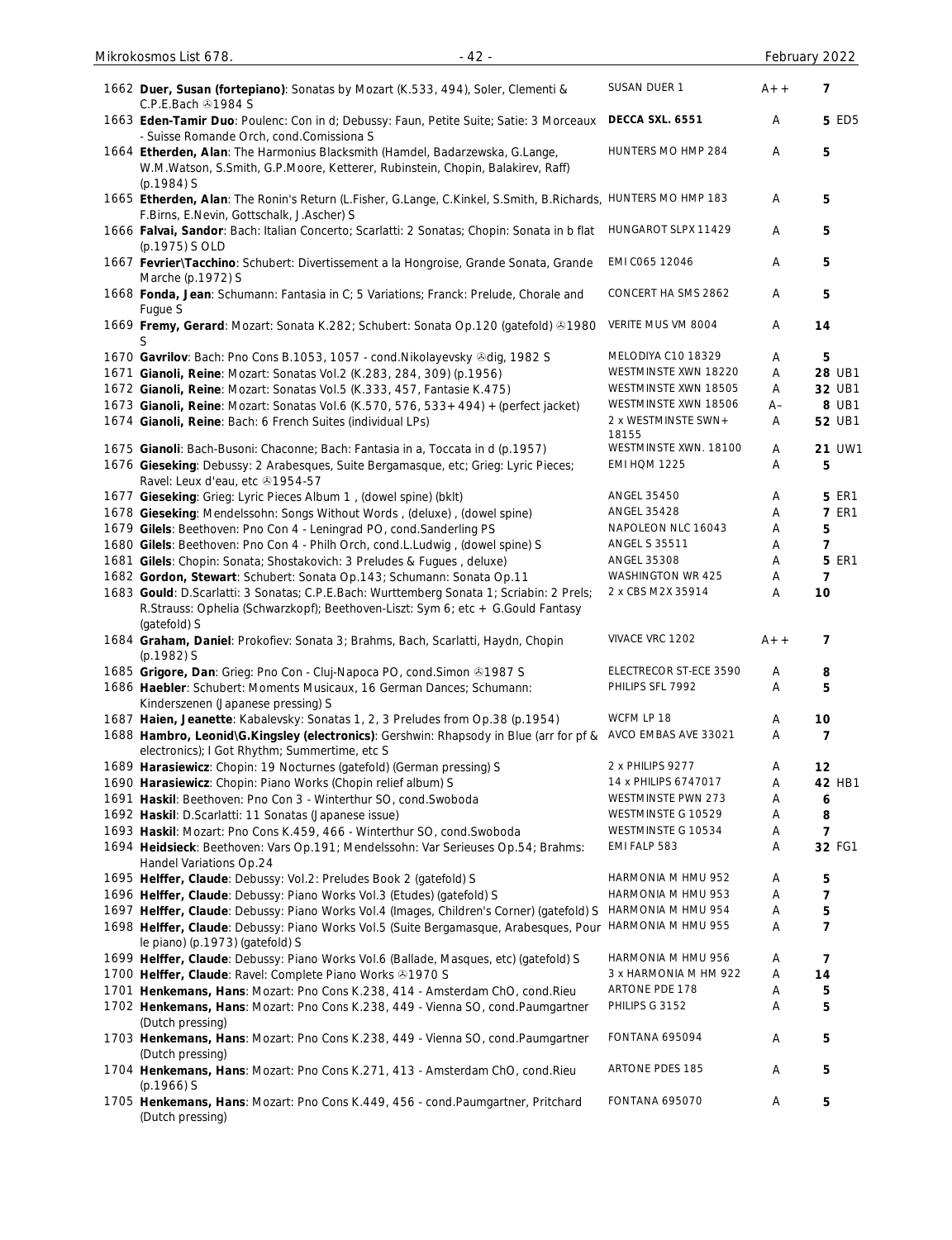| No. | Description | Label | Grade | Price |
|---|---|---|---|---|
| 1662 | **Duer, Susan (fortepiano)**: Sonatas by Mozart (K.533, 494), Soler, Clementi & C.P.E.Bach ℗1984 S | SUSAN DUER 1 | A++ | 7 |
| 1663 | **Eden-Tamir Duo**: Poulenc: Con in d; Debussy: Faun, Petite Suite; Satie: 3 Morceaux - Suisse Romande Orch, cond.Comissiona S | **DECCA SXL. 6551** | A | 5 ED5 |
| 1664 | **Etherden, Alan**: The Harmonius Blacksmith (Hamdel, Badarzewska, G.Lange, W.M.Watson, S.Smith, G.P.Moore, Ketterer, Rubinstein, Chopin, Balakirev, Raff) (p.1984) S | HUNTERS MO HMP 284 | A | 5 |
| 1665 | **Etherden, Alan**: The Ronin's Return (L.Fisher, G.Lange, C.Kinkel, S.Smith, B.Richards, F.Birns, E.Nevin, Gottschalk, J.Ascher) S | HUNTERS MO HMP 183 | A | 5 |
| 1666 | **Falvai, Sandor**: Bach: Italian Concerto; Scarlatti: 2 Sonatas; Chopin: Sonata in b flat (p.1975) S OLD | HUNGAROT SLPX 11429 | A | 5 |
| 1667 | **Fevrier\Tacchino**: Schubert: Divertissement a la Hongroise, Grande Sonata, Grande Marche (p.1972) S | EMI C065 12046 | A | 5 |
| 1668 | **Fonda, Jean**: Schumann: Fantasia in C; 5 Variations; Franck: Prelude, Chorale and Fugue S | CONCERT HA SMS 2862 | A | 5 |
| 1669 | **Fremy, Gerard**: Mozart: Sonata K.282; Schubert: Sonata Op.120 (gatefold) ℗1980 S | VERITE MUS VM 8004 | A | 14 |
| 1670 | **Gavrilov**: Bach: Pno Cons B.1053, 1057 - cond.Nikolayevsky ℗dig, 1982 S | MELODIYA C10 18329 | A | 5 |
| 1671 | **Gianoli, Reine**: Mozart: Sonatas Vol.2 (K.283, 284, 309) (p.1956) | WESTMINSTE XWN 18220 | A | 28 UB1 |
| 1672 | **Gianoli, Reine**: Mozart: Sonatas Vol.5 (K.333, 457, Fantasie K.475) | WESTMINSTE XWN 18505 | A | 32 UB1 |
| 1673 | **Gianoli, Reine**: Mozart: Sonatas Vol.6 (K.570, 576, 533+494) + (perfect jacket) | WESTMINSTE XWN 18506 | A– | 8 UB1 |
| 1674 | **Gianoli, Reine**: Bach: 6 French Suites (individual LPs) | 2 x WESTMINSTE SWN+ 18155 | A | 52 UB1 |
| 1675 | **Gianoli**: Bach-Busoni: Chaconne; Bach: Fantasia in a, Toccata in d (p.1957) | WESTMINSTE XWN. 18100 | A | 21 UW1 |
| 1676 | **Gieseking**: Debussy: 2 Arabesques, Suite Bergamasque, etc; Grieg: Lyric Pieces; Ravel: Leux d'eau, etc ℗1954-57 | EMI HQM 1225 | A | 5 |
| 1677 | **Gieseking**: Grieg: Lyric Pieces Album 1 , (dowel spine) (bklt) | ANGEL 35450 | A | 5 ER1 |
| 1678 | **Gieseking**: Mendelssohn: Songs Without Words , (deluxe) , (dowel spine) | ANGEL 35428 | A | 7 ER1 |
| 1679 | **Gilels**: Beethoven: Pno Con 4 - Leningrad PO, cond.Sanderling PS | NAPOLEON NLC 16043 | A | 5 |
| 1680 | **Gilels**: Beethoven: Pno Con 4 - Philh Orch, cond.L.Ludwig , (dowel spine) S | ANGEL S 35511 | A | 7 |
| 1681 | **Gilels**: Chopin: Sonata; Shostakovich: 3 Preludes & Fugues , deluxe) | ANGEL 35308 | A | 5 ER1 |
| 1682 | **Gordon, Stewart**: Schubert: Sonata Op.143; Schumann: Sonata Op.11 | WASHINGTON WR 425 | A | 7 |
| 1683 | **Gould**: D.Scarlatti: 3 Sonatas; C.P.E.Bach: Wurttemberg Sonata 1; Scriabin: 2 Prels; R.Strauss: Ophelia (Schwarzkopf); Beethoven-Liszt: Sym 6; etc + G.Gould Fantasy (gatefold) S | 2 x CBS M2X 35914 | A | 10 |
| 1684 | **Graham, Daniel**: Prokofiev: Sonata 3; Brahms, Bach, Scarlatti, Haydn, Chopin (p.1982) S | VIVACE VRC 1202 | A++ | 7 |
| 1685 | **Grigore, Dan**: Grieg: Pno Con - Cluj-Napoca PO, cond.Simon ℗1987 S | ELECTRECOR ST-ECE 3590 | A | 8 |
| 1686 | **Haebler**: Schubert: Moments Musicaux, 16 German Dances; Schumann: Kinderszenen (Japanese pressing) S | PHILIPS SFL 7992 | A | 5 |
| 1687 | **Haien, Jeanette**: Kabalevsky: Sonatas 1, 2, 3 Preludes from Op.38 (p.1954) | WCFM LP 18 | A | 10 |
| 1688 | **Hambro, Leonid\G.Kingsley (electronics)**: Gershwin: Rhapsody in Blue (arr for pf & electronics); I Got Rhythm; Summertime, etc S | AVCO EMBAS AVE 33021 | A | 7 |
| 1689 | **Harasiewicz**: Chopin: 19 Nocturnes (gatefold) (German pressing) S | 2 x PHILIPS 9277 | A | 12 |
| 1690 | **Harasiewicz**: Chopin: Piano Works (Chopin relief album) S | 14 x PHILIPS 6747017 | A | 42 HB1 |
| 1691 | **Haskil**: Beethoven: Pno Con 3 - Winterthur SO, cond.Swoboda | WESTMINSTE PWN 273 | A | 6 |
| 1692 | **Haskil**: D.Scarlatti: 11 Sonatas (Japanese issue) | WESTMINSTE G 10529 | A | 8 |
| 1693 | **Haskil**: Mozart: Pno Cons K.459, 466 - Winterthur SO, cond.Swoboda | WESTMINSTE G 10534 | A | 7 |
| 1694 | **Heidsieck**: Beethoven: Vars Op.191; Mendelssohn: Var Serieuses Op.54; Brahms: Handel Variations Op.24 | EMI FALP 583 | A | 32 FG1 |
| 1695 | **Helffer, Claude**: Debussy: Vol.2: Preludes Book 2 (gatefold) S | HARMONIA M HMU 952 | A | 5 |
| 1696 | **Helffer, Claude**: Debussy: Piano Works Vol.3 (Etudes) (gatefold) S | HARMONIA M HMU 953 | A | 7 |
| 1697 | **Helffer, Claude**: Debussy: Piano Works Vol.4 (Images, Children's Corner) (gatefold) S | HARMONIA M HMU 954 | A | 5 |
| 1698 | **Helffer, Claude**: Debussy: Piano Works Vol.5 (Suite Bergamasque, Arabesques, Pour le piano) (p.1973) (gatefold) S | HARMONIA M HMU 955 | A | 7 |
| 1699 | **Helffer, Claude**: Debussy: Piano Works Vol.6 (Ballade, Masques, etc) (gatefold) S | HARMONIA M HMU 956 | A | 7 |
| 1700 | **Helffer, Claude**: Ravel: Complete Piano Works ℗1970 S | 3 x HARMONIA M HM 922 | A | 14 |
| 1701 | **Henkemans, Hans**: Mozart: Pno Cons K.238, 414 - Amsterdam ChO, cond.Rieu | ARTONE PDE 178 | A | 5 |
| 1702 | **Henkemans, Hans**: Mozart: Pno Cons K.238, 449 - Vienna SO, cond.Paumgartner (Dutch pressing) | PHILIPS G 3152 | A | 5 |
| 1703 | **Henkemans, Hans**: Mozart: Pno Cons K.238, 449 - Vienna SO, cond.Paumgartner (Dutch pressing) | FONTANA 695094 | A | 5 |
| 1704 | **Henkemans, Hans**: Mozart: Pno Cons K.271, 413 - Amsterdam ChO, cond.Rieu (p.1966) S | ARTONE PDES 185 | A | 5 |
| 1705 | **Henkemans, Hans**: Mozart: Pno Cons K.449, 456 - cond.Paumgartner, Pritchard (Dutch pressing) | FONTANA 695070 | A | 5 |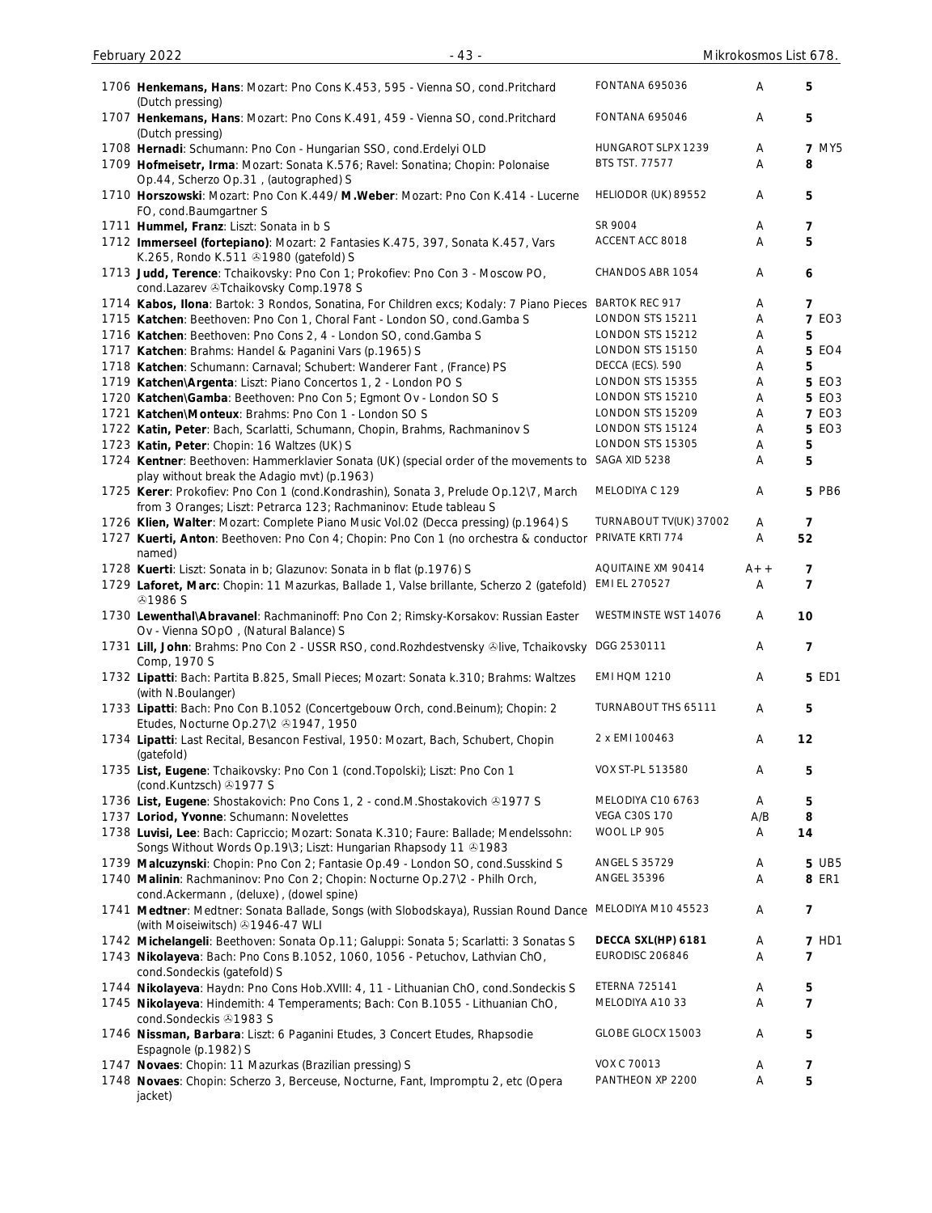| No. | Description | Label | Grade | Price | Code |
|---|---|---|---|---|---|
| 1706 | **Henkemans, Hans**: Mozart: Pno Cons K.453, 595 - Vienna SO, cond.Pritchard (Dutch pressing) | FONTANA 695036 | A | 5 | |
| 1707 | **Henkemans, Hans**: Mozart: Pno Cons K.491, 459 - Vienna SO, cond.Pritchard (Dutch pressing) | FONTANA 695046 | A | 5 | |
| 1708 | **Hernadi**: Schumann: Pno Con - Hungarian SSO, cond.Erdelyi OLD | HUNGAROT SLPX 1239 | A | 7 | MY5 |
| 1709 | **Hofmeisetr, Irma**: Mozart: Sonata K.576; Ravel: Sonatina; Chopin: Polonaise Op.44, Scherzo Op.31 , (autographed) S | BTS TST. 77577 | A | 8 | |
| 1710 | **Horszowski**: Mozart: Pno Con K.449/ **M.Weber**: Mozart: Pno Con K.414 - Lucerne FO, cond.Baumgartner S | HELIODOR (UK) 89552 | A | 5 | |
| 1711 | **Hummel, Franz**: Liszt: Sonata in b S | SR 9004 | A | 7 | |
| 1712 | **Immerseel (fortepiano)**: Mozart: 2 Fantasies K.475, 397, Sonata K.457, Vars K.265, Rondo K.511 ℗1980 (gatefold) S | ACCENT ACC 8018 | A | 5 | |
| 1713 | **Judd, Terence**: Tchaikovsky: Pno Con 1; Prokofiev: Pno Con 3 - Moscow PO, cond.Lazarev ℗Tchaikovsky Comp.1978 S | CHANDOS ABR 1054 | A | 6 | |
| 1714 | **Kabos, Ilona**: Bartok: 3 Rondos, Sonatina, For Children excs; Kodaly: 7 Piano Pieces | BARTOK REC 917 | A | 7 | |
| 1715 | **Katchen**: Beethoven: Pno Con 1, Choral Fant - London SO, cond.Gamba S | LONDON STS 15211 | A | 7 | EO3 |
| 1716 | **Katchen**: Beethoven: Pno Cons 2, 4 - London SO, cond.Gamba S | LONDON STS 15212 | A | 5 | |
| 1717 | **Katchen**: Brahms: Handel & Paganini Vars (p.1965) S | LONDON STS 15150 | A | 5 | EO4 |
| 1718 | **Katchen**: Schumann: Carnaval; Schubert: Wanderer Fant , (France) PS | DECCA (ECS). 590 | A | 5 | |
| 1719 | **Katchen\Argenta**: Liszt: Piano Concertos 1, 2 - London PO S | LONDON STS 15355 | A | 5 | EO3 |
| 1720 | **Katchen\Gamba**: Beethoven: Pno Con 5; Egmont Ov - London SO S | LONDON STS 15210 | A | 5 | EO3 |
| 1721 | **Katchen\Monteux**: Brahms: Pno Con 1 - London SO S | LONDON STS 15209 | A | 7 | EO3 |
| 1722 | **Katin, Peter**: Bach, Scarlatti, Schumann, Chopin, Brahms, Rachmaninov S | LONDON STS 15124 | A | 5 | EO3 |
| 1723 | **Katin, Peter**: Chopin: 16 Waltzes (UK) S | LONDON STS 15305 | A | 5 | |
| 1724 | **Kentner**: Beethoven: Hammerklavier Sonata (UK) (special order of the movements to play without break the Adagio mvt) (p.1963) | SAGA XID 5238 | A | 5 | |
| 1725 | **Kerer**: Prokofiev: Pno Con 1 (cond.Kondrashin), Sonata 3, Prelude Op.12\7, March from 3 Oranges; Liszt: Petrarca 123; Rachmaninov: Etude tableau S | MELODIYA C 129 | A | 5 | PB6 |
| 1726 | **Klien, Walter**: Mozart: Complete Piano Music Vol.02 (Decca pressing) (p.1964) S | TURNABOUT TV(UK) 37002 | A | 7 | |
| 1727 | **Kuerti, Anton**: Beethoven: Pno Con 4; Chopin: Pno Con 1 (no orchestra & conductor named) | PRIVATE KRTI 774 | A | 52 | |
| 1728 | **Kuerti**: Liszt: Sonata in b; Glazunov: Sonata in b flat (p.1976) S | AQUITAINE XM 90414 | A++ | 7 | |
| 1729 | **Laforet, Marc**: Chopin: 11 Mazurkas, Ballade 1, Valse brillante, Scherzo 2 (gatefold) ℗1986 S | EMI EL 270527 | A | 7 | |
| 1730 | **Lewenthal\Abravanel**: Rachmaninoff: Pno Con 2; Rimsky-Korsakov: Russian Easter Ov - Vienna SOpO , (Natural Balance) S | WESTMINSTE WST 14076 | A | 10 | |
| 1731 | **Lill, John**: Brahms: Pno Con 2 - USSR RSO, cond.Rozhdestvensky ℗live, Tchaikovsky Comp, 1970 S | DGG 2530111 | A | 7 | |
| 1732 | **Lipatti**: Bach: Partita B.825, Small Pieces; Mozart: Sonata k.310; Brahms: Waltzes (with N.Boulanger) | EMI HQM 1210 | A | 5 | ED1 |
| 1733 | **Lipatti**: Bach: Pno Con B.1052 (Concertgebouw Orch, cond.Beinum); Chopin: 2 Etudes, Nocturne Op.27\2 ℗1947, 1950 | TURNABOUT THS 65111 | A | 5 | |
| 1734 | **Lipatti**: Last Recital, Besancon Festival, 1950: Mozart, Bach, Schubert, Chopin (gatefold) | 2 x EMI 100463 | A | 12 | |
| 1735 | **List, Eugene**: Tchaikovsky: Pno Con 1 (cond.Topolski); Liszt: Pno Con 1 (cond.Kuntzsch) ℗1977 S | VOX ST-PL 513580 | A | 5 | |
| 1736 | **List, Eugene**: Shostakovich: Pno Cons 1, 2 - cond.M.Shostakovich ℗1977 S | MELODIYA C10 6763 | A | 5 | |
| 1737 | **Loriod, Yvonne**: Schumann: Novelettes | VEGA C30S 170 | A/B | 8 | |
| 1738 | **Luvisi, Lee**: Bach: Capriccio; Mozart: Sonata K.310; Faure: Ballade; Mendelssohn: Songs Without Words Op.19\3; Liszt: Hungarian Rhapsody 11 ℗1983 | WOOL LP 905 | A | 14 | |
| 1739 | **Malcuzynski**: Chopin: Pno Con 2; Fantasie Op.49 - London SO, cond.Susskind S | ANGEL S 35729 | A | 5 | UB5 |
| 1740 | **Malinin**: Rachmaninov: Pno Con 2; Chopin: Nocturne Op.27\2 - Philh Orch, cond.Ackermann , (deluxe) , (dowel spine) | ANGEL 35396 | A | 8 | ER1 |
| 1741 | **Medtner**: Medtner: Sonata Ballade, Songs (with Slobodskaya), Russian Round Dance (with Moiseiwitsch) ℗1946-47 WLI | MELODIYA M10 45523 | A | 7 | |
| 1742 | **Michelangeli**: Beethoven: Sonata Op.11; Galuppi: Sonata 5; Scarlatti: 3 Sonatas S | **DECCA SXL(HP) 6181** | A | 7 | HD1 |
| 1743 | **Nikolayeva**: Bach: Pno Cons B.1052, 1060, 1056 - Petuchov, Lathvian ChO, cond.Sondeckis (gatefold) S | EURODISC 206846 | A | 7 | |
| 1744 | **Nikolayeva**: Haydn: Pno Cons Hob.XVIII: 4, 11 - Lithuanian ChO, cond.Sondeckis S | ETERNA 725141 | A | 5 | |
| 1745 | **Nikolayeva**: Hindemith: 4 Temperaments; Bach: Con B.1055 - Lithuanian ChO, cond.Sondeckis ℗1983 S | MELODIYA A10 33 | A | 7 | |
| 1746 | **Nissman, Barbara**: Liszt: 6 Paganini Etudes, 3 Concert Etudes, Rhapsodie Espagnole (p.1982) S | GLOBE GLOCX 15003 | A | 5 | |
| 1747 | **Novaes**: Chopin: 11 Mazurkas (Brazilian pressing) S | VOX C 70013 | A | 7 | |
| 1748 | **Novaes**: Chopin: Scherzo 3, Berceuse, Nocturne, Fant, Impromptu 2, etc (Opera jacket) | PANTHEON XP 2200 | A | 5 | |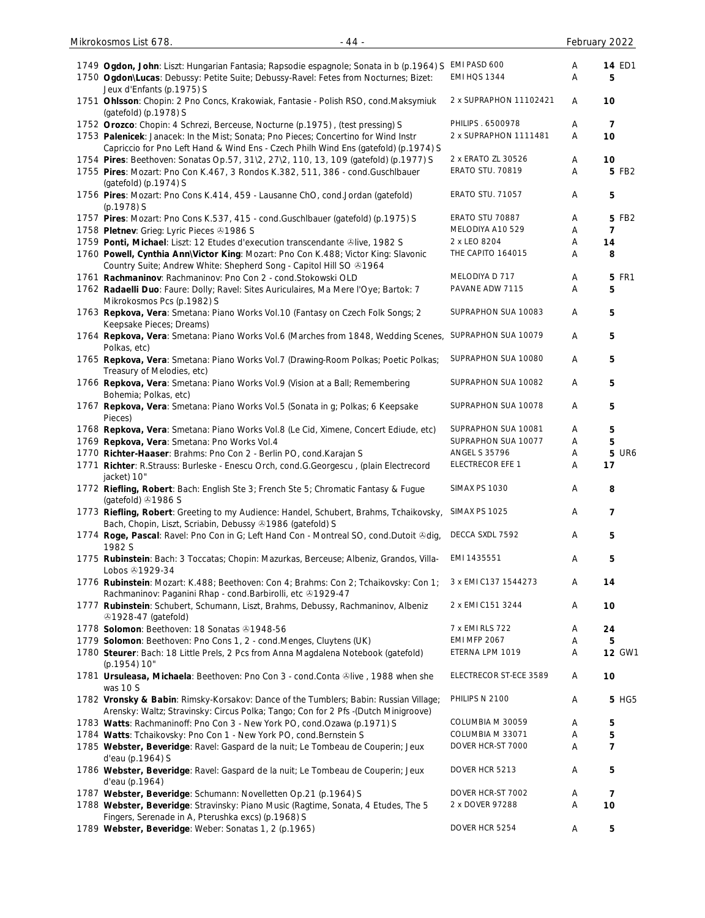| No. | Description | Label | Cond. | Price |
|---|---|---|---|---|
| 1749 | **Ogdon, John**: Liszt: Hungarian Fantasia; Rapsodie espagnole; Sonata in b (p.1964) S | EMI PASD 600 | A | 14 ED1 |
| 1750 | **Ogdon\Lucas**: Debussy: Petite Suite; Debussy-Ravel: Fetes from Nocturnes; Bizet: Jeux d'Enfants (p.1975) S | EMI HQS 1344 | A | 5 |
| 1751 | **Ohlsson**: Chopin: 2 Pno Concs, Krakowiak, Fantasie - Polish RSO, cond.Maksymiuk (gatefold) (p.1978) S | 2 x SUPRAPHON 11102421 | A | 10 |
| 1752 | **Orozco**: Chopin: 4 Schrezi, Berceuse, Nocturne (p.1975) , (test pressing) S | PHILIPS . 6500978 | A | 7 |
| 1753 | **Palenicek**: Janacek: In the Mist; Sonata; Pno Pieces; Concertino for Wind Instr Capriccio for Pno Left Hand & Wind Ens - Czech Philh Wind Ens (gatefold) (p.1974) S | 2 x SUPRAPHON 1111481 | A | 10 |
| 1754 | **Pires**: Beethoven: Sonatas Op.57, 31\2, 27\2, 110, 13, 109 (gatefold) (p.1977) S | 2 x ERATO ZL 30526 | A | 10 |
| 1755 | **Pires**: Mozart: Pno Con K.467, 3 Rondos K.382, 511, 386 - cond.Guschlbauer (gatefold) (p.1974) S | ERATO STU. 70819 | A | 5 FB2 |
| 1756 | **Pires**: Mozart: Pno Cons K.414, 459 - Lausanne ChO, cond.Jordan (gatefold) (p.1978) S | ERATO STU. 71057 | A | 5 |
| 1757 | **Pires**: Mozart: Pno Cons K.537, 415 - cond.Guschlbauer (gatefold) (p.1975) S | ERATO STU 70887 | A | 5 FB2 |
| 1758 | **Pletnev**: Grieg: Lyric Pieces ℗1986 S | MELODIYA A10 529 | A | 7 |
| 1759 | **Ponti, Michael**: Liszt: 12 Etudes d'execution transcendante ℗live, 1982 S | 2 x LEO 8204 | A | 14 |
| 1760 | **Powell, Cynthia Ann\Victor King**: Mozart: Pno Con K.488; Victor King: Slavonic Country Suite; Andrew White: Shepherd Song - Capitol Hill SO ℗1964 | THE CAPITO 164015 | A | 8 |
| 1761 | **Rachmaninov**: Rachmaninov: Pno Con 2 - cond.Stokowski OLD | MELODIYA D 717 | A | 5 FR1 |
| 1762 | **Radaelli Duo**: Faure: Dolly; Ravel: Sites Auriculaires, Ma Mere l'Oye; Bartok: 7 Mikrokosmos Pcs (p.1982) S | PAVANE ADW 7115 | A | 5 |
| 1763 | **Repkova, Vera**: Smetana: Piano Works Vol.10 (Fantasy on Czech Folk Songs; 2 Keepsake Pieces; Dreams) | SUPRAPHON SUA 10083 | A | 5 |
| 1764 | **Repkova, Vera**: Smetana: Piano Works Vol.6 (Marches from 1848, Wedding Scenes, Polkas, etc) | SUPRAPHON SUA 10079 | A | 5 |
| 1765 | **Repkova, Vera**: Smetana: Piano Works Vol.7 (Drawing-Room Polkas; Poetic Polkas; Treasury of Melodies, etc) | SUPRAPHON SUA 10080 | A | 5 |
| 1766 | **Repkova, Vera**: Smetana: Piano Works Vol.9 (Vision at a Ball; Remembering Bohemia; Polkas, etc) | SUPRAPHON SUA 10082 | A | 5 |
| 1767 | **Repkova, Vera**: Smetana: Piano Works Vol.5 (Sonata in g; Polkas; 6 Keepsake Pieces) | SUPRAPHON SUA 10078 | A | 5 |
| 1768 | **Repkova, Vera**: Smetana: Piano Works Vol.8 (Le Cid, Ximene, Concert Ediude, etc) | SUPRAPHON SUA 10081 | A | 5 |
| 1769 | **Repkova, Vera**: Smetana: Pno Works Vol.4 | SUPRAPHON SUA 10077 | A | 5 |
| 1770 | **Richter-Haaser**: Brahms: Pno Con 2 - Berlin PO, cond.Karajan S | ANGEL S 35796 | A | 5 UR6 |
| 1771 | **Richter**: R.Strauss: Burleske - Enescu Orch, cond.G.Georgescu , (plain Electrecord jacket) 10" | ELECTRECOR EFE 1 | A | 17 |
| 1772 | **Riefling, Robert**: Bach: English Ste 3; French Ste 5; Chromatic Fantasy & Fugue (gatefold) ℗1986 S | SIMAX PS 1030 | A | 8 |
| 1773 | **Riefling, Robert**: Greeting to my Audience: Handel, Schubert, Brahms, Tchaikovsky, Bach, Chopin, Liszt, Scriabin, Debussy ℗1986 (gatefold) S | SIMAX PS 1025 | A | 7 |
| 1774 | **Roge, Pascal**: Ravel: Pno Con in G; Left Hand Con - Montreal SO, cond.Dutoit ℗dig, 1982 S | DECCA SXDL 7592 | A | 5 |
| 1775 | **Rubinstein**: Bach: 3 Toccatas; Chopin: Mazurkas, Berceuse; Albeniz, Grandos, Villa-Lobos ℗1929-34 | EMI 1435551 | A | 5 |
| 1776 | **Rubinstein**: Mozart: K.488; Beethoven: Con 4; Brahms: Con 2; Tchaikovsky: Con 1; Rachmaninov: Paganini Rhap - cond.Barbirolli, etc ℗1929-47 | 3 x EMI C137 1544273 | A | 14 |
| 1777 | **Rubinstein**: Schubert, Schumann, Liszt, Brahms, Debussy, Rachmaninov, Albeniz ℗1928-47 (gatefold) | 2 x EMI C151 3244 | A | 10 |
| 1778 | **Solomon**: Beethoven: 18 Sonatas ℗1948-56 | 7 x EMI RLS 722 | A | 24 |
| 1779 | **Solomon**: Beethoven: Pno Cons 1, 2 - cond.Menges, Cluytens (UK) | EMI MFP 2067 | A | 5 |
| 1780 | **Steurer**: Bach: 18 Little Prels, 2 Pcs from Anna Magdalena Notebook (gatefold) (p.1954) 10" | ETERNA LPM 1019 | A | 12 GW1 |
| 1781 | **Ursuleasa, Michaela**: Beethoven: Pno Con 3 - cond.Conta ℗live , 1988 when she was 10 S | ELECTRECOR ST-ECE 3589 | A | 10 |
| 1782 | **Vronsky & Babin**: Rimsky-Korsakov: Dance of the Tumblers; Babin: Russian Village; Arensky: Waltz; Stravinsky: Circus Polka; Tango; Con for 2 Pfs -(Dutch Minigroove) | PHILIPS N 2100 | A | 5 HG5 |
| 1783 | **Watts**: Rachmaninoff: Pno Con 3 - New York PO, cond.Ozawa (p.1971) S | COLUMBIA M 30059 | A | 5 |
| 1784 | **Watts**: Tchaikovsky: Pno Con 1 - New York PO, cond.Bernstein S | COLUMBIA M 33071 | A | 5 |
| 1785 | **Webster, Beveridge**: Ravel: Gaspard de la nuit; Le Tombeau de Couperin; Jeux d'eau (p.1964) S | DOVER HCR-ST 7000 | A | 7 |
| 1786 | **Webster, Beveridge**: Ravel: Gaspard de la nuit; Le Tombeau de Couperin; Jeux d'eau (p.1964) | DOVER HCR 5213 | A | 5 |
| 1787 | **Webster, Beveridge**: Schumann: Novelletten Op.21 (p.1964) S | DOVER HCR-ST 7002 | A | 7 |
| 1788 | **Webster, Beveridge**: Stravinsky: Piano Music (Ragtime, Sonata, 4 Etudes, The 5 Fingers, Serenade in A, Pterushka excs) (p.1968) S | 2 x DOVER 97288 | A | 10 |
| 1789 | **Webster, Beveridge**: Weber: Sonatas 1, 2 (p.1965) | DOVER HCR 5254 | A | 5 |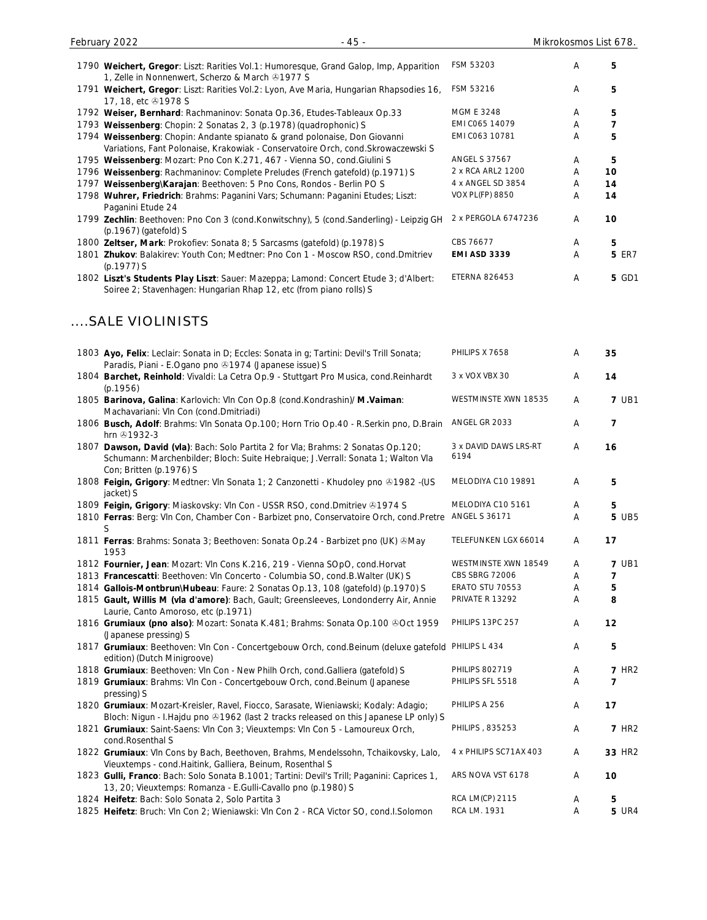| | | | | |
|---|---|---|---|---|
| 1790 | **Weichert, Gregor**: Liszt: Rarities Vol.1: Humoresque, Grand Galop, Imp, Apparition 1, Zelle in Nonnenwert, Scherzo & March ℗1977 S | FSM 53203 | A | 5 |
| 1791 | **Weichert, Gregor**: Liszt: Rarities Vol.2: Lyon, Ave Maria, Hungarian Rhapsodies 16, 17, 18, etc ℗1978 S | FSM 53216 | A | 5 |
| 1792 | **Weiser, Bernhard**: Rachmaninov: Sonata Op.36, Etudes-Tableaux Op.33 | MGM E 3248 | A | 5 |
| 1793 | **Weissenberg**: Chopin: 2 Sonatas 2, 3 (p.1978) (quadrophonic) S | EMI C065 14079 | A | 7 |
| 1794 | **Weissenberg**: Chopin: Andante spianato & grand polonaise, Don Giovanni Variations, Fant Polonaise, Krakowiak - Conservatoire Orch, cond.Skrowaczewski S | EMI C063 10781 | A | 5 |
| 1795 | **Weissenberg**: Mozart: Pno Con K.271, 467 - Vienna SO, cond.Giulini S | ANGEL S 37567 | A | 5 |
| 1796 | **Weissenberg**: Rachmaninov: Complete Preludes (French gatefold) (p.1971) S | 2 x RCA ARL2 1200 | A | 10 |
| 1797 | **Weissenberg\Karajan**: Beethoven: 5 Pno Cons, Rondos - Berlin PO S | 4 x ANGEL SD 3854 | A | 14 |
| 1798 | **Wuhrer, Friedrich**: Brahms: Paganini Vars; Schumann: Paganini Etudes; Liszt: Paganini Etude 24 | VOX PL(FP) 8850 | A | 14 |
| 1799 | **Zechlin**: Beethoven: Pno Con 3 (cond.Konwitschny), 5 (cond.Sanderling) - Leipzig GH (p.1967) (gatefold) S | 2 x PERGOLA 6747236 | A | 10 |
| 1800 | **Zeltser, Mark**: Prokofiev: Sonata 8; 5 Sarcasms (gatefold) (p.1978) S | CBS 76677 | A | 5 |
| 1801 | **Zhukov**: Balakirev: Youth Con; Medtner: Pno Con 1 - Moscow RSO, cond.Dmitriev (p.1977) S | **EMI ASD 3339** | A | 5 ER7 |
| 1802 | **Liszt's Students Play Liszt**: Sauer: Mazeppa; Lamond: Concert Etude 3; d'Albert: Soiree 2; Stavenhagen: Hungarian Rhap 12, etc (from piano rolls) S | ETERNA 826453 | A | 5 GD1 |

## ....SALE VIOLINISTS

| | | | | |
|---|---|---|---|---|
| 1803 | **Ayo, Felix**: Leclair: Sonata in D; Eccles: Sonata in g; Tartini: Devil's Trill Sonata; Paradis, Piani - E.Ogano pno ℗1974 (Japanese issue) S | PHILIPS X 7658 | A | 35 |
| 1804 | **Barchet, Reinhold**: Vivaldi: La Cetra Op.9 - Stuttgart Pro Musica, cond.Reinhardt (p.1956) | 3 x VOX VBX 30 | A | 14 |
| 1805 | **Barinova, Galina**: Karlovich: Vln Con Op.8 (cond.Kondrashin)/ **M.Vaiman**: Machavariani: Vln Con (cond.Dmitriadi) | WESTMINSTE XWN 18535 | A | 7 UB1 |
| 1806 | **Busch, Adolf**: Brahms: Vln Sonata Op.100; Horn Trio Op.40 - R.Serkin pno, D.Brain hrn ℗1932-3 | ANGEL GR 2033 | A | 7 |
| 1807 | **Dawson, David (vla)**: Bach: Solo Partita 2 for Vla; Brahms: 2 Sonatas Op.120; Schumann: Marchenbilder; Bloch: Suite Hebraique; J.Verrall: Sonata 1; Walton Vla Con; Britten (p.1976) S | 3 x DAVID DAWS LRS-RT 6194 | A | 16 |
| 1808 | **Feigin, Grigory**: Medtner: Vln Sonata 1; 2 Canzonetti - Khudoley pno ℗1982 -(US jacket) S | MELODIYA C10 19891 | A | 5 |
| 1809 | **Feigin, Grigory**: Miaskovsky: Vln Con - USSR RSO, cond.Dmitriev ℗1974 S | MELODIYA C10 5161 | A | 5 |
| 1810 | **Ferras**: Berg: Vln Con, Chamber Con - Barbizet pno, Conservatoire Orch, cond.Pretre S | ANGEL S 36171 | A | 5 UB5 |
| 1811 | **Ferras**: Brahms: Sonata 3; Beethoven: Sonata Op.24 - Barbizet pno (UK) ℗May 1953 | TELEFUNKEN LGX 66014 | A | 17 |
| 1812 | **Fournier, Jean**: Mozart: Vln Cons K.216, 219 - Vienna SOpO, cond.Horvat | WESTMINSTE XWN 18549 | A | 7 UB1 |
| 1813 | **Francescatti**: Beethoven: Vln Concerto - Columbia SO, cond.B.Walter (UK) S | CBS SBRG 72006 | A | 7 |
| 1814 | **Gallois-Montbrun\Hubeau**: Faure: 2 Sonatas Op.13, 108 (gatefold) (p.1970) S | ERATO STU 70553 | A | 5 |
| 1815 | **Gault, Willis M (vla d'amore)**: Bach, Gault; Greensleeves, Londonderry Air, Annie Laurie, Canto Amoroso, etc (p.1971) | PRIVATE R 13292 | A | 8 |
| 1816 | **Grumiaux (pno also)**: Mozart: Sonata K.481; Brahms: Sonata Op.100 ℗Oct 1959 (Japanese pressing) S | PHILIPS 13PC 257 | A | 12 |
| 1817 | **Grumiaux**: Beethoven: Vln Con - Concertgebouw Orch, cond.Beinum (deluxe gatefold edition) (Dutch Minigroove) | PHILIPS L 434 | A | 5 |
| 1818 | **Grumiaux**: Beethoven: Vln Con - New Philh Orch, cond.Galliera (gatefold) S | PHILIPS 802719 | A | 7 HR2 |
| 1819 | **Grumiaux**: Brahms: Vln Con - Concertgebouw Orch, cond.Beinum (Japanese pressing) S | PHILIPS SFL 5518 | A | 7 |
| 1820 | **Grumiaux**: Mozart-Kreisler, Ravel, Fiocco, Sarasate, Wieniawski; Kodaly: Adagio; Bloch: Nigun - I.Hajdu pno ℗1962 (last 2 tracks released on this Japanese LP only) S | PHILIPS A 256 | A | 17 |
| 1821 | **Grumiaux**: Saint-Saens: Vln Con 3; Vieuxtemps: Vln Con 5 - Lamoureux Orch, cond.Rosenthal S | PHILIPS , 835253 | A | 7 HR2 |
| 1822 | **Grumiaux**: Vln Cons by Bach, Beethoven, Brahms, Mendelssohn, Tchaikovsky, Lalo, Vieuxtemps - cond.Haitink, Galliera, Beinum, Rosenthal S | 4 x PHILIPS SC71AX 403 | A | 33 HR2 |
| 1823 | **Gulli, Franco**: Bach: Solo Sonata B.1001; Tartini: Devil's Trill; Paganini: Caprices 1, 13, 20; Vieuxtemps: Romanza - E.Gulli-Cavallo pno (p.1980) S | ARS NOVA VST 6178 | A | 10 |
| 1824 | **Heifetz**: Bach: Solo Sonata 2, Solo Partita 3 | RCA LM(CP) 2115 | A | 5 |
| 1825 | **Heifetz**: Bruch: Vln Con 2; Wieniawski: Vln Con 2 - RCA Victor SO, cond.I.Solomon | RCA LM. 1931 | A | 5 UR4 |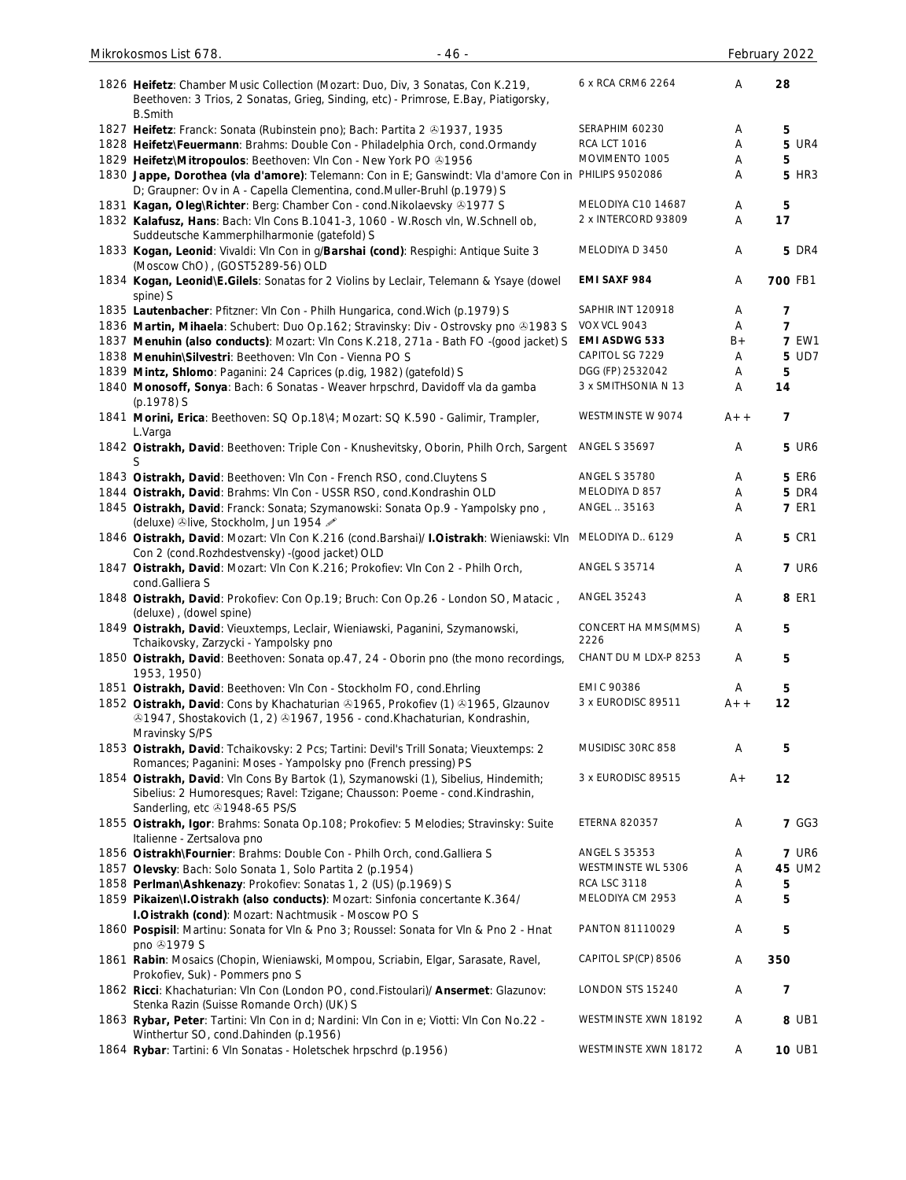| | | | | |
|---|---|---|---|---|
| 1826 **Heifetz**: Chamber Music Collection (Mozart: Duo, Div, 3 Sonatas, Con K.219, Beethoven: 3 Trios, 2 Sonatas, Grieg, Sinding, etc) - Primrose, E.Bay, Piatigorsky, B.Smith | 6 x RCA CRM6 2264 | A | 28 | |
| 1827 **Heifetz**: Franck: Sonata (Rubinstein pno); Bach: Partita 2 ℗1937, 1935 | SERAPHIM 60230 | A | 5 | |
| 1828 **Heifetz\Feuermann**: Brahms: Double Con - Philadelphia Orch, cond.Ormandy | RCA LCT 1016 | A | 5 | UR4 |
| 1829 **Heifetz\Mitropoulos**: Beethoven: Vln Con - New York PO ℗1956 | MOVIMENTO 1005 | A | 5 | |
| 1830 **Jappe, Dorothea (vla d'amore)**: Telemann: Con in E; Ganswindt: Vla d'amore Con in D; Graupner: Ov in A - Capella Clementina, cond.Muller-Bruhl (p.1979) S | PHILIPS 9502086 | A | 5 | HR3 |
| 1831 **Kagan, Oleg\Richter**: Berg: Chamber Con - cond.Nikolaevsky ℗1977 S | MELODIYA C10 14687 | A | 5 | |
| 1832 **Kalafusz, Hans**: Bach: Vln Cons B.1041-3, 1060 - W.Rosch vln, W.Schnell ob, Suddeutsche Kammerphilharmonie (gatefold) S | 2 x INTERCORD 93809 | A | 17 | |
| 1833 **Kogan, Leonid**: Vivaldi: Vln Con in g/**Barshai (cond)**: Respighi: Antique Suite 3 (Moscow ChO) , (GOST5289-56) OLD | MELODIYA D 3450 | A | 5 | DR4 |
| 1834 **Kogan, Leonid\E.Gilels**: Sonatas for 2 Violins by Leclair, Telemann & Ysaye (dowel spine) S | **EMI SAXF 984** | A | **700** | FB1 |
| 1835 **Lautenbacher**: Pfitzner: Vln Con - Philh Hungarica, cond.Wich (p.1979) S | SAPHIR INT 120918 | A | 7 | |
| 1836 **Martin, Mihaela**: Schubert: Duo Op.162; Stravinsky: Div - Ostrovsky pno ℗1983 S | VOX VCL 9043 | A | 7 | |
| 1837 **Menuhin (also conducts)**: Mozart: Vln Cons K.218, 271a - Bath FO -(good jacket) S | **EMI ASDWG 533** | B+ | 7 | EW1 |
| 1838 **Menuhin\Silvestri**: Beethoven: Vln Con - Vienna PO S | CAPITOL SG 7229 | A | 5 | UD7 |
| 1839 **Mintz, Shlomo**: Paganini: 24 Caprices (p.dig, 1982) (gatefold) S | DGG (FP) 2532042 | A | 5 | |
| 1840 **Monosoff, Sonya**: Bach: 6 Sonatas - Weaver hrpschrd, Davidoff vla da gamba (p.1978) S | 3 x SMITHSONIA N 13 | A | 14 | |
| 1841 **Morini, Erica**: Beethoven: SQ Op.18\4; Mozart: SQ K.590 - Galimir, Trampler, L.Varga | WESTMINSTE W 9074 | A++ | 7 | |
| 1842 **Oistrakh, David**: Beethoven: Triple Con - Knushevitsky, Oborin, Philh Orch, Sargent S | ANGEL S 35697 | A | 5 | UR6 |
| 1843 **Oistrakh, David**: Beethoven: Vln Con - French RSO, cond.Cluytens S | ANGEL S 35780 | A | 5 | ER6 |
| 1844 **Oistrakh, David**: Brahms: Vln Con - USSR RSO, cond.Kondrashin OLD | MELODIYA D 857 | A | 5 | DR4 |
| 1845 **Oistrakh, David**: Franck: Sonata; Szymanowski: Sonata Op.9 - Yampolsky pno , (deluxe) ℗live, Stockholm, Jun 1954 ✐ | ANGEL .. 35163 | A | 7 | ER1 |
| 1846 **Oistrakh, David**: Mozart: Vln Con K.216 (cond.Barshai)/ **I.Oistrakh**: Wieniawski: Vln Con 2 (cond.Rozhdestvensky) -(good jacket) OLD | MELODIYA D.. 6129 | A | 5 | CR1 |
| 1847 **Oistrakh, David**: Mozart: Vln Con K.216; Prokofiev: Vln Con 2 - Philh Orch, cond.Galliera S | ANGEL S 35714 | A | 7 | UR6 |
| 1848 **Oistrakh, David**: Prokofiev: Con Op.19; Bruch: Con Op.26 - London SO, Matacic , (deluxe) , (dowel spine) | ANGEL 35243 | A | 8 | ER1 |
| 1849 **Oistrakh, David**: Vieuxtemps, Leclair, Wieniawski, Paganini, Szymanowski, Tchaikovsky, Zarzycki - Yampolsky pno | CONCERT HA MMS(MMS) 2226 | A | 5 | |
| 1850 **Oistrakh, David**: Beethoven: Sonata op.47, 24 - Oborin pno (the mono recordings, 1953, 1950) | CHANT DU M LDX-P 8253 | A | 5 | |
| 1851 **Oistrakh, David**: Beethoven: Vln Con - Stockholm FO, cond.Ehrling | EMI C 90386 | A | 5 | |
| 1852 **Oistrakh, David**: Cons by Khachaturian ℗1965, Prokofiev (1) ℗1965, Glzaunov ℗1947, Shostakovich (1, 2) ℗1967, 1956 - cond.Khachaturian, Kondrashin, Mravinsky S/PS | 3 x EURODISC 89511 | A++ | 12 | |
| 1853 **Oistrakh, David**: Tchaikovsky: 2 Pcs; Tartini: Devil's Trill Sonata; Vieuxtemps: 2 Romances; Paganini: Moses - Yampolsky pno (French pressing) PS | MUSIDISC 30RC 858 | A | 5 | |
| 1854 **Oistrakh, David**: Vln Cons By Bartok (1), Szymanowski (1), Sibelius, Hindemith; Sibelius: 2 Humoresques; Ravel: Tzigane; Chausson: Poeme - cond.Kindrashin, Sanderling, etc ℗1948-65 PS/S | 3 x EURODISC 89515 | A+ | 12 | |
| 1855 **Oistrakh, Igor**: Brahms: Sonata Op.108; Prokofiev: 5 Melodies; Stravinsky: Suite Italienne - Zertsalova pno | ETERNA 820357 | A | 7 | GG3 |
| 1856 **Oistrakh\Fournier**: Brahms: Double Con - Philh Orch, cond.Galliera S | ANGEL S 35353 | A | 7 | UR6 |
| 1857 **Olevsky**: Bach: Solo Sonata 1, Solo Partita 2 (p.1954) | WESTMINSTE WL 5306 | A | 45 | UM2 |
| 1858 **Perlman\Ashkenazy**: Prokofiev: Sonatas 1, 2 (US) (p.1969) S | RCA LSC 3118 | A | 5 | |
| 1859 **Pikaizen\I.Oistrakh (also conducts)**: Mozart: Sinfonia concertante K.364/ **I.Oistrakh (cond)**: Mozart: Nachtmusik - Moscow PO S | MELODIYA CM 2953 | A | 5 | |
| 1860 **Pospisil**: Martinu: Sonata for Vln & Pno 3; Roussel: Sonata for Vln & Pno 2 - Hnat pno ℗1979 S | PANTON 81110029 | A | 5 | |
| 1861 **Rabin**: Mosaics (Chopin, Wieniawski, Mompou, Scriabin, Elgar, Sarasate, Ravel, Prokofiev, Suk) - Pommers pno S | CAPITOL SP(CP) 8506 | A | 350 | |
| 1862 **Ricci**: Khachaturian: Vln Con (London PO, cond.Fistoulari)/ **Ansermet**: Glazunov: Stenka Razin (Suisse Romande Orch) (UK) S | LONDON STS 15240 | A | 7 | |
| 1863 **Rybar, Peter**: Tartini: Vln Con in d; Nardini: Vln Con in e; Viotti: Vln Con No.22 - Winthertur SO, cond.Dahinden (p.1956) | WESTMINSTE XWN 18192 | A | 8 | UB1 |
| 1864 **Rybar**: Tartini: 6 Vln Sonatas - Holetschek hrpschrd (p.1956) | WESTMINSTE XWN 18172 | A | 10 | UB1 |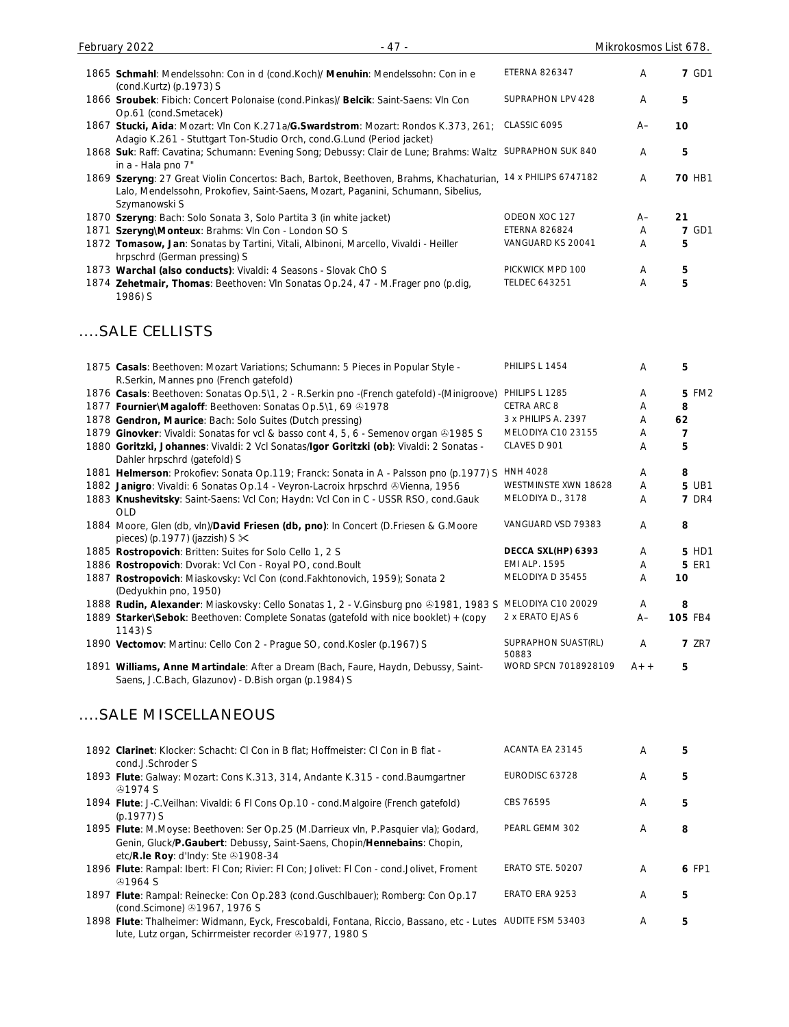| No. | Description | Label | Grade | Price |
|---|---|---|---|---|
| 1865 | **Schmahl**: Mendelssohn: Con in d (cond.Koch)/ **Menuhin**: Mendelssohn: Con in e (cond.Kurtz) (p.1973) S | ETERNA 826347 | A | **7** GD1 |
| 1866 | **Sroubek**: Fibich: Concert Polonaise (cond.Pinkas)/ **Belcik**: Saint-Saens: Vln Con Op.61 (cond.Smetacek) | SUPRAPHON LPV 428 | A | **5** |
| 1867 | **Stucki, Aida**: Mozart: Vln Con K.271a/**G.Swardstrom**: Mozart: Rondos K.373, 261; Adagio K.261 - Stuttgart Ton-Studio Orch, cond.G.Lund (Period jacket) | CLASSIC 6095 | A– | **10** |
| 1868 | **Suk**: Raff: Cavatina; Schumann: Evening Song; Debussy: Clair de Lune; Brahms: Waltz in a - Hala pno 7" | SUPRAPHON SUK 840 | A | **5** |
| 1869 | **Szeryng**: 27 Great Violin Concertos: Bach, Bartok, Beethoven, Brahms, Khachaturian, Lalo, Mendelssohn, Prokofiev, Saint-Saens, Mozart, Paganini, Schumann, Sibelius, Szymanowski S | 14 x PHILIPS 6747182 | A | **70** HB1 |
| 1870 | **Szeryng**: Bach: Solo Sonata 3, Solo Partita 3 (in white jacket) | ODEON XOC 127 | A– | **21** |
| 1871 | **Szeryng\Monteux**: Brahms: Vln Con - London SO S | ETERNA 826824 | A | **7** GD1 |
| 1872 | **Tomasow, Jan**: Sonatas by Tartini, Vitali, Albinoni, Marcello, Vivaldi - Heiller hrpschrd (German pressing) S | VANGUARD KS 20041 | A | **5** |
| 1873 | **Warchal (also conducts)**: Vivaldi: 4 Seasons - Slovak ChO S | PICKWICK MPD 100 | A | **5** |
| 1874 | **Zehetmair, Thomas**: Beethoven: Vln Sonatas Op.24, 47 - M.Frager pno (p.dig, 1986) S | TELDEC 643251 | A | **5** |

## ....SALE CELLISTS

| No. | Description | Label | Grade | Price |
|---|---|---|---|---|
| 1875 | **Casals**: Beethoven: Mozart Variations; Schumann: 5 Pieces in Popular Style - R.Serkin, Mannes pno (French gatefold) | PHILIPS L 1454 | A | **5** |
| 1876 | **Casals**: Beethoven: Sonatas Op.5\1, 2 - R.Serkin pno -(French gatefold) -(Minigroove) | PHILIPS L 1285 | A | **5** FM2 |
| 1877 | **Fournier\Magaloff**: Beethoven: Sonatas Op.5\1, 69 ℗1978 | CETRA ARC 8 | A | **8** |
| 1878 | **Gendron, Maurice**: Bach: Solo Suites (Dutch pressing) | 3 x PHILIPS A. 2397 | A | **62** |
| 1879 | **Ginovker**: Vivaldi: Sonatas for vcl & basso cont 4, 5, 6 - Semenov organ ℗1985 S | MELODIYA C10 23155 | A | **7** |
| 1880 | **Goritzki, Johannes**: Vivaldi: 2 Vcl Sonatas/**Igor Goritzki (ob)**: Vivaldi: 2 Sonatas - Dahler hrpschrd (gatefold) S | CLAVES D 901 | A | **5** |
| 1881 | **Helmerson**: Prokofiev: Sonata Op.119; Franck: Sonata in A - Palsson pno (p.1977) S | HNH 4028 | A | **8** |
| 1882 | **Janigro**: Vivaldi: 6 Sonatas Op.14 - Veyron-Lacroix hrpschrd ℗Vienna, 1956 | WESTMINSTE XWN 18628 | A | **5** UB1 |
| 1883 | **Knushevitsky**: Saint-Saens: Vcl Con; Haydn: Vcl Con in C - USSR RSO, cond.Gauk OLD | MELODIYA D., 3178 | A | **7** DR4 |
| 1884 | Moore, Glen (db, vln)/**David Friesen (db, pno)**: In Concert (D.Friesen & G.Moore pieces) (p.1977) (jazzish) S ✂ | VANGUARD VSD 79383 | A | **8** |
| 1885 | **Rostropovich**: Britten: Suites for Solo Cello 1, 2 S | **DECCA SXL(HP) 6393** | A | **5** HD1 |
| 1886 | **Rostropovich**: Dvorak: Vcl Con - Royal PO, cond.Boult | EMI ALP. 1595 | A | **5** ER1 |
| 1887 | **Rostropovich**: Miaskovsky: Vcl Con (cond.Fakhtonovich, 1959); Sonata 2 (Dedyukhin pno, 1950) | MELODIYA D 35455 | A | **10** |
| 1888 | **Rudin, Alexander**: Miaskovsky: Cello Sonatas 1, 2 - V.Ginsburg pno ℗1981, 1983 S | MELODIYA C10 20029 | A | **8** |
| 1889 | **Starker\Sebok**: Beethoven: Complete Sonatas (gatefold with nice booklet) + (copy 1143) S | 2 x ERATO EJAS 6 | A– | **105** FB4 |
| 1890 | **Vectomov**: Martinu: Cello Con 2 - Prague SO, cond.Kosler (p.1967) S | SUPRAPHON SUAST(RL) 50883 | A | **7** ZR7 |
| 1891 | **Williams, Anne Martindale**: After a Dream (Bach, Faure, Haydn, Debussy, Saint-Saens, J.C.Bach, Glazunov) - D.Bish organ (p.1984) S | WORD SPCN 7018928109 | A++ | **5** |

## ....SALE MISCELLANEOUS

| No. | Description | Label | Grade | Price |
|---|---|---|---|---|
| 1892 | **Clarinet**: Klocker: Schacht: Cl Con in B flat; Hoffmeister: Cl Con in B flat - cond.J.Schroder S | ACANTA EA 23145 | A | **5** |
| 1893 | **Flute**: Galway: Mozart: Cons K.313, 314, Andante K.315 - cond.Baumgartner ℗1974 S | EURODISC 63728 | A | **5** |
| 1894 | **Flute**: J-C.Veilhan: Vivaldi: 6 Fl Cons Op.10 - cond.Malgoire (French gatefold) (p.1977) S | CBS 76595 | A | **5** |
| 1895 | **Flute**: M.Moyse: Beethoven: Ser Op.25 (M.Darrieux vln, P.Pasquier vla); Godard, Genin, Gluck/**P.Gaubert**: Debussy, Saint-Saens, Chopin/**Hennebains**: Chopin, etc/**R.le Roy**: d'Indy: Ste ℗1908-34 | PEARL GEMM 302 | A | **8** |
| 1896 | **Flute**: Rampal: Ibert: Fl Con; Rivier: Fl Con; Jolivet: Fl Con - cond.Jolivet, Froment ℗1964 S | ERATO STE. 50207 | A | **6** FP1 |
| 1897 | **Flute**: Rampal: Reinecke: Con Op.283 (cond.Guschlbauer); Romberg: Con Op.17 (cond.Scimone) ℗1967, 1976 S | ERATO ERA 9253 | A | **5** |
| 1898 | **Flute**: Thalheimer: Widmann, Eyck, Frescobaldi, Fontana, Riccio, Bassano, etc - Lutes lute, Lutz organ, Schirrmeister recorder ℗1977, 1980 S | AUDITE FSM 53403 | A | **5** |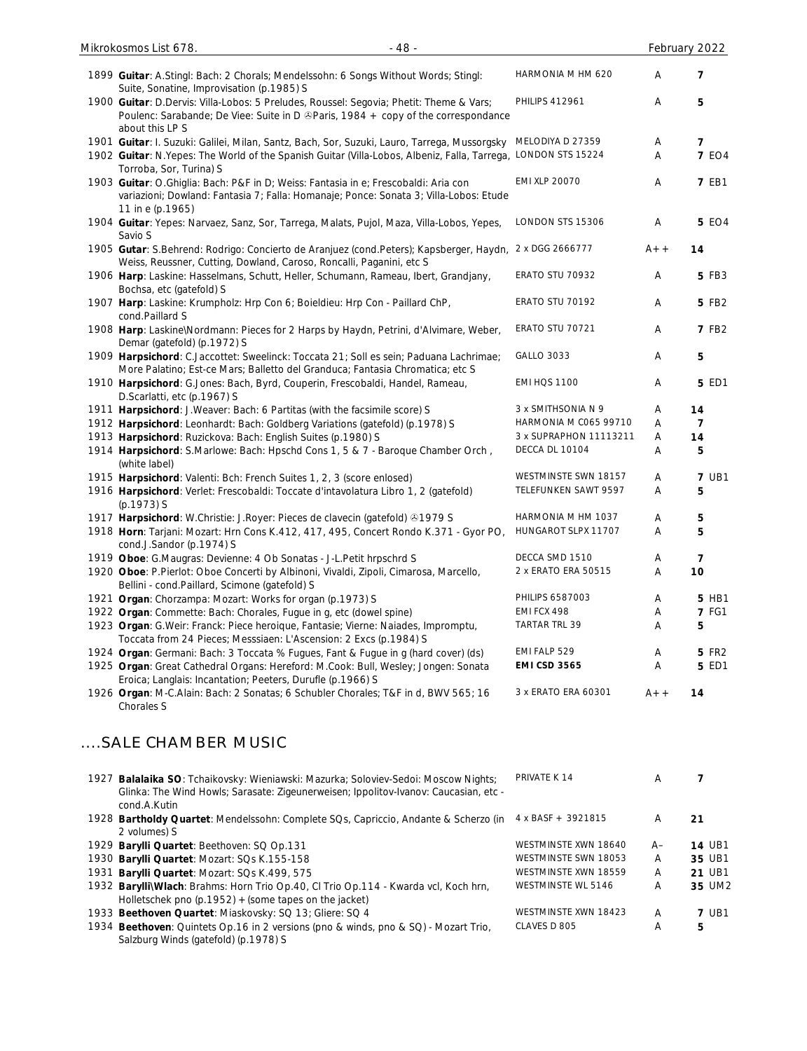| | | | | |
|---|---|---|---|---|
| 1899 | **Guitar**: A.Stingl: Bach: 2 Chorals; Mendelssohn: 6 Songs Without Words; Stingl: Suite, Sonatine, Improvisation (p.1985) S | HARMONIA M HM 620 | A | 7 |
| 1900 | **Guitar**: D.Dervis: Villa-Lobos: 5 Preludes, Roussel: Segovia; Phetit: Theme & Vars; Poulenc: Sarabande; De Viee: Suite in D ℗Paris, 1984 + copy of the correspondance about this LP S | PHILIPS 412961 | A | 5 |
| 1901 | **Guitar**: I. Suzuki: Galilei, Milan, Santz, Bach, Sor, Suzuki, Lauro, Tarrega, Mussorgsky | MELODIYA D 27359 | A | 7 |
| 1902 | **Guitar**: N.Yepes: The World of the Spanish Guitar (Villa-Lobos, Albeniz, Falla, Tarrega, Torroba, Sor, Turina) S | LONDON STS 15224 | A | 7 EO4 |
| 1903 | **Guitar**: O.Ghiglia: Bach: P&F in D; Weiss: Fantasia in e; Frescobaldi: Aria con variazioni; Dowland: Fantasia 7; Falla: Homanaje; Ponce: Sonata 3; Villa-Lobos: Etude 11 in e (p.1965) | EMI XLP 20070 | A | 7 EB1 |
| 1904 | **Guitar**: Yepes: Narvaez, Sanz, Sor, Tarrega, Malats, Pujol, Maza, Villa-Lobos, Yepes, Savio S | LONDON STS 15306 | A | 5 EO4 |
| 1905 | **Gutar**: S.Behrend: Rodrigo: Concierto de Aranjuez (cond.Peters); Kapsberger, Haydn, Weiss, Reussner, Cutting, Dowland, Caroso, Roncalli, Paganini, etc S | 2 x DGG 2666777 | A++ | 14 |
| 1906 | **Harp**: Laskine: Hasselmans, Schutt, Heller, Schumann, Rameau, Ibert, Grandjany, Bochsa, etc (gatefold) S | ERATO STU 70932 | A | 5 FB3 |
| 1907 | **Harp**: Laskine: Krumpholz: Hrp Con 6; Boieldieu: Hrp Con - Paillard ChP, cond.Paillard S | ERATO STU 70192 | A | 5 FB2 |
| 1908 | **Harp**: Laskine\Nordmann: Pieces for 2 Harps by Haydn, Petrini, d'Alvimare, Weber, Demar (gatefold) (p.1972) S | ERATO STU 70721 | A | 7 FB2 |
| 1909 | **Harpsichord**: C.Jaccottet: Sweelinck: Toccata 21; Soll es sein; Paduana Lachrimae; More Palatino; Est-ce Mars; Balletto del Granduca; Fantasia Chromatica; etc S | GALLO 3033 | A | 5 |
| 1910 | **Harpsichord**: G.Jones: Bach, Byrd, Couperin, Frescobaldi, Handel, Rameau, D.Scarlatti, etc (p.1967) S | EMI HQS 1100 | A | 5 ED1 |
| 1911 | **Harpsichord**: J.Weaver: Bach: 6 Partitas (with the facsimile score) S | 3 x SMITHSONIA N 9 | A | 14 |
| 1912 | **Harpsichord**: Leonhardt: Bach: Goldberg Variations (gatefold) (p.1978) S | HARMONIA M C065 99710 | A | 7 |
| 1913 | **Harpsichord**: Ruzickova: Bach: English Suites (p.1980) S | 3 x SUPRAPHON 11113211 | A | 14 |
| 1914 | **Harpsichord**: S.Marlowe: Bach: Hpschd Cons 1, 5 & 7 - Baroque Chamber Orch , (white label) | DECCA DL 10104 | A | 5 |
| 1915 | **Harpsichord**: Valenti: Bch: French Suites 1, 2, 3 (score enlosed) | WESTMINSTE SWN 18157 | A | 7 UB1 |
| 1916 | **Harpsichord**: Verlet: Frescobaldi: Toccate d'intavolatura Libro 1, 2 (gatefold) (p.1973) S | TELEFUNKEN SAWT 9597 | A | 5 |
| 1917 | **Harpsichord**: W.Christie: J.Royer: Pieces de clavecin (gatefold) ℗1979 S | HARMONIA M HM 1037 | A | 5 |
| 1918 | **Horn**: Tarjani: Mozart: Hrn Cons K.412, 417, 495, Concert Rondo K.371 - Gyor PO, cond.J.Sandor (p.1974) S | HUNGAROT SLPX 11707 | A | 5 |
| 1919 | **Oboe**: G.Maugras: Devienne: 4 Ob Sonatas - J-L.Petit hrpschrd S | DECCA SMD 1510 | A | 7 |
| 1920 | **Oboe**: P.Pierlot: Oboe Concerti by Albinoni, Vivaldi, Zipoli, Cimarosa, Marcello, Bellini - cond.Paillard, Scimone (gatefold) S | 2 x ERATO ERA 50515 | A | 10 |
| 1921 | **Organ**: Chorzampa: Mozart: Works for organ (p.1973) S | PHILIPS 6587003 | A | 5 HB1 |
| 1922 | **Organ**: Commette: Bach: Chorales, Fugue in g, etc (dowel spine) | EMI FCX 498 | A | 7 FG1 |
| 1923 | **Organ**: G.Weir: Franck: Piece heroique, Fantasie; Vierne: Naiades, Impromptu, Toccata from 24 Pieces; Messsiaen: L'Ascension: 2 Excs (p.1984) S | TARTAR TRL 39 | A | 5 |
| 1924 | **Organ**: Germani: Bach: 3 Toccata % Fugues, Fant & Fugue in g (hard cover) (ds) | EMI FALP 529 | A | 5 FR2 |
| 1925 | **Organ**: Great Cathedral Organs: Hereford: M.Cook: Bull, Wesley; Jongen: Sonata Eroica; Langlais: Incantation; Peeters, Durufle (p.1966) S | **EMI CSD 3565** | A | 5 ED1 |
| 1926 | **Organ**: M-C.Alain: Bach: 2 Sonatas; 6 Schubler Chorales; T&F in d, BWV 565; 16 Chorales S | 3 x ERATO ERA 60301 | A++ | 14 |

## ....SALE CHAMBER MUSIC

| | | | | |
|---|---|---|---|---|
| 1927 | **Balalaika SO**: Tchaikovsky: Wieniawski: Mazurka; Soloviev-Sedoi: Moscow Nights; Glinka: The Wind Howls; Sarasate: Zigeunerweisen; Ippolitov-Ivanov: Caucasian, etc - cond.A.Kutin | PRIVATE K 14 | A | 7 |
| 1928 | **Bartholdy Quartet**: Mendelssohn: Complete SQs, Capriccio, Andante & Scherzo (in 2 volumes) S | 4 x BASF + 3921815 | A | 21 |
| 1929 | **Barylli Quartet**: Beethoven: SQ Op.131 | WESTMINSTE XWN 18640 | A– | 14 UB1 |
| 1930 | **Barylli Quartet**: Mozart: SQs K.155-158 | WESTMINSTE SWN 18053 | A | 35 UB1 |
| 1931 | **Barylli Quartet**: Mozart: SQs K.499, 575 | WESTMINSTE XWN 18559 | A | 21 UB1 |
| 1932 | **Barylli\Wlach**: Brahms: Horn Trio Op.40, Cl Trio Op.114 - Kwarda vcl, Koch hrn, Holletschek pno (p.1952) + (some tapes on the jacket) | WESTMINSTE WL 5146 | A | 35 UM2 |
| 1933 | **Beethoven Quartet**: Miaskovsky: SQ 13; Gliere: SQ 4 | WESTMINSTE XWN 18423 | A | 7 UB1 |
| 1934 | **Beethoven**: Quintets Op.16 in 2 versions (pno & winds, pno & SQ) - Mozart Trio, Salzburg Winds (gatefold) (p.1978) S | CLAVES D 805 | A | 5 |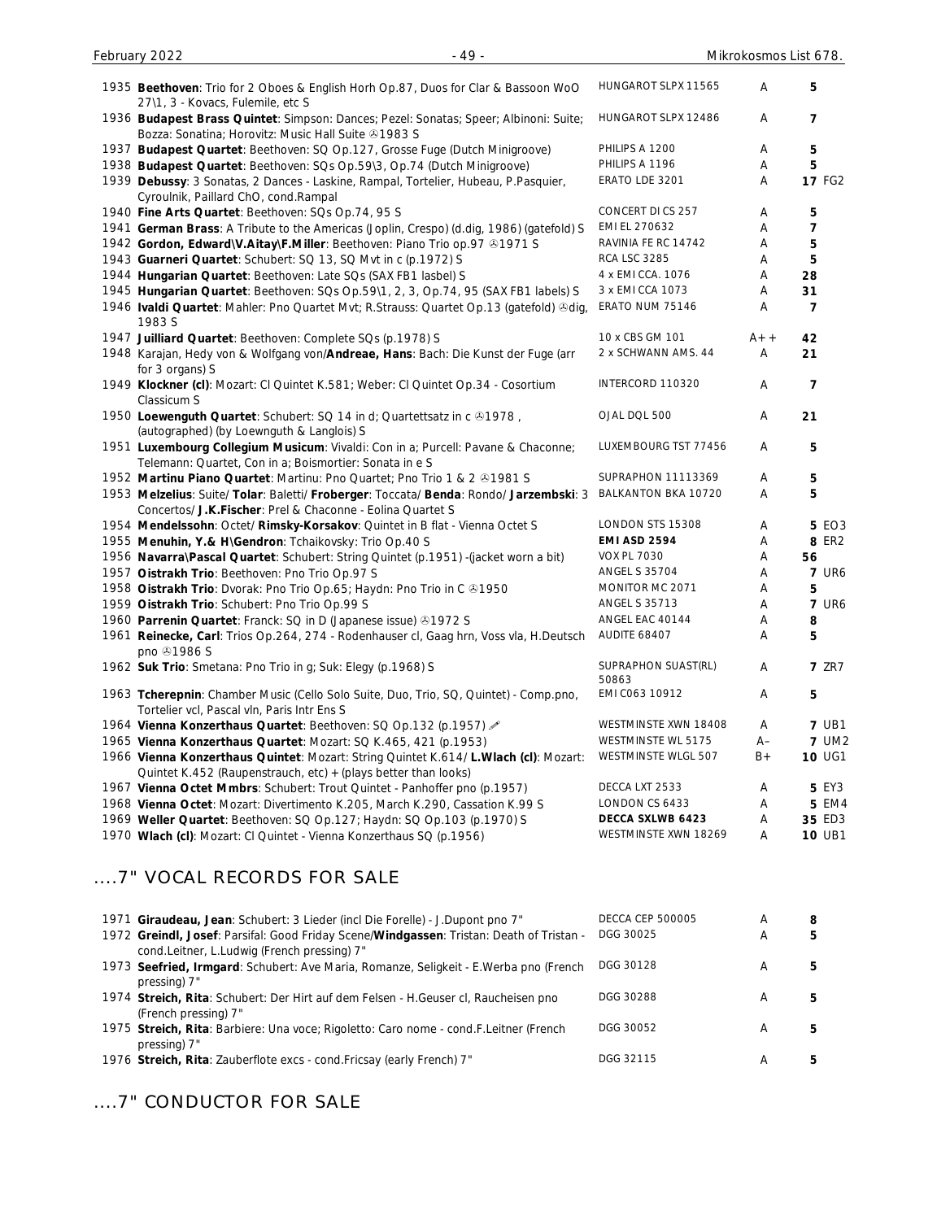| | | | | | |
|---|---|---|---|---|---|
| 1935 | **Beethoven**: Trio for 2 Oboes & English Horh Op.87, Duos for Clar & Bassoon WoO 27\1, 3 - Kovacs, Fulemile, etc S | HUNGAROT SLPX 11565 | A | 5 | |
| 1936 | **Budapest Brass Quintet**: Simpson: Dances; Pezel: Sonatas; Speer; Albinoni: Suite; Bozza: Sonatina; Horovitz: Music Hall Suite ℗1983 S | HUNGAROT SLPX 12486 | A | 7 | |
| 1937 | **Budapest Quartet**: Beethoven: SQ Op.127, Grosse Fuge (Dutch Minigroove) | PHILIPS A 1200 | A | 5 | |
| 1938 | **Budapest Quartet**: Beethoven: SQs Op.59\3, Op.74 (Dutch Minigroove) | PHILIPS A 1196 | A | 5 | |
| 1939 | **Debussy**: 3 Sonatas, 2 Dances - Laskine, Rampal, Tortelier, Hubeau, P.Pasquier, Cyroulnik, Paillard ChO, cond.Rampal | ERATO LDE 3201 | A | 17 | FG2 |
| 1940 | **Fine Arts Quartet**: Beethoven: SQs Op.74, 95 S | CONCERT DI CS 257 | A | 5 | |
| 1941 | **German Brass**: A Tribute to the Americas (Joplin, Crespo) (d.dig, 1986) (gatefold) S | EMI EL 270632 | A | 7 | |
| 1942 | **Gordon, Edward\V.Aitay\F.Miller**: Beethoven: Piano Trio op.97 ℗1971 S | RAVINIA FE RC 14742 | A | 5 | |
| 1943 | **Guarneri Quartet**: Schubert: SQ 13, SQ Mvt in c (p.1972) S | RCA LSC 3285 | A | 5 | |
| 1944 | **Hungarian Quartet**: Beethoven: Late SQs (SAX FB1 lasbel) S | 4 x EMI CCA. 1076 | A | 28 | |
| 1945 | **Hungarian Quartet**: Beethoven: SQs Op.59\1, 2, 3, Op.74, 95 (SAX FB1 labels) S | 3 x EMI CCA 1073 | A | 31 | |
| 1946 | **Ivaldi Quartet**: Mahler: Pno Quartet Mvt; R.Strauss: Quartet Op.13 (gatefold) ℗dig, 1983 S | ERATO NUM 75146 | A | 7 | |
| 1947 | **Juilliard Quartet**: Beethoven: Complete SQs (p.1978) S | 10 x CBS GM 101 | A++ | 42 | |
| 1948 | Karajan, Hedy von & Wolfgang von/**Andreae, Hans**: Bach: Die Kunst der Fuge (arr for 3 organs) S | 2 x SCHWANN AMS. 44 | A | 21 | |
| 1949 | **Klockner (cl)**: Mozart: Cl Quintet K.581; Weber: Cl Quintet Op.34 - Cosortium Classicum S | INTERCORD 110320 | A | 7 | |
| 1950 | **Loewenguth Quartet**: Schubert: SQ 14 in d; Quartettsatz in c ℗1978 , (autographed) (by Loewnguth & Langlois) S | OJAL DQL 500 | A | 21 | |
| 1951 | **Luxembourg Collegium Musicum**: Vivaldi: Con in a; Purcell: Pavane & Chaconne; Telemann: Quartet, Con in a; Boismortier: Sonata in e S | LUXEMBOURG TST 77456 | A | 5 | |
| 1952 | **Martinu Piano Quartet**: Martinu: Pno Quartet; Pno Trio 1 & 2 ℗1981 S | SUPRAPHON 11113369 | A | 5 | |
| 1953 | **Melzelius**: Suite/ **Tolar**: Baletti/ **Froberger**: Toccata/ **Benda**: Rondo/ **Jarzembski**: 3 Concertos/ **J.K.Fischer**: Prel & Chaconne - Eolina Quartet S | BALKANTON BKA 10720 | A | 5 | |
| 1954 | **Mendelssohn**: Octet/ **Rimsky-Korsakov**: Quintet in B flat - Vienna Octet S | LONDON STS 15308 | A | 5 | EO3 |
| 1955 | **Menuhin, Y.& H\Gendron**: Tchaikovsky: Trio Op.40 S | **EMI ASD 2594** | A | 8 | ER2 |
| 1956 | **Navarra\Pascal Quartet**: Schubert: String Quintet (p.1951) -(jacket worn a bit) | VOX PL 7030 | A | 56 | |
| 1957 | **Oistrakh Trio**: Beethoven: Pno Trio Op.97 S | ANGEL S 35704 | A | 7 | UR6 |
| 1958 | **Oistrakh Trio**: Dvorak: Pno Trio Op.65; Haydn: Pno Trio in C ℗1950 | MONITOR MC 2071 | A | 5 | |
| 1959 | **Oistrakh Trio**: Schubert: Pno Trio Op.99 S | ANGEL S 35713 | A | 7 | UR6 |
| 1960 | **Parrenin Quartet**: Franck: SQ in D (Japanese issue) ℗1972 S | ANGEL EAC 40144 | A | 8 | |
| 1961 | **Reinecke, Carl**: Trios Op.264, 274 - Rodenhauser cl, Gaag hrn, Voss vla, H.Deutsch pno ℗1986 S | AUDITE 68407 | A | 5 | |
| 1962 | **Suk Trio**: Smetana: Pno Trio in g; Suk: Elegy (p.1968) S | SUPRAPHON SUAST(RL) 50863 | A | 7 | ZR7 |
| 1963 | **Tcherepnin**: Chamber Music (Cello Solo Suite, Duo, Trio, SQ, Quintet) - Comp.pno, Tortelier vcl, Pascal vln, Paris Intr Ens S | EMI C063 10912 | A | 5 | |
| 1964 | **Vienna Konzerthaus Quartet**: Beethoven: SQ Op.132 (p.1957) ✐ | WESTMINSTE XWN 18408 | A | 7 | UB1 |
| 1965 | **Vienna Konzerthaus Quartet**: Mozart: SQ K.465, 421 (p.1953) | WESTMINSTE WL 5175 | A– | 7 | UM2 |
| 1966 | **Vienna Konzerthaus Quintet**: Mozart: String Quintet K.614/ **L.Wlach (cl)**: Mozart: Quintet K.452 (Raupenstrauch, etc) + (plays better than looks) | WESTMINSTE WLGL 507 | B+ | 10 | UG1 |
| 1967 | **Vienna Octet Mmbrs**: Schubert: Trout Quintet - Panhoffer pno (p.1957) | DECCA LXT 2533 | A | 5 | EY3 |
| 1968 | **Vienna Octet**: Mozart: Divertimento K.205, March K.290, Cassation K.99 S | LONDON CS 6433 | A | 5 | EM4 |
| 1969 | **Weller Quartet**: Beethoven: SQ Op.127; Haydn: SQ Op.103 (p.1970) S | **DECCA SXLWB 6423** | A | 35 | ED3 |
| 1970 | **Wlach (cl)**: Mozart: Cl Quintet - Vienna Konzerthaus SQ (p.1956) | WESTMINSTE XWN 18269 | A | 10 | UB1 |

## ....7" VOCAL RECORDS FOR SALE

| | | | | |
|---|---|---|---|---|
| 1971 | **Giraudeau, Jean**: Schubert: 3 Lieder (incl Die Forelle) - J.Dupont pno 7" | DECCA CEP 500005 | A | 8 |
| 1972 | **Greindl, Josef**: Parsifal: Good Friday Scene/**Windgassen**: Tristan: Death of Tristan - cond.Leitner, L.Ludwig (French pressing) 7" | DGG 30025 | A | 5 |
| 1973 | **Seefried, Irmgard**: Schubert: Ave Maria, Romanze, Seligkeit - E.Werba pno (French pressing) 7" | DGG 30128 | A | 5 |
| 1974 | **Streich, Rita**: Schubert: Der Hirt auf dem Felsen - H.Geuser cl, Raucheisen pno (French pressing) 7" | DGG 30288 | A | 5 |
| 1975 | **Streich, Rita**: Barbiere: Una voce; Rigoletto: Caro nome - cond.F.Leitner (French pressing) 7" | DGG 30052 | A | 5 |
| 1976 | **Streich, Rita**: Zauberflote excs - cond.Fricsay (early French) 7" | DGG 32115 | A | 5 |

## ....7" CONDUCTOR FOR SALE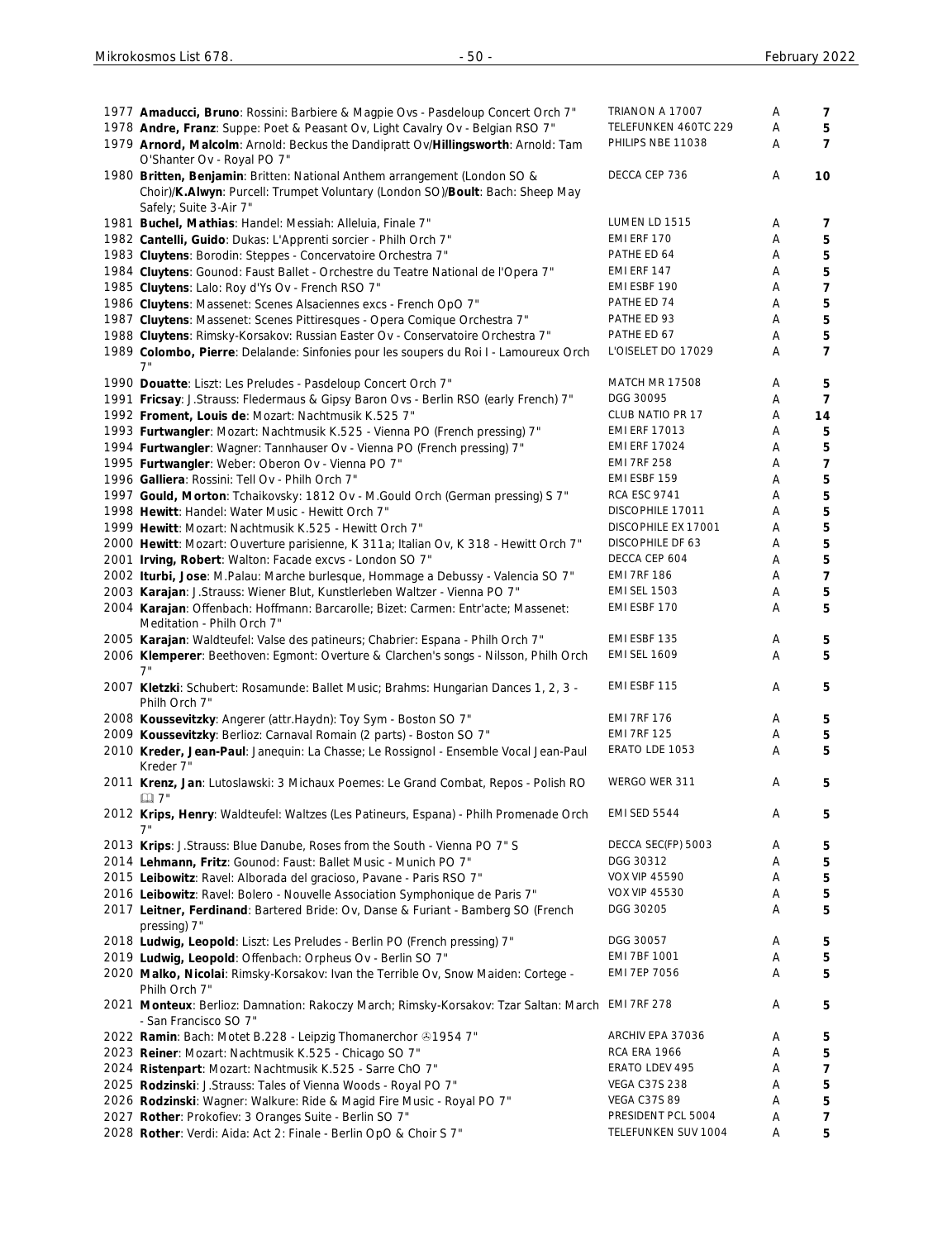| No. | Description | Label | Grade | Price |
|---|---|---|---|---|
| 1977 | **Amaducci, Bruno**: Rossini: Barbiere & Magpie Ovs - Pasdeloup Concert Orch 7" | TRIANON A 17007 | A | 7 |
| 1978 | **Andre, Franz**: Suppe: Poet & Peasant Ov, Light Cavalry Ov - Belgian RSO 7" | TELEFUNKEN 460TC 229 | A | 5 |
| 1979 | **Arnord, Malcolm**: Arnold: Beckus the Dandipratt Ov/**Hillingsworth**: Arnold: Tam O'Shanter Ov - Royal PO 7" | PHILIPS NBE 11038 | A | 7 |
| 1980 | **Britten, Benjamin**: Britten: National Anthem arrangement (London SO & Choir)/**K.Alwyn**: Purcell: Trumpet Voluntary (London SO)/**Boult**: Bach: Sheep May Safely; Suite 3-Air 7" | DECCA CEP 736 | A | 10 |
| 1981 | **Buchel, Mathias**: Handel: Messiah: Alleluia, Finale 7" | LUMEN LD 1515 | A | 7 |
| 1982 | **Cantelli, Guido**: Dukas: L'Apprenti sorcier - Philh Orch 7" | EMI ERF 170 | A | 5 |
| 1983 | **Cluytens**: Borodin: Steppes - Concervatoire Orchestra 7" | PATHE ED 64 | A | 5 |
| 1984 | **Cluytens**: Gounod: Faust Ballet - Orchestre du Teatre National de l'Opera 7" | EMI ERF 147 | A | 5 |
| 1985 | **Cluytens**: Lalo: Roy d'Ys Ov - French RSO 7" | EMI ESBF 190 | A | 7 |
| 1986 | **Cluytens**: Massenet: Scenes Alsaciennes excs - French OpO 7" | PATHE ED 74 | A | 5 |
| 1987 | **Cluytens**: Massenet: Scenes Pittiresques - Opera Comique Orchestra 7" | PATHE ED 93 | A | 5 |
| 1988 | **Cluytens**: Rimsky-Korsakov: Russian Easter Ov - Conservatoire Orchestra 7" | PATHE ED 67 | A | 5 |
| 1989 | **Colombo, Pierre**: Delalande: Sinfonies pour les soupers du Roi I - Lamoureux Orch 7" | L'OISELET DO 17029 | A | 7 |
| 1990 | **Douatte**: Liszt: Les Preludes - Pasdeloup Concert Orch 7" | MATCH MR 17508 | A | 5 |
| 1991 | **Fricsay**: J.Strauss: Fledermaus & Gipsy Baron Ovs - Berlin RSO (early French) 7" | DGG 30095 | A | 7 |
| 1992 | **Froment, Louis de**: Mozart: Nachtmusik K.525 7" | CLUB NATIO PR 17 | A | 14 |
| 1993 | **Furtwangler**: Mozart: Nachtmusik K.525 - Vienna PO (French pressing) 7" | EMI ERF 17013 | A | 5 |
| 1994 | **Furtwangler**: Wagner: Tannhauser Ov - Vienna PO (French pressing) 7" | EMI ERF 17024 | A | 5 |
| 1995 | **Furtwangler**: Weber: Oberon Ov - Vienna PO 7" | EMI 7RF 258 | A | 7 |
| 1996 | **Galliera**: Rossini: Tell Ov - Philh Orch 7" | EMI ESBF 159 | A | 5 |
| 1997 | **Gould, Morton**: Tchaikovsky: 1812 Ov - M.Gould Orch (German pressing) S 7" | RCA ESC 9741 | A | 5 |
| 1998 | **Hewitt**: Handel: Water Music - Hewitt Orch 7" | DISCOPHILE 17011 | A | 5 |
| 1999 | **Hewitt**: Mozart: Nachtmusik K.525 - Hewitt Orch 7" | DISCOPHILE EX 17001 | A | 5 |
| 2000 | **Hewitt**: Mozart: Ouverture parisienne, K 311a; Italian Ov, K 318 - Hewitt Orch 7" | DISCOPHILE DF 63 | A | 5 |
| 2001 | **Irving, Robert**: Walton: Facade excvs - London SO 7" | DECCA CEP 604 | A | 5 |
| 2002 | **Iturbi, Jose**: M.Palau: Marche burlesque, Hommage a Debussy - Valencia SO 7" | EMI 7RF 186 | A | 7 |
| 2003 | **Karajan**: J.Strauss: Wiener Blut, Kunstlerleben Waltzer - Vienna PO 7" | EMI SEL 1503 | A | 5 |
| 2004 | **Karajan**: Offenbach: Hoffmann: Barcarolle; Bizet: Carmen: Entr'acte; Massenet: Meditation - Philh Orch 7" | EMI ESBF 170 | A | 5 |
| 2005 | **Karajan**: Waldteufel: Valse des patineurs; Chabrier: Espana - Philh Orch 7" | EMI ESBF 135 | A | 5 |
| 2006 | **Klemperer**: Beethoven: Egmont: Overture & Clarchen's songs - Nilsson, Philh Orch 7" | EMI SEL 1609 | A | 5 |
| 2007 | **Kletzki**: Schubert: Rosamunde: Ballet Music; Brahms: Hungarian Dances 1, 2, 3 - Philh Orch 7" | EMI ESBF 115 | A | 5 |
| 2008 | **Koussevitzky**: Angerer (attr.Haydn): Toy Sym - Boston SO 7" | EMI 7RF 176 | A | 5 |
| 2009 | **Koussevitzky**: Berlioz: Carnaval Romain (2 parts) - Boston SO 7" | EMI 7RF 125 | A | 5 |
| 2010 | **Kreder, Jean-Paul**: Janequin: La Chasse; Le Rossignol - Ensemble Vocal Jean-Paul Kreder 7" | ERATO LDE 1053 | A | 5 |
| 2011 | **Krenz, Jan**: Lutoslawski: 3 Michaux Poemes: Le Grand Combat, Repos - Polish RO 🕮 7" | WERGO WER 311 | A | 5 |
| 2012 | **Krips, Henry**: Waldteufel: Waltzes (Les Patineurs, Espana) - Philh Promenade Orch 7" | EMI SED 5544 | A | 5 |
| 2013 | **Krips**: J.Strauss: Blue Danube, Roses from the South - Vienna PO 7" S | DECCA SEC(FP) 5003 | A | 5 |
| 2014 | **Lehmann, Fritz**: Gounod: Faust: Ballet Music - Munich PO 7" | DGG 30312 | A | 5 |
| 2015 | **Leibowitz**: Ravel: Alborada del gracioso, Pavane - Paris RSO 7" | VOX VIP 45590 | A | 5 |
| 2016 | **Leibowitz**: Ravel: Bolero - Nouvelle Association Symphonique de Paris 7" | VOX VIP 45530 | A | 5 |
| 2017 | **Leitner, Ferdinand**: Bartered Bride: Ov, Danse & Furiant - Bamberg SO (French pressing) 7" | DGG 30205 | A | 5 |
| 2018 | **Ludwig, Leopold**: Liszt: Les Preludes - Berlin PO (French pressing) 7" | DGG 30057 | A | 5 |
| 2019 | **Ludwig, Leopold**: Offenbach: Orpheus Ov - Berlin SO 7" | EMI 7BF 1001 | A | 5 |
| 2020 | **Malko, Nicolai**: Rimsky-Korsakov: Ivan the Terrible Ov, Snow Maiden: Cortege - Philh Orch 7" | EMI 7EP 7056 | A | 5 |
| 2021 | **Monteux**: Berlioz: Damnation: Rakoczy March; Rimsky-Korsakov: Tzar Saltan: March - San Francisco SO 7" | EMI 7RF 278 | A | 5 |
| 2022 | **Ramin**: Bach: Motet B.228 - Leipzig Thomanerchor ℗1954 7" | ARCHIV EPA 37036 | A | 5 |
| 2023 | **Reiner**: Mozart: Nachtmusik K.525 - Chicago SO 7" | RCA ERA 1966 | A | 5 |
| 2024 | **Ristenpart**: Mozart: Nachtmusik K.525 - Sarre ChO 7" | ERATO LDEV 495 | A | 7 |
| 2025 | **Rodzinski**: J.Strauss: Tales of Vienna Woods - Royal PO 7" | VEGA C37S 238 | A | 5 |
| 2026 | **Rodzinski**: Wagner: Walkure: Ride & Magid Fire Music - Royal PO 7" | VEGA C37S 89 | A | 5 |
| 2027 | **Rother**: Prokofiev: 3 Oranges Suite - Berlin SO 7" | PRESIDENT PCL 5004 | A | 7 |
| 2028 | **Rother**: Verdi: Aida: Act 2: Finale - Berlin OpO & Choir S 7" | TELEFUNKEN SUV 1004 | A | 5 |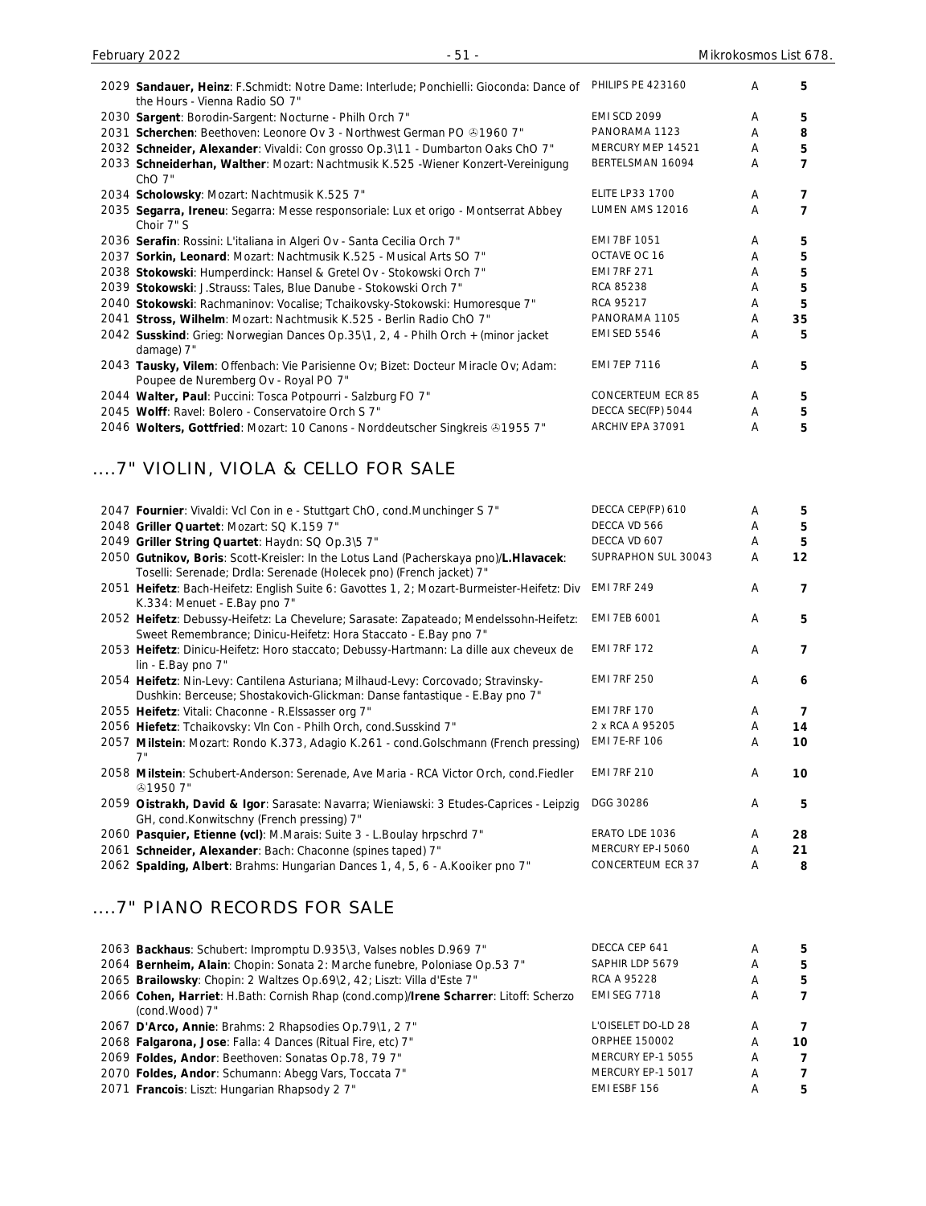| | | | | |
|---|---|---|---|---|
| 2029 | **Sandauer, Heinz**: F.Schmidt: Notre Dame: Interlude; Ponchielli: Gioconda: Dance of the Hours - Vienna Radio SO 7" | PHILIPS PE 423160 | A | **5** |
| 2030 | **Sargent**: Borodin-Sargent: Nocturne - Philh Orch 7" | EMI SCD 2099 | A | **5** |
| 2031 | **Scherchen**: Beethoven: Leonore Ov 3 - Northwest German PO ℗1960 7" | PANORAMA 1123 | A | **8** |
| 2032 | **Schneider, Alexander**: Vivaldi: Con grosso Op.3\11 - Dumbarton Oaks ChO 7" | MERCURY MEP 14521 | A | **5** |
| 2033 | **Schneiderhan, Walther**: Mozart: Nachtmusik K.525 -Wiener Konzert-Vereinigung ChO 7" | BERTELSMAN 16094 | A | **7** |
| 2034 | **Scholowsky**: Mozart: Nachtmusik K.525 7" | ELITE LP33 1700 | A | **7** |
| 2035 | **Segarra, Ireneu**: Segarra: Messe responsoriale: Lux et origo - Montserrat Abbey Choir 7" S | LUMEN AMS 12016 | A | **7** |
| 2036 | **Serafin**: Rossini: L'italiana in Algeri Ov - Santa Cecilia Orch 7" | EMI 7BF 1051 | A | **5** |
| 2037 | **Sorkin, Leonard**: Mozart: Nachtmusik K.525 - Musical Arts SO 7" | OCTAVE OC 16 | A | **5** |
| 2038 | **Stokowski**: Humperdinck: Hansel & Gretel Ov - Stokowski Orch 7" | EMI 7RF 271 | A | **5** |
| 2039 | **Stokowski**: J.Strauss: Tales, Blue Danube - Stokowski Orch 7" | RCA 85238 | A | **5** |
| 2040 | **Stokowski**: Rachmaninov: Vocalise; Tchaikovsky-Stokowski: Humoresque 7" | RCA 95217 | A | **5** |
| 2041 | **Stross, Wilhelm**: Mozart: Nachtmusik K.525 - Berlin Radio ChO 7" | PANORAMA 1105 | A | **35** |
| 2042 | **Susskind**: Grieg: Norwegian Dances Op.35\1, 2, 4 - Philh Orch + (minor jacket damage) 7" | EMI SED 5546 | A | **5** |
| 2043 | **Tausky, Vilem**: Offenbach: Vie Parisienne Ov; Bizet: Docteur Miracle Ov; Adam: Poupee de Nuremberg Ov - Royal PO 7" | EMI 7EP 7116 | A | **5** |
| 2044 | **Walter, Paul**: Puccini: Tosca Potpourri - Salzburg FO 7" | CONCERTEUM ECR 85 | A | **5** |
| 2045 | **Wolff**: Ravel: Bolero - Conservatoire Orch S 7" | DECCA SEC(FP) 5044 | A | **5** |
| 2046 | **Wolters, Gottfried**: Mozart: 10 Canons - Norddeutscher Singkreis ℗1955 7" | ARCHIV EPA 37091 | A | **5** |

## ....7" VIOLIN, VIOLA & CELLO FOR SALE

| | | | | |
|---|---|---|---|---|
| 2047 | **Fournier**: Vivaldi: Vcl Con in e - Stuttgart ChO, cond.Munchinger S 7" | DECCA CEP(FP) 610 | A | **5** |
| 2048 | **Griller Quartet**: Mozart: SQ K.159 7" | DECCA VD 566 | A | **5** |
| 2049 | **Griller String Quartet**: Haydn: SQ Op.3\5 7" | DECCA VD 607 | A | **5** |
| 2050 | **Gutnikov, Boris**: Scott-Kreisler: In the Lotus Land (Pacherskaya pno)/**L.Hlavacek**: Toselli: Serenade; Drdla: Serenade (Holecek pno) (French jacket) 7" | SUPRAPHON SUL 30043 | A | **12** |
| 2051 | **Heifetz**: Bach-Heifetz: English Suite 6: Gavottes 1, 2; Mozart-Burmeister-Heifetz: Div K.334: Menuet - E.Bay pno 7" | EMI 7RF 249 | A | **7** |
| 2052 | **Heifetz**: Debussy-Heifetz: La Chevelure; Sarasate: Zapateado; Mendelssohn-Heifetz: Sweet Remembrance; Dinicu-Heifetz: Hora Staccato - E.Bay pno 7" | EMI 7EB 6001 | A | **5** |
| 2053 | **Heifetz**: Dinicu-Heifetz: Horo staccato; Debussy-Hartmann: La dille aux cheveux de lin - E.Bay pno 7" | EMI 7RF 172 | A | **7** |
| 2054 | **Heifetz**: Nin-Levy: Cantilena Asturiana; Milhaud-Levy: Corcovado; Stravinsky-Dushkin: Berceuse; Shostakovich-Glickman: Danse fantastique - E.Bay pno 7" | EMI 7RF 250 | A | **6** |
| 2055 | **Heifetz**: Vitali: Chaconne - R.Elssasser org 7" | EMI 7RF 170 | A | **7** |
| 2056 | **Hiefetz**: Tchaikovsky: Vln Con - Philh Orch, cond.Susskind 7" | 2 x RCA A 95205 | A | **14** |
| 2057 | **Milstein**: Mozart: Rondo K.373, Adagio K.261 - cond.Golschmann (French pressing) 7" | EMI 7E-RF 106 | A | **10** |
| 2058 | **Milstein**: Schubert-Anderson: Serenade, Ave Maria - RCA Victor Orch, cond.Fiedler ℗1950 7" | EMI 7RF 210 | A | **10** |
| 2059 | **Oistrakh, David & Igor**: Sarasate: Navarra; Wieniawski: 3 Etudes-Caprices - Leipzig GH, cond.Konwitschny (French pressing) 7" | DGG 30286 | A | **5** |
| 2060 | **Pasquier, Etienne (vcl)**: M.Marais: Suite 3 - L.Boulay hrpschrd 7" | ERATO LDE 1036 | A | **28** |
| 2061 | **Schneider, Alexander**: Bach: Chaconne (spines taped) 7" | MERCURY EP-I 5060 | A | **21** |
| 2062 | **Spalding, Albert**: Brahms: Hungarian Dances 1, 4, 5, 6 - A.Kooiker pno 7" | CONCERTEUM ECR 37 | A | **8** |

## ....7" PIANO RECORDS FOR SALE

| | | | | |
|---|---|---|---|---|
| 2063 | **Backhaus**: Schubert: Impromptu D.935\3, Valses nobles D.969 7" | DECCA CEP 641 | A | **5** |
| 2064 | **Bernheim, Alain**: Chopin: Sonata 2: Marche funebre, Poloniase Op.53 7" | SAPHIR LDP 5679 | A | **5** |
| 2065 | **Brailowsky**: Chopin: 2 Waltzes Op.69\2, 42; Liszt: Villa d'Este 7" | RCA A 95228 | A | **5** |
| 2066 | **Cohen, Harriet**: H.Bath: Cornish Rhap (cond.comp)/**Irene Scharrer**: Litoff: Scherzo (cond.Wood) 7" | EMI SEG 7718 | A | **7** |
| 2067 | **D'Arco, Annie**: Brahms: 2 Rhapsodies Op.79\1, 2 7" | L'OISELET DO-LD 28 | A | **7** |
| 2068 | **Falgarona, Jose**: Falla: 4 Dances (Ritual Fire, etc) 7" | ORPHEE 150002 | A | **10** |
| 2069 | **Foldes, Andor**: Beethoven: Sonatas Op.78, 79 7" | MERCURY EP-1 5055 | A | **7** |
| 2070 | **Foldes, Andor**: Schumann: Abegg Vars, Toccata 7" | MERCURY EP-1 5017 | A | **7** |
| 2071 | **Francois**: Liszt: Hungarian Rhapsody 2 7" | EMI ESBF 156 | A | **5** |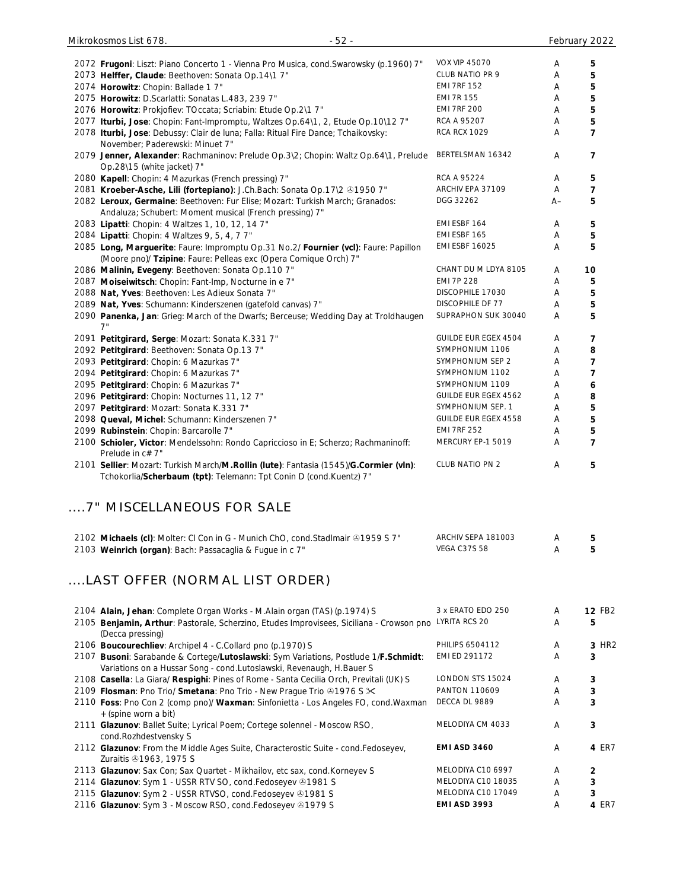| No. | Description | Label | Grade | Price |
|---|---|---|---|---|
| 2072 | **Frugoni**: Liszt: Piano Concerto 1 - Vienna Pro Musica, cond.Swarowsky (p.1960) 7" | VOX VIP 45070 | A | 5 |
| 2073 | **Helffer, Claude**: Beethoven: Sonata Op.14\1 7" | CLUB NATIO PR 9 | A | 5 |
| 2074 | **Horowitz**: Chopin: Ballade 1 7" | EMI 7RF 152 | A | 5 |
| 2075 | **Horowitz**: D.Scarlatti: Sonatas L.483, 239 7" | EMI 7R 155 | A | 5 |
| 2076 | **Horowitz**: Prokjofiev: TOccata; Scriabin: Etude Op.2\1 7" | EMI 7RF 200 | A | 5 |
| 2077 | **Iturbi, Jose**: Chopin: Fant-Impromptu, Waltzes Op.64\1, 2, Etude Op.10\12 7" | RCA A 95207 | A | 5 |
| 2078 | **Iturbi, Jose**: Debussy: Clair de luna; Falla: Ritual Fire Dance; Tchaikovsky: November; Paderewski: Minuet 7" | RCA RCX 1029 | A | 7 |
| 2079 | **Jenner, Alexander**: Rachmaninov: Prelude Op.3\2; Chopin: Waltz Op.64\1, Prelude Op.28\15 (white jacket) 7" | BERTELSMAN 16342 | A | 7 |
| 2080 | **Kapell**: Chopin: 4 Mazurkas (French pressing) 7" | RCA A 95224 | A | 5 |
| 2081 | **Kroeber-Asche, Lili (fortepiano)**: J.Ch.Bach: Sonata Op.17\2 ℗1950 7" | ARCHIV EPA 37109 | A | 7 |
| 2082 | **Leroux, Germaine**: Beethoven: Fur Elise; Mozart: Turkish March; Granados: Andaluza; Schubert: Moment musical (French pressing) 7" | DGG 32262 | A– | 5 |
| 2083 | **Lipatti**: Chopin: 4 Waltzes 1, 10, 12, 14 7" | EMI ESBF 164 | A | 5 |
| 2084 | **Lipatti**: Chopin: 4 Waltzes 9, 5, 4, 7 7" | EMI ESBF 165 | A | 5 |
| 2085 | **Long, Marguerite**: Faure: Impromptu Op.31 No.2/ **Fournier (vcl)**: Faure: Papillon (Moore pno)/ **Tzipine**: Faure: Pelleas exc (Opera Comique Orch) 7" | EMI ESBF 16025 | A | 5 |
| 2086 | **Malinin, Evegeny**: Beethoven: Sonata Op.110 7" | CHANT DU M LDYA 8105 | A | 10 |
| 2087 | **Moiseiwitsch**: Chopin: Fant-Imp, Nocturne in e 7" | EMI 7P 228 | A | 5 |
| 2088 | **Nat, Yves**: Beethoven: Les Adieux Sonata 7" | DISCOPHILE 17030 | A | 5 |
| 2089 | **Nat, Yves**: Schumann: Kinderszenen (gatefold canvas) 7" | DISCOPHILE DF 77 | A | 5 |
| 2090 | **Panenka, Jan**: Grieg: March of the Dwarfs; Berceuse; Wedding Day at Troldhaugen 7" | SUPRAPHON SUK 30040 | A | 5 |
| 2091 | **Petitgirard, Serge**: Mozart: Sonata K.331 7" | GUILDE EUR EGEX 4504 | A | 7 |
| 2092 | **Petitgirard**: Beethoven: Sonata Op.13 7" | SYMPHONIUM 1106 | A | 8 |
| 2093 | **Petitgirard**: Chopin: 6 Mazurkas 7" | SYMPHONIUM SEP 2 | A | 7 |
| 2094 | **Petitgirard**: Chopin: 6 Mazurkas 7" | SYMPHONIUM 1102 | A | 7 |
| 2095 | **Petitgirard**: Chopin: 6 Mazurkas 7" | SYMPHONIUM 1109 | A | 6 |
| 2096 | **Petitgirard**: Chopin: Nocturnes 11, 12 7" | GUILDE EUR EGEX 4562 | A | 8 |
| 2097 | **Petitgirard**: Mozart: Sonata K.331 7" | SYMPHONIUM SEP. 1 | A | 5 |
| 2098 | **Queval, Michel**: Schumann: Kinderszenen 7" | GUILDE EUR EGEX 4558 | A | 5 |
| 2099 | **Rubinstein**: Chopin: Barcarolle 7" | EMI 7RF 252 | A | 5 |
| 2100 | **Schioler, Victor**: Mendelssohn: Rondo Capriccioso in E; Scherzo; Rachmaninoff: Prelude in c# 7" | MERCURY EP-1 5019 | A | 7 |
| 2101 | **Sellier**: Mozart: Turkish March/**M.Rollin (lute)**: Fantasia (1545)/**G.Cormier (vln)**: Tchokorlia/**Scherbaum (tpt)**: Telemann: Tpt Conin D (cond.Kuentz) 7" | CLUB NATIO PN 2 | A | 5 |

## ....7" MISCELLANEOUS FOR SALE

| No. | Description | Label | Grade | Price |
|---|---|---|---|---|
| 2102 | **Michaels (cl)**: Molter: Cl Con in G - Munich ChO, cond.Stadlmair ℗1959 S 7" | ARCHIV SEPA 181003 | A | 5 |
| 2103 | **Weinrich (organ)**: Bach: Passacaglia & Fugue in c 7" | VEGA C37S 58 | A | 5 |

## ....LAST OFFER (NORMAL LIST ORDER)

| No. | Description | Label | Grade | Price |
|---|---|---|---|---|
| 2104 | **Alain, Jehan**: Complete Organ Works - M.Alain organ (TAS) (p.1974) S | 3 x ERATO EDO 250 | A | 12 FB2 |
| 2105 | **Benjamin, Arthur**: Pastorale, Scherzino, Etudes Improvisees, Siciliana - Crowson pno (Decca pressing) | LYRITA RCS 20 | A | 5 |
| 2106 | **Boucourechliev**: Archipel 4 - C.Collard pno (p.1970) S | PHILIPS 6504112 | A | 3 HR2 |
| 2107 | **Busoni**: Sarabande & Cortege/**Lutoslawski**: Sym Variations, Postlude 1/**F.Schmidt**: Variations on a Hussar Song - cond.Lutoslawski, Revenaugh, H.Bauer S | EMI ED 291172 | A | 3 |
| 2108 | **Casella**: La Giara/ **Respighi**: Pines of Rome - Santa Cecilia Orch, Previtali (UK) S | LONDON STS 15024 | A | 3 |
| 2109 | **Flosman**: Pno Trio/ **Smetana**: Pno Trio - New Prague Trio ℗1976 S ✂ | PANTON 110609 | A | 3 |
| 2110 | **Foss**: Pno Con 2 (comp pno)/ **Waxman**: Sinfonietta - Los Angeles FO, cond.Waxman + (spine worn a bit) | DECCA DL 9889 | A | 3 |
| 2111 | **Glazunov**: Ballet Suite; Lyrical Poem; Cortege solennel - Moscow RSO, cond.Rozhdestvensky S | MELODIYA CM 4033 | A | 3 |
| 2112 | **Glazunov**: From the Middle Ages Suite, Characterostic Suite - cond.Fedoseyev, Zuraitis ℗1963, 1975 S | **EMI ASD 3460** | A | 4 ER7 |
| 2113 | **Glazunov**: Sax Con; Sax Quartet - Mikhailov, etc sax, cond.Korneyev S | MELODIYA C10 6997 | A | 2 |
| 2114 | **Glazunov**: Sym 1 - USSR RTV SO, cond.Fedoseyev ℗1981 S | MELODIYA C10 18035 | A | 3 |
| 2115 | **Glazunov**: Sym 2 - USSR RTVSO, cond.Fedoseyev ℗1981 S | MELODIYA C10 17049 | A | 3 |
| 2116 | **Glazunov**: Sym 3 - Moscow RSO, cond.Fedoseyev ℗1979 S | **EMI ASD 3993** | A | 4 ER7 |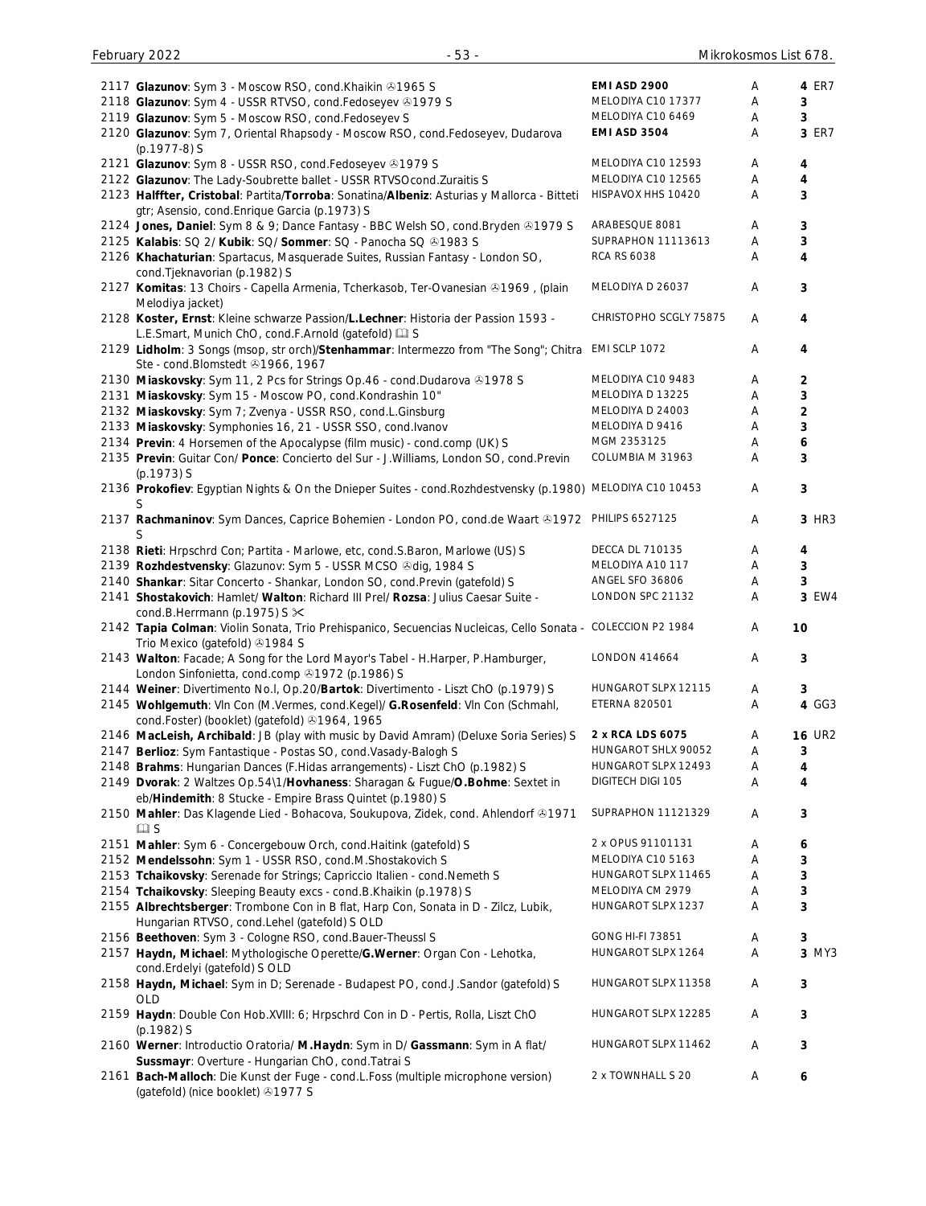| No. | Description | Label | Grade | Price |
|---|---|---|---|---|
| 2117 | **Glazunov**: Sym 3 - Moscow RSO, cond.Khaikin ℗1965 S | **EMI ASD 2900** | A | 4 ER7 |
| 2118 | **Glazunov**: Sym 4 - USSR RTVSO, cond.Fedoseyev ℗1979 S | MELODIYA C10 17377 | A | 3 |
| 2119 | **Glazunov**: Sym 5 - Moscow RSO, cond.Fedoseyev S | MELODIYA C10 6469 | A | 3 |
| 2120 | **Glazunov**: Sym 7, Oriental Rhapsody - Moscow RSO, cond.Fedoseyev, Dudarova (p.1977-8) S | **EMI ASD 3504** | A | 3 ER7 |
| 2121 | **Glazunov**: Sym 8 - USSR RSO, cond.Fedoseyev ℗1979 S | MELODIYA C10 12593 | A | 4 |
| 2122 | **Glazunov**: The Lady-Soubrette ballet - USSR RTVSOcond.Zuraitis S | MELODIYA C10 12565 | A | 4 |
| 2123 | **Halffter, Cristobal**: Partita/**Torroba**: Sonatina/**Albeniz**: Asturias y Mallorca - Bitteti gtr; Asensio, cond.Enrique Garcia (p.1973) S | HISPAVOX HHS 10420 | A | 3 |
| 2124 | **Jones, Daniel**: Sym 8 & 9; Dance Fantasy - BBC Welsh SO, cond.Bryden ℗1979 S | ARABESQUE 8081 | A | 3 |
| 2125 | **Kalabis**: SQ 2/ **Kubik**: SQ/ **Sommer**: SQ - Panocha SQ ℗1983 S | SUPRAPHON 11113613 | A | 3 |
| 2126 | **Khachaturian**: Spartacus, Masquerade Suites, Russian Fantasy - London SO, cond.Tjeknavorian (p.1982) S | RCA RS 6038 | A | 4 |
| 2127 | **Komitas**: 13 Choirs - Capella Armenia, Tcherkasob, Ter-Ovanesian ℗1969 , (plain Melodiya jacket) | MELODIYA D 26037 | A | 3 |
| 2128 | **Koster, Ernst**: Kleine schwarze Passion/**L.Lechner**: Historia der Passion 1593 - L.E.Smart, Munich ChO, cond.F.Arnold (gatefold) 🕮 S | CHRISTOPHO SCGLY 75875 | A | 4 |
| 2129 | **Lidholm**: 3 Songs (msop, str orch)/**Stenhammar**: Intermezzo from "The Song"; Chitra Ste - cond.Blomstedt ℗1966, 1967 | EMI SCLP 1072 | A | 4 |
| 2130 | **Miaskovsky**: Sym 11, 2 Pcs for Strings Op.46 - cond.Dudarova ℗1978 S | MELODIYA C10 9483 | A | 2 |
| 2131 | **Miaskovsky**: Sym 15 - Moscow PO, cond.Kondrashin 10" | MELODIYA D 13225 | A | 3 |
| 2132 | **Miaskovsky**: Sym 7; Zvenya - USSR RSO, cond.L.Ginsburg | MELODIYA D 24003 | A | 2 |
| 2133 | **Miaskovsky**: Symphonies 16, 21 - USSR SSO, cond.Ivanov | MELODIYA D 9416 | A | 3 |
| 2134 | **Previn**: 4 Horsemen of the Apocalypse (film music) - cond.comp (UK) S | MGM 2353125 | A | 6 |
| 2135 | **Previn**: Guitar Con/ **Ponce**: Concierto del Sur - J.Williams, London SO, cond.Previn (p.1973) S | COLUMBIA M 31963 | A | 3 |
| 2136 | **Prokofiev**: Egyptian Nights & On the Dnieper Suites - cond.Rozhdestvensky (p.1980) S | MELODIYA C10 10453 | A | 3 |
| 2137 | **Rachmaninov**: Sym Dances, Caprice Bohemien - London PO, cond.de Waart ℗1972 S | PHILIPS 6527125 | A | 3 HR3 |
| 2138 | **Rieti**: Hrpschrd Con; Partita - Marlowe, etc, cond.S.Baron, Marlowe (US) S | DECCA DL 710135 | A | 4 |
| 2139 | **Rozhdestvensky**: Glazunov: Sym 5 - USSR MCSO ℗dig, 1984 S | MELODIYA A10 117 | A | 3 |
| 2140 | **Shankar**: Sitar Concerto - Shankar, London SO, cond.Previn (gatefold) S | ANGEL SFO 36806 | A | 3 |
| 2141 | **Shostakovich**: Hamlet/ **Walton**: Richard III Prel/ **Rozsa**: Julius Caesar Suite - cond.B.Herrmann (p.1975) S ✂ | LONDON SPC 21132 | A | 3 EW4 |
| 2142 | **Tapia Colman**: Violin Sonata, Trio Prehispanico, Secuencias Nucleicas, Cello Sonata - Trio Mexico (gatefold) ℗1984 S | COLECCION P2 1984 | A | 10 |
| 2143 | **Walton**: Facade; A Song for the Lord Mayor's Tabel - H.Harper, P.Hamburger, London Sinfonietta, cond.comp ℗1972 (p.1986) S | LONDON 414664 | A | 3 |
| 2144 | **Weiner**: Divertimento No.I, Op.20/**Bartok**: Divertimento - Liszt ChO (p.1979) S | HUNGAROT SLPX 12115 | A | 3 |
| 2145 | **Wohlgemuth**: Vln Con (M.Vermes, cond.Kegel)/ **G.Rosenfeld**: Vln Con (Schmahl, cond.Foster) (booklet) (gatefold) ℗1964, 1965 | ETERNA 820501 | A | 4 GG3 |
| 2146 | **MacLeish, Archibald**: JB (play with music by David Amram) (Deluxe Soria Series) S | **2 x RCA LDS 6075** | A | 16 UR2 |
| 2147 | **Berlioz**: Sym Fantastique - Postas SO, cond.Vasady-Balogh S | HUNGAROT SHLX 90052 | A | 3 |
| 2148 | **Brahms**: Hungarian Dances (F.Hidas arrangements) - Liszt ChO (p.1982) S | HUNGAROT SLPX 12493 | A | 4 |
| 2149 | **Dvorak**: 2 Waltzes Op.54\1/**Hovhaness**: Sharagan & Fugue/**O.Bohme**: Sextet in eb/**Hindemith**: 8 Stucke - Empire Brass Quintet (p.1980) S | DIGITECH DIGI 105 | A | 4 |
| 2150 | **Mahler**: Das Klagende Lied - Bohacova, Soukupova, Zidek, cond. Ahlendorf ℗1971 🕮 S | SUPRAPHON 11121329 | A | 3 |
| 2151 | **Mahler**: Sym 6 - Concergebouw Orch, cond.Haitink (gatefold) S | 2 x OPUS 91101131 | A | 6 |
| 2152 | **Mendelssohn**: Sym 1 - USSR RSO, cond.M.Shostakovich S | MELODIYA C10 5163 | A | 3 |
| 2153 | **Tchaikovsky**: Serenade for Strings; Capriccio Italien - cond.Nemeth S | HUNGAROT SLPX 11465 | A | 3 |
| 2154 | **Tchaikovsky**: Sleeping Beauty excs - cond.B.Khaikin (p.1978) S | MELODIYA CM 2979 | A | 3 |
| 2155 | **Albrechtsberger**: Trombone Con in B flat, Harp Con, Sonata in D - Zilcz, Lubik, Hungarian RTVSO, cond.Lehel (gatefold) S OLD | HUNGAROT SLPX 1237 | A | 3 |
| 2156 | **Beethoven**: Sym 3 - Cologne RSO, cond.Bauer-Theussl S | GONG HI-FI 73851 | A | 3 |
| 2157 | **Haydn, Michael**: Mythologische Operette/**G.Werner**: Organ Con - Lehotka, cond.Erdelyi (gatefold) S OLD | HUNGAROT SLPX 1264 | A | 3 MY3 |
| 2158 | **Haydn, Michael**: Sym in D; Serenade - Budapest PO, cond.J.Sandor (gatefold) S OLD | HUNGAROT SLPX 11358 | A | 3 |
| 2159 | **Haydn**: Double Con Hob.XVIII: 6; Hrpschrd Con in D - Pertis, Rolla, Liszt ChO (p.1982) S | HUNGAROT SLPX 12285 | A | 3 |
| 2160 | **Werner**: Introductio Oratoria/ **M.Haydn**: Sym in D/ **Gassmann**: Sym in A flat/ **Sussmayr**: Overture - Hungarian ChO, cond.Tatrai S | HUNGAROT SLPX 11462 | A | 3 |
| 2161 | **Bach-Malloch**: Die Kunst der Fuge - cond.L.Foss (multiple microphone version) (gatefold) (nice booklet) ℗1977 S | 2 x TOWNHALL S 20 | A | 6 |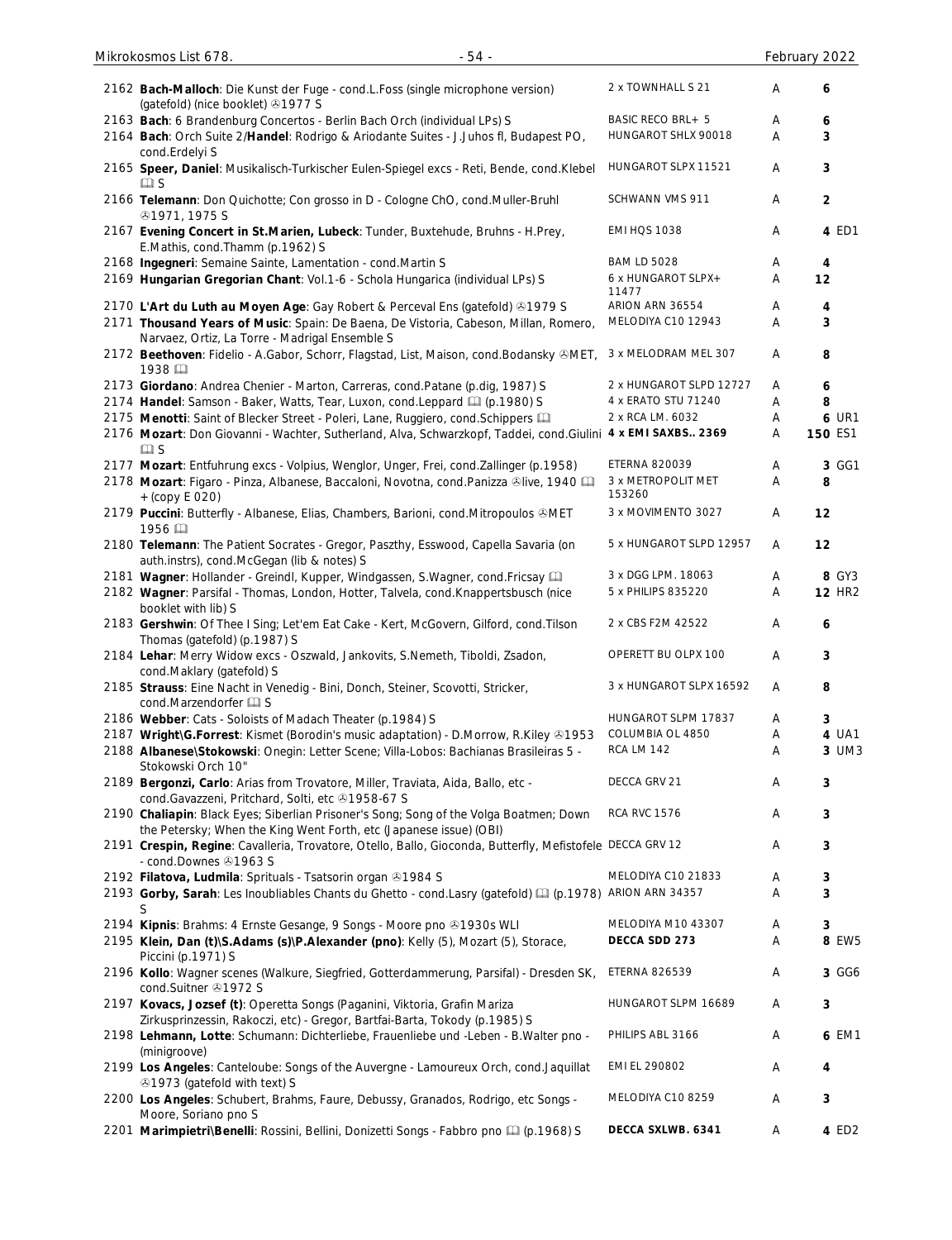| # | Description | Label | Cond | Price |
|---|---|---|---|---|
| 2162 | **Bach-Malloch**: Die Kunst der Fuge - cond.L.Foss (single microphone version) (gatefold) (nice booklet) ℗1977 S | 2 x TOWNHALL S 21 | A | 6 |
| 2163 | **Bach**: 6 Brandenburg Concertos - Berlin Bach Orch (individual LPs) S | BASIC RECO BRL+ 5 | A | 6 |
| 2164 | **Bach**: Orch Suite 2/**Handel**: Rodrigo & Ariodante Suites - J.Juhos fl, Budapest PO, cond.Erdelyi S | HUNGAROT SHLX 90018 | A | 3 |
| 2165 | **Speer, Daniel**: Musikalisch-Turkischer Eulen-Spiegel excs - Reti, Bende, cond.Klebel 📖 S | HUNGAROT SLPX 11521 | A | 3 |
| 2166 | **Telemann**: Don Quichotte; Con grosso in D - Cologne ChO, cond.Muller-Bruhl ℗1971, 1975 S | SCHWANN VMS 911 | A | 2 |
| 2167 | **Evening Concert in St.Marien, Lubeck**: Tunder, Buxtehude, Bruhns - H.Prey, E.Mathis, cond.Thamm (p.1962) S | EMI HQS 1038 | A | 4 ED1 |
| 2168 | **Ingegneri**: Semaine Sainte, Lamentation - cond.Martin S | BAM LD 5028 | A | 4 |
| 2169 | **Hungarian Gregorian Chant**: Vol.1-6 - Schola Hungarica (individual LPs) S | 6 x HUNGAROT SLPX+ 11477 | A | 12 |
| 2170 | **L'Art du Luth au Moyen Age**: Gay Robert & Perceval Ens (gatefold) ℗1979 S | ARION ARN 36554 | A | 4 |
| 2171 | **Thousand Years of Music**: Spain: De Baena, De Vistoria, Cabeson, Millan, Romero, Narvaez, Ortiz, La Torre - Madrigal Ensemble S | MELODIYA C10 12943 | A | 3 |
| 2172 | **Beethoven**: Fidelio - A.Gabor, Schorr, Flagstad, List, Maison, cond.Bodansky ℗MET, 1938 📖 | 3 x MELODRAM MEL 307 | A | 8 |
| 2173 | **Giordano**: Andrea Chenier - Marton, Carreras, cond.Patane (p.dig, 1987) S | 2 x HUNGAROT SLPD 12727 | A | 6 |
| 2174 | **Handel**: Samson - Baker, Watts, Tear, Luxon, cond.Leppard 📖 (p.1980) S | 4 x ERATO STU 71240 | A | 8 |
| 2175 | **Menotti**: Saint of Blecker Street - Poleri, Lane, Ruggiero, cond.Schippers 📖 | 2 x RCA LM. 6032 | A | 6 UR1 |
| 2176 | **Mozart**: Don Giovanni - Wachter, Sutherland, Alva, Schwarzkopf, Taddei, cond.Giulini 📖 S | **4 x EMI SAXBS.. 2369** | A | **150** ES1 |
| 2177 | **Mozart**: Entfuhrung excs - Volpius, Wenglor, Unger, Frei, cond.Zallinger (p.1958) | ETERNA 820039 | A | 3 GG1 |
| 2178 | **Mozart**: Figaro - Pinza, Albanese, Baccaloni, Novotna, cond.Panizza ℗live, 1940 📖 + (copy E 020) | 3 x METROPOLIT MET 153260 | A | 8 |
| 2179 | **Puccini**: Butterfly - Albanese, Elias, Chambers, Barioni, cond.Mitropoulos ℗MET 1956 📖 | 3 x MOVIMENTO 3027 | A | 12 |
| 2180 | **Telemann**: The Patient Socrates - Gregor, Paszthy, Esswood, Capella Savaria (on auth.instrs), cond.McGegan (lib & notes) S | 5 x HUNGAROT SLPD 12957 | A | 12 |
| 2181 | **Wagner**: Hollander - Greindl, Kupper, Windgassen, S.Wagner, cond.Fricsay 📖 | 3 x DGG LPM. 18063 | A | 8 GY3 |
| 2182 | **Wagner**: Parsifal - Thomas, London, Hotter, Talvela, cond.Knappertsbusch (nice booklet with lib) S | 5 x PHILIPS 835220 | A | 12 HR2 |
| 2183 | **Gershwin**: Of Thee I Sing; Let'em Eat Cake - Kert, McGovern, Gilford, cond.Tilson Thomas (gatefold) (p.1987) S | 2 x CBS F2M 42522 | A | 6 |
| 2184 | **Lehar**: Merry Widow excs - Oszwald, Jankovits, S.Nemeth, Tiboldi, Zsadon, cond.Maklary (gatefold) S | OPERETT BU OLPX 100 | A | 3 |
| 2185 | **Strauss**: Eine Nacht in Venedig - Bini, Donch, Steiner, Scovotti, Stricker, cond.Marzendorfer 📖 S | 3 x HUNGAROT SLPX 16592 | A | 8 |
| 2186 | **Webber**: Cats - Soloists of Madach Theater (p.1984) S | HUNGAROT SLPM 17837 | A | 3 |
| 2187 | **Wright\G.Forrest**: Kismet (Borodin's music adaptation) - D.Morrow, R.Kiley ℗1953 | COLUMBIA OL 4850 | A | 4 UA1 |
| 2188 | **Albanese\Stokowski**: Onegin: Letter Scene; Villa-Lobos: Bachianas Brasileiras 5 - Stokowski Orch 10" | RCA LM 142 | A | 3 UM3 |
| 2189 | **Bergonzi, Carlo**: Arias from Trovatore, Miller, Traviata, Aida, Ballo, etc - cond.Gavazzeni, Pritchard, Solti, etc ℗1958-67 S | DECCA GRV 21 | A | 3 |
| 2190 | **Chaliapin**: Black Eyes; Siberlian Prisoner's Song; Song of the Volga Boatmen; Down the Petersky; When the King Went Forth, etc (Japanese issue) (OBI) | RCA RVC 1576 | A | 3 |
| 2191 | **Crespin, Regine**: Cavalleria, Trovatore, Otello, Ballo, Gioconda, Butterfly, Mefistofele - cond.Downes ℗1963 S | DECCA GRV 12 | A | 3 |
| 2192 | **Filatova, Ludmila**: Sprituals - Tsatsorin organ ℗1984 S | MELODIYA C10 21833 | A | 3 |
| 2193 | **Gorby, Sarah**: Les Inoubliables Chants du Ghetto - cond.Lasry (gatefold) 📖 (p.1978) S | ARION ARN 34357 | A | 3 |
| 2194 | **Kipnis**: Brahms: 4 Ernste Gesange, 9 Songs - Moore pno ℗1930s WLI | MELODIYA M10 43307 | A | 3 |
| 2195 | **Klein, Dan (t)\S.Adams (s)\P.Alexander (pno)**: Kelly (5), Mozart (5), Storace, Piccini (p.1971) S | **DECCA SDD 273** | A | 8 EW5 |
| 2196 | **Kollo**: Wagner scenes (Walkure, Siegfried, Gotterdammerung, Parsifal) - Dresden SK, cond.Suitner ℗1972 S | ETERNA 826539 | A | 3 GG6 |
| 2197 | **Kovacs, Jozsef (t)**: Operetta Songs (Paganini, Viktoria, Grafin Mariza Zirkusprinzessin, Rakoczi, etc) - Gregor, Bartfai-Barta, Tokody (p.1985) S | HUNGAROT SLPM 16689 | A | 3 |
| 2198 | **Lehmann, Lotte**: Schumann: Dichterliebe, Frauenliebe und -Leben - B.Walter pno - (minigroove) | PHILIPS ABL 3166 | A | 6 EM1 |
| 2199 | **Los Angeles**: Canteloube: Songs of the Auvergne - Lamoureux Orch, cond.Jaquillat ℗1973 (gatefold with text) S | EMI EL 290802 | A | 4 |
| 2200 | **Los Angeles**: Schubert, Brahms, Faure, Debussy, Granados, Rodrigo, etc Songs - Moore, Soriano pno S | MELODIYA C10 8259 | A | 3 |
| 2201 | **Marimpietri\Benelli**: Rossini, Bellini, Donizetti Songs - Fabbro pno 📖 (p.1968) S | **DECCA SXLWB. 6341** | A | 4 ED2 |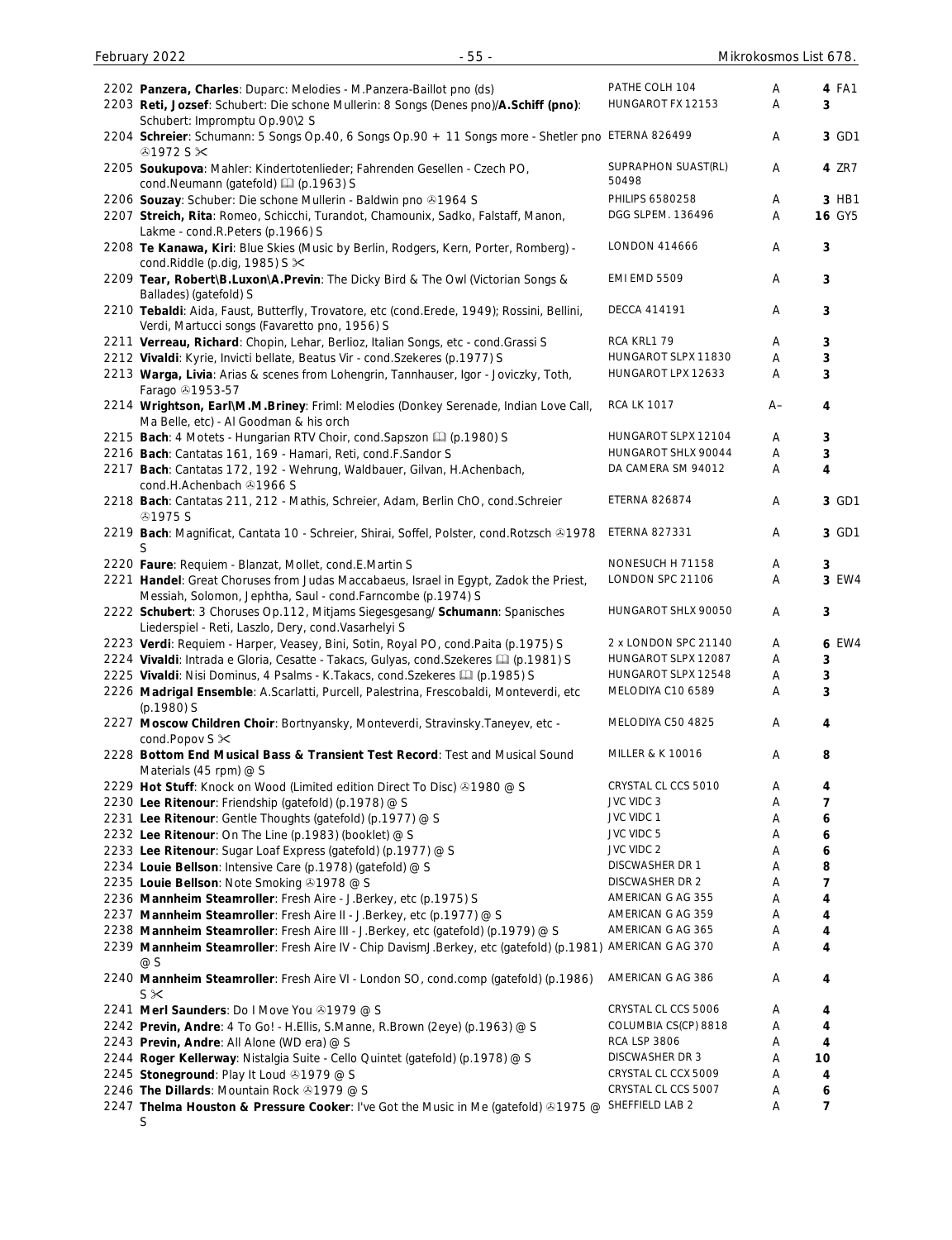| No. | Description | Label | Grade | Price |
|---|---|---|---|---|
| 2202 | **Panzera, Charles**: Duparc: Melodies - M.Panzera-Baillot pno (ds) | PATHE COLH 104 | A | 4 FA1 |
| 2203 | **Reti, Jozsef**: Schubert: Die schone Mullerin: 8 Songs (Denes pno)/**A.Schiff (pno)**: Schubert: Impromptu Op.90\2 S | HUNGAROT FX 12153 | A | 3 |
| 2204 | **Schreier**: Schumann: 5 Songs Op.40, 6 Songs Op.90 + 11 Songs more - Shetler pno ℗1972 S ✂ | ETERNA 826499 | A | 3 GD1 |
| 2205 | **Soukupova**: Mahler: Kindertotenlieder; Fahrenden Gesellen - Czech PO, cond.Neumann (gatefold) 📖 (p.1963) S | SUPRAPHON SUAST(RL) 50498 | A | 4 ZR7 |
| 2206 | **Souzay**: Schuber: Die schone Mullerin - Baldwin pno ℗1964 S | PHILIPS 6580258 | A | 3 HB1 |
| 2207 | **Streich, Rita**: Romeo, Schicchi, Turandot, Chamounix, Sadko, Falstaff, Manon, Lakme - cond.R.Peters (p.1966) S | DGG SLPEM. 136496 | A | 16 GY5 |
| 2208 | **Te Kanawa, Kiri**: Blue Skies (Music by Berlin, Rodgers, Kern, Porter, Romberg) - cond.Riddle (p.dig, 1985) S ✂ | LONDON 414666 | A | 3 |
| 2209 | **Tear, Robert\B.Luxon\A.Previn**: The Dicky Bird & The Owl (Victorian Songs & Ballades) (gatefold) S | EMI EMD 5509 | A | 3 |
| 2210 | **Tebaldi**: Aida, Faust, Butterfly, Trovatore, etc (cond.Erede, 1949); Rossini, Bellini, Verdi, Martucci songs (Favaretto pno, 1956) S | DECCA 414191 | A | 3 |
| 2211 | **Verreau, Richard**: Chopin, Lehar, Berlioz, Italian Songs, etc - cond.Grassi S | RCA KRL1 79 | A | 3 |
| 2212 | **Vivaldi**: Kyrie, Invicti bellate, Beatus Vir - cond.Szekeres (p.1977) S | HUNGAROT SLPX 11830 | A | 3 |
| 2213 | **Warga, Livia**: Arias & scenes from Lohengrin, Tannhauser, Igor - Joviczky, Toth, Farago ℗1953-57 | HUNGAROT LPX 12633 | A | 3 |
| 2214 | **Wrightson, Earl\M.M.Briney**: Friml: Melodies (Donkey Serenade, Indian Love Call, Ma Belle, etc) - Al Goodman & his orch | RCA LK 1017 | A– | 4 |
| 2215 | **Bach**: 4 Motets - Hungarian RTV Choir, cond.Sapszon 📖 (p.1980) S | HUNGAROT SLPX 12104 | A | 3 |
| 2216 | **Bach**: Cantatas 161, 169 - Hamari, Reti, cond.F.Sandor S | HUNGAROT SHLX 90044 | A | 3 |
| 2217 | **Bach**: Cantatas 172, 192 - Wehrung, Waldbauer, Gilvan, H.Achenbach, cond.H.Achenbach ℗1966 S | DA CAMERA SM 94012 | A | 4 |
| 2218 | **Bach**: Cantatas 211, 212 - Mathis, Schreier, Adam, Berlin ChO, cond.Schreier ℗1975 S | ETERNA 826874 | A | 3 GD1 |
| 2219 | **Bach**: Magnificat, Cantata 10 - Schreier, Shirai, Soffel, Polster, cond.Rotzsch ℗1978 S | ETERNA 827331 | A | 3 GD1 |
| 2220 | **Faure**: Requiem - Blanzat, Mollet, cond.E.Martin S | NONESUCH H 71158 | A | 3 |
| 2221 | **Handel**: Great Choruses from Judas Maccabaeus, Israel in Egypt, Zadok the Priest, Messiah, Solomon, Jephtha, Saul - cond.Farncombe (p.1974) S | LONDON SPC 21106 | A | 3 EW4 |
| 2222 | **Schubert**: 3 Choruses Op.112, Mitjams Siegesgesang/ **Schumann**: Spanisches Liederspiel - Reti, Laszlo, Dery, cond.Vasarhelyi S | HUNGAROT SHLX 90050 | A | 3 |
| 2223 | **Verdi**: Requiem - Harper, Veasey, Bini, Sotin, Royal PO, cond.Paita (p.1975) S | 2 x LONDON SPC 21140 | A | 6 EW4 |
| 2224 | **Vivaldi**: Intrada e Gloria, Cesatte - Takacs, Gulyas, cond.Szekeres 📖 (p.1981) S | HUNGAROT SLPX 12087 | A | 3 |
| 2225 | **Vivaldi**: Nisi Dominus, 4 Psalms - K.Takacs, cond.Szekeres 📖 (p.1985) S | HUNGAROT SLPX 12548 | A | 3 |
| 2226 | **Madrigal Ensemble**: A.Scarlatti, Purcell, Palestrina, Frescobaldi, Monteverdi, etc (p.1980) S | MELODIYA C10 6589 | A | 3 |
| 2227 | **Moscow Children Choir**: Bortnyansky, Monteverdi, Stravinsky.Taneyev, etc - cond.Popov S ✂ | MELODIYA C50 4825 | A | 4 |
| 2228 | **Bottom End Musical Bass & Transient Test Record**: Test and Musical Sound Materials (45 rpm) @ S | MILLER & K 10016 | A | 8 |
| 2229 | **Hot Stuff**: Knock on Wood (Limited edition Direct To Disc) ℗1980 @ S | CRYSTAL CL CCS 5010 | A | 4 |
| 2230 | **Lee Ritenour**: Friendship (gatefold) (p.1978) @ S | JVC VIDC 3 | A | 7 |
| 2231 | **Lee Ritenour**: Gentle Thoughts (gatefold) (p.1977) @ S | JVC VIDC 1 | A | 6 |
| 2232 | **Lee Ritenour**: On The Line (p.1983) (booklet) @ S | JVC VIDC 5 | A | 6 |
| 2233 | **Lee Ritenour**: Sugar Loaf Express (gatefold) (p.1977) @ S | JVC VIDC 2 | A | 6 |
| 2234 | **Louie Bellson**: Intensive Care (p.1978) (gatefold) @ S | DISCWASHER DR 1 | A | 8 |
| 2235 | **Louie Bellson**: Note Smoking ℗1978 @ S | DISCWASHER DR 2 | A | 7 |
| 2236 | **Mannheim Steamroller**: Fresh Aire - J.Berkey, etc (p.1975) S | AMERICAN G AG 355 | A | 4 |
| 2237 | **Mannheim Steamroller**: Fresh Aire II - J.Berkey, etc (p.1977) @ S | AMERICAN G AG 359 | A | 4 |
| 2238 | **Mannheim Steamroller**: Fresh Aire III - J.Berkey, etc (gatefold) (p.1979) @ S | AMERICAN G AG 365 | A | 4 |
| 2239 | **Mannheim Steamroller**: Fresh Aire IV - Chip DavismJ.Berkey, etc (gatefold) (p.1981) @ S | AMERICAN G AG 370 | A | 4 |
| 2240 | **Mannheim Steamroller**: Fresh Aire VI - London SO, cond.comp (gatefold) (p.1986) S ✂ | AMERICAN G AG 386 | A | 4 |
| 2241 | **Merl Saunders**: Do I Move You ℗1979 @ S | CRYSTAL CL CCS 5006 | A | 4 |
| 2242 | **Previn, Andre**: 4 To Go! - H.Ellis, S.Manne, R.Brown (2eye) (p.1963) @ S | COLUMBIA CS(CP) 8818 | A | 4 |
| 2243 | **Previn, Andre**: All Alone (WD era) @ S | RCA LSP 3806 | A | 4 |
| 2244 | **Roger Kellerway**: Nistalgia Suite - Cello Quintet (gatefold) (p.1978) @ S | DISCWASHER DR 3 | A | 10 |
| 2245 | **Stoneground**: Play It Loud ℗1979 @ S | CRYSTAL CL CCX 5009 | A | 4 |
| 2246 | **The Dillards**: Mountain Rock ℗1979 @ S | CRYSTAL CL CCS 5007 | A | 6 |
| 2247 | **Thelma Houston & Pressure Cooker**: I've Got the Music in Me (gatefold) ℗1975 @ S | SHEFFIELD LAB 2 | A | 7 |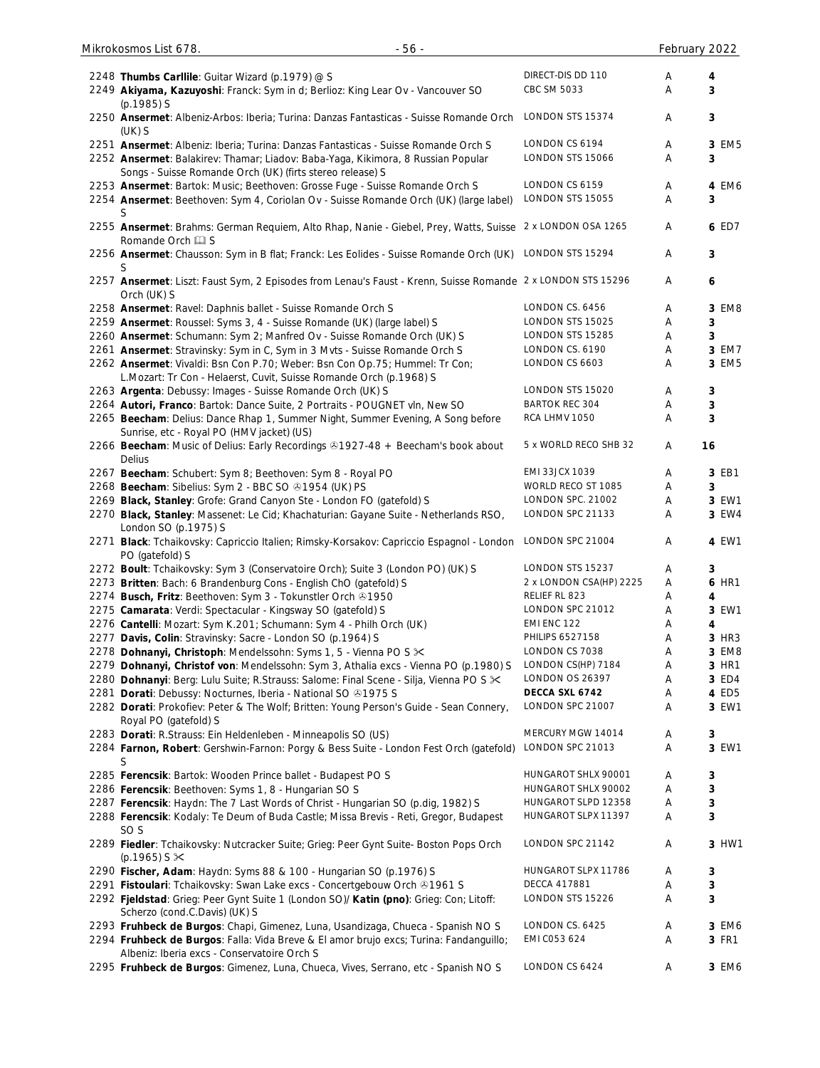| | | | | |
|---|---|---|---|---|
| 2248 **Thumbs Carllile**: Guitar Wizard (p.1979) @ S | DIRECT-DIS DD 110 | A | **4** | |
| 2249 **Akiyama, Kazuyoshi**: Franck: Sym in d; Berlioz: King Lear Ov - Vancouver SO (p.1985) S | CBC SM 5033 | A | **3** | |
| 2250 **Ansermet**: Albeniz-Arbos: Iberia; Turina: Danzas Fantasticas - Suisse Romande Orch (UK) S | LONDON STS 15374 | A | **3** | |
| 2251 **Ansermet**: Albeniz: Iberia; Turina: Danzas Fantasticas - Suisse Romande Orch S | LONDON CS 6194 | A | **3** | EM5 |
| 2252 **Ansermet**: Balakirev: Thamar; Liadov: Baba-Yaga, Kikimora, 8 Russian Popular Songs - Suisse Romande Orch (UK) (firts stereo release) S | LONDON STS 15066 | A | **3** | |
| 2253 **Ansermet**: Bartok: Music; Beethoven: Grosse Fuge - Suisse Romande Orch S | LONDON CS 6159 | A | **4** | EM6 |
| 2254 **Ansermet**: Beethoven: Sym 4, Coriolan Ov - Suisse Romande Orch (UK) (large label) S | LONDON STS 15055 | A | **3** | |
| 2255 **Ansermet**: Brahms: German Requiem, Alto Rhap, Nanie - Giebel, Prey, Watts, Suisse Romande Orch 🕮 S | 2 x LONDON OSA 1265 | A | **6** | ED7 |
| 2256 **Ansermet**: Chausson: Sym in B flat; Franck: Les Eolides - Suisse Romande Orch (UK) S | LONDON STS 15294 | A | **3** | |
| 2257 **Ansermet**: Liszt: Faust Sym, 2 Episodes from Lenau's Faust - Krenn, Suisse Romande Orch (UK) S | 2 x LONDON STS 15296 | A | **6** | |
| 2258 **Ansermet**: Ravel: Daphnis ballet - Suisse Romande Orch S | LONDON CS. 6456 | A | **3** | EM8 |
| 2259 **Ansermet**: Roussel: Syms 3, 4 - Suisse Romande (UK) (large label) S | LONDON STS 15025 | A | **3** | |
| 2260 **Ansermet**: Schumann: Sym 2; Manfred Ov - Suisse Romande Orch (UK) S | LONDON STS 15285 | A | **3** | |
| 2261 **Ansermet**: Stravinsky: Sym in C, Sym in 3 Mvts - Suisse Romande Orch S | LONDON CS. 6190 | A | **3** | EM7 |
| 2262 **Ansermet**: Vivaldi: Bsn Con P.70; Weber: Bsn Con Op.75; Hummel: Tr Con; L.Mozart: Tr Con - Helaerst, Cuvit, Suisse Romande Orch (p.1968) S | LONDON CS 6603 | A | **3** | EM5 |
| 2263 **Argenta**: Debussy: Images - Suisse Romande Orch (UK) S | LONDON STS 15020 | A | **3** | |
| 2264 **Autori, Franco**: Bartok: Dance Suite, 2 Portraits - POUGNET vln, New SO | BARTOK REC 304 | A | **3** | |
| 2265 **Beecham**: Delius: Dance Rhap 1, Summer Night, Summer Evening, A Song before Sunrise, etc - Royal PO (HMV jacket) (US) | RCA LHMV 1050 | A | **3** | |
| 2266 **Beecham**: Music of Delius: Early Recordings ℗1927-48 + Beecham's book about Delius | 5 x WORLD RECO SHB 32 | A | **16** | |
| 2267 **Beecham**: Schubert: Sym 8; Beethoven: Sym 8 - Royal PO | EMI 33JCX 1039 | A | **3** | EB1 |
| 2268 **Beecham**: Sibelius: Sym 2 - BBC SO ℗1954 (UK) PS | WORLD RECO ST 1085 | A | **3** | |
| 2269 **Black, Stanley**: Grofe: Grand Canyon Ste - London FO (gatefold) S | LONDON SPC. 21002 | A | **3** | EW1 |
| 2270 **Black, Stanley**: Massenet: Le Cid; Khachaturian: Gayane Suite - Netherlands RSO, London SO (p.1975) S | LONDON SPC 21133 | A | **3** | EW4 |
| 2271 **Black**: Tchaikovsky: Capriccio Italien; Rimsky-Korsakov: Capriccio Espagnol - London PO (gatefold) S | LONDON SPC 21004 | A | **4** | EW1 |
| 2272 **Boult**: Tchaikovsky: Sym 3 (Conservatoire Orch); Suite 3 (London PO) (UK) S | LONDON STS 15237 | A | **3** | |
| 2273 **Britten**: Bach: 6 Brandenburg Cons - English ChO (gatefold) S | 2 x LONDON CSA(HP) 2225 | A | **6** | HR1 |
| 2274 **Busch, Fritz**: Beethoven: Sym 3 - Tokunstler Orch ℗1950 | RELIEF RL 823 | A | **4** | |
| 2275 **Camarata**: Verdi: Spectacular - Kingsway SO (gatefold) S | LONDON SPC 21012 | A | **3** | EW1 |
| 2276 **Cantelli**: Mozart: Sym K.201; Schumann: Sym 4 - Philh Orch (UK) | EMI ENC 122 | A | **4** | |
| 2277 **Davis, Colin**: Stravinsky: Sacre - London SO (p.1964) S | PHILIPS 6527158 | A | **3** | HR3 |
| 2278 **Dohnanyi, Christoph**: Mendelssohn: Syms 1, 5 - Vienna PO S ✂ | LONDON CS 7038 | A | **3** | EM8 |
| 2279 **Dohnanyi, Christof von**: Mendelssohn: Sym 3, Athalia excs - Vienna PO (p.1980) S | LONDON CS(HP) 7184 | A | **3** | HR1 |
| 2280 **Dohnanyi**: Berg: Lulu Suite; R.Strauss: Salome: Final Scene - Silja, Vienna PO S ✂ | LONDON OS 26397 | A | **3** | ED4 |
| 2281 **Dorati**: Debussy: Nocturnes, Iberia - National SO ℗1975 S | **DECCA SXL 6742** | A | **4** | ED5 |
| 2282 **Dorati**: Prokofiev: Peter & The Wolf; Britten: Young Person's Guide - Sean Connery, Royal PO (gatefold) S | LONDON SPC 21007 | A | **3** | EW1 |
| 2283 **Dorati**: R.Strauss: Ein Heldenleben - Minneapolis SO (US) | MERCURY MGW 14014 | A | **3** | |
| 2284 **Farnon, Robert**: Gershwin-Farnon: Porgy & Bess Suite - London Fest Orch (gatefold) S | LONDON SPC 21013 | A | **3** | EW1 |
| 2285 **Ferencsik**: Bartok: Wooden Prince ballet - Budapest PO S | HUNGAROT SHLX 90001 | A | **3** | |
| 2286 **Ferencsik**: Beethoven: Syms 1, 8 - Hungarian SO S | HUNGAROT SHLX 90002 | A | **3** | |
| 2287 **Ferencsik**: Haydn: The 7 Last Words of Christ - Hungarian SO (p.dig, 1982) S | HUNGAROT SLPD 12358 | A | **3** | |
| 2288 **Ferencsik**: Kodaly: Te Deum of Buda Castle; Missa Brevis - Reti, Gregor, Budapest SO S | HUNGAROT SLPX 11397 | A | **3** | |
| 2289 **Fiedler**: Tchaikovsky: Nutcracker Suite; Grieg: Peer Gynt Suite- Boston Pops Orch (p.1965) S ✂ | LONDON SPC 21142 | A | **3** | HW1 |
| 2290 **Fischer, Adam**: Haydn: Syms 88 & 100 - Hungarian SO (p.1976) S | HUNGAROT SLPX 11786 | A | **3** | |
| 2291 **Fistoulari**: Tchaikovsky: Swan Lake excs - Concertgebouw Orch ℗1961 S | DECCA 417881 | A | **3** | |
| 2292 **Fjeldstad**: Grieg: Peer Gynt Suite 1 (London SO)/ **Katin (pno)**: Grieg: Con; Litoff: Scherzo (cond.C.Davis) (UK) S | LONDON STS 15226 | A | **3** | |
| 2293 **Fruhbeck de Burgos**: Chapi, Gimenez, Luna, Usandizaga, Chueca - Spanish NO S | LONDON CS. 6425 | A | **3** | EM6 |
| 2294 **Fruhbeck de Burgos**: Falla: Vida Breve & El amor brujo excs; Turina: Fandanguillo; Albeniz: Iberia excs - Conservatoire Orch S | EMI C053 624 | A | **3** | FR1 |
| 2295 **Fruhbeck de Burgos**: Gimenez, Luna, Chueca, Vives, Serrano, etc - Spanish NO S | LONDON CS 6424 | A | **3** | EM6 |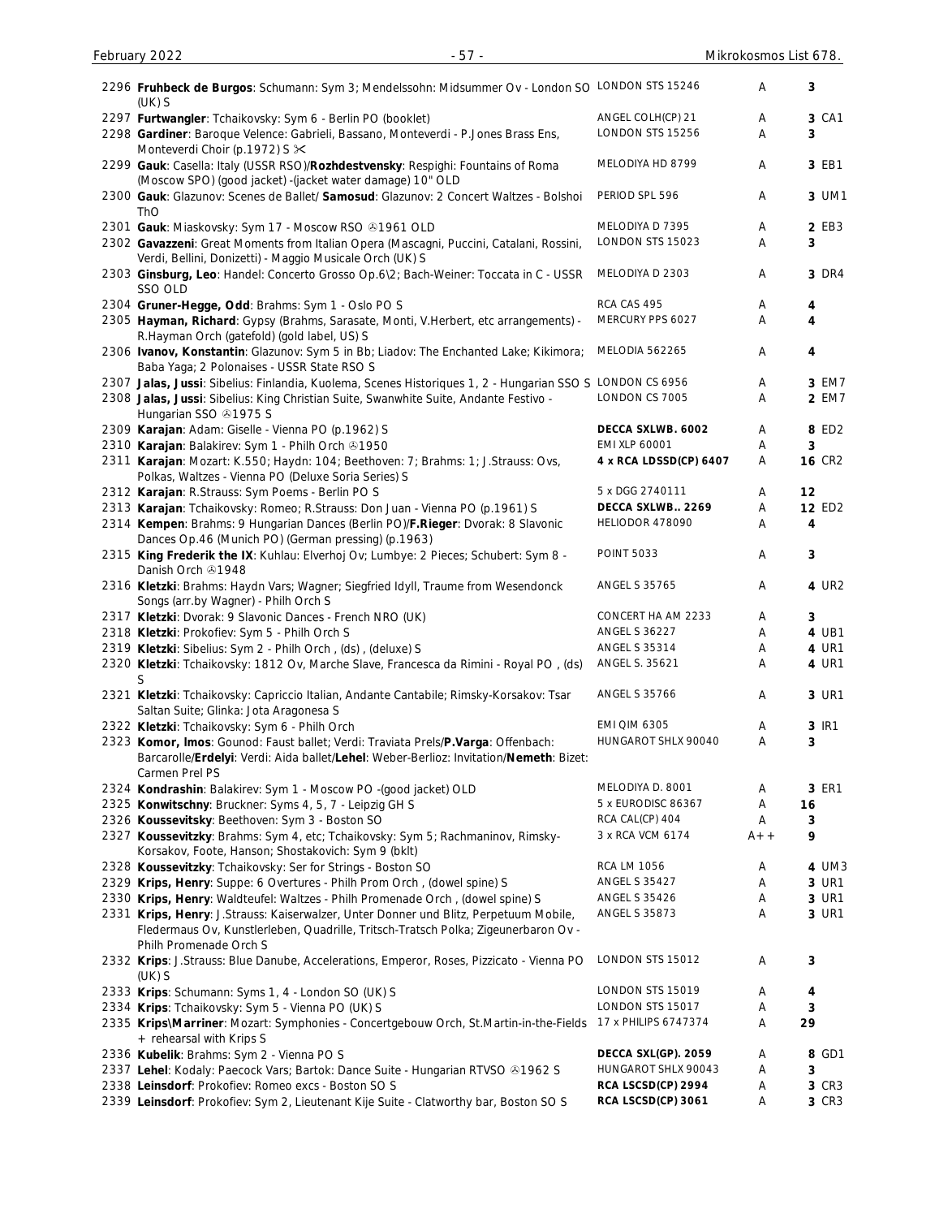| No. | Description | Label | Grade | Price |
|---|---|---|---|---|
| 2296 | **Fruhbeck de Burgos**: Schumann: Sym 3; Mendelssohn: Midsummer Ov - London SO (UK) S | LONDON STS 15246 | A | 3 |
| 2297 | **Furtwangler**: Tchaikovsky: Sym 6 - Berlin PO (booklet) | ANGEL COLH(CP) 21 | A | 3 CA1 |
| 2298 | **Gardiner**: Baroque Velence: Gabrieli, Bassano, Monteverdi - P.Jones Brass Ens, Monteverdi Choir (p.1972) S ✂ | LONDON STS 15256 | A | 3 |
| 2299 | **Gauk**: Casella: Italy (USSR RSO)/**Rozhdestvensky**: Respighi: Fountains of Roma (Moscow SPO) (good jacket) -(jacket water damage) 10" OLD | MELODIYA HD 8799 | A | 3 EB1 |
| 2300 | **Gauk**: Glazunov: Scenes de Ballet/ **Samosud**: Glazunov: 2 Concert Waltzes - Bolshoi ThO | PERIOD SPL 596 | A | 3 UM1 |
| 2301 | **Gauk**: Miaskovsky: Sym 17 - Moscow RSO ℗1961 OLD | MELODIYA D 7395 | A | 2 EB3 |
| 2302 | **Gavazzeni**: Great Moments from Italian Opera (Mascagni, Puccini, Catalani, Rossini, Verdi, Bellini, Donizetti) - Maggio Musicale Orch (UK) S | LONDON STS 15023 | A | 3 |
| 2303 | **Ginsburg, Leo**: Handel: Concerto Grosso Op.6\2; Bach-Weiner: Toccata in C - USSR SSO OLD | MELODIYA D 2303 | A | 3 DR4 |
| 2304 | **Gruner-Hegge, Odd**: Brahms: Sym 1 - Oslo PO S | RCA CAS 495 | A | 4 |
| 2305 | **Hayman, Richard**: Gypsy (Brahms, Sarasate, Monti, V.Herbert, etc arrangements) - R.Hayman Orch (gatefold) (gold label, US) S | MERCURY PPS 6027 | A | 4 |
| 2306 | **Ivanov, Konstantin**: Glazunov: Sym 5 in Bb; Liadov: The Enchanted Lake; Kikimora; Baba Yaga; 2 Polonaises - USSR State RSO S | MELODIA 562265 | A | 4 |
| 2307 | **Jalas, Jussi**: Sibelius: Finlandia, Kuolema, Scenes Historiques 1, 2 - Hungarian SSO S | LONDON CS 6956 | A | 3 EM7 |
| 2308 | **Jalas, Jussi**: Sibelius: King Christian Suite, Swanwhite Suite, Andante Festivo - Hungarian SSO ℗1975 S | LONDON CS 7005 | A | 2 EM7 |
| 2309 | **Karajan**: Adam: Giselle - Vienna PO (p.1962) S | **DECCA SXLWB. 6002** | A | 8 ED2 |
| 2310 | **Karajan**: Balakirev: Sym 1 - Philh Orch ℗1950 | EMI XLP 60001 | A | 3 |
| 2311 | **Karajan**: Mozart: K.550; Haydn: 104; Beethoven: 7; Brahms: 1; J.Strauss: Ovs, Polkas, Waltzes - Vienna PO (Deluxe Soria Series) S | **4 x RCA LDSSD(CP) 6407** | A | 16 CR2 |
| 2312 | **Karajan**: R.Strauss: Sym Poems - Berlin PO S | 5 x DGG 2740111 | A | 12 |
| 2313 | **Karajan**: Tchaikovsky: Romeo; R.Strauss: Don Juan - Vienna PO (p.1961) S | **DECCA SXLWB.. 2269** | A | 12 ED2 |
| 2314 | **Kempen**: Brahms: 9 Hungarian Dances (Berlin PO)/**F.Rieger**: Dvorak: 8 Slavonic Dances Op.46 (Munich PO) (German pressing) (p.1963) | HELIODOR 478090 | A | 4 |
| 2315 | **King Frederik the IX**: Kuhlau: Elverhoj Ov; Lumbye: 2 Pieces; Schubert: Sym 8 - Danish Orch ℗1948 | POINT 5033 | A | 3 |
| 2316 | **Kletzki**: Brahms: Haydn Vars; Wagner; Siegfried Idyll, Traume from Wesendonck Songs (arr.by Wagner) - Philh Orch S | ANGEL S 35765 | A | 4 UR2 |
| 2317 | **Kletzki**: Dvorak: 9 Slavonic Dances - French NRO (UK) | CONCERT HA AM 2233 | A | 3 |
| 2318 | **Kletzki**: Prokofiev: Sym 5 - Philh Orch S | ANGEL S 36227 | A | 4 UB1 |
| 2319 | **Kletzki**: Sibelius: Sym 2 - Philh Orch , (ds) , (deluxe) S | ANGEL S 35314 | A | 4 UR1 |
| 2320 | **Kletzki**: Tchaikovsky: 1812 Ov, Marche Slave, Francesca da Rimini - Royal PO , (ds) S | ANGEL S. 35621 | A | 4 UR1 |
| 2321 | **Kletzki**: Tchaikovsky: Capriccio Italian, Andante Cantabile; Rimsky-Korsakov: Tsar Saltan Suite; Glinka: Jota Aragonesa S | ANGEL S 35766 | A | 3 UR1 |
| 2322 | **Kletzki**: Tchaikovsky: Sym 6 - Philh Orch | EMI QIM 6305 | A | 3 IR1 |
| 2323 | **Komor, Imos**: Gounod: Faust ballet; Verdi: Traviata Prels/**P.Varga**: Offenbach: Barcarolle/**Erdelyi**: Verdi: Aida ballet/**Lehel**: Weber-Berlioz: Invitation/**Nemeth**: Bizet: Carmen Prel PS | HUNGAROT SHLX 90040 | A | 3 |
| 2324 | **Kondrashin**: Balakirev: Sym 1 - Moscow PO -(good jacket) OLD | MELODIYA D. 8001 | A | 3 ER1 |
| 2325 | **Konwitschny**: Bruckner: Syms 4, 5, 7 - Leipzig GH S | 5 x EURODISC 86367 | A | 16 |
| 2326 | **Koussevitsky**: Beethoven: Sym 3 - Boston SO | RCA CAL(CP) 404 | A | 3 |
| 2327 | **Koussevitzky**: Brahms: Sym 4, etc; Tchaikovsky: Sym 5; Rachmaninov, Rimsky-Korsakov, Foote, Hanson; Shostakovich: Sym 9 (bklt) | 3 x RCA VCM 6174 | A++ | 9 |
| 2328 | **Koussevitzky**: Tchaikovsky: Ser for Strings - Boston SO | RCA LM 1056 | A | 4 UM3 |
| 2329 | **Krips, Henry**: Suppe: 6 Overtures - Philh Prom Orch , (dowel spine) S | ANGEL S 35427 | A | 3 UR1 |
| 2330 | **Krips, Henry**: Waldteufel: Waltzes - Philh Promenade Orch , (dowel spine) S | ANGEL S 35426 | A | 3 UR1 |
| 2331 | **Krips, Henry**: J.Strauss: Kaiserwalzer, Unter Donner und Blitz, Perpetuum Mobile, Fledermaus Ov, Kunstlerleben, Quadrille, Tritsch-Tratsch Polka; Zigeunerbaron Ov - Philh Promenade Orch S | ANGEL S 35873 | A | 3 UR1 |
| 2332 | **Krips**: J.Strauss: Blue Danube, Accelerations, Emperor, Roses, Pizzicato - Vienna PO (UK) S | LONDON STS 15012 | A | 3 |
| 2333 | **Krips**: Schumann: Syms 1, 4 - London SO (UK) S | LONDON STS 15019 | A | 4 |
| 2334 | **Krips**: Tchaikovsky: Sym 5 - Vienna PO (UK) S | LONDON STS 15017 | A | 3 |
| 2335 | **Krips\Marriner**: Mozart: Symphonies - Concertgebouw Orch, St.Martin-in-the-Fields + rehearsal with Krips S | 17 x PHILIPS 6747374 | A | 29 |
| 2336 | **Kubelik**: Brahms: Sym 2 - Vienna PO S | **DECCA SXL(GP). 2059** | A | 8 GD1 |
| 2337 | **Lehel**: Kodaly: Paecock Vars; Bartok: Dance Suite - Hungarian RTVSO ℗1962 S | HUNGAROT SHLX 90043 | A | 3 |
| 2338 | **Leinsdorf**: Prokofiev: Romeo excs - Boston SO S | **RCA LSCSD(CP) 2994** | A | 3 CR3 |
| 2339 | **Leinsdorf**: Prokofiev: Sym 2, Lieutenant Kije Suite - Clatworthy bar, Boston SO S | **RCA LSCSD(CP) 3061** | A | 3 CR3 |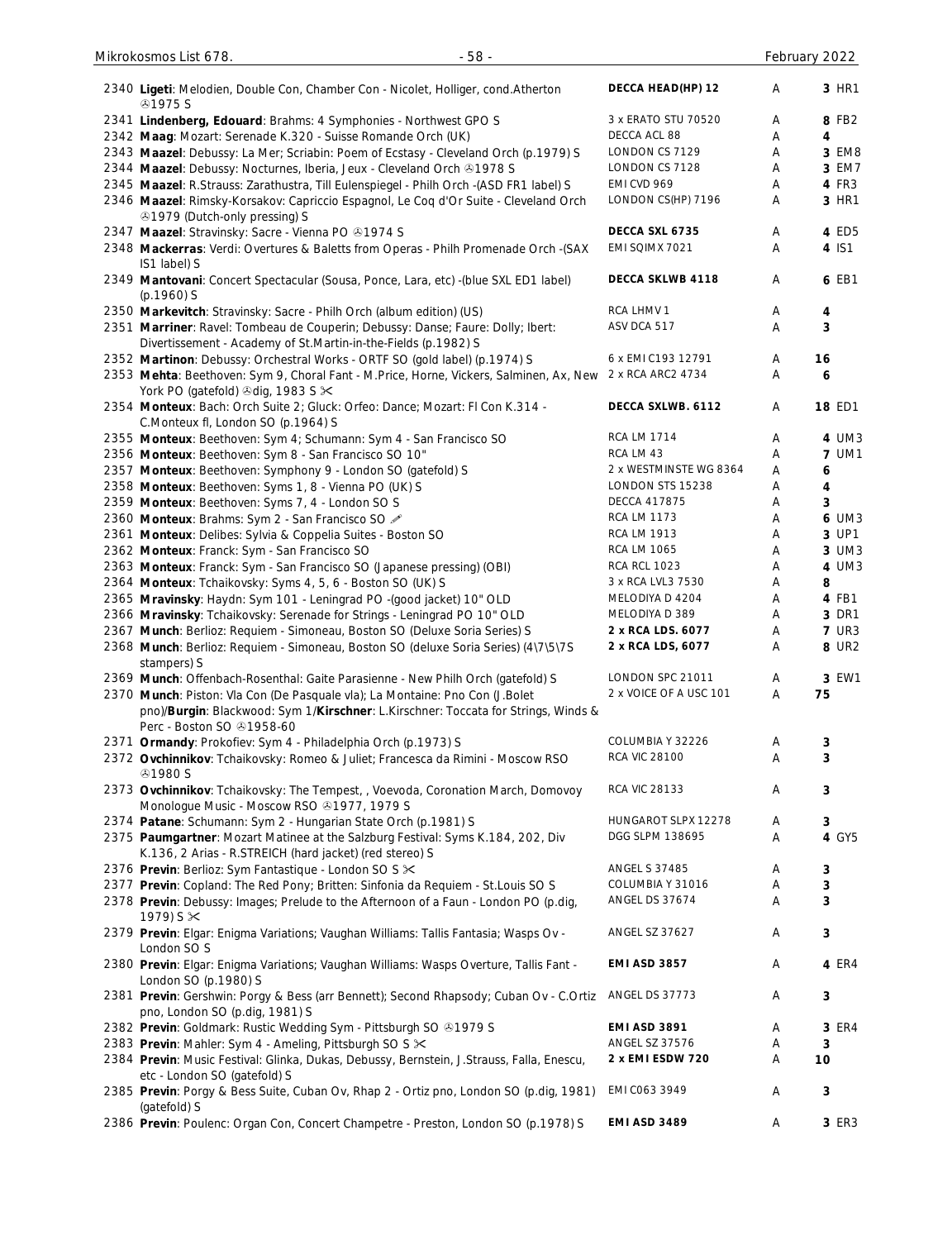| # | Description | Label | Grade | Price |
|---|---|---|---|---|
| 2340 | **Ligeti**: Melodien, Double Con, Chamber Con - Nicolet, Holliger, cond.Atherton ℗1975 S | **DECCA HEAD(HP) 12** | A | **3** HR1 |
| 2341 | **Lindenberg, Edouard**: Brahms: 4 Symphonies - Northwest GPO S | 3 x ERATO STU 70520 | A | **8** FB2 |
| 2342 | **Maag**: Mozart: Serenade K.320 - Suisse Romande Orch (UK) | DECCA ACL 88 | A | **4** |
| 2343 | **Maazel**: Debussy: La Mer; Scriabin: Poem of Ecstasy - Cleveland Orch (p.1979) S | LONDON CS 7129 | A | **3** EM8 |
| 2344 | **Maazel**: Debussy: Nocturnes, Iberia, Jeux - Cleveland Orch ℗1978 S | LONDON CS 7128 | A | **3** EM7 |
| 2345 | **Maazel**: R.Strauss: Zarathustra, Till Eulenspiegel - Philh Orch -(ASD FR1 label) S | EMI CVD 969 | A | **4** FR3 |
| 2346 | **Maazel**: Rimsky-Korsakov: Capriccio Espagnol, Le Coq d'Or Suite - Cleveland Orch ℗1979 (Dutch-only pressing) S | LONDON CS(HP) 7196 | A | **3** HR1 |
| 2347 | **Maazel**: Stravinsky: Sacre - Vienna PO ℗1974 S | **DECCA SXL 6735** | A | **4** ED5 |
| 2348 | **Mackerras**: Verdi: Overtures & Baletts from Operas - Philh Promenade Orch -(SAX IS1 label) S | EMI SQIMX 7021 | A | **4** IS1 |
| 2349 | **Mantovani**: Concert Spectacular (Sousa, Ponce, Lara, etc) -(blue SXL ED1 label) (p.1960) S | **DECCA SKLWB 4118** | A | **6** EB1 |
| 2350 | **Markevitch**: Stravinsky: Sacre - Philh Orch (album edition) (US) | RCA LHMV 1 | A | **4** |
| 2351 | **Marriner**: Ravel: Tombeau de Couperin; Debussy: Danse; Faure: Dolly; Ibert: Divertissement - Academy of St.Martin-in-the-Fields (p.1982) S | ASV DCA 517 | A | **3** |
| 2352 | **Martinon**: Debussy: Orchestral Works - ORTF SO (gold label) (p.1974) S | 6 x EMI C193 12791 | A | **16** |
| 2353 | **Mehta**: Beethoven: Sym 9, Choral Fant - M.Price, Horne, Vickers, Salminen, Ax, New York PO (gatefold) ℗dig, 1983 S ✂ | 2 x RCA ARC2 4734 | A | **6** |
| 2354 | **Monteux**: Bach: Orch Suite 2; Gluck: Orfeo: Dance; Mozart: Fl Con K.314 - C.Monteux fl, London SO (p.1964) S | **DECCA SXLWB. 6112** | A | **18** ED1 |
| 2355 | **Monteux**: Beethoven: Sym 4; Schumann: Sym 4 - San Francisco SO | RCA LM 1714 | A | **4** UM3 |
| 2356 | **Monteux**: Beethoven: Sym 8 - San Francisco SO 10" | RCA LM 43 | A | **7** UM1 |
| 2357 | **Monteux**: Beethoven: Symphony 9 - London SO (gatefold) S | 2 x WESTMINSTE WG 8364 | A | **6** |
| 2358 | **Monteux**: Beethoven: Syms 1, 8 - Vienna PO (UK) S | LONDON STS 15238 | A | **4** |
| 2359 | **Monteux**: Beethoven: Syms 7, 4 - London SO S | DECCA 417875 | A | **3** |
| 2360 | **Monteux**: Brahms: Sym 2 - San Francisco SO ✐ | RCA LM 1173 | A | **6** UM3 |
| 2361 | **Monteux**: Delibes: Sylvia & Coppelia Suites - Boston SO | RCA LM 1913 | A | **3** UP1 |
| 2362 | **Monteux**: Franck: Sym - San Francisco SO | RCA LM 1065 | A | **3** UM3 |
| 2363 | **Monteux**: Franck: Sym - San Francisco SO (Japanese pressing) (OBI) | RCA RCL 1023 | A | **4** UM3 |
| 2364 | **Monteux**: Tchaikovsky: Syms 4, 5, 6 - Boston SO (UK) S | 3 x RCA LVL3 7530 | A | **8** |
| 2365 | **Mravinsky**: Haydn: Sym 101 - Leningrad PO -(good jacket) 10" OLD | MELODIYA D 4204 | A | **4** FB1 |
| 2366 | **Mravinsky**: Tchaikovsky: Serenade for Strings - Leningrad PO 10" OLD | MELODIYA D 389 | A | **3** DR1 |
| 2367 | **Munch**: Berlioz: Requiem - Simoneau, Boston SO (Deluxe Soria Series) S | **2 x RCA LDS. 6077** | A | **7** UR3 |
| 2368 | **Munch**: Berlioz: Requiem - Simoneau, Boston SO (deluxe Soria Series) (4\7\5\7S stampers) S | **2 x RCA LDS, 6077** | A | **8** UR2 |
| 2369 | **Munch**: Offenbach-Rosenthal: Gaite Parasienne - New Philh Orch (gatefold) S | LONDON SPC 21011 | A | **3** EW1 |
| 2370 | **Munch**: Piston: Vla Con (De Pasquale vla); La Montaine: Pno Con (J.Bolet pno)/**Burgin**: Blackwood: Sym 1/**Kirschner**: L.Kirschner: Toccata for Strings, Winds & Perc - Boston SO ℗1958-60 | 2 x VOICE OF A USC 101 | A | **75** |
| 2371 | **Ormandy**: Prokofiev: Sym 4 - Philadelphia Orch (p.1973) S | COLUMBIA Y 32226 | A | **3** |
| 2372 | **Ovchinnikov**: Tchaikovsky: Romeo & Juliet; Francesca da Rimini - Moscow RSO ℗1980 S | RCA VIC 28100 | A | **3** |
| 2373 | **Ovchinnikov**: Tchaikovsky: The Tempest, , Voevoda, Coronation March, Domovoy Monologue Music - Moscow RSO ℗1977, 1979 S | RCA VIC 28133 | A | **3** |
| 2374 | **Patane**: Schumann: Sym 2 - Hungarian State Orch (p.1981) S | HUNGAROT SLPX 12278 | A | **3** |
| 2375 | **Paumgartner**: Mozart Matinee at the Salzburg Festival: Syms K.184, 202, Div K.136, 2 Arias - R.STREICH (hard jacket) (red stereo) S | DGG SLPM 138695 | A | **4** GY5 |
| 2376 | **Previn**: Berlioz: Sym Fantastique - London SO S ✂ | ANGEL S 37485 | A | **3** |
| 2377 | **Previn**: Copland: The Red Pony; Britten: Sinfonia da Requiem - St.Louis SO S | COLUMBIA Y 31016 | A | **3** |
| 2378 | **Previn**: Debussy: Images; Prelude to the Afternoon of a Faun - London PO (p.dig, 1979) S ✂ | ANGEL DS 37674 | A | **3** |
| 2379 | **Previn**: Elgar: Enigma Variations; Vaughan Williams: Tallis Fantasia; Wasps Ov - London SO S | ANGEL SZ 37627 | A | **3** |
| 2380 | **Previn**: Elgar: Enigma Variations; Vaughan Williams: Wasps Overture, Tallis Fant - London SO (p.1980) S | **EMI ASD 3857** | A | **4** ER4 |
| 2381 | **Previn**: Gershwin: Porgy & Bess (arr Bennett); Second Rhapsody; Cuban Ov - C.Ortiz pno, London SO (p.dig, 1981) S | ANGEL DS 37773 | A | **3** |
| 2382 | **Previn**: Goldmark: Rustic Wedding Sym - Pittsburgh SO ℗1979 S | **EMI ASD 3891** | A | **3** ER4 |
| 2383 | **Previn**: Mahler: Sym 4 - Ameling, Pittsburgh SO S ✂ | ANGEL SZ 37576 | A | **3** |
| 2384 | **Previn**: Music Festival: Glinka, Dukas, Debussy, Bernstein, J.Strauss, Falla, Enescu, etc - London SO (gatefold) S | **2 x EMI ESDW 720** | A | **10** |
| 2385 | **Previn**: Porgy & Bess Suite, Cuban Ov, Rhap 2 - Ortiz pno, London SO (p.dig, 1981) (gatefold) S | EMI C063 3949 | A | **3** |
| 2386 | **Previn**: Poulenc: Organ Con, Concert Champetre - Preston, London SO (p.1978) S | **EMI ASD 3489** | A | **3** ER3 |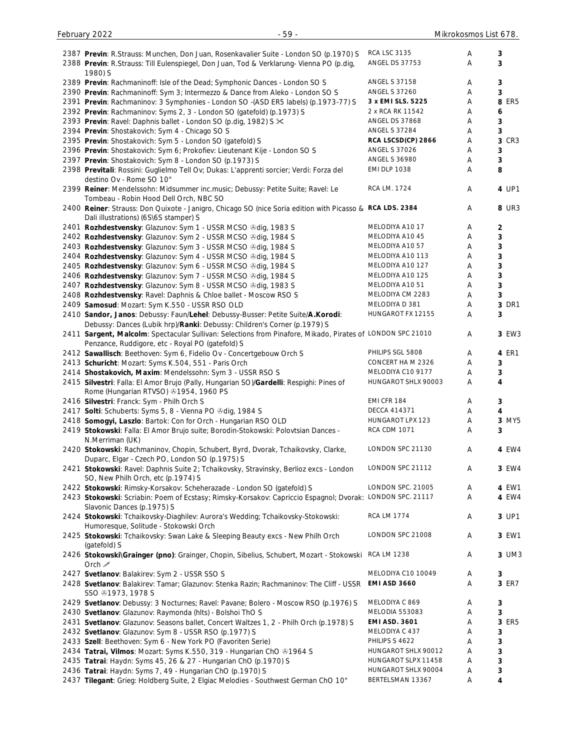| No. | Description | Label | Grade | Price |
|---|---|---|---|---|
| 2387 | **Previn**: R.Strauss: Munchen, Don Juan, Rosenkavalier Suite - London SO (p.1970) S | RCA LSC 3135 | A | 3 |
| 2388 | **Previn**: R.Strauss: Till Eulenspiegel, Don Juan, Tod & Verklarung- Vienna PO (p.dig, 1980) S | ANGEL DS 37753 | A | 3 |
| 2389 | **Previn**: Rachmaninoff: Isle of the Dead; Symphonic Dances - London SO S | ANGEL S 37158 | A | 3 |
| 2390 | **Previn**: Rachmaninoff: Sym 3; Intermezzo & Dance from Aleko - London SO S | ANGEL S 37260 | A | 3 |
| 2391 | **Previn**: Rachmaninov: 3 Symphonies - London SO -(ASD ER5 labels) (p.1973-77) S | **3 x EMI SLS. 5225** | A | **8** ER5 |
| 2392 | **Previn**: Rachmaninov: Syms 2, 3 - London SO (gatefold) (p.1973) S | 2 x RCA RK 11542 | A | 6 |
| 2393 | **Previn**: Ravel: Daphnis ballet - London SO (p.dig, 1982) S ✂ | ANGEL DS 37868 | A | 3 |
| 2394 | **Previn**: Shostakovich: Sym 4 - Chicago SO S | ANGEL S 37284 | A | 3 |
| 2395 | **Previn**: Shostakovich: Sym 5 - London SO (gatefold) S | **RCA LSCSD(CP) 2866** | A | **3** CR3 |
| 2396 | **Previn**: Shostakovich: Sym 6; Prokofiev: Lieutenant Kije - London SO S | ANGEL S 37026 | A | 3 |
| 2397 | **Previn**: Shostakovich: Sym 8 - London SO (p.1973) S | ANGEL S 36980 | A | 3 |
| 2398 | **Previtali**: Rossini: Guglielmo Tell Ov; Dukas: L'apprenti sorcier; Verdi: Forza del destino Ov - Rome SO 10" | EMI DLP 1038 | A | 8 |
| 2399 | **Reiner**: Mendelssohn: Midsummer inc.music; Debussy: Petite Suite; Ravel: Le Tombeau - Robin Hood Dell Orch, NBC SO | RCA LM. 1724 | A | **4** UP1 |
| 2400 | **Reiner**: Strauss: Don Quixote - Janigro, Chicago SO (nice Soria edition with Picasso & Dali illustrations) (6S\6S stamper) S | **RCA LDS. 2384** | A | **8** UR3 |
| 2401 | **Rozhdestvensky**: Glazunov: Sym 1 - USSR MCSO ℗dig, 1983 S | MELODIYA A10 17 | A | 2 |
| 2402 | **Rozhdestvensky**: Glazunov: Sym 2 - USSR MCSO ℗dig, 1984 S | MELODIYA A10 45 | A | 3 |
| 2403 | **Rozhdestvensky**: Glazunov: Sym 3 - USSR MCSO ℗dig, 1984 S | MELODIYA A10 57 | A | 3 |
| 2404 | **Rozhdestvensky**: Glazunov: Sym 4 - USSR MCSO ℗dig, 1984 S | MELODIYA A10 113 | A | 3 |
| 2405 | **Rozhdestvensky**: Glazunov: Sym 6 - USSR MCSO ℗dig, 1984 S | MELODIYA A10 127 | A | 3 |
| 2406 | **Rozhdestvensky**: Glazunov: Sym 7 - USSR MCSO ℗dig, 1984 S | MELODIYA A10 125 | A | 3 |
| 2407 | **Rozhdestvensky**: Glazunov: Sym 8 - USSR MCSO ℗dig, 1983 S | MELODIYA A10 51 | A | 3 |
| 2408 | **Rozhdestvensky**: Ravel: Daphnis & Chloe ballet - Moscow RSO S | MELODIYA CM 2283 | A | 3 |
| 2409 | **Samosud**: Mozart: Sym K.550 - USSR RSO OLD | MELODIYA D 381 | A | **3** DR1 |
| 2410 | **Sandor, Janos**: Debussy: Faun/**Lehel**: Debussy-Busser: Petite Suite/**A.Korodi**: Debussy: Dances (Lubik hrp)/**Ranki**: Debussy: Children's Corner (p.1979) S | HUNGAROT FX 12155 | A | 3 |
| 2411 | **Sargent, Malcolm**: Spectacular Sullivan: Selections from Pinafore, Mikado, Pirates of Penzance, Ruddigore, etc - Royal PO (gatefold) S | LONDON SPC 21010 | A | **3** EW3 |
| 2412 | **Sawallisch**: Beethoven: Sym 6, Fidelio Ov - Concertgebouw Orch S | PHILIPS SGL 5808 | A | **4** ER1 |
| 2413 | **Schuricht**: Mozart: Syms K.504, 551 - Paris Orch | CONCERT HA M 2326 | A | 3 |
| 2414 | **Shostakovich, Maxim**: Mendelssohn: Sym 3 - USSR RSO S | MELODIYA C10 9177 | A | 3 |
| 2415 | **Silvestri**: Falla: El Amor Brujo (Pally, Hungarian SO)/**Gardelli**: Respighi: Pines of Rome (Hungarian RTVSO) ℗1954, 1960 PS | HUNGAROT SHLX 90003 | A | 4 |
| 2416 | **Silvestri**: Franck: Sym - Philh Orch S | EMI CFR 184 | A | 3 |
| 2417 | **Solti**: Schuberts: Syms 5, 8 - Vienna PO ℗dig, 1984 S | DECCA 414371 | A | 4 |
| 2418 | **Somogyi, Laszlo**: Bartok: Con for Orch - Hungarian RSO OLD | HUNGAROT LPX 123 | A | **3** MY5 |
| 2419 | **Stokowski**: Falla: El Amor Brujo suite; Borodin-Stokowski: Polovtsian Dances - N.Merriman (UK) | RCA CDM 1071 | A | 3 |
| 2420 | **Stokowski**: Rachmaninov, Chopin, Schubert, Byrd, Dvorak, Tchaikovsky, Clarke, Duparc, Elgar - Czech PO, London SO (p.1975) S | LONDON SPC 21130 | A | **4** EW4 |
| 2421 | **Stokowski**: Ravel: Daphnis Suite 2; Tchaikovsky, Stravinsky, Berlioz excs - London SO, New Philh Orch, etc (p.1974) S | LONDON SPC 21112 | A | **3** EW4 |
| 2422 | **Stokowski**: Rimsky-Korsakov: Scheherazade - London SO (gatefold) S | LONDON SPC. 21005 | A | **4** EW1 |
| 2423 | **Stokowski**: Scriabin: Poem of Ecstasy; Rimsky-Korsakov: Capriccio Espagnol; Dvorak: Slavonic Dances (p.1975) S | LONDON SPC. 21117 | A | **4** EW4 |
| 2424 | **Stokowski**: Tchaikovsky-Diaghilev: Aurora's Wedding; Tchaikovsky-Stokowski: Humoresque, Solitude - Stokowski Orch | RCA LM 1774 | A | **3** UP1 |
| 2425 | **Stokowski**: Tchaikovsky: Swan Lake & Sleeping Beauty excs - New Philh Orch (gatefold) S | LONDON SPC 21008 | A | **3** EW1 |
| 2426 | **Stokowski\Grainger (pno)**: Grainger, Chopin, Sibelius, Schubert, Mozart - Stokowski Orch ✍ | RCA LM 1238 | A | **3** UM3 |
| 2427 | **Svetlanov**: Balakirev: Sym 2 - USSR SSO S | MELODIYA C10 10049 | A | 3 |
| 2428 | **Svetlanov**: Balakirev: Tamar; Glazunov: Stenka Razin; Rachmaninov: The Cliff - USSR SSO ℗1973, 1978 S | **EMI ASD 3660** | A | **3** ER7 |
| 2429 | **Svetlanov**: Debussy: 3 Nocturnes; Ravel: Pavane; Bolero - Moscow RSO (p.1976) S | MELODIYA C 869 | A | 3 |
| 2430 | **Svetlanov**: Glazunov: Raymonda (hlts) - Bolshoi ThO S | MELODIA 553083 | A | 3 |
| 2431 | **Svetlanov**: Glazunov: Seasons ballet, Concert Waltzes 1, 2 - Philh Orch (p.1978) S | **EMI ASD. 3601** | A | **3** ER5 |
| 2432 | **Svetlanov**: Glazunov: Sym 8 - USSR RSO (p.1977) S | MELODIYA C 437 | A | 3 |
| 2433 | **Szell**: Beethoven: Sym 6 - New York PO (Favoriten Serie) | PHILIPS S 4622 | A | 3 |
| 2434 | **Tatrai, Vilmos**: Mozart: Syms K.550, 319 - Hungarian ChO ℗1964 S | HUNGAROT SHLX 90012 | A | 3 |
| 2435 | **Tatrai**: Haydn: Syms 45, 26 & 27 - Hungarian ChO (p.1970) S | HUNGAROT SLPX 11458 | A | 3 |
| 2436 | **Tatrai**: Haydn: Syms 7, 49 - Hungarian ChO (p.1970) S | HUNGAROT SHLX 90004 | A | 3 |
| 2437 | **Tilegant**: Grieg: Holdberg Suite, 2 Elgiac Melodies - Southwest German ChO 10" | BERTELSMAN 13367 | A | 4 |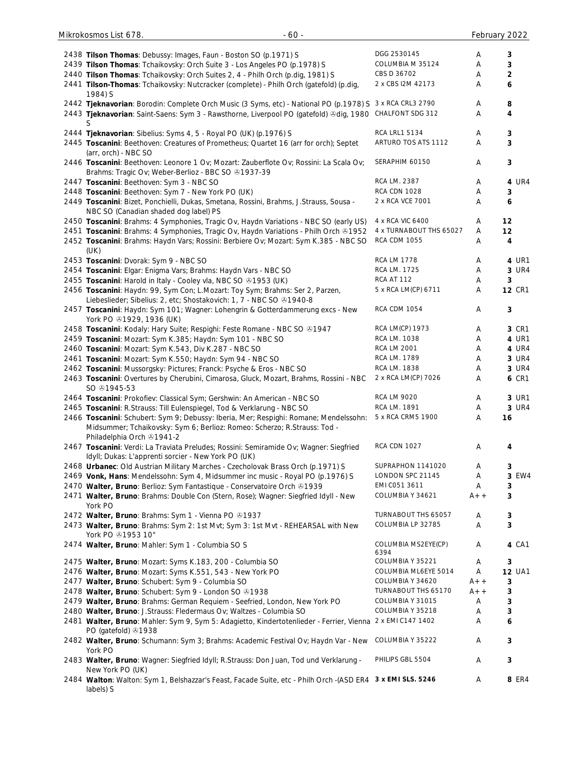| No. | Description | Label | Grade | Price |
|---|---|---|---|---|
| 2438 | **Tilson Thomas**: Debussy: Images, Faun - Boston SO (p.1971) S | DGG 2530145 | A | 3 |
| 2439 | **Tilson Thomas**: Tchaikovsky: Orch Suite 3 - Los Angeles PO (p.1978) S | COLUMBIA M 35124 | A | 3 |
| 2440 | **Tilson Thomas**: Tchaikovsky: Orch Suites 2, 4 - Philh Orch (p.dig, 1981) S | CBS D 36702 | A | 2 |
| 2441 | **Tilson-Thomas**: Tchaikovsky: Nutcracker (complete) - Philh Orch (gatefold) (p.dig, 1984) S | 2 x CBS I2M 42173 | A | 6 |
| 2442 | **Tjeknavorian**: Borodin: Complete Orch Music (3 Syms, etc) - National PO (p.1978) S | 3 x RCA CRL3 2790 | A | 8 |
| 2443 | **Tjeknavorian**: Saint-Saens: Sym 3 - Rawsthorne, Liverpool PO (gatefold) ℗dig, 1980 S | CHALFONT SDG 312 | A | 4 |
| 2444 | **Tjeknavorian**: Sibelius: Syms 4, 5 - Royal PO (UK) (p.1976) S | RCA LRL1 5134 | A | 3 |
| 2445 | **Toscanini**: Beethoven: Creatures of Prometheus; Quartet 16 (arr for orch); Septet (arr, orch) - NBC SO | ARTURO TOS ATS 1112 | A | 3 |
| 2446 | **Toscanini**: Beethoven: Leonore 1 Ov; Mozart: Zauberflote Ov; Rossini: La Scala Ov; Brahms: Tragic Ov; Weber-Berlioz - BBC SO ℗1937-39 | SERAPHIM 60150 | A | 3 |
| 2447 | **Toscanini**: Beethoven: Sym 3 - NBC SO | RCA LM. 2387 | A | 4 UR4 |
| 2448 | **Toscanini**: Beethoven: Sym 7 - New York PO (UK) | RCA CDN 1028 | A | 3 |
| 2449 | **Toscanini**: Bizet, Ponchielli, Dukas, Smetana, Rossini, Brahms, J.Strauss, Sousa - NBC SO (Canadian shaded dog label) PS | 2 x RCA VCE 7001 | A | 6 |
| 2450 | **Toscanini**: Brahms: 4 Symphonies, Tragic Ov, Haydn Variations - NBC SO (early US) | 4 x RCA VIC 6400 | A | 12 |
| 2451 | **Toscanini**: Brahms: 4 Symphonies, Tragic Ov, Haydn Variations - Philh Orch ℗1952 | 4 x TURNABOUT THS 65027 | A | 12 |
| 2452 | **Toscanini**: Brahms: Haydn Vars; Rossini: Berbiere Ov; Mozart: Sym K.385 - NBC SO (UK) | RCA CDM 1055 | A | 4 |
| 2453 | **Toscanini**: Dvorak: Sym 9 - NBC SO | RCA LM 1778 | A | 4 UR1 |
| 2454 | **Toscanini**: Elgar: Enigma Vars; Brahms: Haydn Vars - NBC SO | RCA LM. 1725 | A | 3 UR4 |
| 2455 | **Toscanini**: Harold in Italy - Cooley vla, NBC SO ℗1953 (UK) | RCA AT 112 | A | 3 |
| 2456 | **Toscanini**: Haydn: 99, Sym Con; L.Mozart: Toy Sym; Brahms: Ser 2, Parzen, Liebeslieder; Sibelius: 2, etc; Shostakovich: 1, 7 - NBC SO ℗1940-8 | 5 x RCA LM(CP) 6711 | A | 12 CR1 |
| 2457 | **Toscanini**: Haydn: Sym 101; Wagner: Lohengrin & Gotterdammerung excs - New York PO ℗1929, 1936 (UK) | RCA CDM 1054 | A | 3 |
| 2458 | **Toscanini**: Kodaly: Hary Suite; Respighi: Feste Romane - NBC SO ℗1947 | RCA LM(CP) 1973 | A | 3 CR1 |
| 2459 | **Toscanini**: Mozart: Sym K.385; Haydn: Sym 101 - NBC SO | RCA LM. 1038 | A | 4 UR1 |
| 2460 | **Toscanini**: Mozart: Sym K.543, Div K.287 - NBC SO | RCA LM 2001 | A | 4 UR4 |
| 2461 | **Toscanini**: Mozart: Sym K.550; Haydn: Sym 94 - NBC SO | RCA LM. 1789 | A | 3 UR4 |
| 2462 | **Toscanini**: Mussorgsky: Pictures; Franck: Psyche & Eros - NBC SO | RCA LM. 1838 | A | 3 UR4 |
| 2463 | **Toscanini**: Overtures by Cherubini, Cimarosa, Gluck, Mozart, Brahms, Rossini - NBC SO ℗1945-53 | 2 x RCA LM(CP) 7026 | A | 6 CR1 |
| 2464 | **Toscanini**: Prokofiev: Classical Sym; Gershwin: An American - NBC SO | RCA LM 9020 | A | 3 UR1 |
| 2465 | **Toscanini**: R.Strauss: Till Eulenspiegel, Tod & Verklarung - NBC SO | RCA LM. 1891 | A | 3 UR4 |
| 2466 | **Toscanini**: Schubert: Sym 9; Debussy: Iberia, Mer; Respighi: Romane; Mendelssohn: Midsummer; Tchaikovsky: Sym 6; Berlioz: Romeo: Scherzo; R.Strauss: Tod - Philadelphia Orch ℗1941-2 | 5 x RCA CRM5 1900 | A | 16 |
| 2467 | **Toscanini**: Verdi: La Traviata Preludes; Rossini: Semiramide Ov; Wagner: Siegfried Idyll; Dukas: L'apprenti sorcier - New York PO (UK) | RCA CDN 1027 | A | 4 |
| 2468 | **Urbanec**: Old Austrian Military Marches - Czecholovak Brass Orch (p.1971) S | SUPRAPHON 1141020 | A | 3 |
| 2469 | **Vonk, Hans**: Mendelssohn: Sym 4, Midsummer inc music - Royal PO (p.1976) S | LONDON SPC 21145 | A | 3 EW4 |
| 2470 | **Walter, Bruno**: Berlioz: Sym Fantastique - Conservatoire Orch ℗1939 | EMI C051 3611 | A | 3 |
| 2471 | **Walter, Bruno**: Brahms: Double Con (Stern, Rose); Wagner: Siegfried Idyll - New York PO | COLUMBIA Y 34621 | A++ | 3 |
| 2472 | **Walter, Bruno**: Brahms: Sym 1 - Vienna PO ℗1937 | TURNABOUT THS 65057 | A | 3 |
| 2473 | **Walter, Bruno**: Brahms: Sym 2: 1st Mvt; Sym 3: 1st Mvt - REHEARSAL with New York PO ℗1953 10" | COLUMBIA LP 32785 | A | 3 |
| 2474 | **Walter, Bruno**: Mahler: Sym 1 - Columbia SO S | COLUMBIA MS2EYE(CP) 6394 | A | 4 CA1 |
| 2475 | **Walter, Bruno**: Mozart: Syms K.183, 200 - Columbia SO | COLUMBIA Y 35221 | A | 3 |
| 2476 | **Walter, Bruno**: Mozart: Syms K.551, 543 - New York PO | COLUMBIA ML6EYE 5014 | A | 12 UA1 |
| 2477 | **Walter, Bruno**: Schubert: Sym 9 - Columbia SO | COLUMBIA Y 34620 | A++ | 3 |
| 2478 | **Walter, Bruno**: Schubert: Sym 9 - London SO ℗1938 | TURNABOUT THS 65170 | A++ | 3 |
| 2479 | **Walter, Bruno**: Brahms: German Requiem - Seefried, London, New York PO | COLUMBIA Y 31015 | A | 3 |
| 2480 | **Walter, Bruno**: J.Strauss: Fledermaus Ov; Waltzes - Columbia SO | COLUMBIA Y 35218 | A | 3 |
| 2481 | **Walter, Bruno**: Mahler: Sym 9, Sym 5: Adagietto, Kindertotenlieder - Ferrier, Vienna PO (gatefold) ℗1938 | 2 x EMI C147 1402 | A | 6 |
| 2482 | **Walter, Bruno**: Schumann: Sym 3; Brahms: Academic Festival Ov; Haydn Var - New York PO | COLUMBIA Y 35222 | A | 3 |
| 2483 | **Walter, Bruno**: Wagner: Siegfried Idyll; R.Strauss: Don Juan, Tod und Verklarung - New York PO (UK) | PHILIPS GBL 5504 | A | 3 |
| 2484 | **Walton**: Walton: Sym 1, Belshazzar's Feast, Facade Suite, etc - Philh Orch -(ASD ER4 labels) S | **3 x EMI SLS. 5246** | A | 8 ER4 |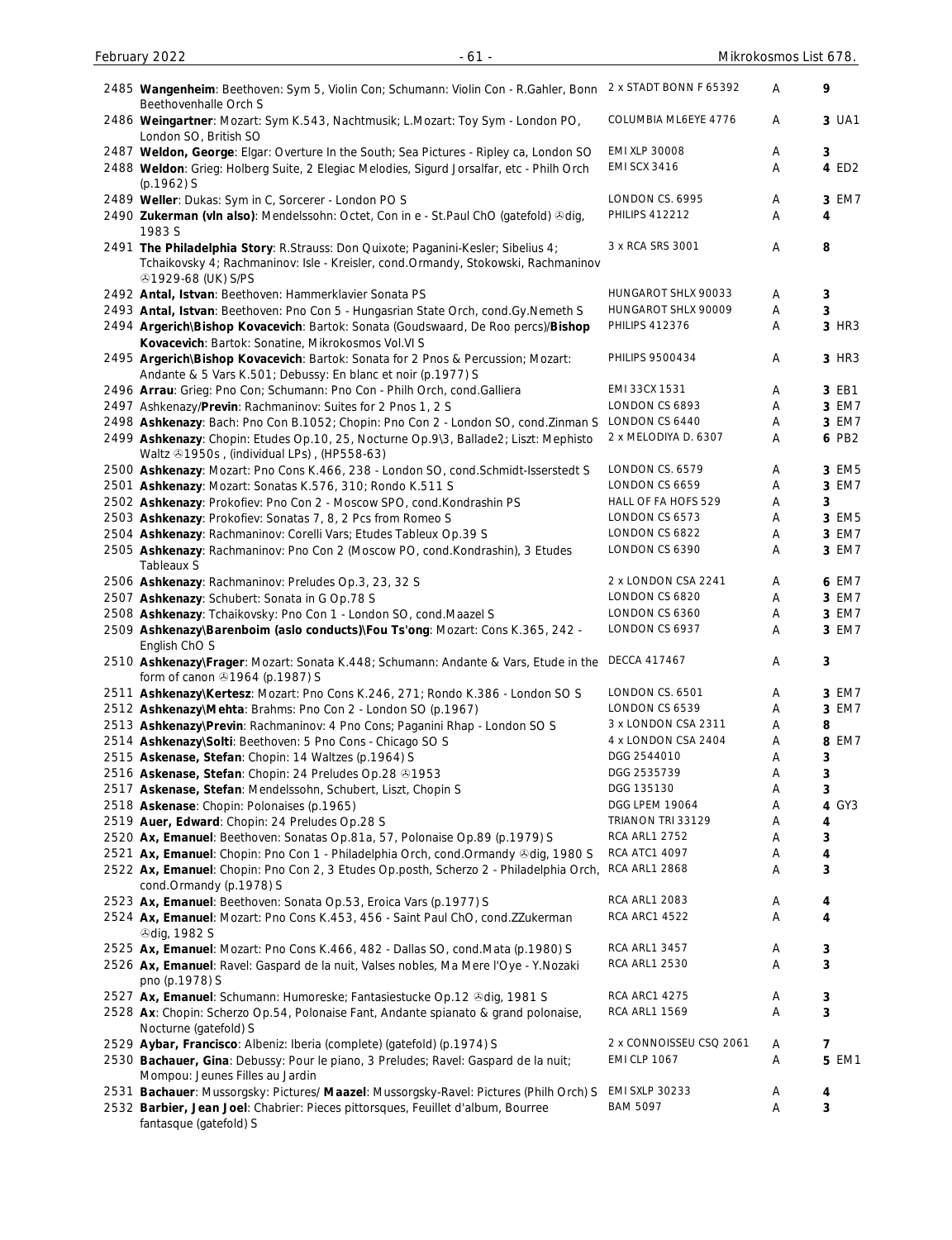| No. | Description | Label | Grade | Price |
|---|---|---|---|---|
| 2485 | **Wangenheim**: Beethoven: Sym 5, Violin Con; Schumann: Violin Con - R.Gahler, Bonn Beethovenhalle Orch S | 2 x STADT BONN F 65392 | A | 9 |
| 2486 | **Weingartner**: Mozart: Sym K.543, Nachtmusik; L.Mozart: Toy Sym - London PO, London SO, British SO | COLUMBIA ML6EYE 4776 | A | 3 UA1 |
| 2487 | **Weldon, George**: Elgar: Overture In the South; Sea Pictures - Ripley ca, London SO | EMI XLP 30008 | A | 3 |
| 2488 | **Weldon**: Grieg: Holberg Suite, 2 Elegiac Melodies, Sigurd Jorsalfar, etc - Philh Orch (p.1962) S | EMI SCX 3416 | A | 4 ED2 |
| 2489 | **Weller**: Dukas: Sym in C, Sorcerer - London PO S | LONDON CS. 6995 | A | 3 EM7 |
| 2490 | **Zukerman (vln also)**: Mendelssohn: Octet, Con in e - St.Paul ChO (gatefold) ℗dig, 1983 S | PHILIPS 412212 | A | 4 |
| 2491 | **The Philadelphia Story**: R.Strauss: Don Quixote; Paganini-Kesler; Sibelius 4; Tchaikovsky 4; Rachmaninov: Isle - Kreisler, cond.Ormandy, Stokowski, Rachmaninov ℗1929-68 (UK) S/PS | 3 x RCA SRS 3001 | A | 8 |
| 2492 | **Antal, Istvan**: Beethoven: Hammerklavier Sonata PS | HUNGAROT SHLX 90033 | A | 3 |
| 2493 | **Antal, Istvan**: Beethoven: Pno Con 5 - Hungasrian State Orch, cond.Gy.Nemeth S | HUNGAROT SHLX 90009 | A | 3 |
| 2494 | **Argerich\Bishop Kovacevich**: Bartok: Sonata (Goudswaard, De Roo percs)/**Bishop Kovacevich**: Bartok: Sonatine, Mikrokosmos Vol.VI S | PHILIPS 412376 | A | 3 HR3 |
| 2495 | **Argerich\Bishop Kovacevich**: Bartok: Sonata for 2 Pnos & Percussion; Mozart: Andante & 5 Vars K.501; Debussy: En blanc et noir (p.1977) S | PHILIPS 9500434 | A | 3 HR3 |
| 2496 | **Arrau**: Grieg: Pno Con; Schumann: Pno Con - Philh Orch, cond.Galliera | EMI 33CX 1531 | A | 3 EB1 |
| 2497 | Ashkenazy/**Previn**: Rachmaninov: Suites for 2 Pnos 1, 2 S | LONDON CS 6893 | A | 3 EM7 |
| 2498 | **Ashkenazy**: Bach: Pno Con B.1052; Chopin: Pno Con 2 - London SO, cond.Zinman S | LONDON CS 6440 | A | 3 EM7 |
| 2499 | **Ashkenazy**: Chopin: Etudes Op.10, 25, Nocturne Op.9\3, Ballade2; Liszt: Mephisto Waltz ℗1950s , (individual LPs) , (HP558-63) | 2 x MELODIYA D. 6307 | A | 6 PB2 |
| 2500 | **Ashkenazy**: Mozart: Pno Cons K.466, 238 - London SO, cond.Schmidt-Isserstedt S | LONDON CS. 6579 | A | 3 EM5 |
| 2501 | **Ashkenazy**: Mozart: Sonatas K.576, 310; Rondo K.511 S | LONDON CS 6659 | A | 3 EM7 |
| 2502 | **Ashkenazy**: Prokofiev: Pno Con 2 - Moscow SPO, cond.Kondrashin PS | HALL OF FA HOFS 529 | A | 3 |
| 2503 | **Ashkenazy**: Prokofiev: Sonatas 7, 8, 2 Pcs from Romeo S | LONDON CS 6573 | A | 3 EM5 |
| 2504 | **Ashkenazy**: Rachmaninov: Corelli Vars; Etudes Tableux Op.39 S | LONDON CS 6822 | A | 3 EM7 |
| 2505 | **Ashkenazy**: Rachmaninov: Pno Con 2 (Moscow PO, cond.Kondrashin), 3 Etudes Tableaux S | LONDON CS 6390 | A | 3 EM7 |
| 2506 | **Ashkenazy**: Rachmaninov: Preludes Op.3, 23, 32 S | 2 x LONDON CSA 2241 | A | 6 EM7 |
| 2507 | **Ashkenazy**: Schubert: Sonata in G Op.78 S | LONDON CS 6820 | A | 3 EM7 |
| 2508 | **Ashkenazy**: Tchaikovsky: Pno Con 1 - London SO, cond.Maazel S | LONDON CS 6360 | A | 3 EM7 |
| 2509 | **Ashkenazy\Barenboim (aslo conducts)\Fou Ts'ong**: Mozart: Cons K.365, 242 - English ChO S | LONDON CS 6937 | A | 3 EM7 |
| 2510 | **Ashkenazy\Frager**: Mozart: Sonata K.448; Schumann: Andante & Vars, Etude in the form of canon ℗1964 (p.1987) S | DECCA 417467 | A | 3 |
| 2511 | **Ashkenazy\Kertesz**: Mozart: Pno Cons K.246, 271; Rondo K.386 - London SO S | LONDON CS. 6501 | A | 3 EM7 |
| 2512 | **Ashkenazy\Mehta**: Brahms: Pno Con 2 - London SO (p.1967) | LONDON CS 6539 | A | 3 EM7 |
| 2513 | **Ashkenazy\Previn**: Rachmaninov: 4 Pno Cons; Paganini Rhap - London SO S | 3 x LONDON CSA 2311 | A | 8 |
| 2514 | **Ashkenazy\Solti**: Beethoven: 5 Pno Cons - Chicago SO S | 4 x LONDON CSA 2404 | A | 8 EM7 |
| 2515 | **Askenase, Stefan**: Chopin: 14 Waltzes (p.1964) S | DGG 2544010 | A | 3 |
| 2516 | **Askenase, Stefan**: Chopin: 24 Preludes Op.28 ℗1953 | DGG 2535739 | A | 3 |
| 2517 | **Askenase, Stefan**: Mendelssohn, Schubert, Liszt, Chopin S | DGG 135130 | A | 3 |
| 2518 | **Askenase**: Chopin: Polonaises (p.1965) | DGG LPEM 19064 | A | 4 GY3 |
| 2519 | **Auer, Edward**: Chopin: 24 Preludes Op.28 S | TRIANON TRI 33129 | A | 4 |
| 2520 | **Ax, Emanuel**: Beethoven: Sonatas Op.81a, 57, Polonaise Op.89 (p.1979) S | RCA ARL1 2752 | A | 3 |
| 2521 | **Ax, Emanuel**: Chopin: Pno Con 1 - Philadelphia Orch, cond.Ormandy ℗dig, 1980 S | RCA ATC1 4097 | A | 4 |
| 2522 | **Ax, Emanuel**: Chopin: Pno Con 2, 3 Etudes Op.posth, Scherzo 2 - Philadelphia Orch, cond.Ormandy (p.1978) S | RCA ARL1 2868 | A | 3 |
| 2523 | **Ax, Emanuel**: Beethoven: Sonata Op.53, Eroica Vars (p.1977) S | RCA ARL1 2083 | A | 4 |
| 2524 | **Ax, Emanuel**: Mozart: Pno Cons K.453, 456 - Saint Paul ChO, cond.ZZukerman ℗dig, 1982 S | RCA ARC1 4522 | A | 4 |
| 2525 | **Ax, Emanuel**: Mozart: Pno Cons K.466, 482 - Dallas SO, cond.Mata (p.1980) S | RCA ARL1 3457 | A | 3 |
| 2526 | **Ax, Emanuel**: Ravel: Gaspard de la nuit, Valses nobles, Ma Mere l'Oye - Y.Nozaki pno (p.1978) S | RCA ARL1 2530 | A | 3 |
| 2527 | **Ax, Emanuel**: Schumann: Humoreske; Fantasiestucke Op.12 ℗dig, 1981 S | RCA ARC1 4275 | A | 3 |
| 2528 | **Ax**: Chopin: Scherzo Op.54, Polonaise Fant, Andante spianato & grand polonaise, Nocturne (gatefold) S | RCA ARL1 1569 | A | 3 |
| 2529 | **Aybar, Francisco**: Albeniz: Iberia (complete) (gatefold) (p.1974) S | 2 x CONNOISSEU CSQ 2061 | A | 7 |
| 2530 | **Bachauer, Gina**: Debussy: Pour le piano, 3 Preludes; Ravel: Gaspard de la nuit; Mompou: Jeunes Filles au Jardin | EMI CLP 1067 | A | 5 EM1 |
| 2531 | **Bachauer**: Mussorgsky: Pictures/ **Maazel**: Mussorgsky-Ravel: Pictures (Philh Orch) S | EMI SXLP 30233 | A | 4 |
| 2532 | **Barbier, Jean Joel**: Chabrier: Pieces pittorsques, Feuillet d'album, Bourree fantasque (gatefold) S | BAM 5097 | A | 3 |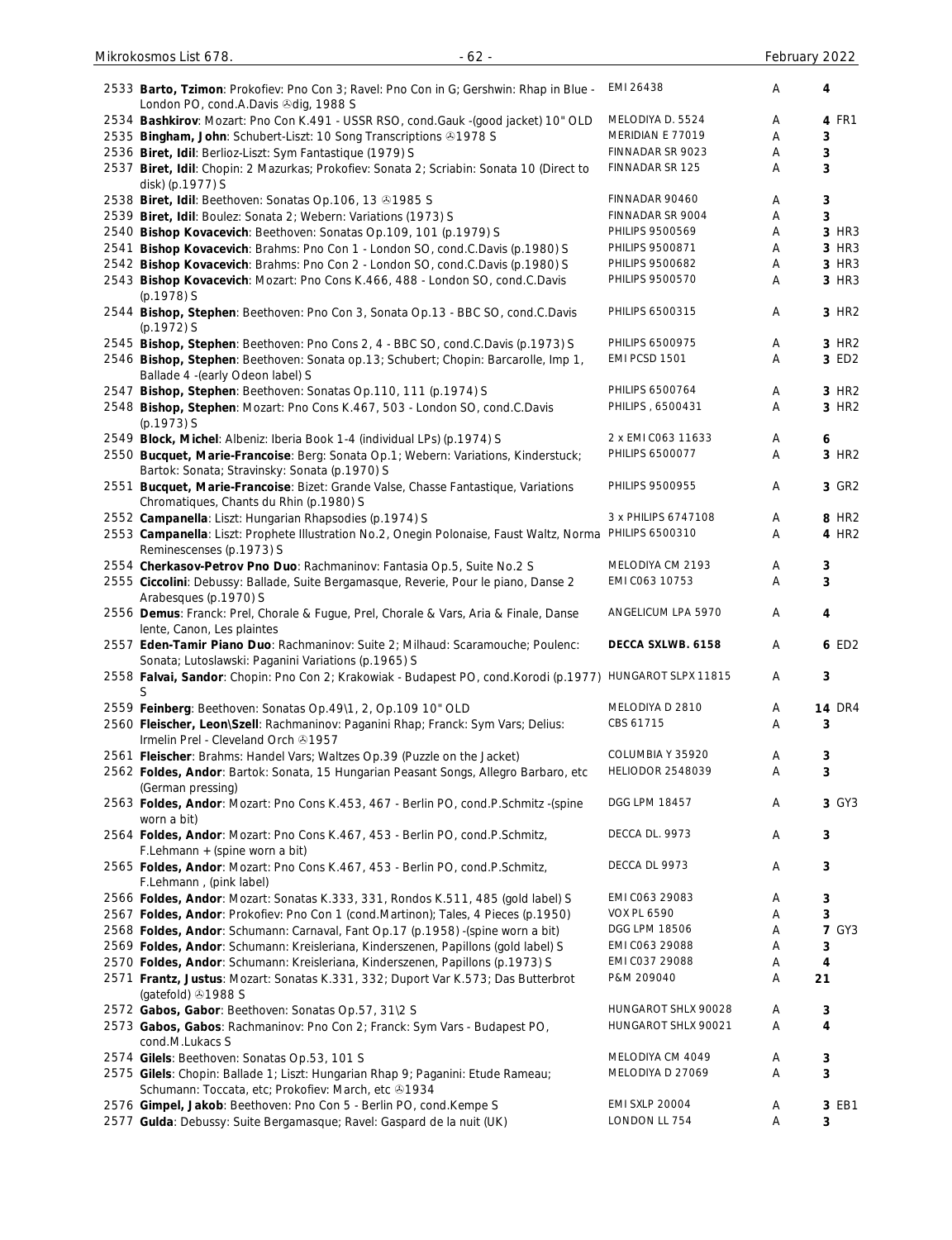| | | | | |
|---|---|---|---|---|
| 2533 | **Barto, Tzimon**: Prokofiev: Pno Con 3; Ravel: Pno Con in G; Gershwin: Rhap in Blue - London PO, cond.A.Davis ℗dig, 1988 S | EMI 26438 | A | 4 |
| 2534 | **Bashkirov**: Mozart: Pno Con K.491 - USSR RSO, cond.Gauk -(good jacket) 10" OLD | MELODIYA D. 5524 | A | 4 FR1 |
| 2535 | **Bingham, John**: Schubert-Liszt: 10 Song Transcriptions ℗1978 S | MERIDIAN E 77019 | A | 3 |
| 2536 | **Biret, Idil**: Berlioz-Liszt: Sym Fantastique (1979) S | FINNADAR SR 9023 | A | 3 |
| 2537 | **Biret, Idil**: Chopin: 2 Mazurkas; Prokofiev: Sonata 2; Scriabin: Sonata 10 (Direct to disk) (p.1977) S | FINNADAR SR 125 | A | 3 |
| 2538 | **Biret, Idil**: Beethoven: Sonatas Op.106, 13 ℗1985 S | FINNADAR 90460 | A | 3 |
| 2539 | **Biret, Idil**: Boulez: Sonata 2; Webern: Variations (1973) S | FINNADAR SR 9004 | A | 3 |
| 2540 | **Bishop Kovacevich**: Beethoven: Sonatas Op.109, 101 (p.1979) S | PHILIPS 9500569 | A | 3 HR3 |
| 2541 | **Bishop Kovacevich**: Brahms: Pno Con 1 - London SO, cond.C.Davis (p.1980) S | PHILIPS 9500871 | A | 3 HR3 |
| 2542 | **Bishop Kovacevich**: Brahms: Pno Con 2 - London SO, cond.C.Davis (p.1980) S | PHILIPS 9500682 | A | 3 HR3 |
| 2543 | **Bishop Kovacevich**: Mozart: Pno Cons K.466, 488 - London SO, cond.C.Davis (p.1978) S | PHILIPS 9500570 | A | 3 HR3 |
| 2544 | **Bishop, Stephen**: Beethoven: Pno Con 3, Sonata Op.13 - BBC SO, cond.C.Davis (p.1972) S | PHILIPS 6500315 | A | 3 HR2 |
| 2545 | **Bishop, Stephen**: Beethoven: Pno Cons 2, 4 - BBC SO, cond.C.Davis (p.1973) S | PHILIPS 6500975 | A | 3 HR2 |
| 2546 | **Bishop, Stephen**: Beethoven: Sonata op.13; Schubert; Chopin: Barcarolle, Imp 1, Ballade 4 -(early Odeon label) S | EMI PCSD 1501 | A | 3 ED2 |
| 2547 | **Bishop, Stephen**: Beethoven: Sonatas Op.110, 111 (p.1974) S | PHILIPS 6500764 | A | 3 HR2 |
| 2548 | **Bishop, Stephen**: Mozart: Pno Cons K.467, 503 - London SO, cond.C.Davis (p.1973) S | PHILIPS , 6500431 | A | 3 HR2 |
| 2549 | **Block, Michel**: Albeniz: Iberia Book 1-4 (individual LPs) (p.1974) S | 2 x EMI C063 11633 | A | 6 |
| 2550 | **Bucquet, Marie-Francoise**: Berg: Sonata Op.1; Webern: Variations, Kinderstuck; Bartok: Sonata; Stravinsky: Sonata (p.1970) S | PHILIPS 6500077 | A | 3 HR2 |
| 2551 | **Bucquet, Marie-Francoise**: Bizet: Grande Valse, Chasse Fantastique, Variations Chromatiques, Chants du Rhin (p.1980) S | PHILIPS 9500955 | A | 3 GR2 |
| 2552 | **Campanella**: Liszt: Hungarian Rhapsodies (p.1974) S | 3 x PHILIPS 6747108 | A | 8 HR2 |
| 2553 | **Campanella**: Liszt: Prophete Illustration No.2, Onegin Polonaise, Faust Waltz, Norma Reminescenses (p.1973) S | PHILIPS 6500310 | A | 4 HR2 |
| 2554 | **Cherkasov-Petrov Pno Duo**: Rachmaninov: Fantasia Op.5, Suite No.2 S | MELODIYA CM 2193 | A | 3 |
| 2555 | **Ciccolini**: Debussy: Ballade, Suite Bergamasque, Reverie, Pour le piano, Danse 2 Arabesques (p.1970) S | EMI C063 10753 | A | 3 |
| 2556 | **Demus**: Franck: Prel, Chorale & Fugue, Prel, Chorale & Vars, Aria & Finale, Danse lente, Canon, Les plaintes | ANGELICUM LPA 5970 | A | 4 |
| 2557 | **Eden-Tamir Piano Duo**: Rachmaninov: Suite 2; Milhaud: Scaramouche; Poulenc: Sonata; Lutoslawski: Paganini Variations (p.1965) S | **DECCA SXLWB. 6158** | A | 6 ED2 |
| 2558 | **Falvai, Sandor**: Chopin: Pno Con 2; Krakowiak - Budapest PO, cond.Korodi (p.1977) S | HUNGAROT SLPX 11815 | A | 3 |
| 2559 | **Feinberg**: Beethoven: Sonatas Op.49\1, 2, Op.109 10" OLD | MELODIYA D 2810 | A | 14 DR4 |
| 2560 | **Fleischer, Leon\Szell**: Rachmaninov: Paganini Rhap; Franck: Sym Vars; Delius: Irmelin Prel - Cleveland Orch ℗1957 | CBS 61715 | A | 3 |
| 2561 | **Fleischer**: Brahms: Handel Vars; Waltzes Op.39 (Puzzle on the Jacket) | COLUMBIA Y 35920 | A | 3 |
| 2562 | **Foldes, Andor**: Bartok: Sonata, 15 Hungarian Peasant Songs, Allegro Barbaro, etc (German pressing) | HELIODOR 2548039 | A | 3 |
| 2563 | **Foldes, Andor**: Mozart: Pno Cons K.453, 467 - Berlin PO, cond.P.Schmitz -(spine worn a bit) | DGG LPM 18457 | A | 3 GY3 |
| 2564 | **Foldes, Andor**: Mozart: Pno Cons K.467, 453 - Berlin PO, cond.P.Schmitz, F.Lehmann + (spine worn a bit) | DECCA DL. 9973 | A | 3 |
| 2565 | **Foldes, Andor**: Mozart: Pno Cons K.467, 453 - Berlin PO, cond.P.Schmitz, F.Lehmann , (pink label) | DECCA DL 9973 | A | 3 |
| 2566 | **Foldes, Andor**: Mozart: Sonatas K.333, 331, Rondos K.511, 485 (gold label) S | EMI C063 29083 | A | 3 |
| 2567 | **Foldes, Andor**: Prokofiev: Pno Con 1 (cond.Martinon); Tales, 4 Pieces (p.1950) | VOX PL 6590 | A | 3 |
| 2568 | **Foldes, Andor**: Schumann: Carnaval, Fant Op.17 (p.1958) -(spine worn a bit) | DGG LPM 18506 | A | 7 GY3 |
| 2569 | **Foldes, Andor**: Schumann: Kreisleriana, Kinderszenen, Papillons (gold label) S | EMI C063 29088 | A | 3 |
| 2570 | **Foldes, Andor**: Schumann: Kreisleriana, Kinderszenen, Papillons (p.1973) S | EMI C037 29088 | A | 4 |
| 2571 | **Frantz, Justus**: Mozart: Sonatas K.331, 332; Duport Var K.573; Das Butterbrot (gatefold) ℗1988 S | P&M 209040 | A | 21 |
| 2572 | **Gabos, Gabor**: Beethoven: Sonatas Op.57, 31\2 S | HUNGAROT SHLX 90028 | A | 3 |
| 2573 | **Gabos, Gabos**: Rachmaninov: Pno Con 2; Franck: Sym Vars - Budapest PO, cond.M.Lukacs S | HUNGAROT SHLX 90021 | A | 4 |
| 2574 | **Gilels**: Beethoven: Sonatas Op.53, 101 S | MELODIYA CM 4049 | A | 3 |
| 2575 | **Gilels**: Chopin: Ballade 1; Liszt: Hungarian Rhap 9; Paganini: Etude Rameau; Schumann: Toccata, etc; Prokofiev: March, etc ℗1934 | MELODIYA D 27069 | A | 3 |
| 2576 | **Gimpel, Jakob**: Beethoven: Pno Con 5 - Berlin PO, cond.Kempe S | EMI SXLP 20004 | A | 3 EB1 |
| 2577 | **Gulda**: Debussy: Suite Bergamasque; Ravel: Gaspard de la nuit (UK) | LONDON LL 754 | A | 3 |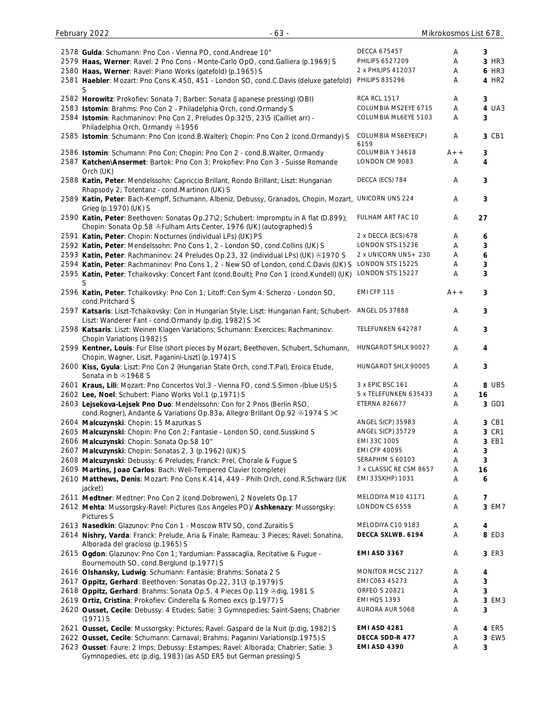| # | Description | Label | Cond. | Price |
|---|---|---|---|---|
| 2578 | **Gulda**: Schumann: Pno Con - Vienna PO, cond.Andreae 10" | DECCA 675457 | A | 3 |
| 2579 | **Haas, Werner**: Ravel: 2 Pno Cons - Monte-Carlo OpO, cond.Galliera (p.1969) S | PHILIPS 6527209 | A | 3 HR3 |
| 2580 | **Haas, Werner**: Ravel: Piano Works (gatefold) (p.1965) S | 2 x PHILIPS 412037 | A | 6 HR3 |
| 2581 | **Haebler**: Mozart: Pno Cons K.450, 451 - London SO, cond.C.Davis (deluxe gatefold) S | PHILIPS 835296 | A | 4 HR2 |
| 2582 | **Horowitz**: Prokofiev: Sonata 7; Barber: Sonata (Japanese pressing) (OBI) | RCA RCL 1517 | A | 3 |
| 2583 | **Istomin**: Brahms: Pno Con 2 - Philadelphia Orch, cond.Ormandy S | COLUMBIA MS2EYE 6715 | A | 4 UA3 |
| 2584 | **Istomin**: Rachmaninov: Pno Con 2, Preludes Op.32\5, 23\5 (Cailliet arr) - Philadelphia Orch, Ormandy ℗1956 | COLUMBIA ML6EYE 5103 | A | 3 |
| 2585 | **Istomin**: Schumann: Pno Con (cond.B.Walter); Chopin: Pno Con 2 (cond.Ormandy) S | COLUMBIA MS6EYE(CP) 6159 | A | 3 CB1 |
| 2586 | **Istomin**: Schumann: Pno Con; Chopin: Pno Con 2 - cond.B.Walter, Ormandy | COLUMBIA Y 34618 | A++ | 3 |
| 2587 | **Katchen\Ansermet**: Bartok: Pno Con 3; Prokofiev: Pno Con 3 - Suisse Romande Orch (UK) | LONDON CM 9083 | A | 4 |
| 2588 | **Katin, Peter**: Mendelssohn: Capriccio Brillant, Rondo Brillant; Liszt: Hungarian Rhapsody 2; Totentanz - cond.Martinon (UK) S | DECCA (ECS) 784 | A | 3 |
| 2589 | **Katin, Peter**: Bach-Kempff, Schumann, Albeniz, Debussy, Granados, Chopin, Mozart, Grieg (p.1970) (UK) S | UNICORN UNS 224 | A | 3 |
| 2590 | **Katin, Peter**: Beethoven: Sonatas Op.27\2; Schubert: Impromptu in A flat (D.899); Chopin: Sonata Op.58 ℗Fulham Arts Center, 1976 (UK) (autographed) S | FULHAM ART FAC 10 | A | 27 |
| 2591 | **Katin, Peter**: Chopin: Nocturnes (individual LPs) (UK) PS | 2 x DECCA (ECS) 678 | A | 6 |
| 2592 | **Katin, Peter**: Mendelssohn: Pno Cons 1, 2 - London SO, cond.Collins (UK) S | LONDON STS 15236 | A | 3 |
| 2593 | **Katin, Peter**: Rachmaninov: 24 Preludes Op.23, 32 (individual LPs) (UK) ℗1970 S | 2 x UNICORN UNS+ 230 | A | 6 |
| 2594 | **Katin, Peter**: Rachmaninov: Pno Cons 1, 2 - New SO of London, cond.C.Davis (UK) S | LONDON STS 15225 | A | 3 |
| 2595 | **Katin, Peter**: Tchaikovsky: Concert Fant (cond.Boult); Pno Con 1 (cond.Kundell) (UK) S | LONDON STS 15227 | A | 3 |
| 2596 | **Katin, Peter**: Tchaikovsky: Pno Con 1; Litoff: Con Sym 4: Scherzo - London SO, cond.Pritchard S | EMI CFP 115 | A++ | 3 |
| 2597 | **Katsaris**: Liszt-Tchaikovsky: Con in Hungarian Style; Liszt: Hungarian Fant; Schubert-Liszt: Wanderer Fant - cond.Ormandy (p.dig, 1982) S ✂ | ANGEL DS 37888 | A | 3 |
| 2598 | **Katsaris**: Liszt: Weinen Klagen Variations; Schumann: Exercices; Rachmaninov: Chopin Variations (1982) S | TELEFUNKEN 642787 | A | 3 |
| 2599 | **Kentner, Louis**: Fur Elise (short pieces by Mozart, Beethoven, Schubert, Schumann, Chopin, Wagner, Liszt, Paganini-Liszt) (p.1974) S | HUNGAROT SHLX 90027 | A | 4 |
| 2600 | **Kiss, Gyula**: Liszt: Pno Con 2 (Hungarian State Orch, cond.T.Pal), Eroica Etude, Sonata in b ℗1968 S | HUNGAROT SHLX 90005 | A | 3 |
| 2601 | **Kraus, Lili**: Mozart: Pno Concertos Vol.3 - Vienna FO, cond.S.Simon -(blue US) S | 3 x EPIC BSC 161 | A | 8 UB5 |
| 2602 | **Lee, Noel**: Schubert: Piano Works Vol.1 (p.1971) S | 5 x TELEFUNKEN 635433 | A | 16 |
| 2603 | **Lejsekova-Lejsek Pno Duo**: Mendelssohn: Con for 2 Pnos (Berlin RSO, cond.Rogner), Andante & Variations Op.83a, Allegro Brillant Op.92 ℗1974 S ✂ | ETERNA 826677 | A | 3 GD1 |
| 2604 | **Malcuzynski**: Chopin: 15 Mazurkas S | ANGEL S(CP) 35983 | A | 3 CB1 |
| 2605 | **Malcuzynski**: Chopin: Pno Con 2; Fantasie - London SO, cond.Susskind S | ANGEL S(CP) 35729 | A | 3 CR1 |
| 2606 | **Malcuzynski**: Chopin: Sonata Op.58 10" | EMI 33C 1005 | A | 3 EB1 |
| 2607 | **Malcuzynski**: Chopin: Sonatas 2, 3 (p.1962) (UK) S | EMI CFP 40095 | A | 3 |
| 2608 | **Malcuzynski**: Debussy: 6 Preludes; Franck: Prel, Chorale & Fugue S | SERAPHIM S 60103 | A | 3 |
| 2609 | **Martins, Joao Carlos**: Bach: Well-Tempered Clavier (complete) | 7 x CLASSIC RE CSM 8657 | A | 16 |
| 2610 | **Matthews, Denis**: Mozart: Pno Cons K.414, 449 - Philh Orch, cond.R.Schwarz (UK jacket) | EMI 33SX(HP) 1031 | A | 6 |
| 2611 | **Medtner**: Medtner: Pno Con 2 (cond.Dobrowen), 2 Novelets Op.17 | MELODIYA M10 41171 | A | 7 |
| 2612 | **Mehta**: Mussorgsky-Ravel: Pictures (Los Angeles PO)/ **Ashkenazy**: Mussorgsky: Pictures S | LONDON CS 6559 | A | 3 EM7 |
| 2613 | **Nasedkin**: Glazunov: Pno Con 1 - Moscow RTV SO, cond.Zuraitis S | MELODIYA C10 9183 | A | 4 |
| 2614 | **Nishry, Varda**: Franck: Prelude, Aria & Finale; Rameau: 3 Pieces; Ravel: Sonatina, Alborada del gracioso (p.1965) S | **DECCA SXLWB. 6194** | A | 8 ED3 |
| 2615 | **Ogdon**: Glazunov: Pno Con 1; Yardumian: Passacaglia, Recitative & Fugue - Bournemouth SO, cond.Berglund (p.1977) S | **EMI ASD 3367** | A | 3 ER3 |
| 2616 | **Olshansky, Ludwig**: Schumann: Fantasie; Brahms: Sonata 2 S | MONITOR MCSC 2127 | A | 4 |
| 2617 | **Oppitz, Gerhard**: Beethoven: Sonatas Op.22, 31\3 (p.1979) S | EMI C063 45273 | A | 3 |
| 2618 | **Oppitz, Gerhard**: Brahms: Sonata Op.5, 4 Pieces Op.119 ℗dig, 1981 S | ORFEO S 20821 | A | 3 |
| 2619 | **Ortiz, Cristina**: Prokofiev: Cinderella & Romeo excs (p.1977) S | EMI HQS 1393 | A | 3 EM3 |
| 2620 | **Ousset, Cecile**: Debussy: 4 Etudes; Satie: 3 Gymnopedies; Saint-Saens; Chabrier (1971) S | AURORA AUR 5068 | A | 3 |
| 2621 | **Ousset, Cecile**: Mussorgsky: Pictures; Ravel: Gaspard de la Nuit (p.dig, 1982) S | **EMI ASD 4281** | A | 4 ER5 |
| 2622 | **Ousset, Cecile**: Schumann: Carnaval; Brahms: Paganini Variations(p.1975) S | **DECCA SDD-R 477** | A | 3 EW5 |
| 2623 | **Ousset**: Faure: 2 Imps; Debussy: Estampes; Ravel: Alborada; Chabrier; Satie: 3 Gymnopedies, etc (p.dig, 1983) (as ASD ER5 but German pressing) S | **EMI ASD 4390** | A | 3 |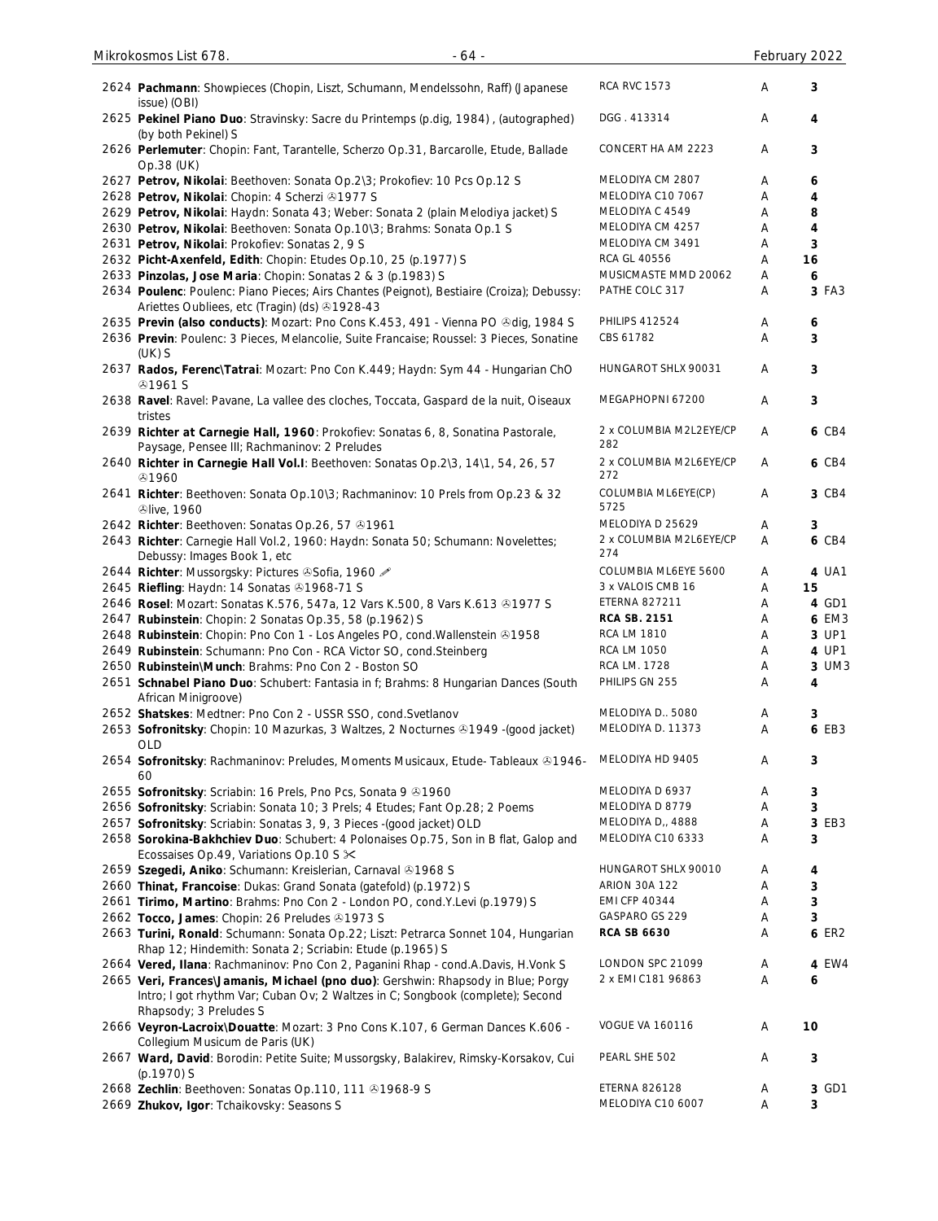| No. | Description | Label | Cond. | Price |
|---|---|---|---|---|
| 2624 | **Pachmann**: Showpieces (Chopin, Liszt, Schumann, Mendelssohn, Raff) (Japanese issue) (OBI) | RCA RVC 1573 | A | 3 |
| 2625 | **Pekinel Piano Duo**: Stravinsky: Sacre du Printemps (p.dig, 1984) , (autographed) (by both Pekinel) S | DGG . 413314 | A | 4 |
| 2626 | **Perlemuter**: Chopin: Fant, Tarantelle, Scherzo Op.31, Barcarolle, Etude, Ballade Op.38 (UK) | CONCERT HA AM 2223 | A | 3 |
| 2627 | **Petrov, Nikolai**: Beethoven: Sonata Op.2\3; Prokofiev: 10 Pcs Op.12 S | MELODIYA CM 2807 | A | 6 |
| 2628 | **Petrov, Nikolai**: Chopin: 4 Scherzi ℗1977 S | MELODIYA C10 7067 | A | 4 |
| 2629 | **Petrov, Nikolai**: Haydn: Sonata 43; Weber: Sonata 2 (plain Melodiya jacket) S | MELODIYA C 4549 | A | 8 |
| 2630 | **Petrov, Nikolai**: Beethoven: Sonata Op.10\3; Brahms: Sonata Op.1 S | MELODIYA CM 4257 | A | 4 |
| 2631 | **Petrov, Nikolai**: Prokofiev: Sonatas 2, 9 S | MELODIYA CM 3491 | A | 3 |
| 2632 | **Picht-Axenfeld, Edith**: Chopin: Etudes Op.10, 25 (p.1977) S | RCA GL 40556 | A | 16 |
| 2633 | **Pinzolas, Jose Maria**: Chopin: Sonatas 2 & 3 (p.1983) S | MUSICMASTE MMD 20062 | A | 6 |
| 2634 | **Poulenc**: Poulenc: Piano Pieces; Airs Chantes (Peignot), Bestiaire (Croiza); Debussy: Ariettes Oubliees, etc (Tragin) (ds) ℗1928-43 | PATHE COLC 317 | A | 3 FA3 |
| 2635 | **Previn (also conducts)**: Mozart: Pno Cons K.453, 491 - Vienna PO ℗dig, 1984 S | PHILIPS 412524 | A | 6 |
| 2636 | **Previn**: Poulenc: 3 Pieces, Melancolie, Suite Francaise; Roussel: 3 Pieces, Sonatine (UK) S | CBS 61782 | A | 3 |
| 2637 | **Rados, Ferenc\Tatrai**: Mozart: Pno Con K.449; Haydn: Sym 44 - Hungarian ChO ℗1961 S | HUNGAROT SHLX 90031 | A | 3 |
| 2638 | **Ravel**: Ravel: Pavane, La vallee des cloches, Toccata, Gaspard de la nuit, Oiseaux tristes | MEGAPHOPNI 67200 | A | 3 |
| 2639 | **Richter at Carnegie Hall, 1960**: Prokofiev: Sonatas 6, 8, Sonatina Pastorale, Paysage, Pensee III; Rachmaninov: 2 Preludes | 2 x COLUMBIA M2L2EYE/CP 282 | A | 6 CB4 |
| 2640 | **Richter in Carnegie Hall Vol.I**: Beethoven: Sonatas Op.2\3, 14\1, 54, 26, 57 ℗1960 | 2 x COLUMBIA M2L6EYE/CP 272 | A | 6 CB4 |
| 2641 | **Richter**: Beethoven: Sonata Op.10\3; Rachmaninov: 10 Prels from Op.23 & 32 ℗live, 1960 | COLUMBIA ML6EYE(CP) 5725 | A | 3 CB4 |
| 2642 | **Richter**: Beethoven: Sonatas Op.26, 57 ℗1961 | MELODIYA D 25629 | A | 3 |
| 2643 | **Richter**: Carnegie Hall Vol.2, 1960: Haydn: Sonata 50; Schumann: Novelettes; Debussy: Images Book 1, etc | 2 x COLUMBIA M2L6EYE/CP 274 | A | 6 CB4 |
| 2644 | **Richter**: Mussorgsky: Pictures ℗Sofia, 1960 ✍ | COLUMBIA ML6EYE 5600 | A | 4 UA1 |
| 2645 | **Riefling**: Haydn: 14 Sonatas ℗1968-71 S | 3 x VALOIS CMB 16 | A | 15 |
| 2646 | **Rosel**: Mozart: Sonatas K.576, 547a, 12 Vars K.500, 8 Vars K.613 ℗1977 S | ETERNA 827211 | A | 4 GD1 |
| 2647 | **Rubinstein**: Chopin: 2 Sonatas Op.35, 58 (p.1962) S | **RCA SB. 2151** | A | 6 EM3 |
| 2648 | **Rubinstein**: Chopin: Pno Con 1 - Los Angeles PO, cond.Wallenstein ℗1958 | RCA LM 1810 | A | 3 UP1 |
| 2649 | **Rubinstein**: Schumann: Pno Con - RCA Victor SO, cond.Steinberg | RCA LM 1050 | A | 4 UP1 |
| 2650 | **Rubinstein\Munch**: Brahms: Pno Con 2 - Boston SO | RCA LM. 1728 | A | 3 UM3 |
| 2651 | **Schnabel Piano Duo**: Schubert: Fantasia in f; Brahms: 8 Hungarian Dances (South African Minigroove) | PHILIPS GN 255 | A | 4 |
| 2652 | **Shatskes**: Medtner: Pno Con 2 - USSR SSO, cond.Svetlanov | MELODIYA D.. 5080 | A | 3 |
| 2653 | **Sofronitsky**: Chopin: 10 Mazurkas, 3 Waltzes, 2 Nocturnes ℗1949 -(good jacket) OLD | MELODIYA D. 11373 | A | 6 EB3 |
| 2654 | **Sofronitsky**: Rachmaninov: Preludes, Moments Musicaux, Etude- Tableaux ℗1946-60 | MELODIYA HD 9405 | A | 3 |
| 2655 | **Sofronitsky**: Scriabin: 16 Prels, Pno Pcs, Sonata 9 ℗1960 | MELODIYA D 6937 | A | 3 |
| 2656 | **Sofronitsky**: Scriabin: Sonata 10; 3 Prels; 4 Etudes; Fant Op.28; 2 Poems | MELODIYA D 8779 | A | 3 |
| 2657 | **Sofronitsky**: Scriabin: Sonatas 3, 9, 3 Pieces -(good jacket) OLD | MELODIYA D,, 4888 | A | 3 EB3 |
| 2658 | **Sorokina-Bakhchiev Duo**: Schubert: 4 Polonaises Op.75, Son in B flat, Galop and Ecossaises Op.49, Variations Op.10 S ✂ | MELODIYA C10 6333 | A | 3 |
| 2659 | **Szegedi, Aniko**: Schumann: Kreislerian, Carnaval ℗1968 S | HUNGAROT SHLX 90010 | A | 4 |
| 2660 | **Thinat, Francoise**: Dukas: Grand Sonata (gatefold) (p.1972) S | ARION 30A 122 | A | 3 |
| 2661 | **Tirimo, Martino**: Brahms: Pno Con 2 - London PO, cond.Y.Levi (p.1979) S | EMI CFP 40344 | A | 3 |
| 2662 | **Tocco, James**: Chopin: 26 Preludes ℗1973 S | GASPARO GS 229 | A | 3 |
| 2663 | **Turini, Ronald**: Schumann: Sonata Op.22; Liszt: Petrarca Sonnet 104, Hungarian Rhap 12; Hindemith: Sonata 2; Scriabin: Etude (p.1965) S | **RCA SB 6630** | A | 6 ER2 |
| 2664 | **Vered, Ilana**: Rachmaninov: Pno Con 2, Paganini Rhap - cond.A.Davis, H.Vonk S | LONDON SPC 21099 | A | 4 EW4 |
| 2665 | **Veri, Frances\Jamanis, Michael (pno duo)**: Gershwin: Rhapsody in Blue; Porgy Intro; I got rhythm Var; Cuban Ov; 2 Waltzes in C; Songbook (complete); Second Rhapsody; 3 Preludes S | 2 x EMI C181 96863 | A | 6 |
| 2666 | **Veyron-Lacroix\Douatte**: Mozart: 3 Pno Cons K.107, 6 German Dances K.606 - Collegium Musicum de Paris (UK) | VOGUE VA 160116 | A | 10 |
| 2667 | **Ward, David**: Borodin: Petite Suite; Mussorgsky, Balakirev, Rimsky-Korsakov, Cui (p.1970) S | PEARL SHE 502 | A | 3 |
| 2668 | **Zechlin**: Beethoven: Sonatas Op.110, 111 ℗1968-9 S | ETERNA 826128 | A | 3 GD1 |
| 2669 | **Zhukov, Igor**: Tchaikovsky: Seasons S | MELODIYA C10 6007 | A | 3 |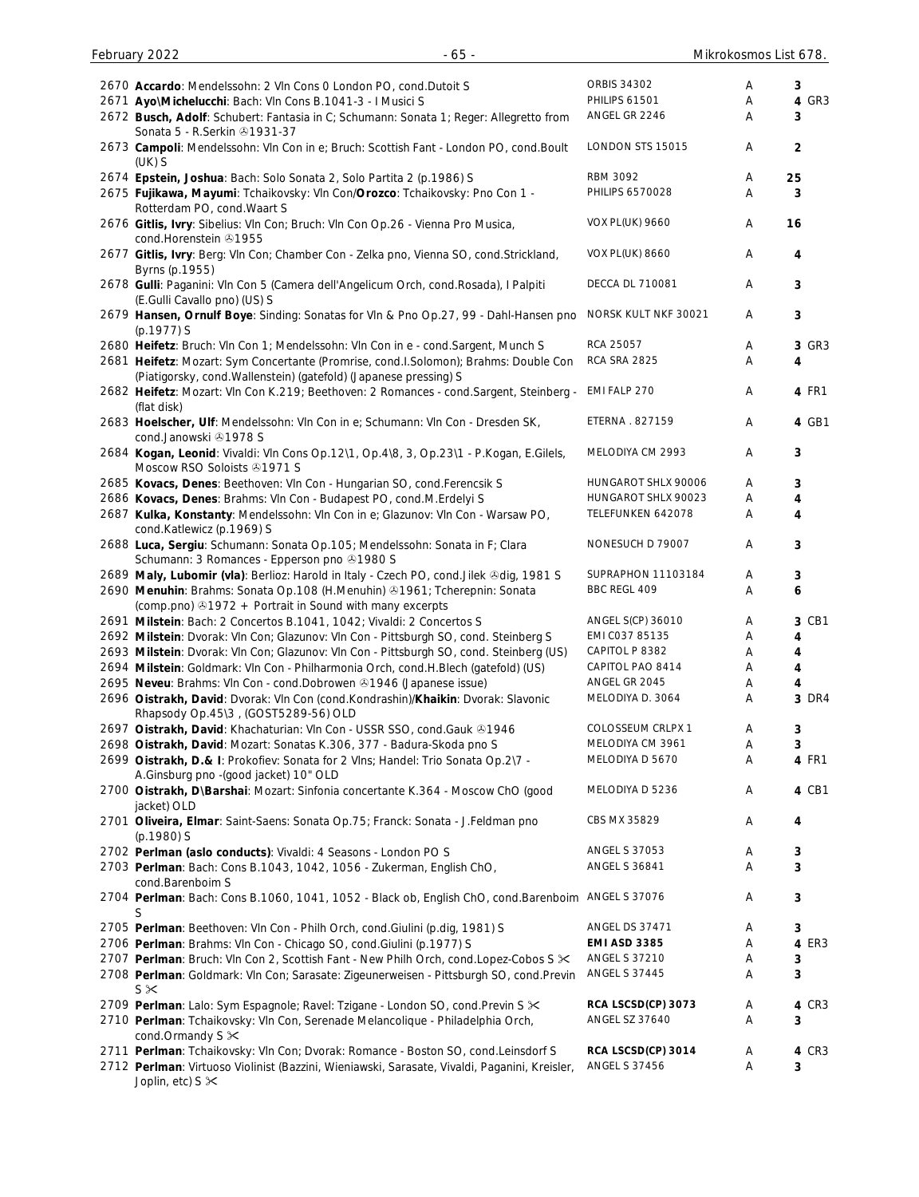| No. | Description | Label | Cond. | Price |
|---|---|---|---|---|
| 2670 | **Accardo**: Mendelssohn: 2 Vln Cons 0 London PO, cond.Dutoit S | ORBIS 34302 | A | 3 |
| 2671 | **Ayo\Michelucchi**: Bach: Vln Cons B.1041-3 - I Musici S | PHILIPS 61501 | A | 4 GR3 |
| 2672 | **Busch, Adolf**: Schubert: Fantasia in C; Schumann: Sonata 1; Reger: Allegretto from Sonata 5 - R.Serkin ℗1931-37 | ANGEL GR 2246 | A | 3 |
| 2673 | **Campoli**: Mendelssohn: Vln Con in e; Bruch: Scottish Fant - London PO, cond.Boult (UK) S | LONDON STS 15015 | A | 2 |
| 2674 | **Epstein, Joshua**: Bach: Solo Sonata 2, Solo Partita 2 (p.1986) S | RBM 3092 | A | 25 |
| 2675 | **Fujikawa, Mayumi**: Tchaikovsky: Vln Con/**Orozco**: Tchaikovsky: Pno Con 1 - Rotterdam PO, cond.Waart S | PHILIPS 6570028 | A | 3 |
| 2676 | **Gitlis, Ivry**: Sibelius: Vln Con; Bruch: Vln Con Op.26 - Vienna Pro Musica, cond.Horenstein ℗1955 | VOX PL(UK) 9660 | A | 16 |
| 2677 | **Gitlis, Ivry**: Berg: Vln Con; Chamber Con - Zelka pno, Vienna SO, cond.Strickland, Byrns (p.1955) | VOX PL(UK) 8660 | A | 4 |
| 2678 | **Gulli**: Paganini: Vln Con 5 (Camera dell'Angelicum Orch, cond.Rosada), I Palpiti (E.Gulli Cavallo pno) (US) S | DECCA DL 710081 | A | 3 |
| 2679 | **Hansen, Ornulf Boye**: Sinding: Sonatas for Vln & Pno Op.27, 99 - Dahl-Hansen pno (p.1977) S | NORSK KULT NKF 30021 | A | 3 |
| 2680 | **Heifetz**: Bruch: Vln Con 1; Mendelssohn: Vln Con in e - cond.Sargent, Munch S | RCA 25057 | A | 3 GR3 |
| 2681 | **Heifetz**: Mozart: Sym Concertante (Promrise, cond.I.Solomon); Brahms: Double Con (Piatigorsky, cond.Wallenstein) (gatefold) (Japanese pressing) S | RCA SRA 2825 | A | 4 |
| 2682 | **Heifetz**: Mozart: Vln Con K.219; Beethoven: 2 Romances - cond.Sargent, Steinberg - (flat disk) | EMI FALP 270 | A | 4 FR1 |
| 2683 | **Hoelscher, Ulf**: Mendelssohn: Vln Con in e; Schumann: Vln Con - Dresden SK, cond.Janowski ℗1978 S | ETERNA . 827159 | A | 4 GB1 |
| 2684 | **Kogan, Leonid**: Vivaldi: Vln Cons Op.12\1, Op.4\8, 3, Op.23\1 - P.Kogan, E.Gilels, Moscow RSO Soloists ℗1971 S | MELODIYA CM 2993 | A | 3 |
| 2685 | **Kovacs, Denes**: Beethoven: Vln Con - Hungarian SO, cond.Ferencsik S | HUNGAROT SHLX 90006 | A | 3 |
| 2686 | **Kovacs, Denes**: Brahms: Vln Con - Budapest PO, cond.M.Erdelyi S | HUNGAROT SHLX 90023 | A | 4 |
| 2687 | **Kulka, Konstanty**: Mendelssohn: Vln Con in e; Glazunov: Vln Con - Warsaw PO, cond.Katlewicz (p.1969) S | TELEFUNKEN 642078 | A | 4 |
| 2688 | **Luca, Sergiu**: Schumann: Sonata Op.105; Mendelssohn: Sonata in F; Clara Schumann: 3 Romances - Epperson pno ℗1980 S | NONESUCH D 79007 | A | 3 |
| 2689 | **Maly, Lubomir (vla)**: Berlioz: Harold in Italy - Czech PO, cond.Jilek ℗dig, 1981 S | SUPRAPHON 11103184 | A | 3 |
| 2690 | **Menuhin**: Brahms: Sonata Op.108 (H.Menuhin) ℗1961; Tcherepnin: Sonata (comp.pno) ℗1972 + Portrait in Sound with many excerpts | BBC REGL 409 | A | 6 |
| 2691 | **Milstein**: Bach: 2 Concertos B.1041, 1042; Vivaldi: 2 Concertos S | ANGEL S(CP) 36010 | A | 3 CB1 |
| 2692 | **Milstein**: Dvorak: Vln Con; Glazunov: Vln Con - Pittsburgh SO, cond. Steinberg S | EMI C037 85135 | A | 4 |
| 2693 | **Milstein**: Dvorak: Vln Con; Glazunov: Vln Con - Pittsburgh SO, cond. Steinberg (US) | CAPITOL P 8382 | A | 4 |
| 2694 | **Milstein**: Goldmark: Vln Con - Philharmonia Orch, cond.H.Blech (gatefold) (US) | CAPITOL PAO 8414 | A | 4 |
| 2695 | **Neveu**: Brahms: Vln Con - cond.Dobrowen ℗1946 (Japanese issue) | ANGEL GR 2045 | A | 4 |
| 2696 | **Oistrakh, David**: Dvorak: Vln Con (cond.Kondrashin)/**Khaikin**: Dvorak: Slavonic Rhapsody Op.45\3 , (GOST5289-56) OLD | MELODIYA D. 3064 | A | 3 DR4 |
| 2697 | **Oistrakh, David**: Khachaturian: Vln Con - USSR SSO, cond.Gauk ℗1946 | COLOSSEUM CRLPX 1 | A | 3 |
| 2698 | **Oistrakh, David**: Mozart: Sonatas K.306, 377 - Badura-Skoda pno S | MELODIYA CM 3961 | A | 3 |
| 2699 | **Oistrakh, D.& I**: Prokofiev: Sonata for 2 Vlns; Handel: Trio Sonata Op.2\7 - A.Ginsburg pno -(good jacket) 10" OLD | MELODIYA D 5670 | A | 4 FR1 |
| 2700 | **Oistrakh, D\Barshai**: Mozart: Sinfonia concertante K.364 - Moscow ChO (good jacket) OLD | MELODIYA D 5236 | A | 4 CB1 |
| 2701 | **Oliveira, Elmar**: Saint-Saens: Sonata Op.75; Franck: Sonata - J.Feldman pno (p.1980) S | CBS MX 35829 | A | 4 |
| 2702 | **Perlman (aslo conducts)**: Vivaldi: 4 Seasons - London PO S | ANGEL S 37053 | A | 3 |
| 2703 | **Perlman**: Bach: Cons B.1043, 1042, 1056 - Zukerman, English ChO, cond.Barenboim S | ANGEL S 36841 | A | 3 |
| 2704 | **Perlman**: Bach: Cons B.1060, 1041, 1052 - Black ob, English ChO, cond.Barenboim S | ANGEL S 37076 | A | 3 |
| 2705 | **Perlman**: Beethoven: Vln Con - Philh Orch, cond.Giulini (p.dig, 1981) S | ANGEL DS 37471 | A | 3 |
| 2706 | **Perlman**: Brahms: Vln Con - Chicago SO, cond.Giulini (p.1977) S | **EMI ASD 3385** | A | 4 ER3 |
| 2707 | **Perlman**: Bruch: Vln Con 2, Scottish Fant - New Philh Orch, cond.Lopez-Cobos S ✂ | ANGEL S 37210 | A | 3 |
| 2708 | **Perlman**: Goldmark: Vln Con; Sarasate: Zigeunerweisen - Pittsburgh SO, cond.Previn S ✂ | ANGEL S 37445 | A | 3 |
| 2709 | **Perlman**: Lalo: Sym Espagnole; Ravel: Tzigane - London SO, cond.Previn S ✂ | **RCA LSCSD(CP) 3073** | A | 4 CR3 |
| 2710 | **Perlman**: Tchaikovsky: Vln Con, Serenade Melancolique - Philadelphia Orch, cond.Ormandy S ✂ | ANGEL SZ 37640 | A | 3 |
| 2711 | **Perlman**: Tchaikovsky: Vln Con; Dvorak: Romance - Boston SO, cond.Leinsdorf S | **RCA LSCSD(CP) 3014** | A | 4 CR3 |
| 2712 | **Perlman**: Virtuoso Violinist (Bazzini, Wieniawski, Sarasate, Vivaldi, Paganini, Kreisler, Joplin, etc) S ✂ | ANGEL S 37456 | A | 3 |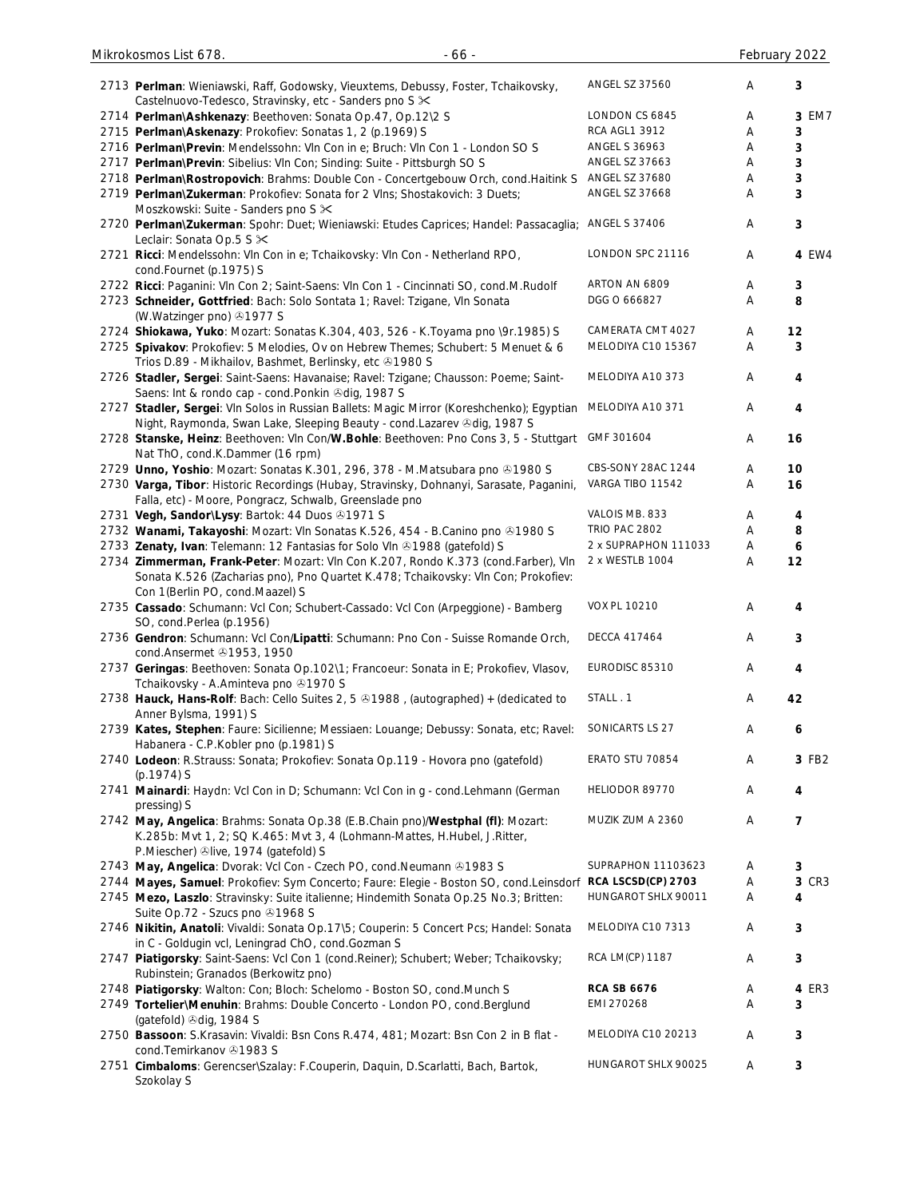| No. | Description | Label | Cond. | Price | |
|---|---|---|---|---|---|
| 2713 | **Perlman**: Wieniawski, Raff, Godowsky, Vieuxtems, Debussy, Foster, Tchaikovsky, Castelnuovo-Tedesco, Stravinsky, etc - Sanders pno S ✂ | ANGEL SZ 37560 | A | 3 | |
| 2714 | **Perlman\Ashkenazy**: Beethoven: Sonata Op.47, Op.12\2 S | LONDON CS 6845 | A | 3 | EM7 |
| 2715 | **Perlman\Askenazy**: Prokofiev: Sonatas 1, 2 (p.1969) S | RCA AGL1 3912 | A | 3 | |
| 2716 | **Perlman\Previn**: Mendelssohn: Vln Con in e; Bruch: Vln Con 1 - London SO S | ANGEL S 36963 | A | 3 | |
| 2717 | **Perlman\Previn**: Sibelius: Vln Con; Sinding: Suite - Pittsburgh SO S | ANGEL SZ 37663 | A | 3 | |
| 2718 | **Perlman\Rostropovich**: Brahms: Double Con - Concertgebouw Orch, cond.Haitink S | ANGEL SZ 37680 | A | 3 | |
| 2719 | **Perlman\Zukerman**: Prokofiev: Sonata for 2 Vlns; Shostakovich: 3 Duets; Moszkowski: Suite - Sanders pno S ✂ | ANGEL SZ 37668 | A | 3 | |
| 2720 | **Perlman\Zukerman**: Spohr: Duet; Wieniawski: Etudes Caprices; Handel: Passacaglia; Leclair: Sonata Op.5 S ✂ | ANGEL S 37406 | A | 3 | |
| 2721 | **Ricci**: Mendelssohn: Vln Con in e; Tchaikovsky: Vln Con - Netherland RPO, cond.Fournet (p.1975) S | LONDON SPC 21116 | A | 4 | EW4 |
| 2722 | **Ricci**: Paganini: Vln Con 2; Saint-Saens: Vln Con 1 - Cincinnati SO, cond.M.Rudolf | ARTON AN 6809 | A | 3 | |
| 2723 | **Schneider, Gottfried**: Bach: Solo Sontata 1; Ravel: Tzigane, Vln Sonata (W.Watzinger pno) ℗1977 S | DGG O 666827 | A | 8 | |
| 2724 | **Shiokawa, Yuko**: Mozart: Sonatas K.304, 403, 526 - K.Toyama pno \9r.1985) S | CAMERATA CMT 4027 | A | 12 | |
| 2725 | **Spivakov**: Prokofiev: 5 Melodies, Ov on Hebrew Themes; Schubert: 5 Menuet & 6 Trios D.89 - Mikhailov, Bashmet, Berlinsky, etc ℗1980 S | MELODIYA C10 15367 | A | 3 | |
| 2726 | **Stadler, Sergei**: Saint-Saens: Havanaise; Ravel: Tzigane; Chausson: Poeme; Saint-Saens: Int & rondo cap - cond.Ponkin ℗dig, 1987 S | MELODIYA A10 373 | A | 4 | |
| 2727 | **Stadler, Sergei**: Vln Solos in Russian Ballets: Magic Mirror (Koreshchenko); Egyptian Night, Raymonda, Swan Lake, Sleeping Beauty - cond.Lazarev ℗dig, 1987 S | MELODIYA A10 371 | A | 4 | |
| 2728 | **Stanske, Heinz**: Beethoven: Vln Con/**W.Bohle**: Beethoven: Pno Cons 3, 5 - Stuttgart Nat ThO, cond.K.Dammer (16 rpm) | GMF 301604 | A | 16 | |
| 2729 | **Unno, Yoshio**: Mozart: Sonatas K.301, 296, 378 - M.Matsubara pno ℗1980 S | CBS-SONY 28AC 1244 | A | 10 | |
| 2730 | **Varga, Tibor**: Historic Recordings (Hubay, Stravinsky, Dohnanyi, Sarasate, Paganini, Falla, etc) - Moore, Pongracz, Schwalb, Greenslade pno | VARGA TIBO 11542 | A | 16 | |
| 2731 | **Vegh, Sandor\Lysy**: Bartok: 44 Duos ℗1971 S | VALOIS MB. 833 | A | 4 | |
| 2732 | **Wanami, Takayoshi**: Mozart: Vln Sonatas K.526, 454 - B.Canino pno ℗1980 S | TRIO PAC 2802 | A | 8 | |
| 2733 | **Zenaty, Ivan**: Telemann: 12 Fantasias for Solo Vln ℗1988 (gatefold) S | 2 x SUPRAPHON 111033 | A | 6 | |
| 2734 | **Zimmerman, Frank-Peter**: Mozart: Vln Con K.207, Rondo K.373 (cond.Farber), Vln Sonata K.526 (Zacharias pno), Pno Quartet K.478; Tchaikovsky: Vln Con; Prokofiev: Con 1(Berlin PO, cond.Maazel) S | 2 x WESTLB 1004 | A | 12 | |
| 2735 | **Cassado**: Schumann: Vcl Con; Schubert-Cassado: Vcl Con (Arpeggione) - Bamberg SO, cond.Perlea (p.1956) | VOX PL 10210 | A | 4 | |
| 2736 | **Gendron**: Schumann: Vcl Con/**Lipatti**: Schumann: Pno Con - Suisse Romande Orch, cond.Ansermet ℗1953, 1950 | DECCA 417464 | A | 3 | |
| 2737 | **Geringas**: Beethoven: Sonata Op.102\1; Francoeur: Sonata in E; Prokofiev, Vlasov, Tchaikovsky - A.Aminteva pno ℗1970 S | EURODISC 85310 | A | 4 | |
| 2738 | **Hauck, Hans-Rolf**: Bach: Cello Suites 2, 5 ℗1988 , (autographed) + (dedicated to Anner Bylsma, 1991) S | STALL . 1 | A | 42 | |
| 2739 | **Kates, Stephen**: Faure: Sicilienne; Messiaen: Louange; Debussy: Sonata, etc; Ravel: Habanera - C.P.Kobler pno (p.1981) S | SONICARTS LS 27 | A | 6 | |
| 2740 | **Lodeon**: R.Strauss: Sonata; Prokofiev: Sonata Op.119 - Hovora pno (gatefold) (p.1974) S | ERATO STU 70854 | A | 3 | FB2 |
| 2741 | **Mainardi**: Haydn: Vcl Con in D; Schumann: Vcl Con in g - cond.Lehmann (German pressing) S | HELIODOR 89770 | A | 4 | |
| 2742 | **May, Angelica**: Brahms: Sonata Op.38 (E.B.Chain pno)/**Westphal (fl)**: Mozart: K.285b: Mvt 1, 2; SQ K.465: Mvt 3, 4 (Lohmann-Mattes, H.Hubel, J.Ritter, P.Miescher) ℗live, 1974 (gatefold) S | MUZIK ZUM A 2360 | A | 7 | |
| 2743 | **May, Angelica**: Dvorak: Vcl Con - Czech PO, cond.Neumann ℗1983 S | SUPRAPHON 11103623 | A | 3 | |
| 2744 | **Mayes, Samuel**: Prokofiev: Sym Concerto; Faure: Elegie - Boston SO, cond.Leinsdorf | **RCA LSCSD(CP) 2703** | A | 3 | CR3 |
| 2745 | **Mezo, Laszlo**: Stravinsky: Suite italienne; Hindemith Sonata Op.25 No.3; Britten: Suite Op.72 - Szucs pno ℗1968 S | HUNGAROT SHLX 90011 | A | 4 | |
| 2746 | **Nikitin, Anatoli**: Vivaldi: Sonata Op.17\5; Couperin: 5 Concert Pcs; Handel: Sonata in C - Goldugin vcl, Leningrad ChO, cond.Gozman S | MELODIYA C10 7313 | A | 3 | |
| 2747 | **Piatigorsky**: Saint-Saens: Vcl Con 1 (cond.Reiner); Schubert; Weber; Tchaikovsky; Rubinstein; Granados (Berkowitz pno) | RCA LM(CP) 1187 | A | 3 | |
| 2748 | **Piatigorsky**: Walton: Con; Bloch: Schelomo - Boston SO, cond.Munch S | **RCA SB 6676** | A | 4 | ER3 |
| 2749 | **Tortelier\Menuhin**: Brahms: Double Concerto - London PO, cond.Berglund (gatefold) ℗dig, 1984 S | EMI 270268 | A | 3 | |
| 2750 | **Bassoon**: S.Krasavin: Vivaldi: Bsn Cons R.474, 481; Mozart: Bsn Con 2 in B flat - cond.Temirkanov ℗1983 S | MELODIYA C10 20213 | A | 3 | |
| 2751 | **Cimbaloms**: Gerencser\Szalay: F.Couperin, Daquin, D.Scarlatti, Bach, Bartok, Szokolay S | HUNGAROT SHLX 90025 | A | 3 | |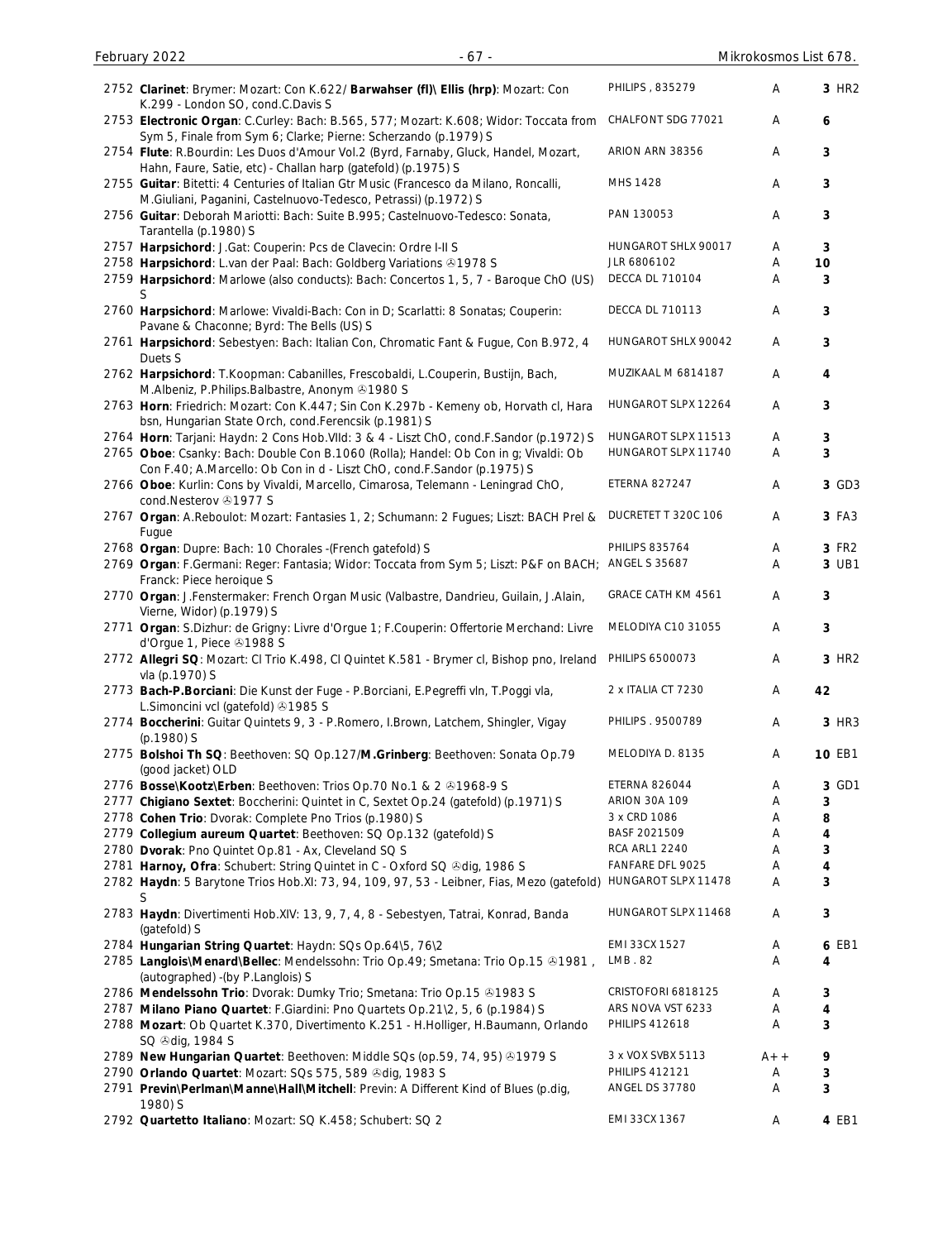| No. | Description | Label | Grade | Price |
|---|---|---|---|---|
| 2752 | **Clarinet**: Brymer: Mozart: Con K.622/ **Barwahser (fl)\ Ellis (hrp)**: Mozart: Con K.299 - London SO, cond.C.Davis S | PHILIPS , 835279 | A | **3** HR2 |
| 2753 | **Electronic Organ**: C.Curley: Bach: B.565, 577; Mozart: K.608; Widor: Toccata from Sym 5, Finale from Sym 6; Clarke; Pierne: Scherzando (p.1979) S | CHALFONT SDG 77021 | A | **6** |
| 2754 | **Flute**: R.Bourdin: Les Duos d'Amour Vol.2 (Byrd, Farnaby, Gluck, Handel, Mozart, Hahn, Faure, Satie, etc) - Challan harp (gatefold) (p.1975) S | ARION ARN 38356 | A | **3** |
| 2755 | **Guitar**: Bitetti: 4 Centuries of Italian Gtr Music (Francesco da Milano, Roncalli, M.Giuliani, Paganini, Castelnuovo-Tedesco, Petrassi) (p.1972) S | MHS 1428 | A | **3** |
| 2756 | **Guitar**: Deborah Mariotti: Bach: Suite B.995; Castelnuovo-Tedesco: Sonata, Tarantella (p.1980) S | PAN 130053 | A | **3** |
| 2757 | **Harpsichord**: J.Gat: Couperin: Pcs de Clavecin: Ordre I-II S | HUNGAROT SHLX 90017 | A | **3** |
| 2758 | **Harpsichord**: L.van der Paal: Bach: Goldberg Variations ℗1978 S | JLR 6806102 | A | **10** |
| 2759 | **Harpsichord**: Marlowe (also conducts): Bach: Concertos 1, 5, 7 - Baroque ChO (US) S | DECCA DL 710104 | A | **3** |
| 2760 | **Harpsichord**: Marlowe: Vivaldi-Bach: Con in D; Scarlatti: 8 Sonatas; Couperin: Pavane & Chaconne; Byrd: The Bells (US) S | DECCA DL 710113 | A | **3** |
| 2761 | **Harpsichord**: Sebestyen: Bach: Italian Con, Chromatic Fant & Fugue, Con B.972, 4 Duets S | HUNGAROT SHLX 90042 | A | **3** |
| 2762 | **Harpsichord**: T.Koopman: Cabanilles, Frescobaldi, L.Couperin, Bustijn, Bach, M.Albeniz, P.Philips.Balbastre, Anonym ℗1980 S | MUZIKAAL M 6814187 | A | **4** |
| 2763 | **Horn**: Friedrich: Mozart: Con K.447; Sin Con K.297b - Kemeny ob, Horvath cl, Hara bsn, Hungarian State Orch, cond.Ferencsik (p.1981) S | HUNGAROT SLPX 12264 | A | **3** |
| 2764 | **Horn**: Tarjani: Haydn: 2 Cons Hob.VIId: 3 & 4 - Liszt ChO, cond.F.Sandor (p.1972) S | HUNGAROT SLPX 11513 | A | **3** |
| 2765 | **Oboe**: Csanky: Bach: Double Con B.1060 (Rolla); Handel: Ob Con in g; Vivaldi: Ob Con F.40; A.Marcello: Ob Con in d - Liszt ChO, cond.F.Sandor (p.1975) S | HUNGAROT SLPX 11740 | A | **3** |
| 2766 | **Oboe**: Kurlin: Cons by Vivaldi, Marcello, Cimarosa, Telemann - Leningrad ChO, cond.Nesterov ℗1977 S | ETERNA 827247 | A | **3** GD3 |
| 2767 | **Organ**: A.Reboulot: Mozart: Fantasies 1, 2; Schumann: 2 Fugues; Liszt: BACH Prel & Fugue | DUCRETET T 320C 106 | A | **3** FA3 |
| 2768 | **Organ**: Dupre: Bach: 10 Chorales -(French gatefold) S | PHILIPS 835764 | A | **3** FR2 |
| 2769 | **Organ**: F.Germani: Reger: Fantasia; Widor: Toccata from Sym 5; Liszt: P&F on BACH; Franck: Piece heroique S | ANGEL S 35687 | A | **3** UB1 |
| 2770 | **Organ**: J.Fenstermaker: French Organ Music (Valbastre, Dandrieu, Guilain, J.Alain, Vierne, Widor) (p.1979) S | GRACE CATH KM 4561 | A | **3** |
| 2771 | **Organ**: S.Dizhur: de Grigny: Livre d'Orgue 1; F.Couperin: Offertorie Merchand: Livre d'Orgue 1, Piece ℗1988 S | MELODIYA C10 31055 | A | **3** |
| 2772 | **Allegri SQ**: Mozart: Cl Trio K.498, Cl Quintet K.581 - Brymer cl, Bishop pno, Ireland vla (p.1970) S | PHILIPS 6500073 | A | **3** HR2 |
| 2773 | **Bach-P.Borciani**: Die Kunst der Fuge - P.Borciani, E.Pegreffi vln, T.Poggi vla, L.Simoncini vcl (gatefold) ℗1985 S | 2 x ITALIA CT 7230 | A | **42** |
| 2774 | **Boccherini**: Guitar Quintets 9, 3 - P.Romero, I.Brown, Latchem, Shingler, Vigay (p.1980) S | PHILIPS . 9500789 | A | **3** HR3 |
| 2775 | **Bolshoi Th SQ**: Beethoven: SQ Op.127/**M.Grinberg**: Beethoven: Sonata Op.79 (good jacket) OLD | MELODIYA D. 8135 | A | **10** EB1 |
| 2776 | **Bosse\Kootz\Erben**: Beethoven: Trios Op.70 No.1 & 2 ℗1968-9 S | ETERNA 826044 | A | **3** GD1 |
| 2777 | **Chigiano Sextet**: Boccherini: Quintet in C, Sextet Op.24 (gatefold) (p.1971) S | ARION 30A 109 | A | **3** |
| 2778 | **Cohen Trio**: Dvorak: Complete Pno Trios (p.1980) S | 3 x CRD 1086 | A | **8** |
| 2779 | **Collegium aureum Quartet**: Beethoven: SQ Op.132 (gatefold) S | BASF 2021509 | A | **4** |
| 2780 | **Dvorak**: Pno Quintet Op.81 - Ax, Cleveland SQ S | RCA ARL1 2240 | A | **3** |
| 2781 | **Harnoy, Ofra**: Schubert: String Quintet in C - Oxford SQ ℗dig, 1986 S | FANFARE DFL 9025 | A | **4** |
| 2782 | **Haydn**: 5 Barytone Trios Hob.XI: 73, 94, 109, 97, 53 - Leibner, Fias, Mezo (gatefold) S | HUNGAROT SLPX 11478 | A | **3** |
| 2783 | **Haydn**: Divertimenti Hob.XIV: 13, 9, 7, 4, 8 - Sebestyen, Tatrai, Konrad, Banda (gatefold) S | HUNGAROT SLPX 11468 | A | **3** |
| 2784 | **Hungarian String Quartet**: Haydn: SQs Op.64\5, 76\2 | EMI 33CX 1527 | A | **6** EB1 |
| 2785 | **Langlois\Menard\Bellec**: Mendelssohn: Trio Op.49; Smetana: Trio Op.15 ℗1981 , (autographed) -(by P.Langlois) S | LMB . 82 | A | **4** |
| 2786 | **Mendelssohn Trio**: Dvorak: Dumky Trio; Smetana: Trio Op.15 ℗1983 S | CRISTOFORI 6818125 | A | **3** |
| 2787 | **Milano Piano Quartet**: F.Giardini: Pno Quartets Op.21\2, 5, 6 (p.1984) S | ARS NOVA VST 6233 | A | **4** |
| 2788 | **Mozart**: Ob Quartet K.370, Divertimento K.251 - H.Holliger, H.Baumann, Orlando SQ ℗dig, 1984 S | PHILIPS 412618 | A | **3** |
| 2789 | **New Hungarian Quartet**: Beethoven: Middle SQs (op.59, 74, 95) ℗1979 S | 3 x VOX SVBX 5113 | A++ | **9** |
| 2790 | **Orlando Quartet**: Mozart: SQs 575, 589 ℗dig, 1983 S | PHILIPS 412121 | A | **3** |
| 2791 | **Previn\Perlman\Manne\Hall\Mitchell**: Previn: A Different Kind of Blues (p.dig, 1980) S | ANGEL DS 37780 | A | **3** |
| 2792 | **Quartetto Italiano**: Mozart: SQ K.458; Schubert: SQ 2 | EMI 33CX 1367 | A | **4** EB1 |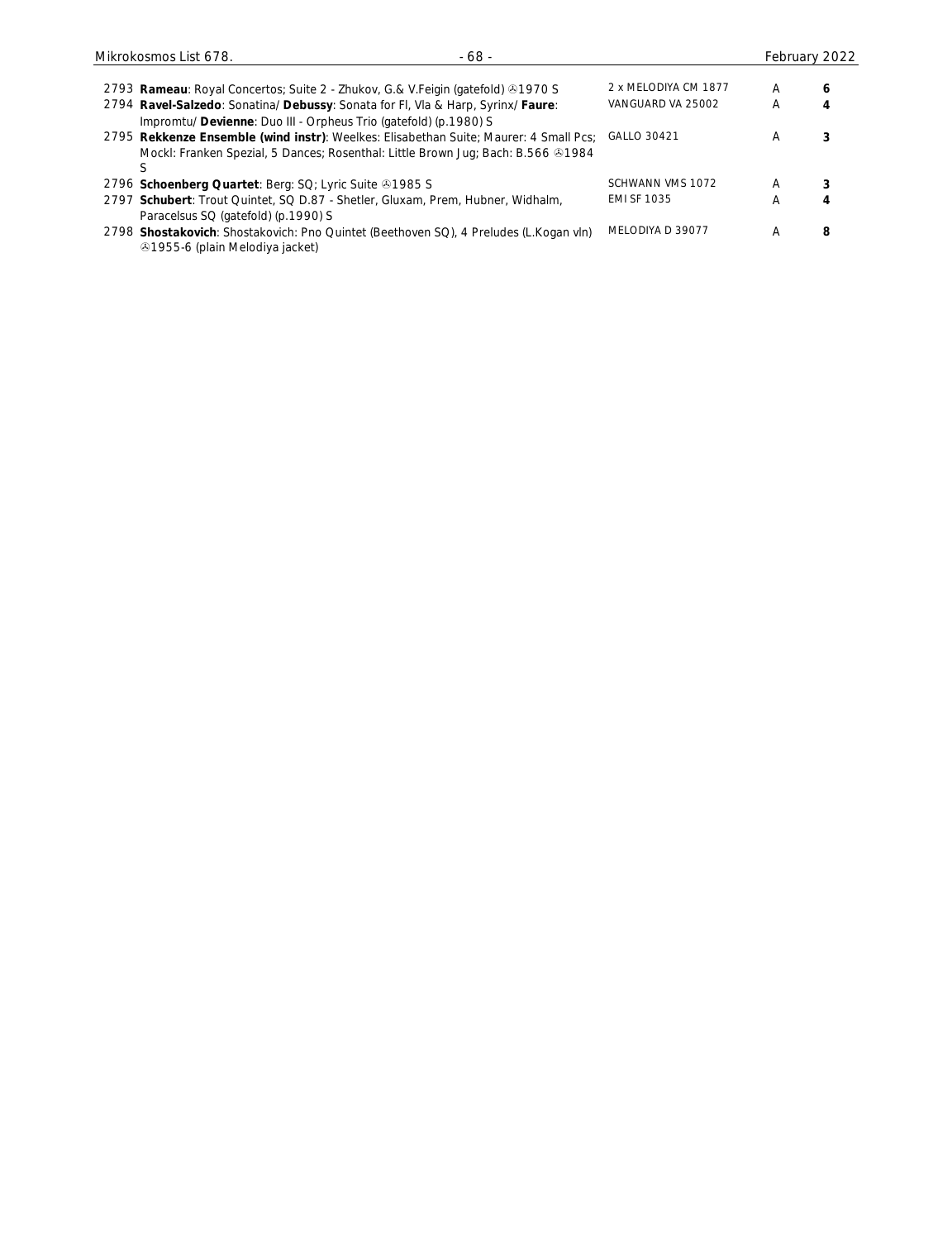| | | | | |
|---|---|---|---|---|
| 2793 | **Rameau**: Royal Concertos; Suite 2 - Zhukov, G.& V.Feigin (gatefold) ℗1970 S | 2 x MELODIYA CM 1877 | A | **6** |
| 2794 | **Ravel-Salzedo**: Sonatina/ **Debussy**: Sonata for Fl, Vla & Harp, Syrinx/ **Faure**: Impromtu/ **Devienne**: Duo III - Orpheus Trio (gatefold) (p.1980) S | VANGUARD VA 25002 | A | **4** |
| 2795 | **Rekkenze Ensemble (wind instr)**: Weelkes: Elisabethan Suite; Maurer: 4 Small Pcs; Mockl: Franken Spezial, 5 Dances; Rosenthal: Little Brown Jug; Bach: B.566 ℗1984 S | GALLO 30421 | A | **3** |
| 2796 | **Schoenberg Quartet**: Berg: SQ; Lyric Suite ℗1985 S | SCHWANN VMS 1072 | A | **3** |
| 2797 | **Schubert**: Trout Quintet, SQ D.87 - Shetler, Gluxam, Prem, Hubner, Widhalm, Paracelsus SQ (gatefold) (p.1990) S | EMI SF 1035 | A | **4** |
| 2798 | **Shostakovich**: Shostakovich: Pno Quintet (Beethoven SQ), 4 Preludes (L.Kogan vln) ℗1955-6 (plain Melodiya jacket) | MELODIYA D 39077 | A | **8** |